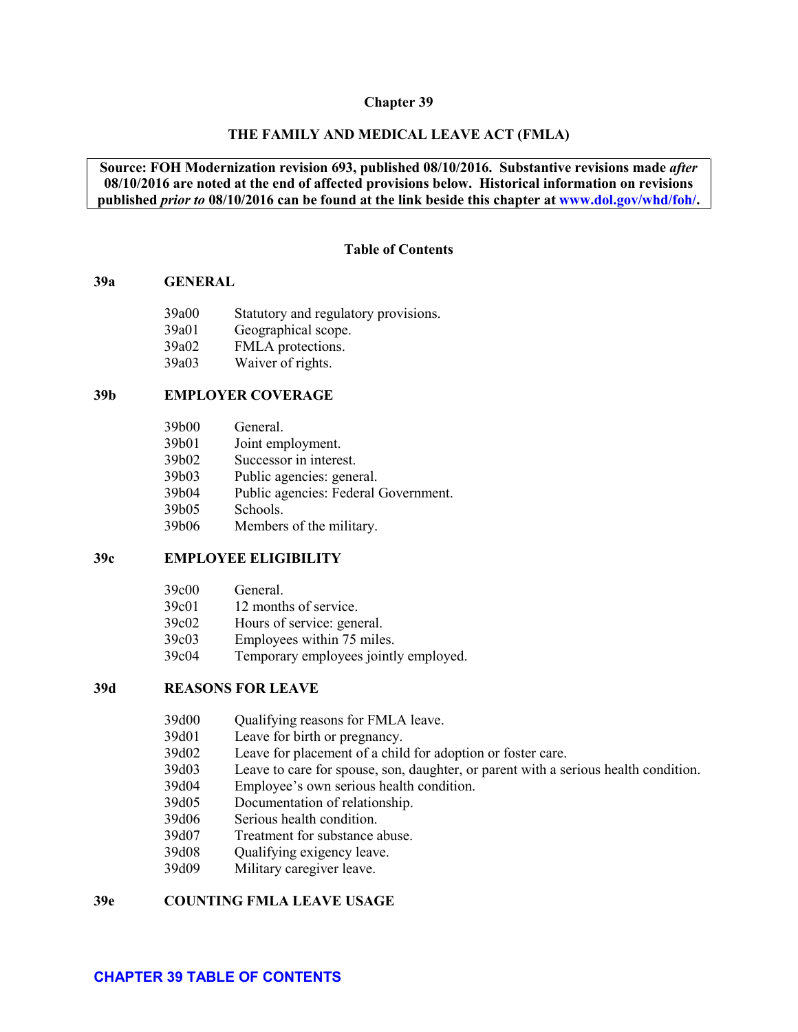# Chapter 39

## THE FAMILY AND MEDICAL LEAVE ACT (FMLA)

**Source: FOH Modernization revision 693, published 08/10/2016. Substantive revisions made *after* 08/10/2016 are noted at the end of affected provisions below. Historical information on revisions published *prior to* 08/10/2016 can be found at the link beside this chapter at www.dol.gov/whd/foh/.**

### Table of Contents

**39a GENERAL**

- 39a00 Statutory and regulatory provisions.
- 39a01 Geographical scope.
- 39a02 FMLA protections.
- 39a03 Waiver of rights.

**39b EMPLOYER COVERAGE**

- 39b00 General.
- 39b01 Joint employment.
- 39b02 Successor in interest.
- 39b03 Public agencies: general.
- 39b04 Public agencies: Federal Government.
- 39b05 Schools.
- 39b06 Members of the military.

**39c EMPLOYEE ELIGIBILITY**

- 39c00 General.
- 39c01 12 months of service.
- 39c02 Hours of service: general.
- 39c03 Employees within 75 miles.
- 39c04 Temporary employees jointly employed.

**39d REASONS FOR LEAVE**

- 39d00 Qualifying reasons for FMLA leave.
- 39d01 Leave for birth or pregnancy.
- 39d02 Leave for placement of a child for adoption or foster care.
- 39d03 Leave to care for spouse, son, daughter, or parent with a serious health condition.
- 39d04 Employee's own serious health condition.
- 39d05 Documentation of relationship.
- 39d06 Serious health condition.
- 39d07 Treatment for substance abuse.
- 39d08 Qualifying exigency leave.
- 39d09 Military caregiver leave.

**39e COUNTING FMLA LEAVE USAGE**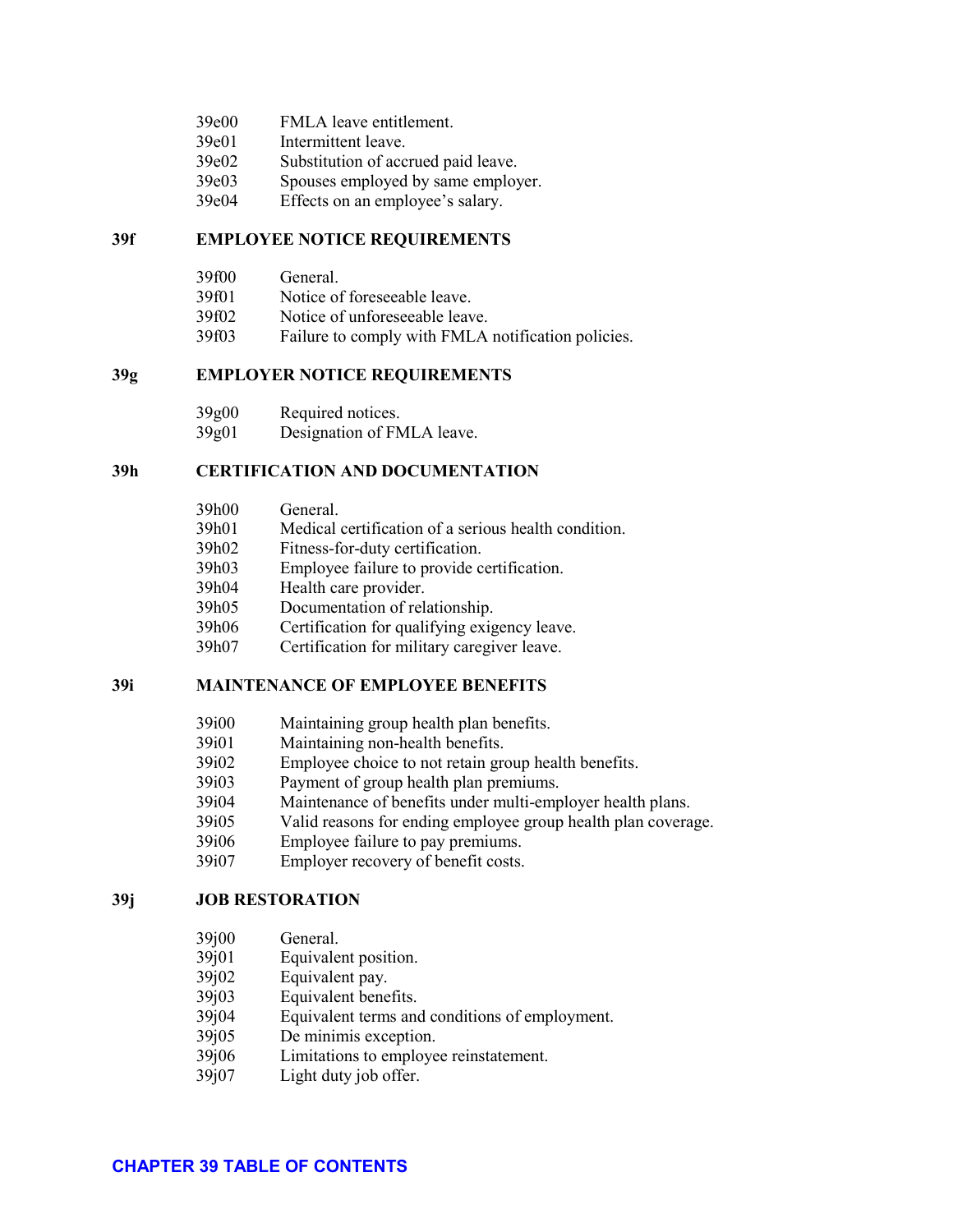| | |
|---|---|
| 39e00 | FMLA leave entitlement. |
| 39e01 | Intermittent leave. |
| 39e02 | Substitution of accrued paid leave. |
| 39e03 | Spouses employed by same employer. |
| 39e04 | Effects on an employee's salary. |

## 39f EMPLOYEE NOTICE REQUIREMENTS

| | |
|---|---|
| 39f00 | General. |
| 39f01 | Notice of foreseeable leave. |
| 39f02 | Notice of unforeseeable leave. |
| 39f03 | Failure to comply with FMLA notification policies. |

## 39g EMPLOYER NOTICE REQUIREMENTS

| | |
|---|---|
| 39g00 | Required notices. |
| 39g01 | Designation of FMLA leave. |

## 39h CERTIFICATION AND DOCUMENTATION

| | |
|---|---|
| 39h00 | General. |
| 39h01 | Medical certification of a serious health condition. |
| 39h02 | Fitness-for-duty certification. |
| 39h03 | Employee failure to provide certification. |
| 39h04 | Health care provider. |
| 39h05 | Documentation of relationship. |
| 39h06 | Certification for qualifying exigency leave. |
| 39h07 | Certification for military caregiver leave. |

## 39i MAINTENANCE OF EMPLOYEE BENEFITS

| | |
|---|---|
| 39i00 | Maintaining group health plan benefits. |
| 39i01 | Maintaining non-health benefits. |
| 39i02 | Employee choice to not retain group health benefits. |
| 39i03 | Payment of group health plan premiums. |
| 39i04 | Maintenance of benefits under multi-employer health plans. |
| 39i05 | Valid reasons for ending employee group health plan coverage. |
| 39i06 | Employee failure to pay premiums. |
| 39i07 | Employer recovery of benefit costs. |

## 39j JOB RESTORATION

| | |
|---|---|
| 39j00 | General. |
| 39j01 | Equivalent position. |
| 39j02 | Equivalent pay. |
| 39j03 | Equivalent benefits. |
| 39j04 | Equivalent terms and conditions of employment. |
| 39j05 | De minimis exception. |
| 39j06 | Limitations to employee reinstatement. |
| 39j07 | Light duty job offer. |

**CHAPTER 39 TABLE OF CONTENTS**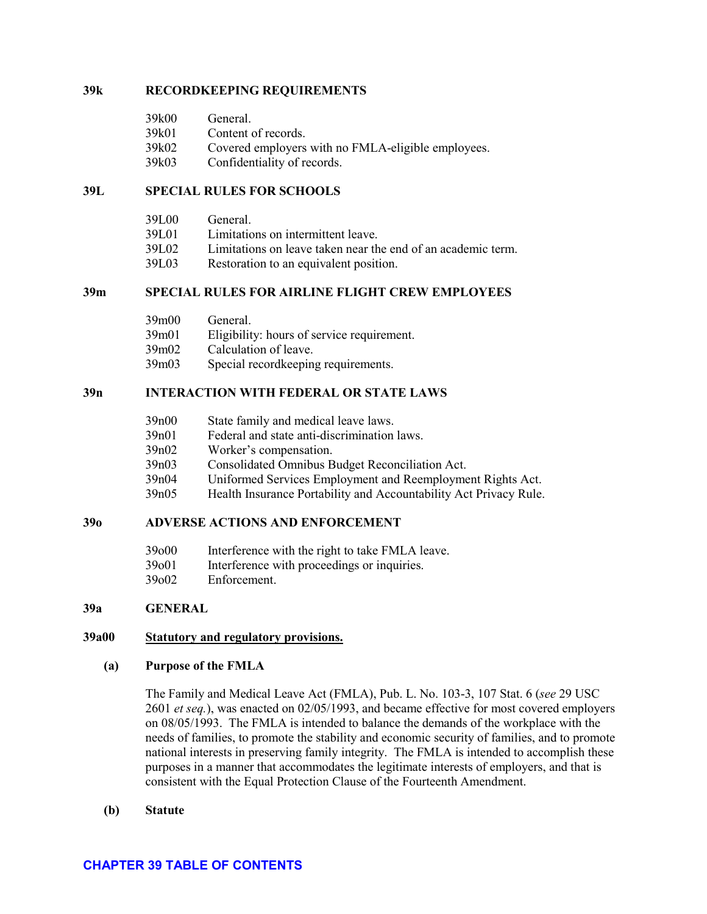**39k RECORDKEEPING REQUIREMENTS**

- 39k00 General.
- 39k01 Content of records.
- 39k02 Covered employers with no FMLA-eligible employees.
- 39k03 Confidentiality of records.

**39L SPECIAL RULES FOR SCHOOLS**

- 39L00 General.
- 39L01 Limitations on intermittent leave.
- 39L02 Limitations on leave taken near the end of an academic term.
- 39L03 Restoration to an equivalent position.

**39m SPECIAL RULES FOR AIRLINE FLIGHT CREW EMPLOYEES**

- 39m00 General.
- 39m01 Eligibility: hours of service requirement.
- 39m02 Calculation of leave.
- 39m03 Special recordkeeping requirements.

**39n INTERACTION WITH FEDERAL OR STATE LAWS**

- 39n00 State family and medical leave laws.
- 39n01 Federal and state anti-discrimination laws.
- 39n02 Worker's compensation.
- 39n03 Consolidated Omnibus Budget Reconciliation Act.
- 39n04 Uniformed Services Employment and Reemployment Rights Act.
- 39n05 Health Insurance Portability and Accountability Act Privacy Rule.

**39o ADVERSE ACTIONS AND ENFORCEMENT**

- 39o00 Interference with the right to take FMLA leave.
- 39o01 Interference with proceedings or inquiries.
- 39o02 Enforcement.

## 39a GENERAL

### 39a00 Statutory and regulatory provisions.

**(a) Purpose of the FMLA**

The Family and Medical Leave Act (FMLA), Pub. L. No. 103-3, 107 Stat. 6 (*see* 29 USC 2601 *et seq.*), was enacted on 02/05/1993, and became effective for most covered employers on 08/05/1993. The FMLA is intended to balance the demands of the workplace with the needs of families, to promote the stability and economic security of families, and to promote national interests in preserving family integrity. The FMLA is intended to accomplish these purposes in a manner that accommodates the legitimate interests of employers, and that is consistent with the Equal Protection Clause of the Fourteenth Amendment.

**(b) Statute**

CHAPTER 39 TABLE OF CONTENTS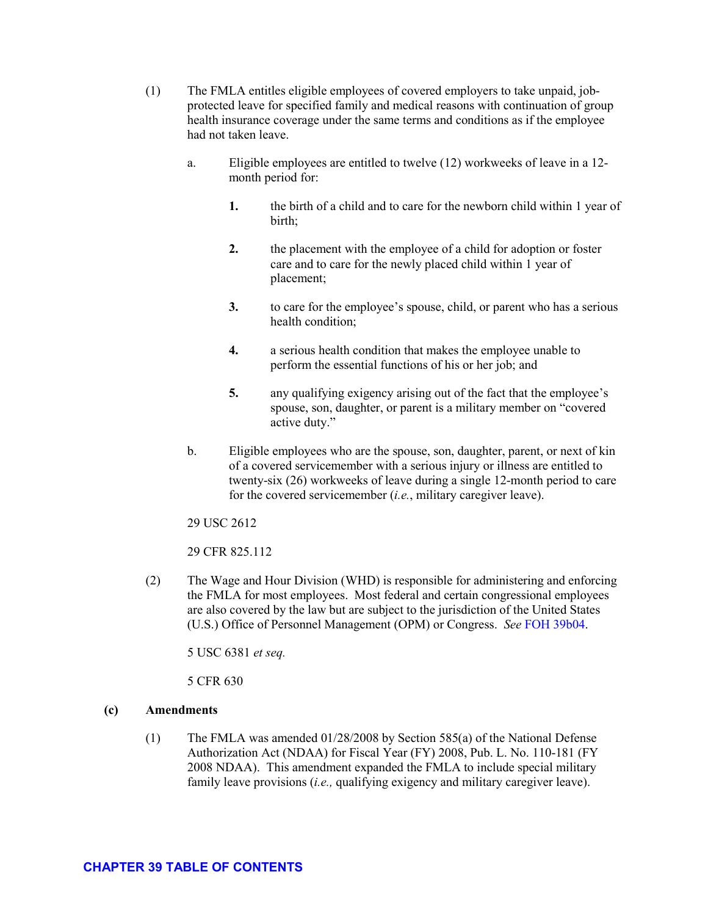(1) The FMLA entitles eligible employees of covered employers to take unpaid, job-protected leave for specified family and medical reasons with continuation of group health insurance coverage under the same terms and conditions as if the employee had not taken leave.

a. Eligible employees are entitled to twelve (12) workweeks of leave in a 12-month period for:

**1.** the birth of a child and to care for the newborn child within 1 year of birth;

**2.** the placement with the employee of a child for adoption or foster care and to care for the newly placed child within 1 year of placement;

**3.** to care for the employee's spouse, child, or parent who has a serious health condition;

**4.** a serious health condition that makes the employee unable to perform the essential functions of his or her job; and

**5.** any qualifying exigency arising out of the fact that the employee's spouse, son, daughter, or parent is a military member on "covered active duty."

b. Eligible employees who are the spouse, son, daughter, parent, or next of kin of a covered servicemember with a serious injury or illness are entitled to twenty-six (26) workweeks of leave during a single 12-month period to care for the covered servicemember (*i.e.*, military caregiver leave).

29 USC 2612

29 CFR 825.112

(2) The Wage and Hour Division (WHD) is responsible for administering and enforcing the FMLA for most employees. Most federal and certain congressional employees are also covered by the law but are subject to the jurisdiction of the United States (U.S.) Office of Personnel Management (OPM) or Congress. *See* FOH 39b04.

5 USC 6381 *et seq.*

5 CFR 630

**(c) Amendments**

(1) The FMLA was amended 01/28/2008 by Section 585(a) of the National Defense Authorization Act (NDAA) for Fiscal Year (FY) 2008, Pub. L. No. 110-181 (FY 2008 NDAA). This amendment expanded the FMLA to include special military family leave provisions (*i.e.,* qualifying exigency and military caregiver leave).

**CHAPTER 39 TABLE OF CONTENTS**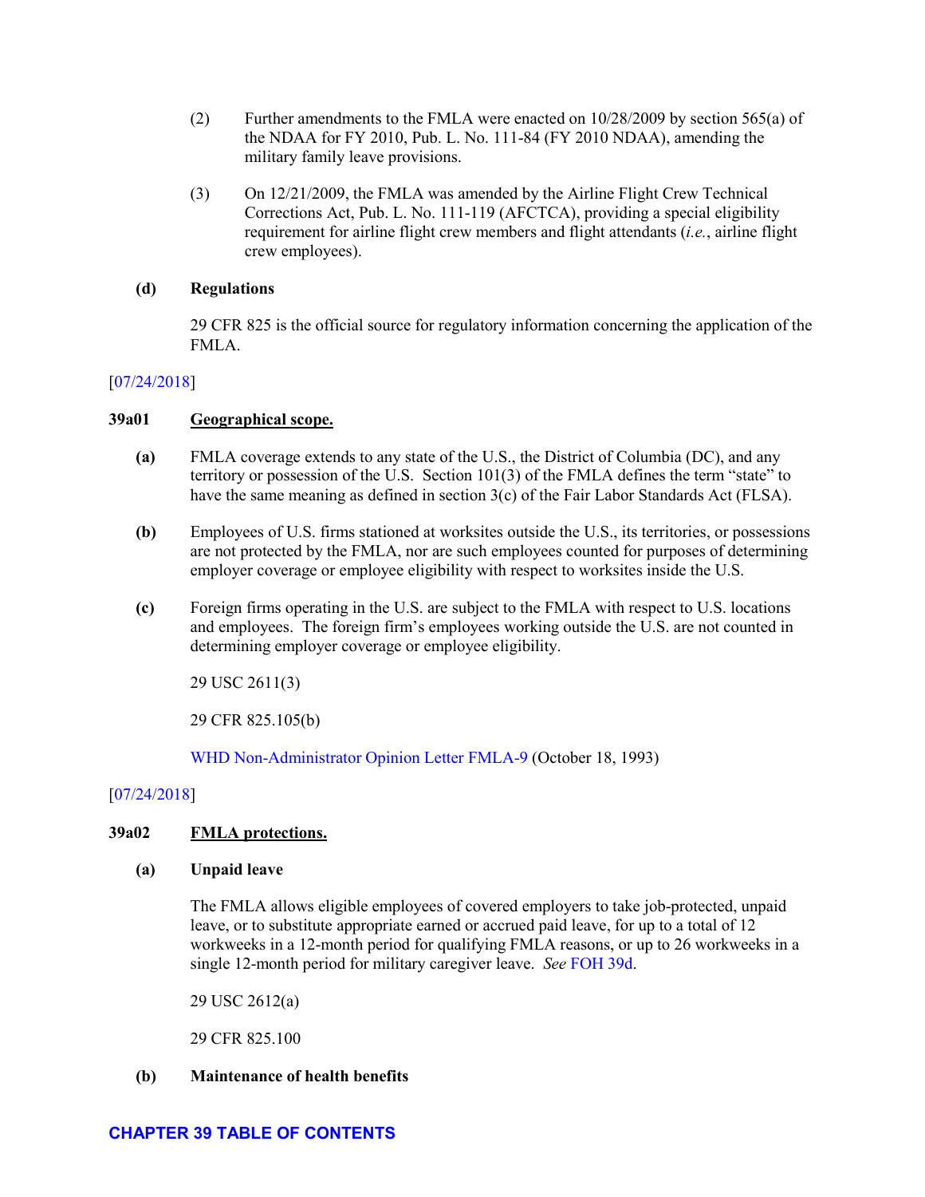(2) Further amendments to the FMLA were enacted on 10/28/2009 by section 565(a) of the NDAA for FY 2010, Pub. L. No. 111-84 (FY 2010 NDAA), amending the military family leave provisions.

(3) On 12/21/2009, the FMLA was amended by the Airline Flight Crew Technical Corrections Act, Pub. L. No. 111-119 (AFCTCA), providing a special eligibility requirement for airline flight crew members and flight attendants (*i.e.*, airline flight crew employees).

**(d) Regulations**

29 CFR 825 is the official source for regulatory information concerning the application of the FMLA.

[07/24/2018]

### 39a01 Geographical scope.

**(a)** FMLA coverage extends to any state of the U.S., the District of Columbia (DC), and any territory or possession of the U.S. Section 101(3) of the FMLA defines the term "state" to have the same meaning as defined in section 3(c) of the Fair Labor Standards Act (FLSA).

**(b)** Employees of U.S. firms stationed at worksites outside the U.S., its territories, or possessions are not protected by the FMLA, nor are such employees counted for purposes of determining employer coverage or employee eligibility with respect to worksites inside the U.S.

**(c)** Foreign firms operating in the U.S. are subject to the FMLA with respect to U.S. locations and employees. The foreign firm's employees working outside the U.S. are not counted in determining employer coverage or employee eligibility.

29 USC 2611(3)

29 CFR 825.105(b)

WHD Non-Administrator Opinion Letter FMLA-9 (October 18, 1993)

[07/24/2018]

### 39a02 FMLA protections.

**(a) Unpaid leave**

The FMLA allows eligible employees of covered employers to take job-protected, unpaid leave, or to substitute appropriate earned or accrued paid leave, for up to a total of 12 workweeks in a 12-month period for qualifying FMLA reasons, or up to 26 workweeks in a single 12-month period for military caregiver leave. *See* FOH 39d.

29 USC 2612(a)

29 CFR 825.100

**(b) Maintenance of health benefits**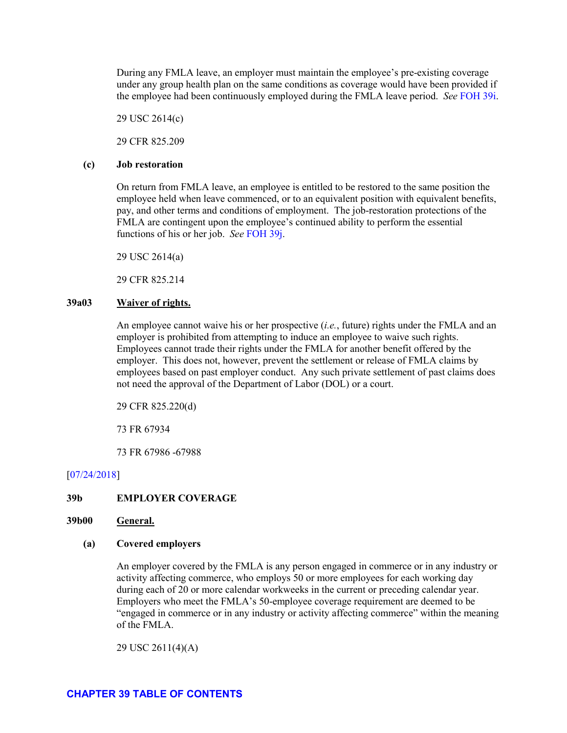During any FMLA leave, an employer must maintain the employee's pre-existing coverage under any group health plan on the same conditions as coverage would have been provided if the employee had been continuously employed during the FMLA leave period. *See* FOH 39i.

29 USC 2614(c)

29 CFR 825.209

**(c) Job restoration**

On return from FMLA leave, an employee is entitled to be restored to the same position the employee held when leave commenced, or to an equivalent position with equivalent benefits, pay, and other terms and conditions of employment. The job-restoration protections of the FMLA are contingent upon the employee's continued ability to perform the essential functions of his or her job. *See* FOH 39j.

29 USC 2614(a)

29 CFR 825.214

### 39a03 Waiver of rights.

An employee cannot waive his or her prospective (*i.e.*, future) rights under the FMLA and an employer is prohibited from attempting to induce an employee to waive such rights. Employees cannot trade their rights under the FMLA for another benefit offered by the employer. This does not, however, prevent the settlement or release of FMLA claims by employees based on past employer conduct. Any such private settlement of past claims does not need the approval of the Department of Labor (DOL) or a court.

29 CFR 825.220(d)

73 FR 67934

73 FR 67986 -67988

[07/24/2018]

## 39b EMPLOYER COVERAGE

### 39b00 General.

**(a) Covered employers**

An employer covered by the FMLA is any person engaged in commerce or in any industry or activity affecting commerce, who employs 50 or more employees for each working day during each of 20 or more calendar workweeks in the current or preceding calendar year. Employers who meet the FMLA's 50-employee coverage requirement are deemed to be "engaged in commerce or in any industry or activity affecting commerce" within the meaning of the FMLA.

29 USC 2611(4)(A)

CHAPTER 39 TABLE OF CONTENTS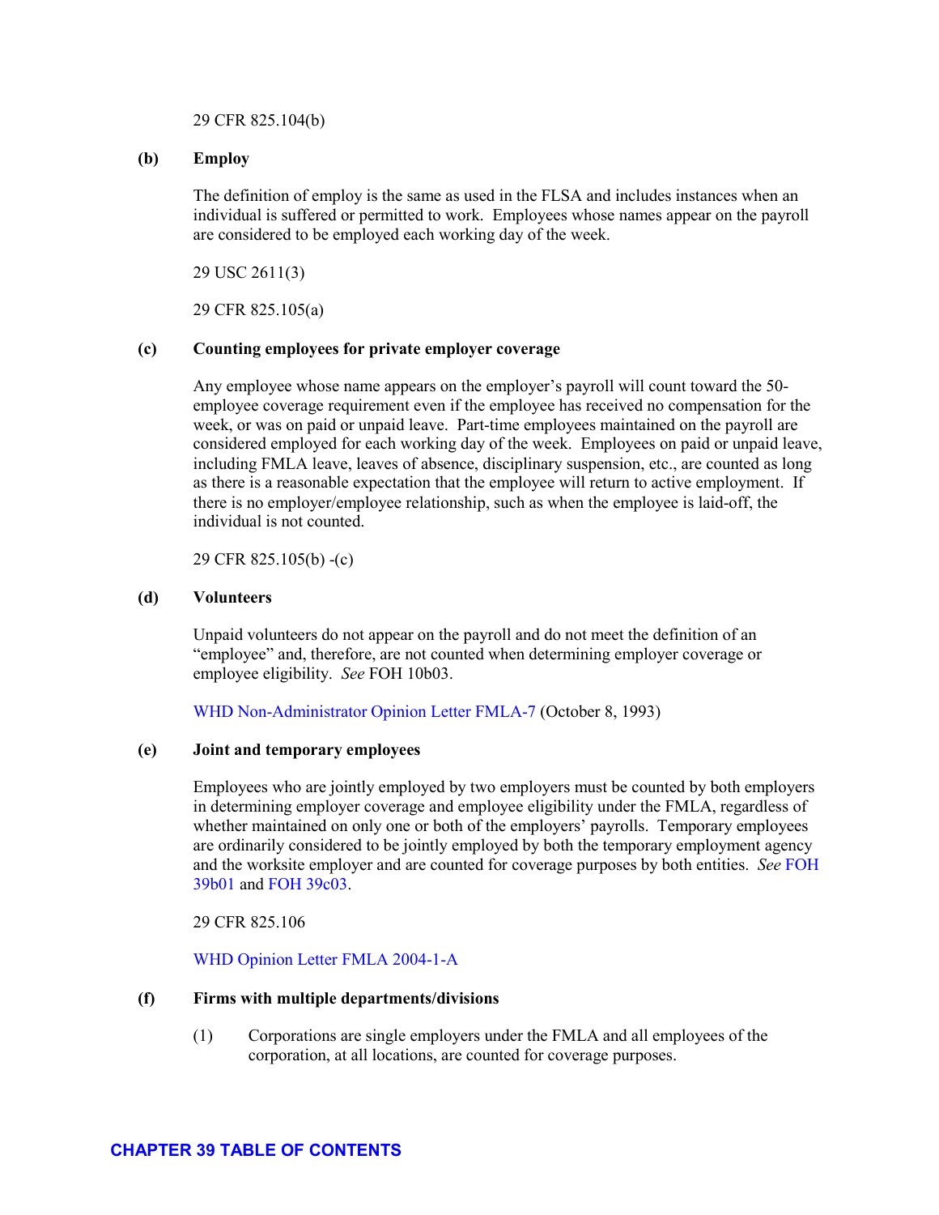29 CFR 825.104(b)

**(b) Employ**

The definition of employ is the same as used in the FLSA and includes instances when an individual is suffered or permitted to work. Employees whose names appear on the payroll are considered to be employed each working day of the week.

29 USC 2611(3)

29 CFR 825.105(a)

**(c) Counting employees for private employer coverage**

Any employee whose name appears on the employer's payroll will count toward the 50-employee coverage requirement even if the employee has received no compensation for the week, or was on paid or unpaid leave. Part-time employees maintained on the payroll are considered employed for each working day of the week. Employees on paid or unpaid leave, including FMLA leave, leaves of absence, disciplinary suspension, etc., are counted as long as there is a reasonable expectation that the employee will return to active employment. If there is no employer/employee relationship, such as when the employee is laid-off, the individual is not counted.

29 CFR 825.105(b) -(c)

**(d) Volunteers**

Unpaid volunteers do not appear on the payroll and do not meet the definition of an "employee" and, therefore, are not counted when determining employer coverage or employee eligibility. *See* FOH 10b03.

WHD Non-Administrator Opinion Letter FMLA-7 (October 8, 1993)

**(e) Joint and temporary employees**

Employees who are jointly employed by two employers must be counted by both employers in determining employer coverage and employee eligibility under the FMLA, regardless of whether maintained on only one or both of the employers' payrolls. Temporary employees are ordinarily considered to be jointly employed by both the temporary employment agency and the worksite employer and are counted for coverage purposes by both entities. *See* FOH 39b01 and FOH 39c03.

29 CFR 825.106

WHD Opinion Letter FMLA 2004-1-A

**(f) Firms with multiple departments/divisions**

(1) Corporations are single employers under the FMLA and all employees of the corporation, at all locations, are counted for coverage purposes.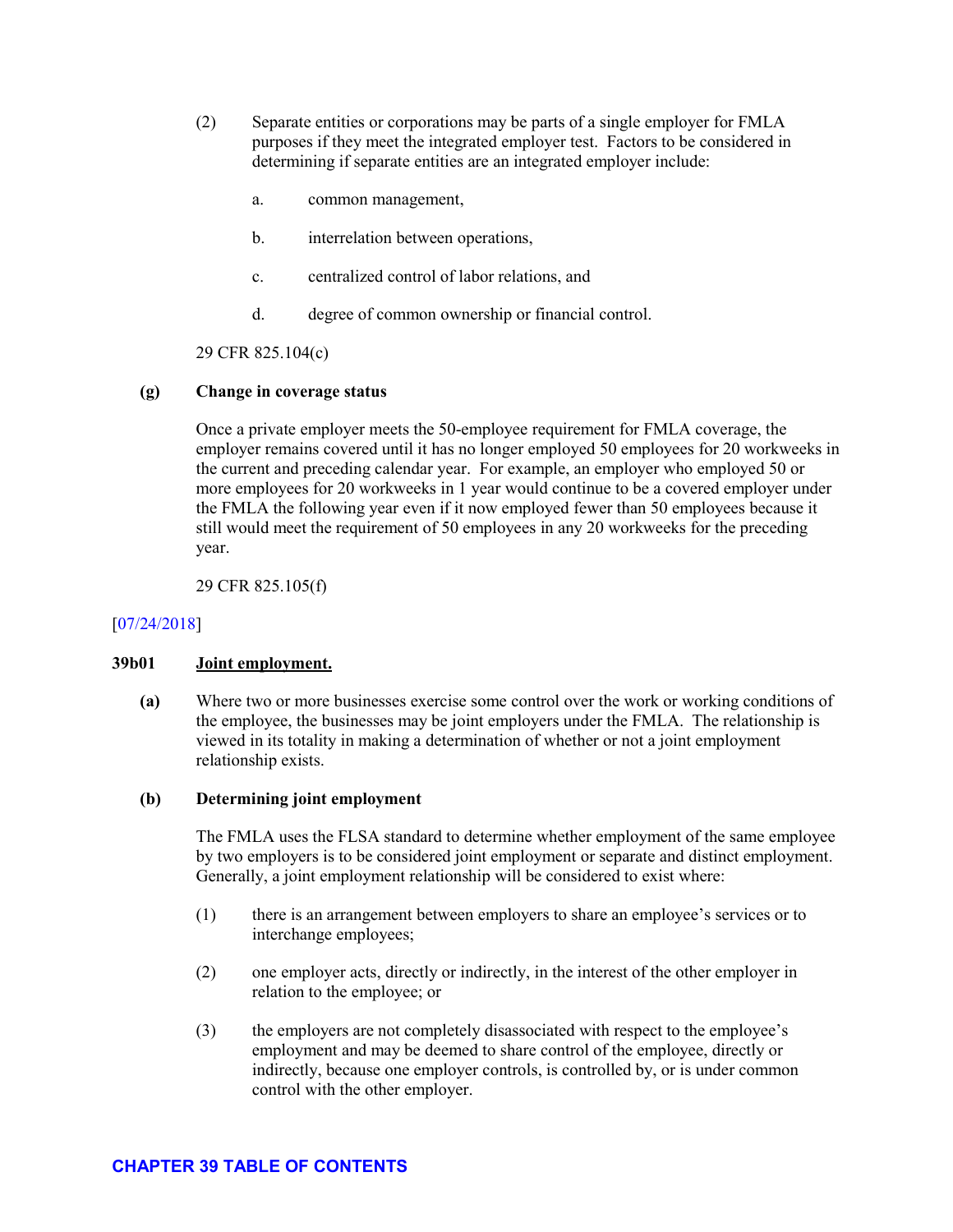(2) Separate entities or corporations may be parts of a single employer for FMLA purposes if they meet the integrated employer test. Factors to be considered in determining if separate entities are an integrated employer include:

a. common management,

b. interrelation between operations,

c. centralized control of labor relations, and

d. degree of common ownership or financial control.

29 CFR 825.104(c)

**(g) Change in coverage status**

Once a private employer meets the 50-employee requirement for FMLA coverage, the employer remains covered until it has no longer employed 50 employees for 20 workweeks in the current and preceding calendar year. For example, an employer who employed 50 or more employees for 20 workweeks in 1 year would continue to be a covered employer under the FMLA the following year even if it now employed fewer than 50 employees because it still would meet the requirement of 50 employees in any 20 workweeks for the preceding year.

29 CFR 825.105(f)

[07/24/2018]

## 39b01 Joint employment.

**(a)** Where two or more businesses exercise some control over the work or working conditions of the employee, the businesses may be joint employers under the FMLA. The relationship is viewed in its totality in making a determination of whether or not a joint employment relationship exists.

**(b) Determining joint employment**

The FMLA uses the FLSA standard to determine whether employment of the same employee by two employers is to be considered joint employment or separate and distinct employment. Generally, a joint employment relationship will be considered to exist where:

(1) there is an arrangement between employers to share an employee's services or to interchange employees;

(2) one employer acts, directly or indirectly, in the interest of the other employer in relation to the employee; or

(3) the employers are not completely disassociated with respect to the employee's employment and may be deemed to share control of the employee, directly or indirectly, because one employer controls, is controlled by, or is under common control with the other employer.

CHAPTER 39 TABLE OF CONTENTS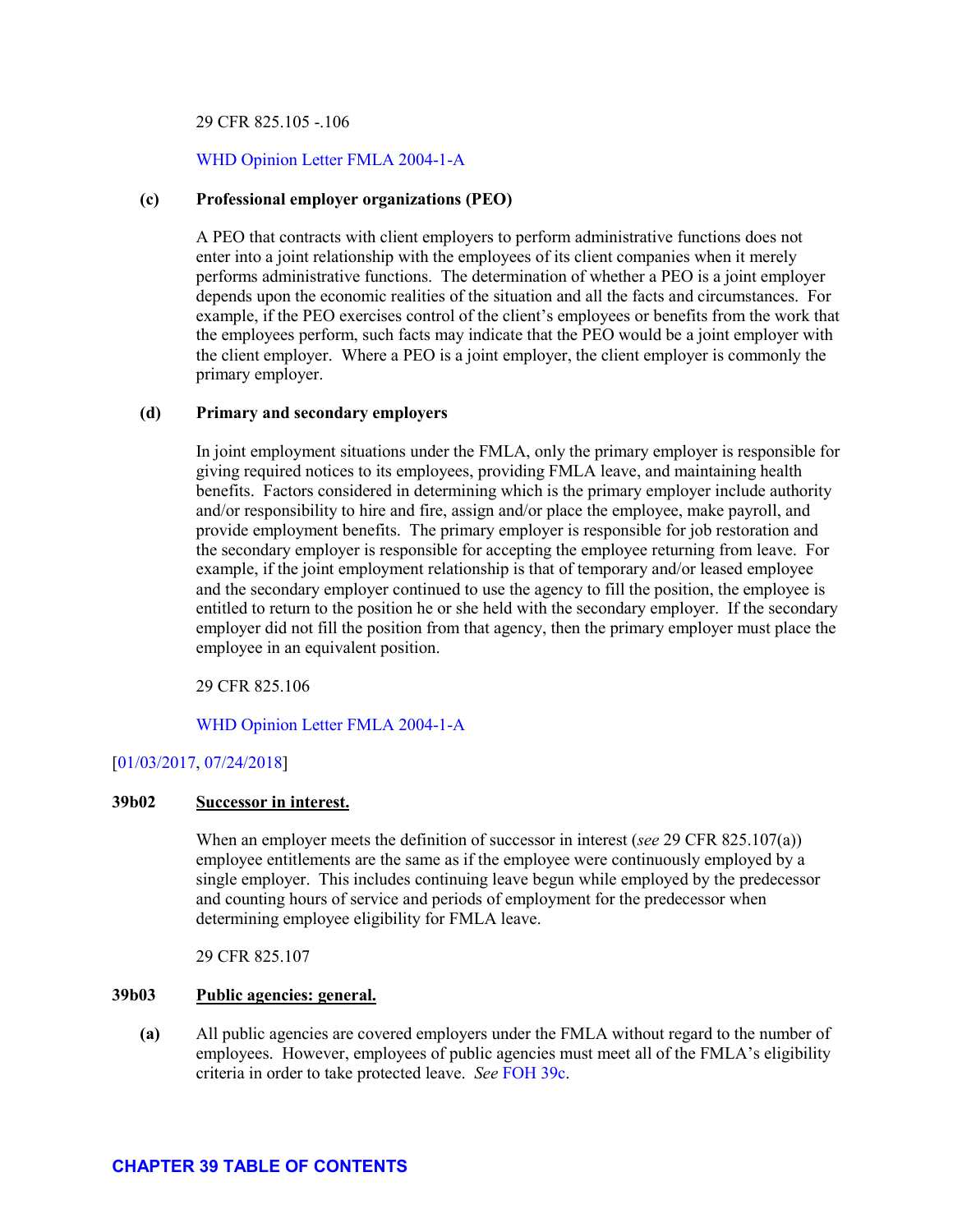29 CFR 825.105 -.106

WHD Opinion Letter FMLA 2004-1-A

**(c) Professional employer organizations (PEO)**

A PEO that contracts with client employers to perform administrative functions does not enter into a joint relationship with the employees of its client companies when it merely performs administrative functions. The determination of whether a PEO is a joint employer depends upon the economic realities of the situation and all the facts and circumstances. For example, if the PEO exercises control of the client's employees or benefits from the work that the employees perform, such facts may indicate that the PEO would be a joint employer with the client employer. Where a PEO is a joint employer, the client employer is commonly the primary employer.

**(d) Primary and secondary employers**

In joint employment situations under the FMLA, only the primary employer is responsible for giving required notices to its employees, providing FMLA leave, and maintaining health benefits. Factors considered in determining which is the primary employer include authority and/or responsibility to hire and fire, assign and/or place the employee, make payroll, and provide employment benefits. The primary employer is responsible for job restoration and the secondary employer is responsible for accepting the employee returning from leave. For example, if the joint employment relationship is that of temporary and/or leased employee and the secondary employer continued to use the agency to fill the position, the employee is entitled to return to the position he or she held with the secondary employer. If the secondary employer did not fill the position from that agency, then the primary employer must place the employee in an equivalent position.

29 CFR 825.106

WHD Opinion Letter FMLA 2004-1-A

[01/03/2017, 07/24/2018]

### 39b02 Successor in interest.

When an employer meets the definition of successor in interest (*see* 29 CFR 825.107(a)) employee entitlements are the same as if the employee were continuously employed by a single employer. This includes continuing leave begun while employed by the predecessor and counting hours of service and periods of employment for the predecessor when determining employee eligibility for FMLA leave.

29 CFR 825.107

### 39b03 Public agencies: general.

**(a)** All public agencies are covered employers under the FMLA without regard to the number of employees. However, employees of public agencies must meet all of the FMLA's eligibility criteria in order to take protected leave. *See* FOH 39c.

**CHAPTER 39 TABLE OF CONTENTS**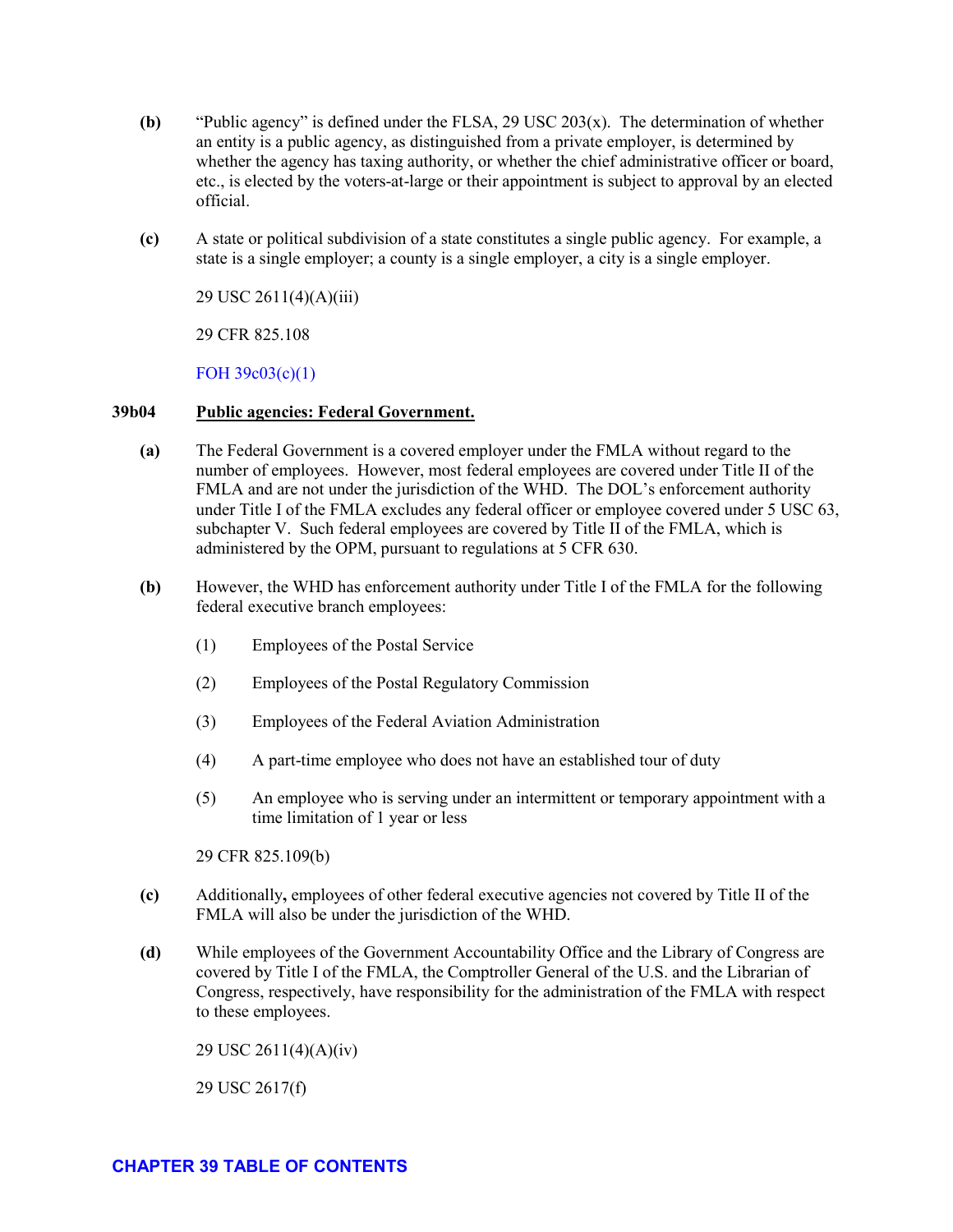**(b)** "Public agency" is defined under the FLSA, 29 USC 203(x). The determination of whether an entity is a public agency, as distinguished from a private employer, is determined by whether the agency has taxing authority, or whether the chief administrative officer or board, etc., is elected by the voters-at-large or their appointment is subject to approval by an elected official.

**(c)** A state or political subdivision of a state constitutes a single public agency. For example, a state is a single employer; a county is a single employer, a city is a single employer.

29 USC 2611(4)(A)(iii)

29 CFR 825.108

FOH 39c03(c)(1)

## 39b04 Public agencies: Federal Government.

**(a)** The Federal Government is a covered employer under the FMLA without regard to the number of employees. However, most federal employees are covered under Title II of the FMLA and are not under the jurisdiction of the WHD. The DOL's enforcement authority under Title I of the FMLA excludes any federal officer or employee covered under 5 USC 63, subchapter V. Such federal employees are covered by Title II of the FMLA, which is administered by the OPM, pursuant to regulations at 5 CFR 630.

**(b)** However, the WHD has enforcement authority under Title I of the FMLA for the following federal executive branch employees:

(1) Employees of the Postal Service

(2) Employees of the Postal Regulatory Commission

(3) Employees of the Federal Aviation Administration

(4) A part-time employee who does not have an established tour of duty

(5) An employee who is serving under an intermittent or temporary appointment with a time limitation of 1 year or less

29 CFR 825.109(b)

**(c)** Additionally**,** employees of other federal executive agencies not covered by Title II of the FMLA will also be under the jurisdiction of the WHD.

**(d)** While employees of the Government Accountability Office and the Library of Congress are covered by Title I of the FMLA, the Comptroller General of the U.S. and the Librarian of Congress, respectively, have responsibility for the administration of the FMLA with respect to these employees.

29 USC 2611(4)(A)(iv)

29 USC 2617(f)

CHAPTER 39 TABLE OF CONTENTS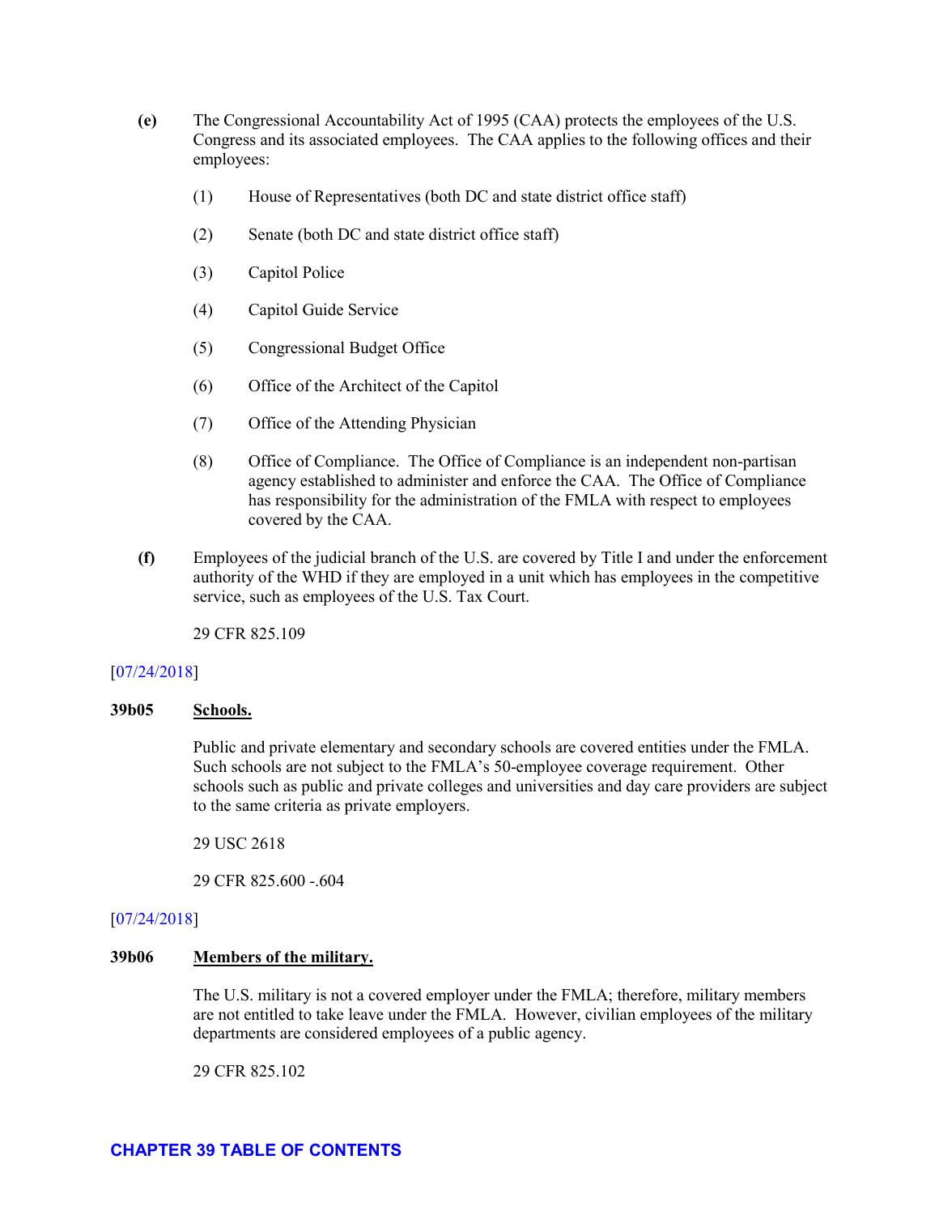**(e)** The Congressional Accountability Act of 1995 (CAA) protects the employees of the U.S. Congress and its associated employees. The CAA applies to the following offices and their employees:

(1) House of Representatives (both DC and state district office staff)

(2) Senate (both DC and state district office staff)

(3) Capitol Police

(4) Capitol Guide Service

(5) Congressional Budget Office

(6) Office of the Architect of the Capitol

(7) Office of the Attending Physician

(8) Office of Compliance. The Office of Compliance is an independent non-partisan agency established to administer and enforce the CAA. The Office of Compliance has responsibility for the administration of the FMLA with respect to employees covered by the CAA.

**(f)** Employees of the judicial branch of the U.S. are covered by Title I and under the enforcement authority of the WHD if they are employed in a unit which has employees in the competitive service, such as employees of the U.S. Tax Court.

29 CFR 825.109

[07/24/2018]

**39b05** **Schools.**

Public and private elementary and secondary schools are covered entities under the FMLA. Such schools are not subject to the FMLA's 50-employee coverage requirement. Other schools such as public and private colleges and universities and day care providers are subject to the same criteria as private employers.

29 USC 2618

29 CFR 825.600 -.604

[07/24/2018]

**39b06** **Members of the military.**

The U.S. military is not a covered employer under the FMLA; therefore, military members are not entitled to take leave under the FMLA. However, civilian employees of the military departments are considered employees of a public agency.

29 CFR 825.102

**CHAPTER 39 TABLE OF CONTENTS**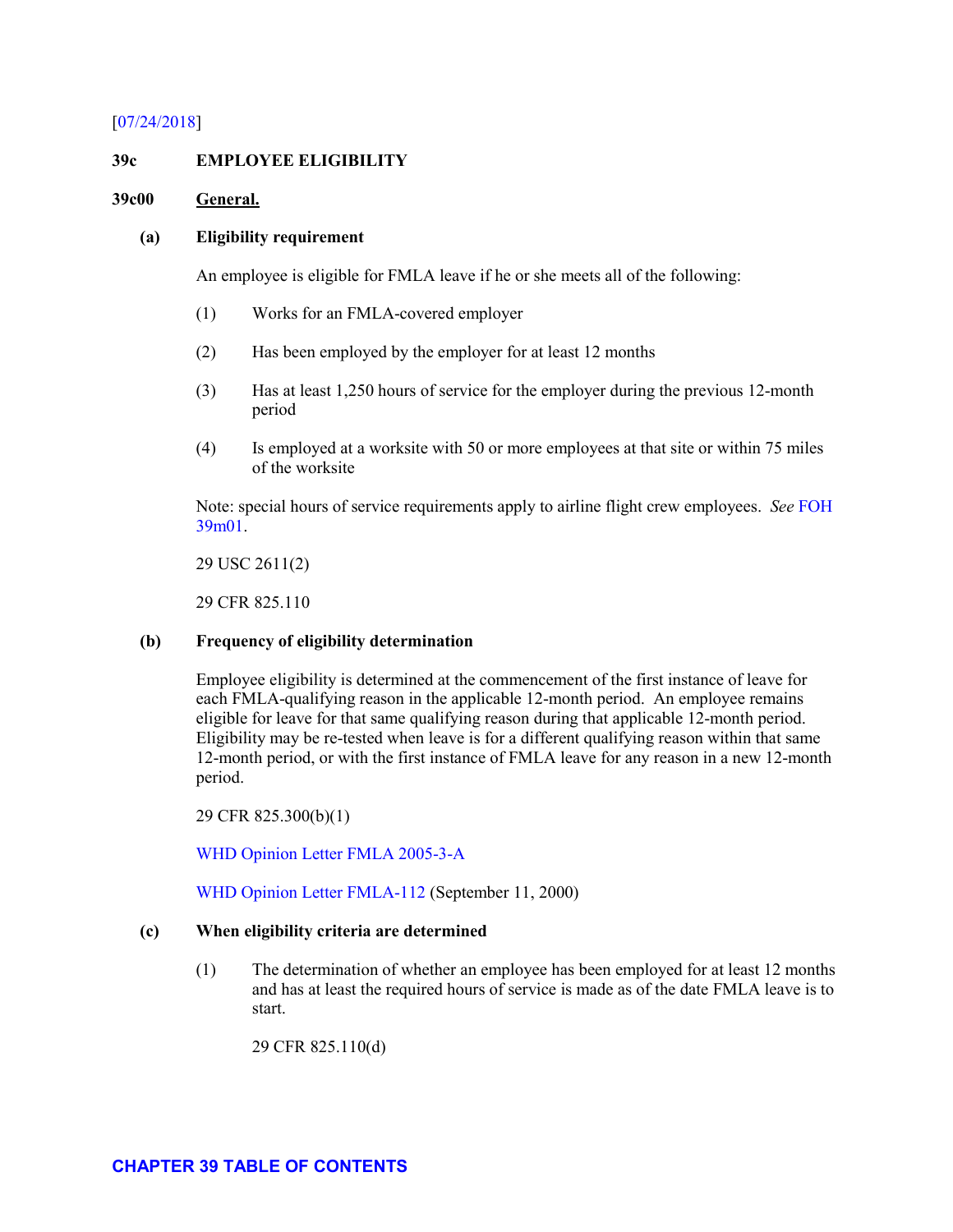[07/24/2018]

## 39c EMPLOYEE ELIGIBILITY

### 39c00 General.

**(a) Eligibility requirement**

An employee is eligible for FMLA leave if he or she meets all of the following:

(1) Works for an FMLA-covered employer

(2) Has been employed by the employer for at least 12 months

(3) Has at least 1,250 hours of service for the employer during the previous 12-month period

(4) Is employed at a worksite with 50 or more employees at that site or within 75 miles of the worksite

Note: special hours of service requirements apply to airline flight crew employees. *See* FOH 39m01.

29 USC 2611(2)

29 CFR 825.110

**(b) Frequency of eligibility determination**

Employee eligibility is determined at the commencement of the first instance of leave for each FMLA-qualifying reason in the applicable 12-month period. An employee remains eligible for leave for that same qualifying reason during that applicable 12-month period. Eligibility may be re-tested when leave is for a different qualifying reason within that same 12-month period, or with the first instance of FMLA leave for any reason in a new 12-month period.

29 CFR 825.300(b)(1)

WHD Opinion Letter FMLA 2005-3-A

WHD Opinion Letter FMLA-112 (September 11, 2000)

**(c) When eligibility criteria are determined**

(1) The determination of whether an employee has been employed for at least 12 months and has at least the required hours of service is made as of the date FMLA leave is to start.

29 CFR 825.110(d)

CHAPTER 39 TABLE OF CONTENTS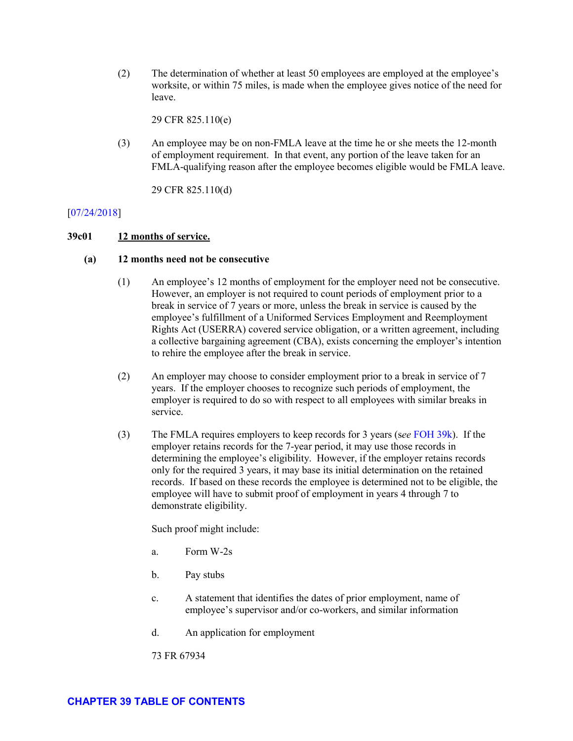(2) The determination of whether at least 50 employees are employed at the employee's worksite, or within 75 miles, is made when the employee gives notice of the need for leave.

29 CFR 825.110(e)

(3) An employee may be on non-FMLA leave at the time he or she meets the 12-month of employment requirement. In that event, any portion of the leave taken for an FMLA-qualifying reason after the employee becomes eligible would be FMLA leave.

29 CFR 825.110(d)

[07/24/2018]

**39c01 12 months of service.**

**(a) 12 months need not be consecutive**

(1) An employee's 12 months of employment for the employer need not be consecutive. However, an employer is not required to count periods of employment prior to a break in service of 7 years or more, unless the break in service is caused by the employee's fulfillment of a Uniformed Services Employment and Reemployment Rights Act (USERRA) covered service obligation, or a written agreement, including a collective bargaining agreement (CBA), exists concerning the employer's intention to rehire the employee after the break in service.

(2) An employer may choose to consider employment prior to a break in service of 7 years. If the employer chooses to recognize such periods of employment, the employer is required to do so with respect to all employees with similar breaks in service.

(3) The FMLA requires employers to keep records for 3 years (s*ee* FOH 39k). If the employer retains records for the 7-year period, it may use those records in determining the employee's eligibility. However, if the employer retains records only for the required 3 years, it may base its initial determination on the retained records. If based on these records the employee is determined not to be eligible, the employee will have to submit proof of employment in years 4 through 7 to demonstrate eligibility.

Such proof might include:

a. Form W-2s

b. Pay stubs

c. A statement that identifies the dates of prior employment, name of employee's supervisor and/or co-workers, and similar information

d. An application for employment

73 FR 67934

**CHAPTER 39 TABLE OF CONTENTS**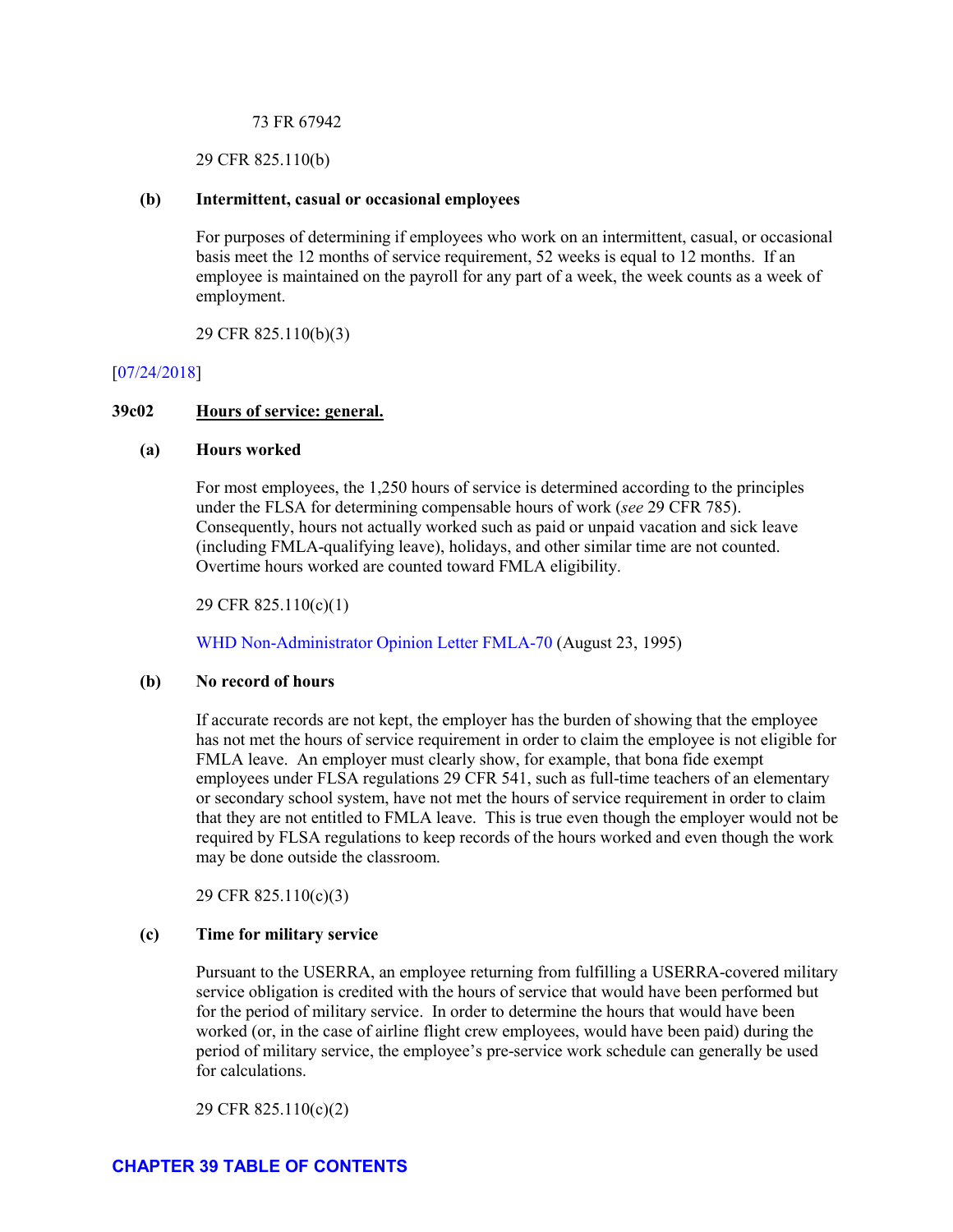73 FR 67942

29 CFR 825.110(b)

**(b) Intermittent, casual or occasional employees**

For purposes of determining if employees who work on an intermittent, casual, or occasional basis meet the 12 months of service requirement, 52 weeks is equal to 12 months. If an employee is maintained on the payroll for any part of a week, the week counts as a week of employment.

29 CFR 825.110(b)(3)

[07/24/2018]

## 39c02 Hours of service: general.

**(a) Hours worked**

For most employees, the 1,250 hours of service is determined according to the principles under the FLSA for determining compensable hours of work (*see* 29 CFR 785). Consequently, hours not actually worked such as paid or unpaid vacation and sick leave (including FMLA-qualifying leave), holidays, and other similar time are not counted. Overtime hours worked are counted toward FMLA eligibility.

29 CFR 825.110(c)(1)

WHD Non-Administrator Opinion Letter FMLA-70 (August 23, 1995)

**(b) No record of hours**

If accurate records are not kept, the employer has the burden of showing that the employee has not met the hours of service requirement in order to claim the employee is not eligible for FMLA leave. An employer must clearly show, for example, that bona fide exempt employees under FLSA regulations 29 CFR 541, such as full-time teachers of an elementary or secondary school system, have not met the hours of service requirement in order to claim that they are not entitled to FMLA leave. This is true even though the employer would not be required by FLSA regulations to keep records of the hours worked and even though the work may be done outside the classroom.

29 CFR 825.110(c)(3)

**(c) Time for military service**

Pursuant to the USERRA, an employee returning from fulfilling a USERRA-covered military service obligation is credited with the hours of service that would have been performed but for the period of military service. In order to determine the hours that would have been worked (or, in the case of airline flight crew employees, would have been paid) during the period of military service, the employee's pre-service work schedule can generally be used for calculations.

29 CFR 825.110(c)(2)

**CHAPTER 39 TABLE OF CONTENTS**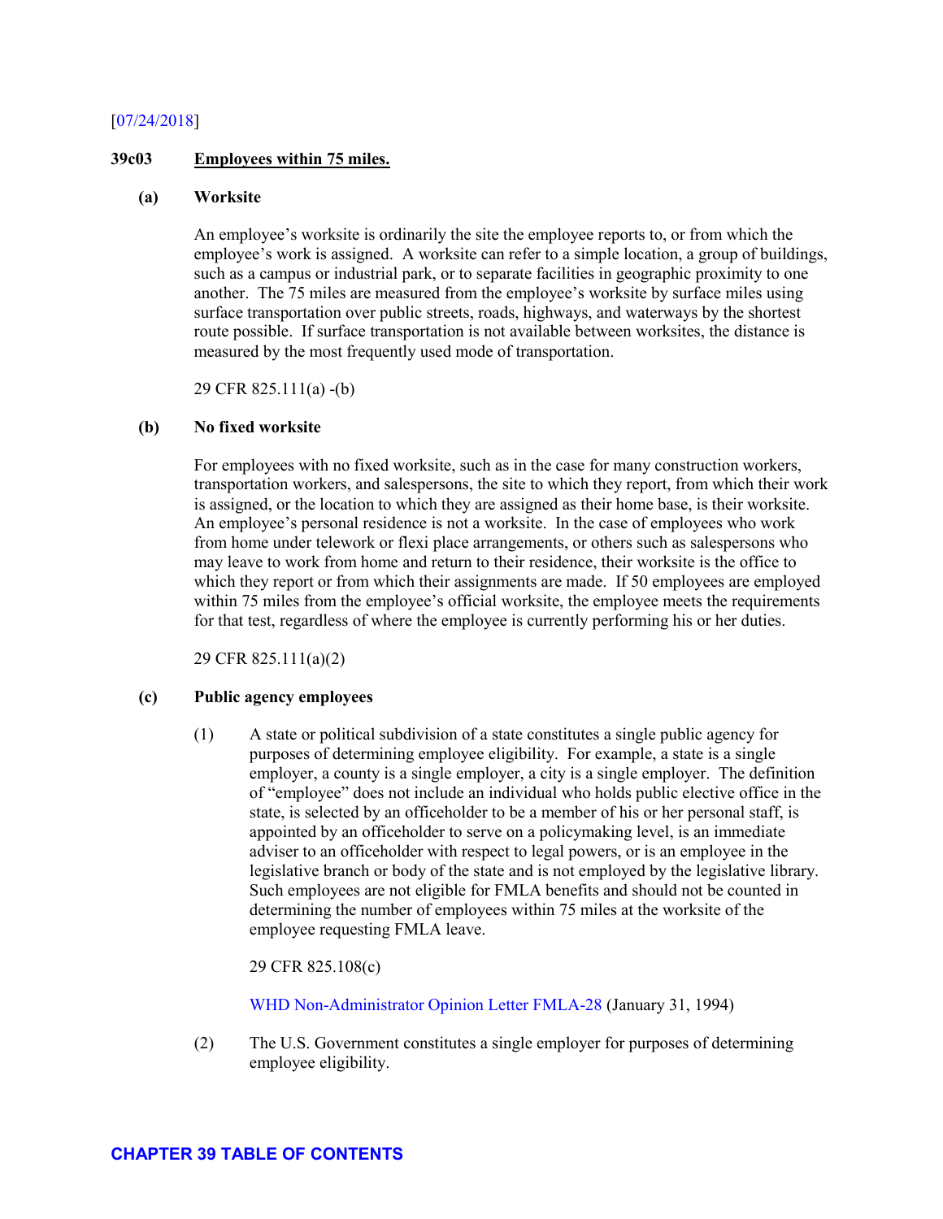[07/24/2018]

## 39c03 Employees within 75 miles.

### (a) Worksite

An employee's worksite is ordinarily the site the employee reports to, or from which the employee's work is assigned. A worksite can refer to a simple location, a group of buildings, such as a campus or industrial park, or to separate facilities in geographic proximity to one another. The 75 miles are measured from the employee's worksite by surface miles using surface transportation over public streets, roads, highways, and waterways by the shortest route possible. If surface transportation is not available between worksites, the distance is measured by the most frequently used mode of transportation.

29 CFR 825.111(a) -(b)

### (b) No fixed worksite

For employees with no fixed worksite, such as in the case for many construction workers, transportation workers, and salespersons, the site to which they report, from which their work is assigned, or the location to which they are assigned as their home base, is their worksite. An employee's personal residence is not a worksite. In the case of employees who work from home under telework or flexi place arrangements, or others such as salespersons who may leave to work from home and return to their residence, their worksite is the office to which they report or from which their assignments are made. If 50 employees are employed within 75 miles from the employee's official worksite, the employee meets the requirements for that test, regardless of where the employee is currently performing his or her duties.

29 CFR 825.111(a)(2)

### (c) Public agency employees

(1) A state or political subdivision of a state constitutes a single public agency for purposes of determining employee eligibility. For example, a state is a single employer, a county is a single employer, a city is a single employer. The definition of "employee" does not include an individual who holds public elective office in the state, is selected by an officeholder to be a member of his or her personal staff, is appointed by an officeholder to serve on a policymaking level, is an immediate adviser to an officeholder with respect to legal powers, or is an employee in the legislative branch or body of the state and is not employed by the legislative library. Such employees are not eligible for FMLA benefits and should not be counted in determining the number of employees within 75 miles at the worksite of the employee requesting FMLA leave.

29 CFR 825.108(c)

WHD Non-Administrator Opinion Letter FMLA-28 (January 31, 1994)

(2) The U.S. Government constitutes a single employer for purposes of determining employee eligibility.

CHAPTER 39 TABLE OF CONTENTS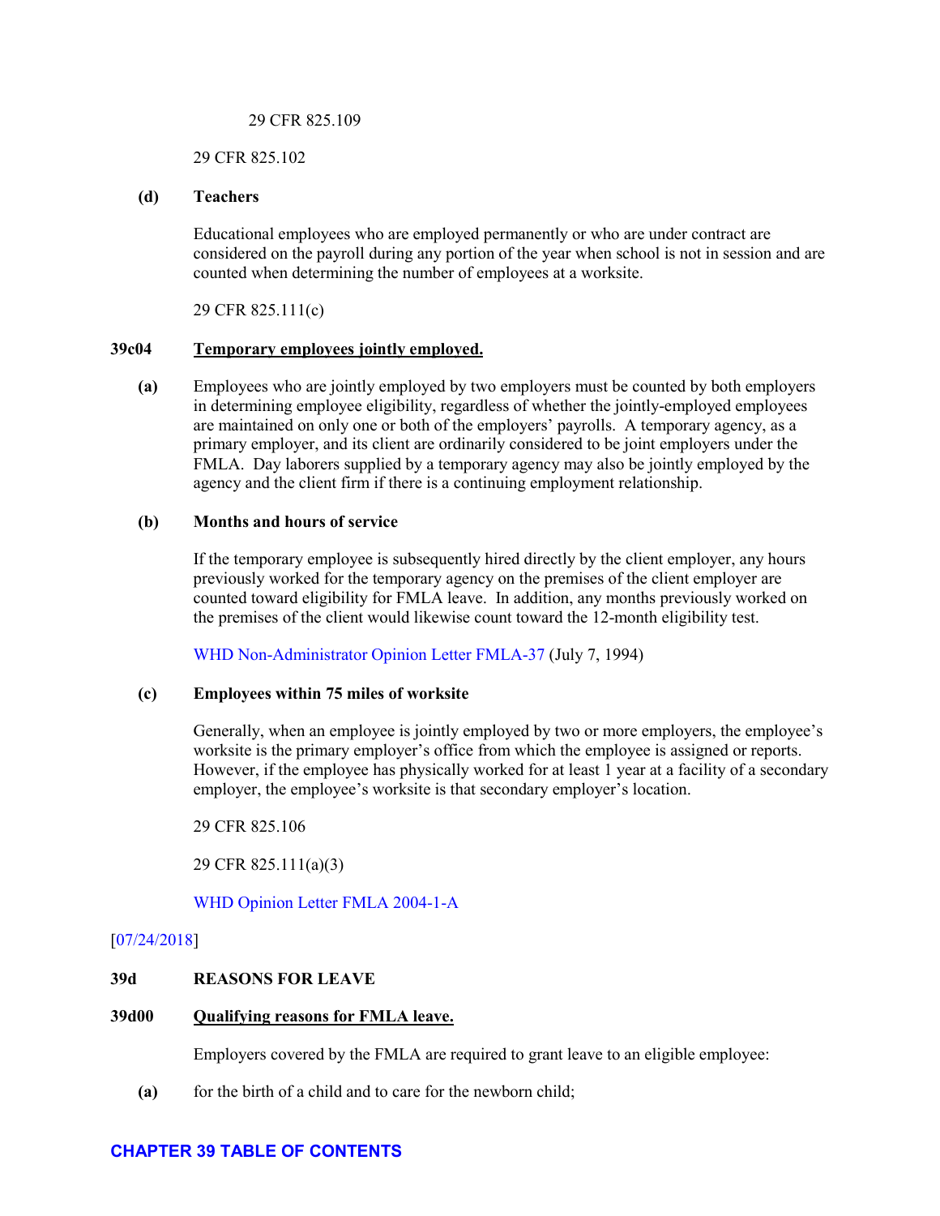29 CFR 825.109

29 CFR 825.102

**(d) Teachers**

Educational employees who are employed permanently or who are under contract are considered on the payroll during any portion of the year when school is not in session and are counted when determining the number of employees at a worksite.

29 CFR 825.111(c)

### 39c04 Temporary employees jointly employed.

**(a)** Employees who are jointly employed by two employers must be counted by both employers in determining employee eligibility, regardless of whether the jointly-employed employees are maintained on only one or both of the employers' payrolls. A temporary agency, as a primary employer, and its client are ordinarily considered to be joint employers under the FMLA. Day laborers supplied by a temporary agency may also be jointly employed by the agency and the client firm if there is a continuing employment relationship.

**(b) Months and hours of service**

If the temporary employee is subsequently hired directly by the client employer, any hours previously worked for the temporary agency on the premises of the client employer are counted toward eligibility for FMLA leave. In addition, any months previously worked on the premises of the client would likewise count toward the 12-month eligibility test.

WHD Non-Administrator Opinion Letter FMLA-37 (July 7, 1994)

**(c) Employees within 75 miles of worksite**

Generally, when an employee is jointly employed by two or more employers, the employee's worksite is the primary employer's office from which the employee is assigned or reports. However, if the employee has physically worked for at least 1 year at a facility of a secondary employer, the employee's worksite is that secondary employer's location.

29 CFR 825.106

29 CFR 825.111(a)(3)

WHD Opinion Letter FMLA 2004-1-A

[07/24/2018]

## 39d REASONS FOR LEAVE

### 39d00 Qualifying reasons for FMLA leave.

Employers covered by the FMLA are required to grant leave to an eligible employee:

**(a)** for the birth of a child and to care for the newborn child;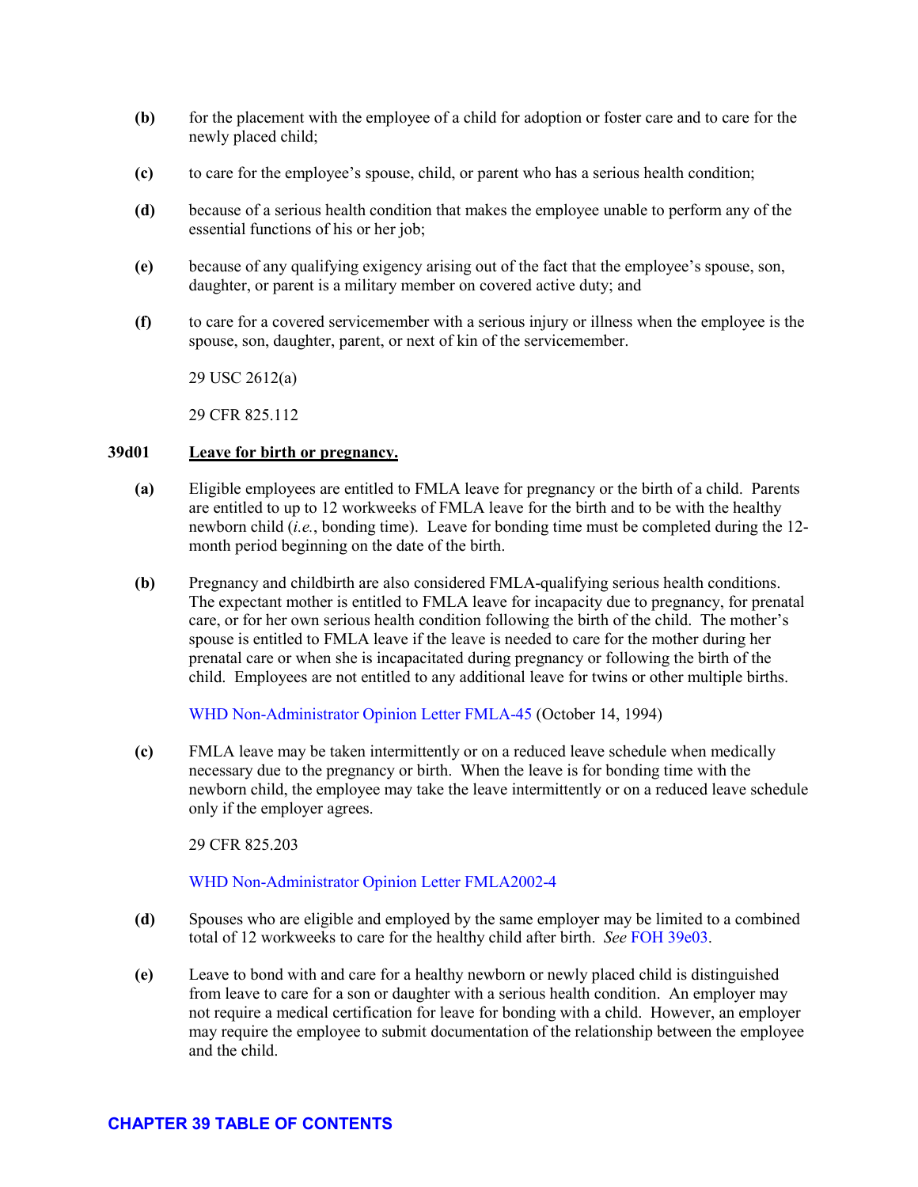**(b)** for the placement with the employee of a child for adoption or foster care and to care for the newly placed child;

**(c)** to care for the employee's spouse, child, or parent who has a serious health condition;

**(d)** because of a serious health condition that makes the employee unable to perform any of the essential functions of his or her job;

**(e)** because of any qualifying exigency arising out of the fact that the employee's spouse, son, daughter, or parent is a military member on covered active duty; and

**(f)** to care for a covered servicemember with a serious injury or illness when the employee is the spouse, son, daughter, parent, or next of kin of the servicemember.

29 USC 2612(a)

29 CFR 825.112

### 39d01 Leave for birth or pregnancy.

**(a)** Eligible employees are entitled to FMLA leave for pregnancy or the birth of a child. Parents are entitled to up to 12 workweeks of FMLA leave for the birth and to be with the healthy newborn child (*i.e.*, bonding time). Leave for bonding time must be completed during the 12-month period beginning on the date of the birth.

**(b)** Pregnancy and childbirth are also considered FMLA-qualifying serious health conditions. The expectant mother is entitled to FMLA leave for incapacity due to pregnancy, for prenatal care, or for her own serious health condition following the birth of the child. The mother's spouse is entitled to FMLA leave if the leave is needed to care for the mother during her prenatal care or when she is incapacitated during pregnancy or following the birth of the child. Employees are not entitled to any additional leave for twins or other multiple births.

WHD Non-Administrator Opinion Letter FMLA-45 (October 14, 1994)

**(c)** FMLA leave may be taken intermittently or on a reduced leave schedule when medically necessary due to the pregnancy or birth. When the leave is for bonding time with the newborn child, the employee may take the leave intermittently or on a reduced leave schedule only if the employer agrees.

29 CFR 825.203

WHD Non-Administrator Opinion Letter FMLA2002-4

**(d)** Spouses who are eligible and employed by the same employer may be limited to a combined total of 12 workweeks to care for the healthy child after birth. *See* FOH 39e03.

**(e)** Leave to bond with and care for a healthy newborn or newly placed child is distinguished from leave to care for a son or daughter with a serious health condition. An employer may not require a medical certification for leave for bonding with a child. However, an employer may require the employee to submit documentation of the relationship between the employee and the child.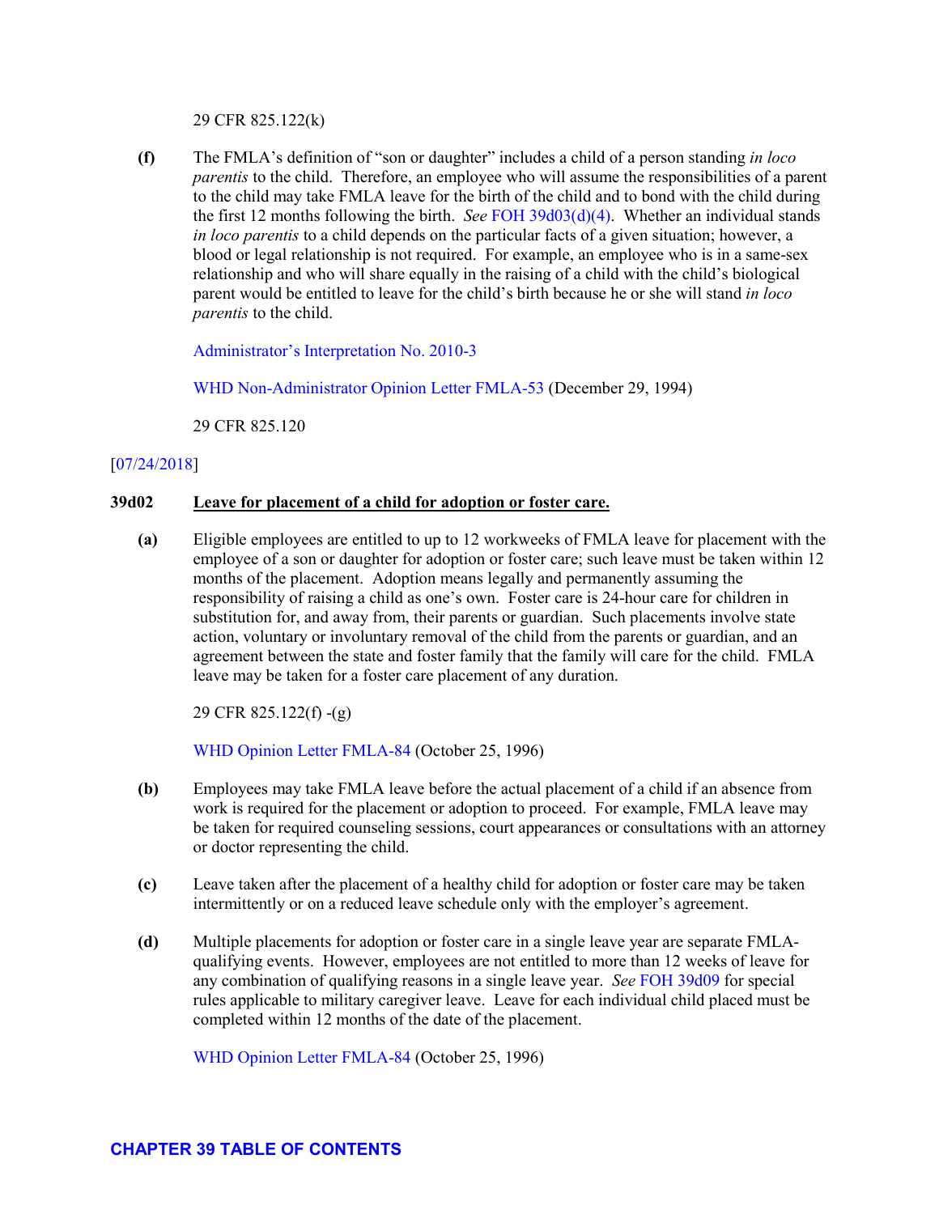29 CFR 825.122(k)

**(f)** The FMLA's definition of "son or daughter" includes a child of a person standing *in loco parentis* to the child. Therefore, an employee who will assume the responsibilities of a parent to the child may take FMLA leave for the birth of the child and to bond with the child during the first 12 months following the birth. *See* FOH 39d03(d)(4). Whether an individual stands *in loco parentis* to a child depends on the particular facts of a given situation; however, a blood or legal relationship is not required. For example, an employee who is in a same-sex relationship and who will share equally in the raising of a child with the child's biological parent would be entitled to leave for the child's birth because he or she will stand *in loco parentis* to the child.

Administrator's Interpretation No. 2010-3

WHD Non-Administrator Opinion Letter FMLA-53 (December 29, 1994)

29 CFR 825.120

[07/24/2018]

### 39d02 Leave for placement of a child for adoption or foster care.

**(a)** Eligible employees are entitled to up to 12 workweeks of FMLA leave for placement with the employee of a son or daughter for adoption or foster care; such leave must be taken within 12 months of the placement. Adoption means legally and permanently assuming the responsibility of raising a child as one's own. Foster care is 24-hour care for children in substitution for, and away from, their parents or guardian. Such placements involve state action, voluntary or involuntary removal of the child from the parents or guardian, and an agreement between the state and foster family that the family will care for the child. FMLA leave may be taken for a foster care placement of any duration.

29 CFR 825.122(f) -(g)

WHD Opinion Letter FMLA-84 (October 25, 1996)

**(b)** Employees may take FMLA leave before the actual placement of a child if an absence from work is required for the placement or adoption to proceed. For example, FMLA leave may be taken for required counseling sessions, court appearances or consultations with an attorney or doctor representing the child.

**(c)** Leave taken after the placement of a healthy child for adoption or foster care may be taken intermittently or on a reduced leave schedule only with the employer's agreement.

**(d)** Multiple placements for adoption or foster care in a single leave year are separate FMLA-qualifying events. However, employees are not entitled to more than 12 weeks of leave for any combination of qualifying reasons in a single leave year. *See* FOH 39d09 for special rules applicable to military caregiver leave. Leave for each individual child placed must be completed within 12 months of the date of the placement.

WHD Opinion Letter FMLA-84 (October 25, 1996)

**CHAPTER 39 TABLE OF CONTENTS**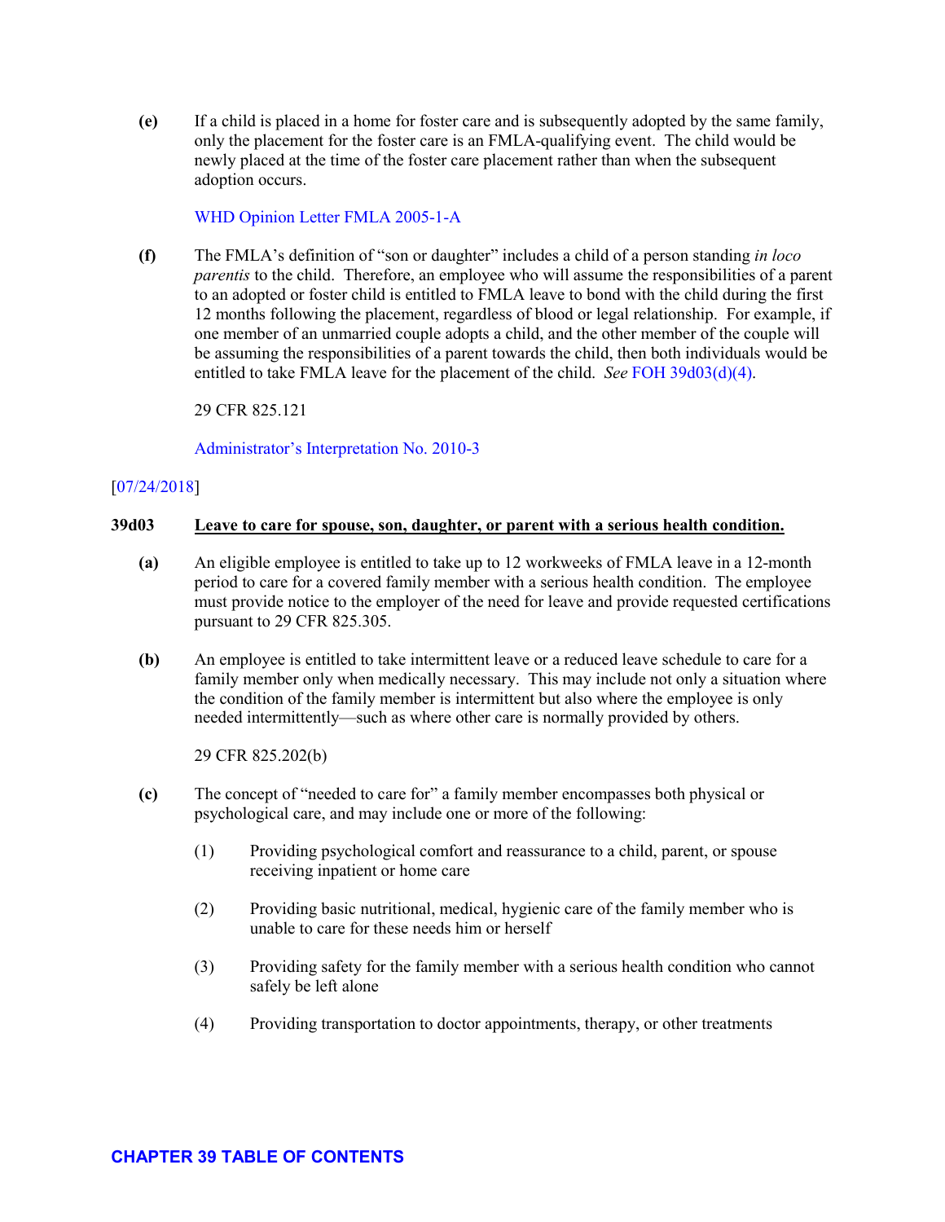**(e)** If a child is placed in a home for foster care and is subsequently adopted by the same family, only the placement for the foster care is an FMLA-qualifying event. The child would be newly placed at the time of the foster care placement rather than when the subsequent adoption occurs.

WHD Opinion Letter FMLA 2005-1-A

**(f)** The FMLA's definition of "son or daughter" includes a child of a person standing *in loco parentis* to the child. Therefore, an employee who will assume the responsibilities of a parent to an adopted or foster child is entitled to FMLA leave to bond with the child during the first 12 months following the placement, regardless of blood or legal relationship. For example, if one member of an unmarried couple adopts a child, and the other member of the couple will be assuming the responsibilities of a parent towards the child, then both individuals would be entitled to take FMLA leave for the placement of the child. *See* FOH 39d03(d)(4).

29 CFR 825.121

Administrator's Interpretation No. 2010-3

[07/24/2018]

**39d03 Leave to care for spouse, son, daughter, or parent with a serious health condition.**

**(a)** An eligible employee is entitled to take up to 12 workweeks of FMLA leave in a 12-month period to care for a covered family member with a serious health condition. The employee must provide notice to the employer of the need for leave and provide requested certifications pursuant to 29 CFR 825.305.

**(b)** An employee is entitled to take intermittent leave or a reduced leave schedule to care for a family member only when medically necessary. This may include not only a situation where the condition of the family member is intermittent but also where the employee is only needed intermittently—such as where other care is normally provided by others.

29 CFR 825.202(b)

**(c)** The concept of "needed to care for" a family member encompasses both physical or psychological care, and may include one or more of the following:

(1) Providing psychological comfort and reassurance to a child, parent, or spouse receiving inpatient or home care

(2) Providing basic nutritional, medical, hygienic care of the family member who is unable to care for these needs him or herself

(3) Providing safety for the family member with a serious health condition who cannot safely be left alone

(4) Providing transportation to doctor appointments, therapy, or other treatments

**CHAPTER 39 TABLE OF CONTENTS**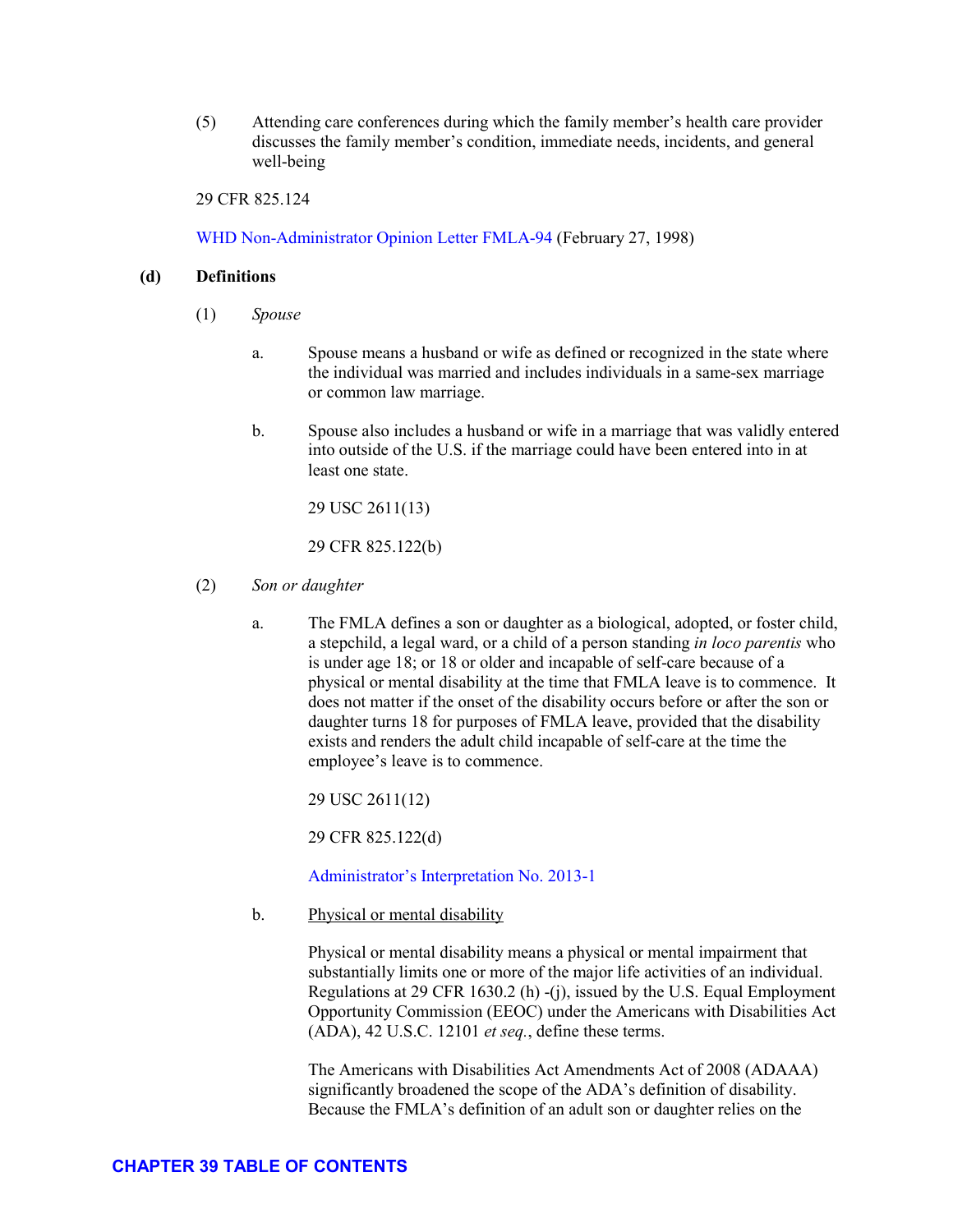(5) Attending care conferences during which the family member's health care provider discusses the family member's condition, immediate needs, incidents, and general well-being

29 CFR 825.124

WHD Non-Administrator Opinion Letter FMLA-94 (February 27, 1998)

**(d) Definitions**

(1) *Spouse*

a. Spouse means a husband or wife as defined or recognized in the state where the individual was married and includes individuals in a same-sex marriage or common law marriage.

b. Spouse also includes a husband or wife in a marriage that was validly entered into outside of the U.S. if the marriage could have been entered into in at least one state.

29 USC 2611(13)

29 CFR 825.122(b)

(2) *Son or daughter*

a. The FMLA defines a son or daughter as a biological, adopted, or foster child, a stepchild, a legal ward, or a child of a person standing *in loco parentis* who is under age 18; or 18 or older and incapable of self-care because of a physical or mental disability at the time that FMLA leave is to commence. It does not matter if the onset of the disability occurs before or after the son or daughter turns 18 for purposes of FMLA leave, provided that the disability exists and renders the adult child incapable of self-care at the time the employee's leave is to commence.

29 USC 2611(12)

29 CFR 825.122(d)

Administrator's Interpretation No. 2013-1

b. Physical or mental disability

Physical or mental disability means a physical or mental impairment that substantially limits one or more of the major life activities of an individual. Regulations at 29 CFR 1630.2 (h) -(j), issued by the U.S. Equal Employment Opportunity Commission (EEOC) under the Americans with Disabilities Act (ADA), 42 U.S.C. 12101 *et seq.*, define these terms.

The Americans with Disabilities Act Amendments Act of 2008 (ADAAA) significantly broadened the scope of the ADA's definition of disability. Because the FMLA's definition of an adult son or daughter relies on the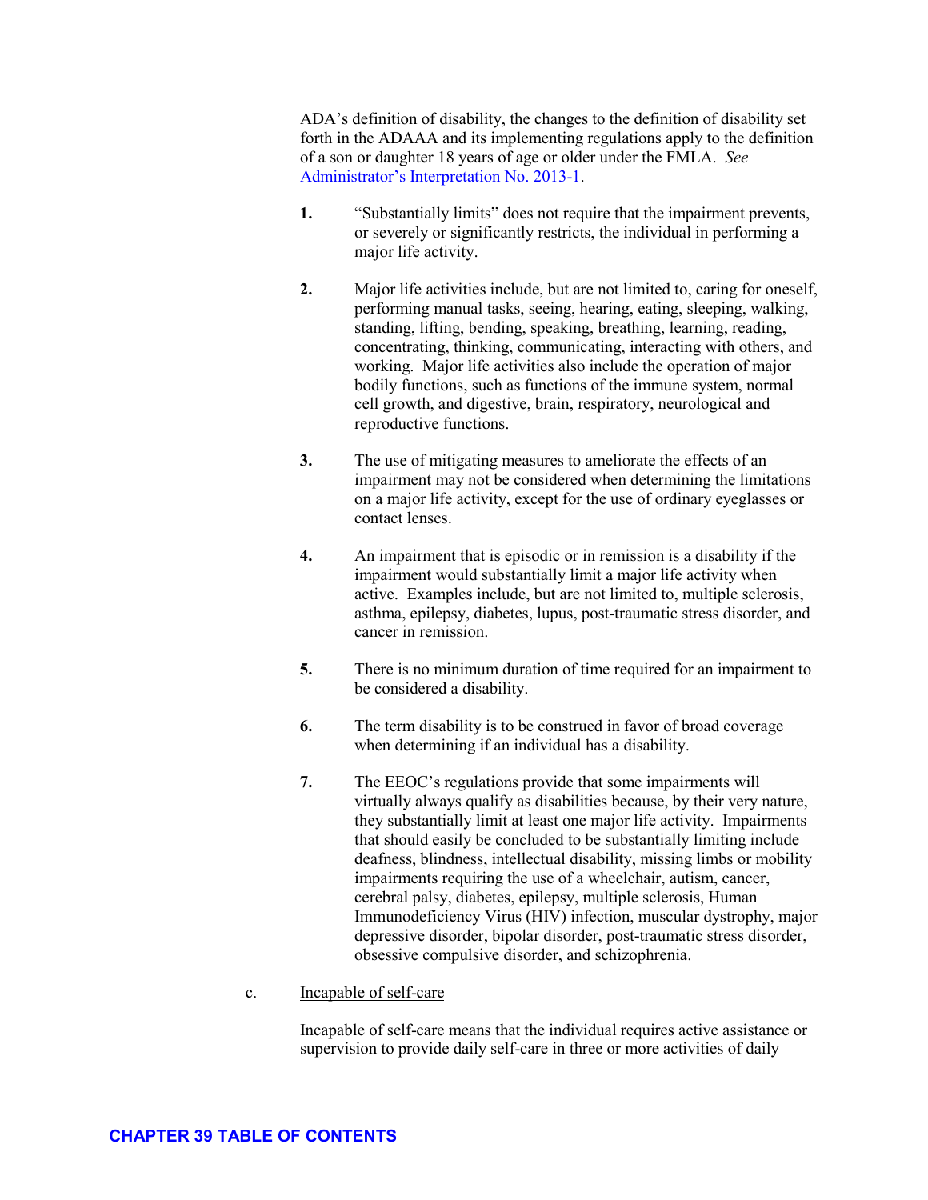ADA's definition of disability, the changes to the definition of disability set forth in the ADAAA and its implementing regulations apply to the definition of a son or daughter 18 years of age or older under the FMLA. *See* Administrator's Interpretation No. 2013-1.

1. "Substantially limits" does not require that the impairment prevents, or severely or significantly restricts, the individual in performing a major life activity.

2. Major life activities include, but are not limited to, caring for oneself, performing manual tasks, seeing, hearing, eating, sleeping, walking, standing, lifting, bending, speaking, breathing, learning, reading, concentrating, thinking, communicating, interacting with others, and working. Major life activities also include the operation of major bodily functions, such as functions of the immune system, normal cell growth, and digestive, brain, respiratory, neurological and reproductive functions.

3. The use of mitigating measures to ameliorate the effects of an impairment may not be considered when determining the limitations on a major life activity, except for the use of ordinary eyeglasses or contact lenses.

4. An impairment that is episodic or in remission is a disability if the impairment would substantially limit a major life activity when active. Examples include, but are not limited to, multiple sclerosis, asthma, epilepsy, diabetes, lupus, post-traumatic stress disorder, and cancer in remission.

5. There is no minimum duration of time required for an impairment to be considered a disability.

6. The term disability is to be construed in favor of broad coverage when determining if an individual has a disability.

7. The EEOC's regulations provide that some impairments will virtually always qualify as disabilities because, by their very nature, they substantially limit at least one major life activity. Impairments that should easily be concluded to be substantially limiting include deafness, blindness, intellectual disability, missing limbs or mobility impairments requiring the use of a wheelchair, autism, cancer, cerebral palsy, diabetes, epilepsy, multiple sclerosis, Human Immunodeficiency Virus (HIV) infection, muscular dystrophy, major depressive disorder, bipolar disorder, post-traumatic stress disorder, obsessive compulsive disorder, and schizophrenia.

c. <u>Incapable of self-care</u>

Incapable of self-care means that the individual requires active assistance or supervision to provide daily self-care in three or more activities of daily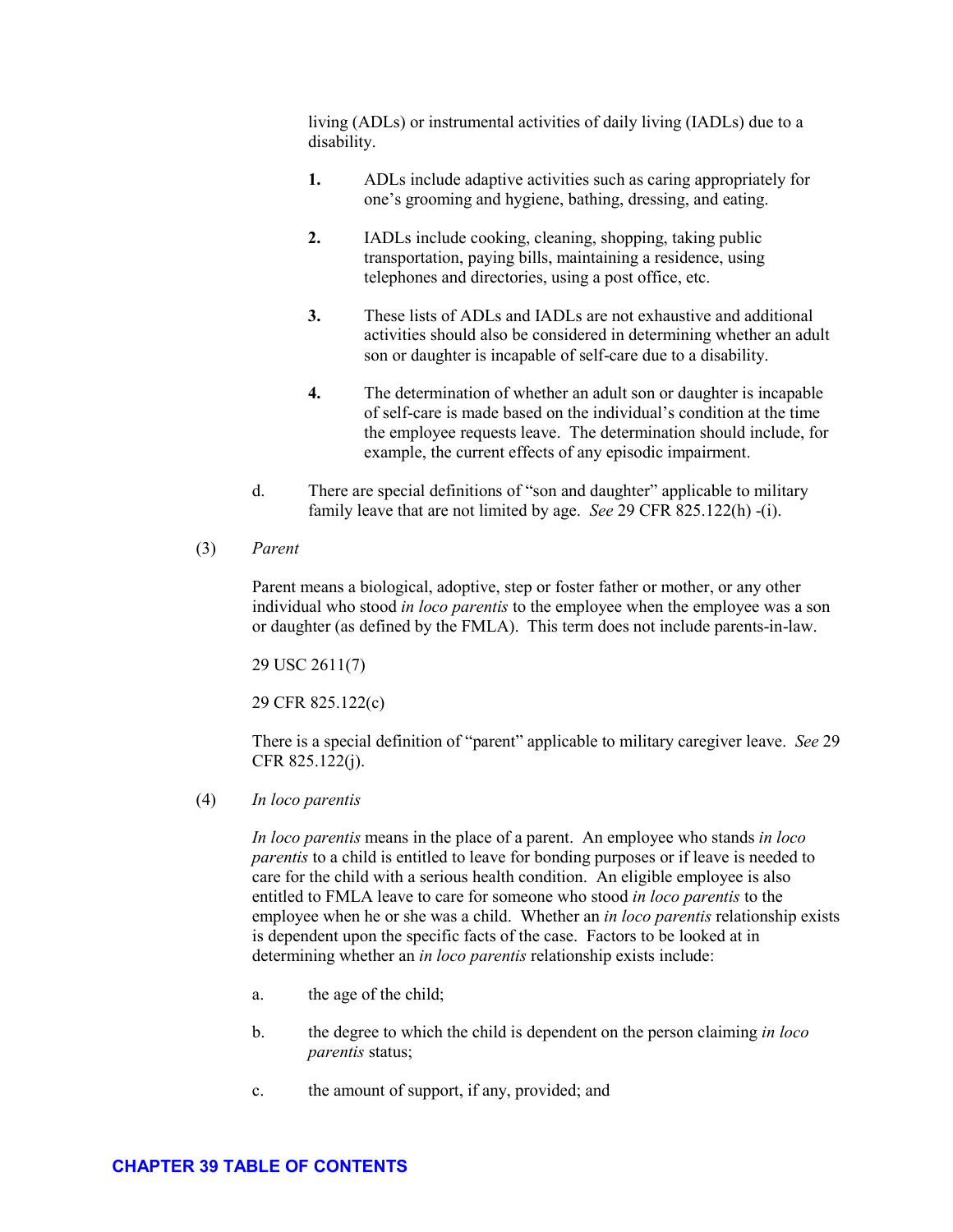living (ADLs) or instrumental activities of daily living (IADLs) due to a disability.

**1.** ADLs include adaptive activities such as caring appropriately for one's grooming and hygiene, bathing, dressing, and eating.

**2.** IADLs include cooking, cleaning, shopping, taking public transportation, paying bills, maintaining a residence, using telephones and directories, using a post office, etc.

**3.** These lists of ADLs and IADLs are not exhaustive and additional activities should also be considered in determining whether an adult son or daughter is incapable of self-care due to a disability.

**4.** The determination of whether an adult son or daughter is incapable of self-care is made based on the individual's condition at the time the employee requests leave. The determination should include, for example, the current effects of any episodic impairment.

d. There are special definitions of "son and daughter" applicable to military family leave that are not limited by age. *See* 29 CFR 825.122(h) -(i).

(3) *Parent*

Parent means a biological, adoptive, step or foster father or mother, or any other individual who stood *in loco parentis* to the employee when the employee was a son or daughter (as defined by the FMLA). This term does not include parents-in-law.

29 USC 2611(7)

29 CFR 825.122(c)

There is a special definition of "parent" applicable to military caregiver leave. *See* 29 CFR 825.122(j).

(4) *In loco parentis*

*In loco parentis* means in the place of a parent. An employee who stands *in loco parentis* to a child is entitled to leave for bonding purposes or if leave is needed to care for the child with a serious health condition. An eligible employee is also entitled to FMLA leave to care for someone who stood *in loco parentis* to the employee when he or she was a child. Whether an *in loco parentis* relationship exists is dependent upon the specific facts of the case. Factors to be looked at in determining whether an *in loco parentis* relationship exists include:

a. the age of the child;

b. the degree to which the child is dependent on the person claiming *in loco parentis* status;

c. the amount of support, if any, provided; and

**CHAPTER 39 TABLE OF CONTENTS**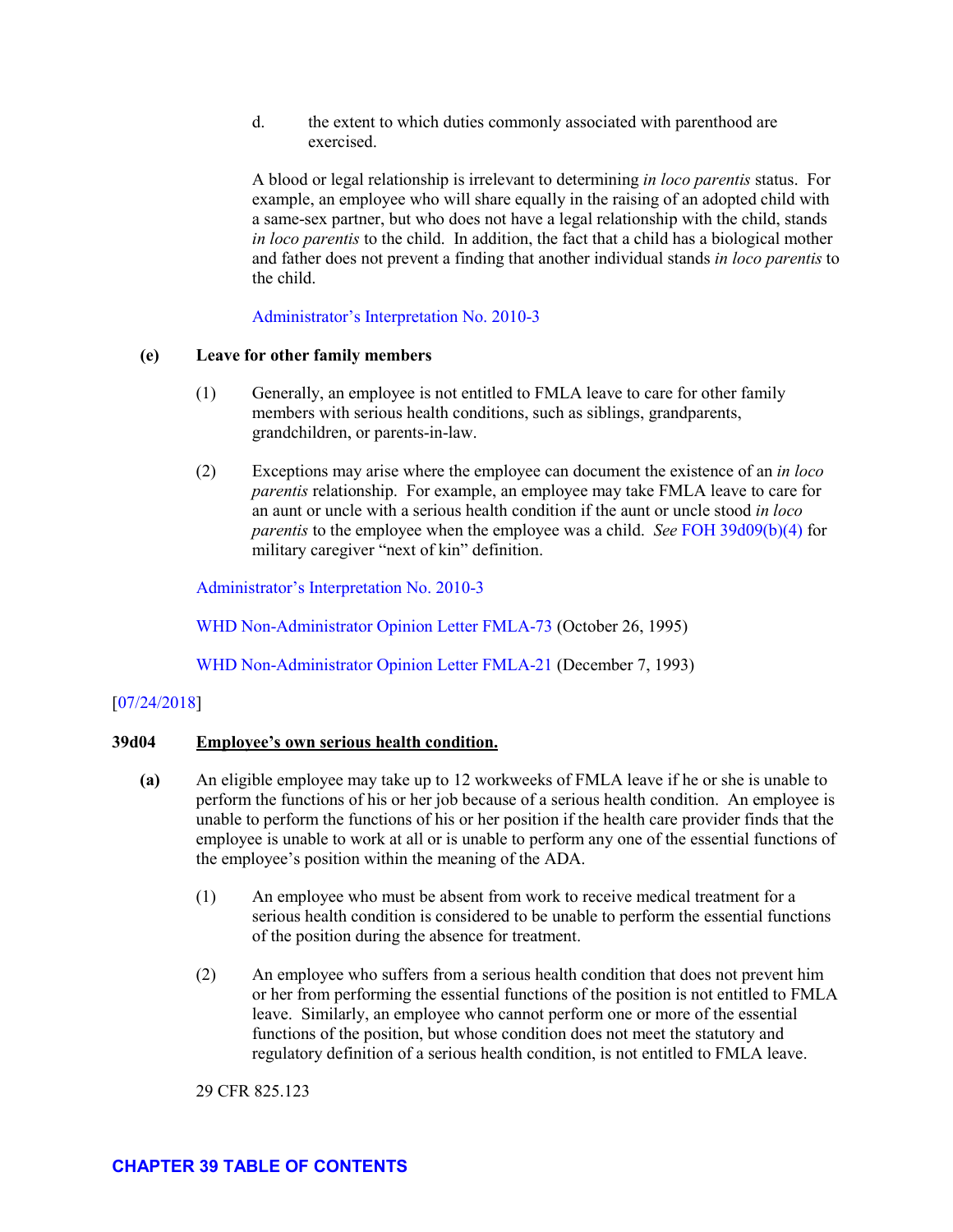d. the extent to which duties commonly associated with parenthood are exercised.

A blood or legal relationship is irrelevant to determining *in loco parentis* status. For example, an employee who will share equally in the raising of an adopted child with a same-sex partner, but who does not have a legal relationship with the child, stands *in loco parentis* to the child. In addition, the fact that a child has a biological mother and father does not prevent a finding that another individual stands *in loco parentis* to the child.

Administrator's Interpretation No. 2010-3

**(e) Leave for other family members**

(1) Generally, an employee is not entitled to FMLA leave to care for other family members with serious health conditions, such as siblings, grandparents, grandchildren, or parents-in-law.

(2) Exceptions may arise where the employee can document the existence of an *in loco parentis* relationship. For example, an employee may take FMLA leave to care for an aunt or uncle with a serious health condition if the aunt or uncle stood *in loco parentis* to the employee when the employee was a child. *See* FOH 39d09(b)(4) for military caregiver "next of kin" definition.

Administrator's Interpretation No. 2010-3

WHD Non-Administrator Opinion Letter FMLA-73 (October 26, 1995)

WHD Non-Administrator Opinion Letter FMLA-21 (December 7, 1993)

[07/24/2018]

**39d04 <u>Employee's own serious health condition.</u>**

**(a)** An eligible employee may take up to 12 workweeks of FMLA leave if he or she is unable to perform the functions of his or her job because of a serious health condition. An employee is unable to perform the functions of his or her position if the health care provider finds that the employee is unable to work at all or is unable to perform any one of the essential functions of the employee's position within the meaning of the ADA.

(1) An employee who must be absent from work to receive medical treatment for a serious health condition is considered to be unable to perform the essential functions of the position during the absence for treatment.

(2) An employee who suffers from a serious health condition that does not prevent him or her from performing the essential functions of the position is not entitled to FMLA leave. Similarly, an employee who cannot perform one or more of the essential functions of the position, but whose condition does not meet the statutory and regulatory definition of a serious health condition, is not entitled to FMLA leave.

29 CFR 825.123

**CHAPTER 39 TABLE OF CONTENTS**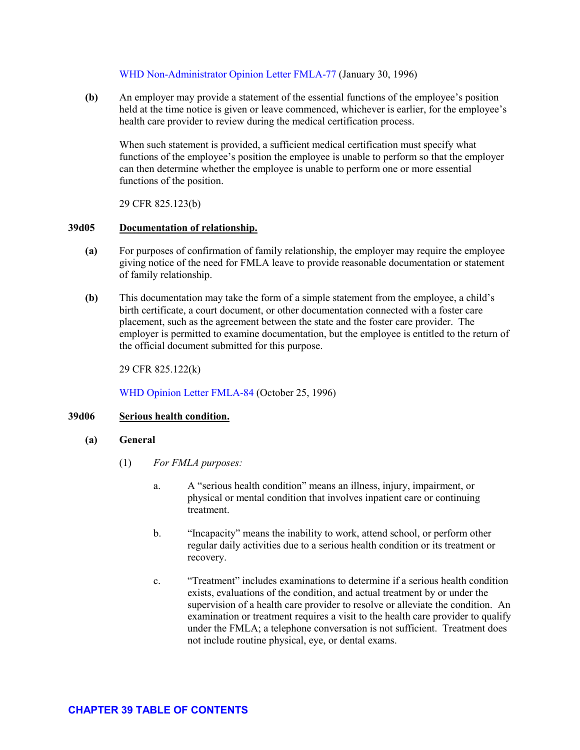WHD Non-Administrator Opinion Letter FMLA-77 (January 30, 1996)

**(b)** An employer may provide a statement of the essential functions of the employee's position held at the time notice is given or leave commenced, whichever is earlier, for the employee's health care provider to review during the medical certification process.

When such statement is provided, a sufficient medical certification must specify what functions of the employee's position the employee is unable to perform so that the employer can then determine whether the employee is unable to perform one or more essential functions of the position.

29 CFR 825.123(b)

## 39d05 Documentation of relationship.

**(a)** For purposes of confirmation of family relationship, the employer may require the employee giving notice of the need for FMLA leave to provide reasonable documentation or statement of family relationship.

**(b)** This documentation may take the form of a simple statement from the employee, a child's birth certificate, a court document, or other documentation connected with a foster care placement, such as the agreement between the state and the foster care provider. The employer is permitted to examine documentation, but the employee is entitled to the return of the official document submitted for this purpose.

29 CFR 825.122(k)

WHD Opinion Letter FMLA-84 (October 25, 1996)

## 39d06 Serious health condition.

**(a) General**

(1) *For FMLA purposes:*

a. A "serious health condition" means an illness, injury, impairment, or physical or mental condition that involves inpatient care or continuing treatment.

b. "Incapacity" means the inability to work, attend school, or perform other regular daily activities due to a serious health condition or its treatment or recovery.

c. "Treatment" includes examinations to determine if a serious health condition exists, evaluations of the condition, and actual treatment by or under the supervision of a health care provider to resolve or alleviate the condition. An examination or treatment requires a visit to the health care provider to qualify under the FMLA; a telephone conversation is not sufficient. Treatment does not include routine physical, eye, or dental exams.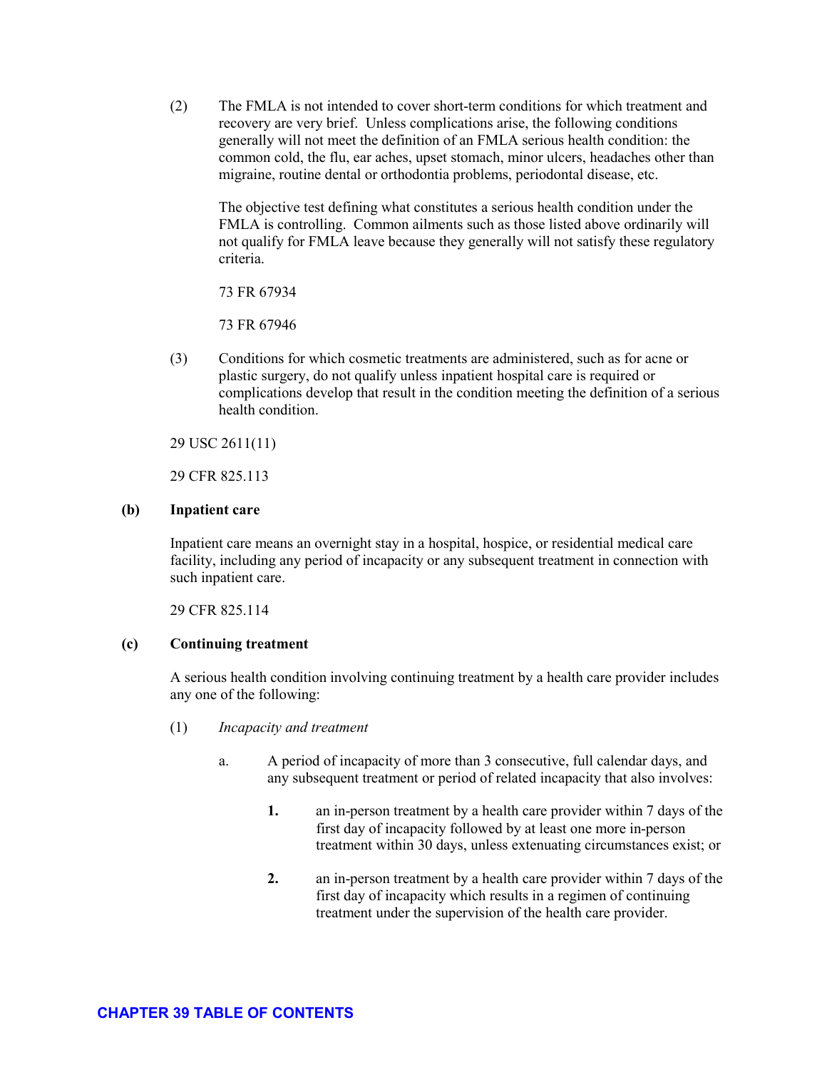(2) The FMLA is not intended to cover short-term conditions for which treatment and recovery are very brief. Unless complications arise, the following conditions generally will not meet the definition of an FMLA serious health condition: the common cold, the flu, ear aches, upset stomach, minor ulcers, headaches other than migraine, routine dental or orthodontia problems, periodontal disease, etc.

The objective test defining what constitutes a serious health condition under the FMLA is controlling. Common ailments such as those listed above ordinarily will not qualify for FMLA leave because they generally will not satisfy these regulatory criteria.

73 FR 67934

73 FR 67946

(3) Conditions for which cosmetic treatments are administered, such as for acne or plastic surgery, do not qualify unless inpatient hospital care is required or complications develop that result in the condition meeting the definition of a serious health condition.

29 USC 2611(11)

29 CFR 825.113

**(b) Inpatient care**

Inpatient care means an overnight stay in a hospital, hospice, or residential medical care facility, including any period of incapacity or any subsequent treatment in connection with such inpatient care.

29 CFR 825.114

**(c) Continuing treatment**

A serious health condition involving continuing treatment by a health care provider includes any one of the following:

(1) *Incapacity and treatment*

a. A period of incapacity of more than 3 consecutive, full calendar days, and any subsequent treatment or period of related incapacity that also involves:

**1.** an in-person treatment by a health care provider within 7 days of the first day of incapacity followed by at least one more in-person treatment within 30 days, unless extenuating circumstances exist; or

**2.** an in-person treatment by a health care provider within 7 days of the first day of incapacity which results in a regimen of continuing treatment under the supervision of the health care provider.

**CHAPTER 39 TABLE OF CONTENTS**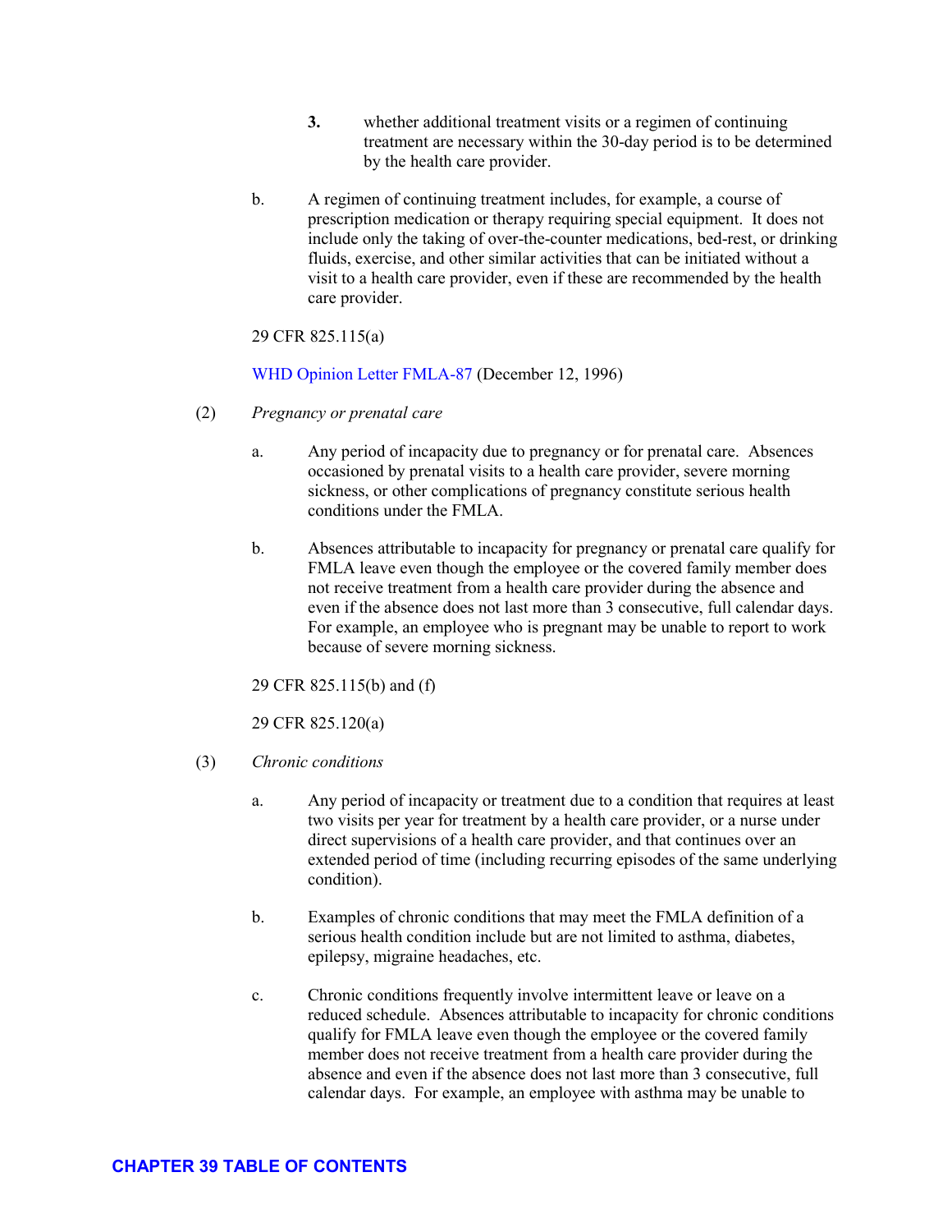**3.** whether additional treatment visits or a regimen of continuing treatment are necessary within the 30-day period is to be determined by the health care provider.

b. A regimen of continuing treatment includes, for example, a course of prescription medication or therapy requiring special equipment. It does not include only the taking of over-the-counter medications, bed-rest, or drinking fluids, exercise, and other similar activities that can be initiated without a visit to a health care provider, even if these are recommended by the health care provider.

29 CFR 825.115(a)

WHD Opinion Letter FMLA-87 (December 12, 1996)

(2) *Pregnancy or prenatal care*

a. Any period of incapacity due to pregnancy or for prenatal care. Absences occasioned by prenatal visits to a health care provider, severe morning sickness, or other complications of pregnancy constitute serious health conditions under the FMLA.

b. Absences attributable to incapacity for pregnancy or prenatal care qualify for FMLA leave even though the employee or the covered family member does not receive treatment from a health care provider during the absence and even if the absence does not last more than 3 consecutive, full calendar days. For example, an employee who is pregnant may be unable to report to work because of severe morning sickness.

29 CFR 825.115(b) and (f)

29 CFR 825.120(a)

(3) *Chronic conditions*

a. Any period of incapacity or treatment due to a condition that requires at least two visits per year for treatment by a health care provider, or a nurse under direct supervisions of a health care provider, and that continues over an extended period of time (including recurring episodes of the same underlying condition).

b. Examples of chronic conditions that may meet the FMLA definition of a serious health condition include but are not limited to asthma, diabetes, epilepsy, migraine headaches, etc.

c. Chronic conditions frequently involve intermittent leave or leave on a reduced schedule. Absences attributable to incapacity for chronic conditions qualify for FMLA leave even though the employee or the covered family member does not receive treatment from a health care provider during the absence and even if the absence does not last more than 3 consecutive, full calendar days. For example, an employee with asthma may be unable to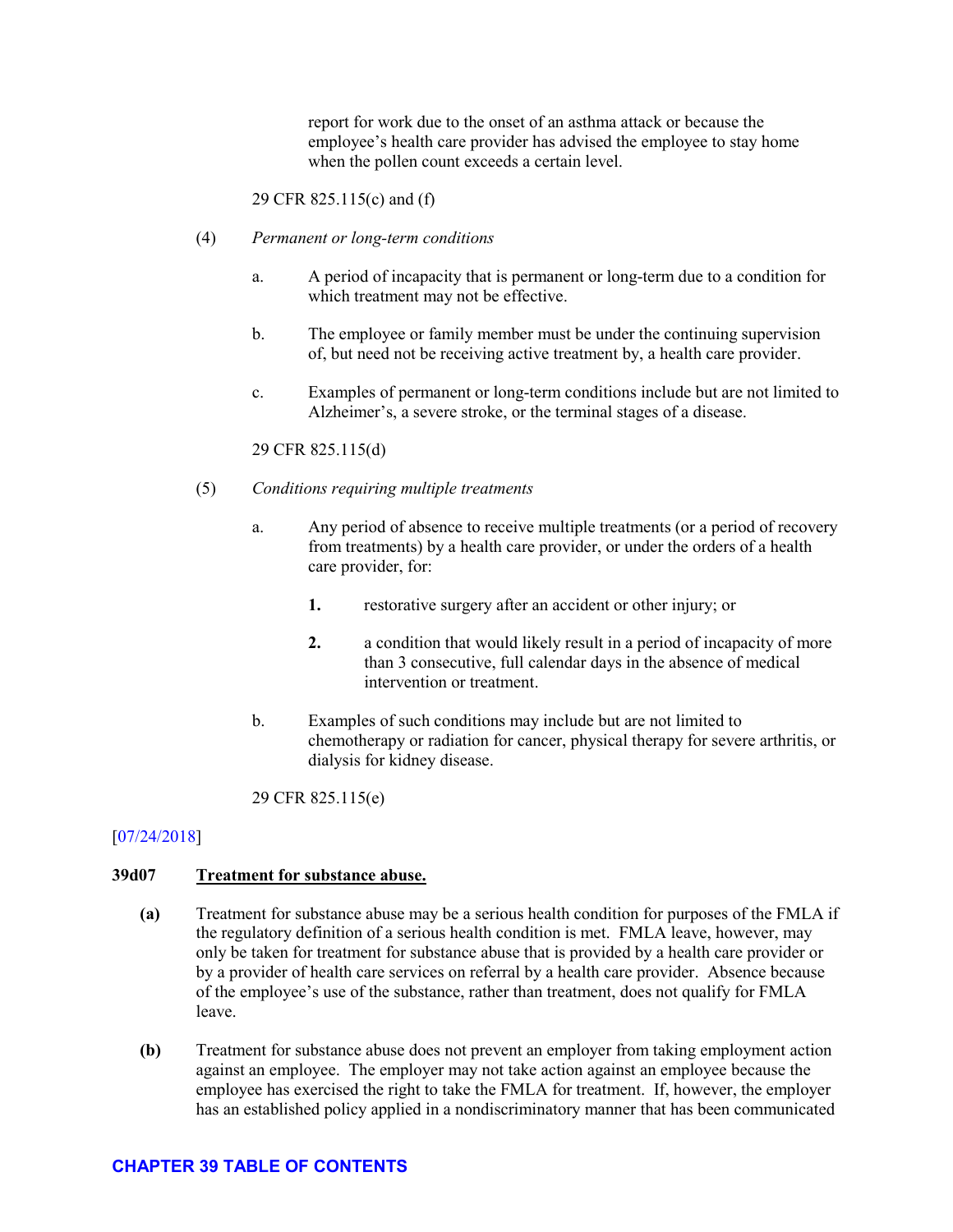report for work due to the onset of an asthma attack or because the employee's health care provider has advised the employee to stay home when the pollen count exceeds a certain level.

29 CFR 825.115(c) and (f)

(4) *Permanent or long-term conditions*

a. A period of incapacity that is permanent or long-term due to a condition for which treatment may not be effective.

b. The employee or family member must be under the continuing supervision of, but need not be receiving active treatment by, a health care provider.

c. Examples of permanent or long-term conditions include but are not limited to Alzheimer's, a severe stroke, or the terminal stages of a disease.

29 CFR 825.115(d)

(5) *Conditions requiring multiple treatments*

a. Any period of absence to receive multiple treatments (or a period of recovery from treatments) by a health care provider, or under the orders of a health care provider, for:

**1.** restorative surgery after an accident or other injury; or

**2.** a condition that would likely result in a period of incapacity of more than 3 consecutive, full calendar days in the absence of medical intervention or treatment.

b. Examples of such conditions may include but are not limited to chemotherapy or radiation for cancer, physical therapy for severe arthritis, or dialysis for kidney disease.

29 CFR 825.115(e)

[07/24/2018]

**39d07 <u>Treatment for substance abuse.</u>**

**(a)** Treatment for substance abuse may be a serious health condition for purposes of the FMLA if the regulatory definition of a serious health condition is met. FMLA leave, however, may only be taken for treatment for substance abuse that is provided by a health care provider or by a provider of health care services on referral by a health care provider. Absence because of the employee's use of the substance, rather than treatment, does not qualify for FMLA leave.

**(b)** Treatment for substance abuse does not prevent an employer from taking employment action against an employee. The employer may not take action against an employee because the employee has exercised the right to take the FMLA for treatment. If, however, the employer has an established policy applied in a nondiscriminatory manner that has been communicated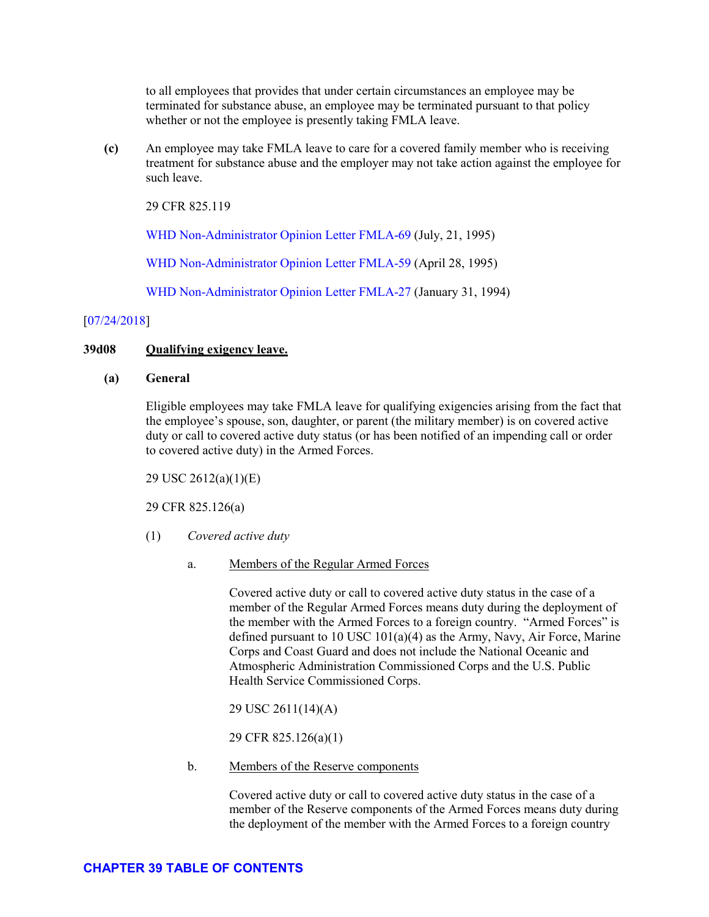to all employees that provides that under certain circumstances an employee may be terminated for substance abuse, an employee may be terminated pursuant to that policy whether or not the employee is presently taking FMLA leave.

**(c)** An employee may take FMLA leave to care for a covered family member who is receiving treatment for substance abuse and the employer may not take action against the employee for such leave.

29 CFR 825.119

WHD Non-Administrator Opinion Letter FMLA-69 (July, 21, 1995)

WHD Non-Administrator Opinion Letter FMLA-59 (April 28, 1995)

WHD Non-Administrator Opinion Letter FMLA-27 (January 31, 1994)

[07/24/2018]

**39d08** **Qualifying exigency leave.**

**(a)** **General**

Eligible employees may take FMLA leave for qualifying exigencies arising from the fact that the employee's spouse, son, daughter, or parent (the military member) is on covered active duty or call to covered active duty status (or has been notified of an impending call or order to covered active duty) in the Armed Forces.

29 USC 2612(a)(1)(E)

29 CFR 825.126(a)

(1) *Covered active duty*

a. Members of the Regular Armed Forces

Covered active duty or call to covered active duty status in the case of a member of the Regular Armed Forces means duty during the deployment of the member with the Armed Forces to a foreign country. "Armed Forces" is defined pursuant to 10 USC 101(a)(4) as the Army, Navy, Air Force, Marine Corps and Coast Guard and does not include the National Oceanic and Atmospheric Administration Commissioned Corps and the U.S. Public Health Service Commissioned Corps.

29 USC 2611(14)(A)

29 CFR 825.126(a)(1)

b. Members of the Reserve components

Covered active duty or call to covered active duty status in the case of a member of the Reserve components of the Armed Forces means duty during the deployment of the member with the Armed Forces to a foreign country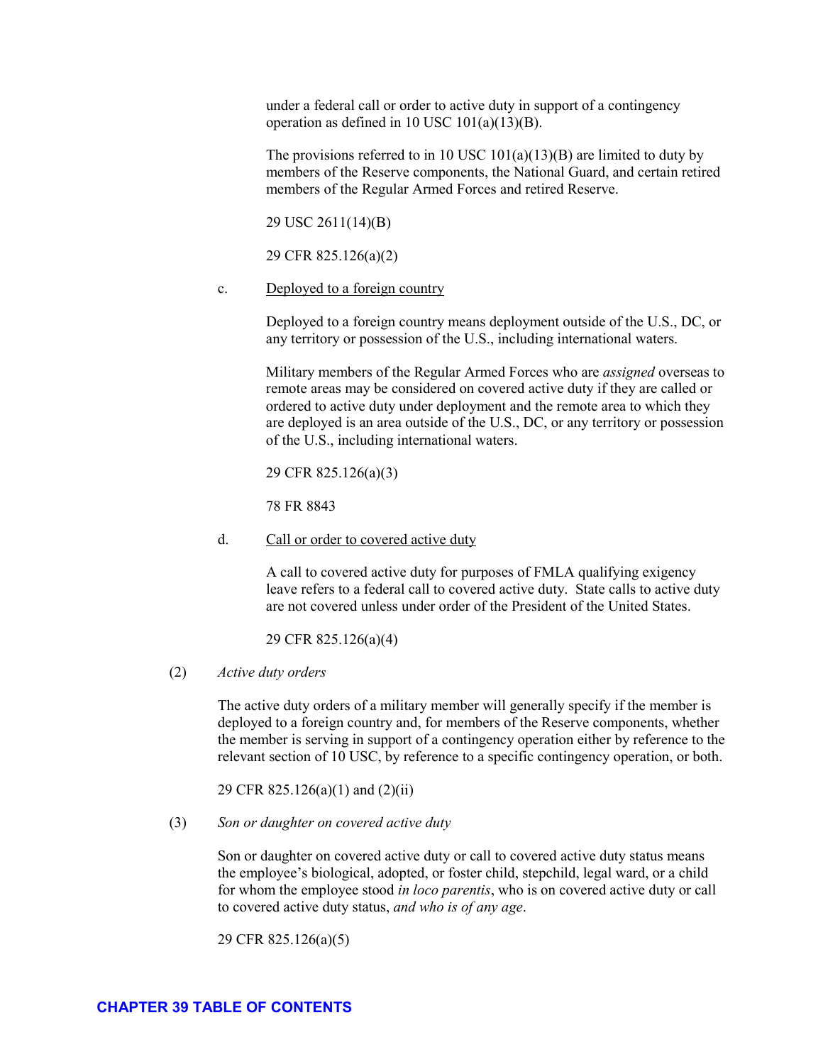under a federal call or order to active duty in support of a contingency operation as defined in 10 USC 101(a)(13)(B).

The provisions referred to in 10 USC 101(a)(13)(B) are limited to duty by members of the Reserve components, the National Guard, and certain retired members of the Regular Armed Forces and retired Reserve.

29 USC 2611(14)(B)

29 CFR 825.126(a)(2)

c. Deployed to a foreign country

Deployed to a foreign country means deployment outside of the U.S., DC, or any territory or possession of the U.S., including international waters.

Military members of the Regular Armed Forces who are *assigned* overseas to remote areas may be considered on covered active duty if they are called or ordered to active duty under deployment and the remote area to which they are deployed is an area outside of the U.S., DC, or any territory or possession of the U.S., including international waters.

29 CFR 825.126(a)(3)

78 FR 8843

d. Call or order to covered active duty

A call to covered active duty for purposes of FMLA qualifying exigency leave refers to a federal call to covered active duty. State calls to active duty are not covered unless under order of the President of the United States.

29 CFR 825.126(a)(4)

(2) *Active duty orders*

The active duty orders of a military member will generally specify if the member is deployed to a foreign country and, for members of the Reserve components, whether the member is serving in support of a contingency operation either by reference to the relevant section of 10 USC, by reference to a specific contingency operation, or both.

29 CFR 825.126(a)(1) and (2)(ii)

(3) *Son or daughter on covered active duty*

Son or daughter on covered active duty or call to covered active duty status means the employee's biological, adopted, or foster child, stepchild, legal ward, or a child for whom the employee stood *in loco parentis*, who is on covered active duty or call to covered active duty status, *and who is of any age*.

29 CFR 825.126(a)(5)

**CHAPTER 39 TABLE OF CONTENTS**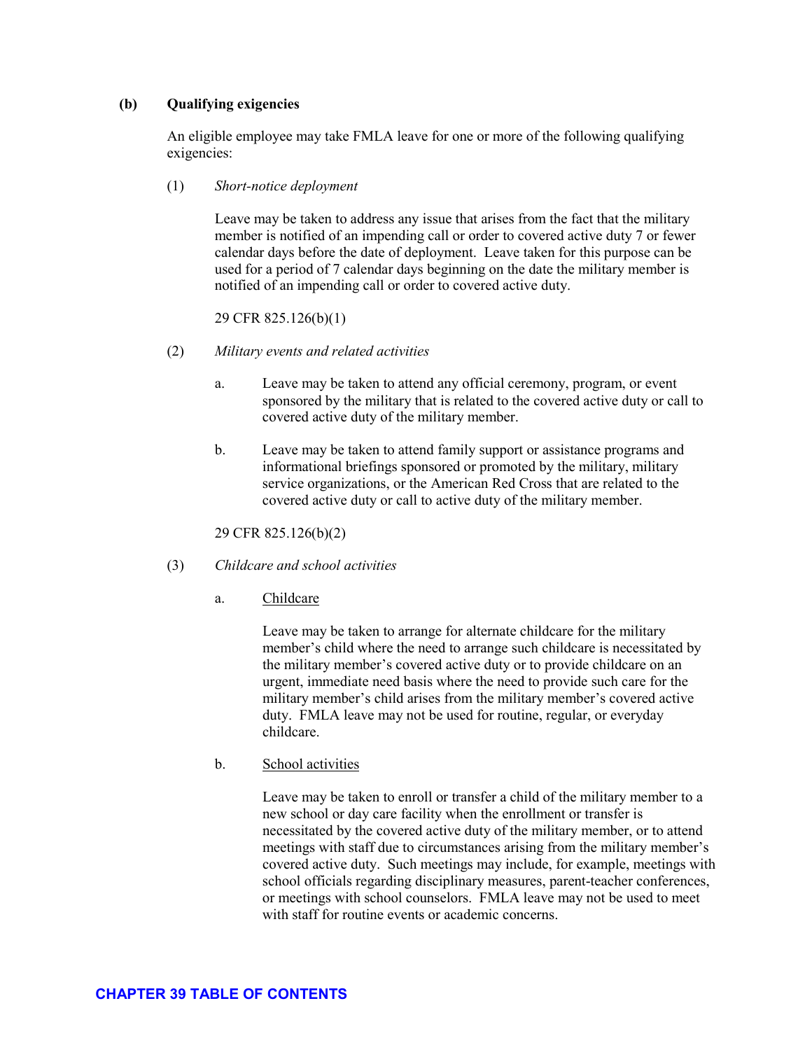**(b) Qualifying exigencies**

An eligible employee may take FMLA leave for one or more of the following qualifying exigencies:

(1) *Short-notice deployment*

Leave may be taken to address any issue that arises from the fact that the military member is notified of an impending call or order to covered active duty 7 or fewer calendar days before the date of deployment. Leave taken for this purpose can be used for a period of 7 calendar days beginning on the date the military member is notified of an impending call or order to covered active duty.

29 CFR 825.126(b)(1)

(2) *Military events and related activities*

a. Leave may be taken to attend any official ceremony, program, or event sponsored by the military that is related to the covered active duty or call to covered active duty of the military member.

b. Leave may be taken to attend family support or assistance programs and informational briefings sponsored or promoted by the military, military service organizations, or the American Red Cross that are related to the covered active duty or call to active duty of the military member.

29 CFR 825.126(b)(2)

(3) *Childcare and school activities*

a. Childcare

Leave may be taken to arrange for alternate childcare for the military member's child where the need to arrange such childcare is necessitated by the military member's covered active duty or to provide childcare on an urgent, immediate need basis where the need to provide such care for the military member's child arises from the military member's covered active duty. FMLA leave may not be used for routine, regular, or everyday childcare.

b. School activities

Leave may be taken to enroll or transfer a child of the military member to a new school or day care facility when the enrollment or transfer is necessitated by the covered active duty of the military member, or to attend meetings with staff due to circumstances arising from the military member's covered active duty. Such meetings may include, for example, meetings with school officials regarding disciplinary measures, parent-teacher conferences, or meetings with school counselors. FMLA leave may not be used to meet with staff for routine events or academic concerns.

CHAPTER 39 TABLE OF CONTENTS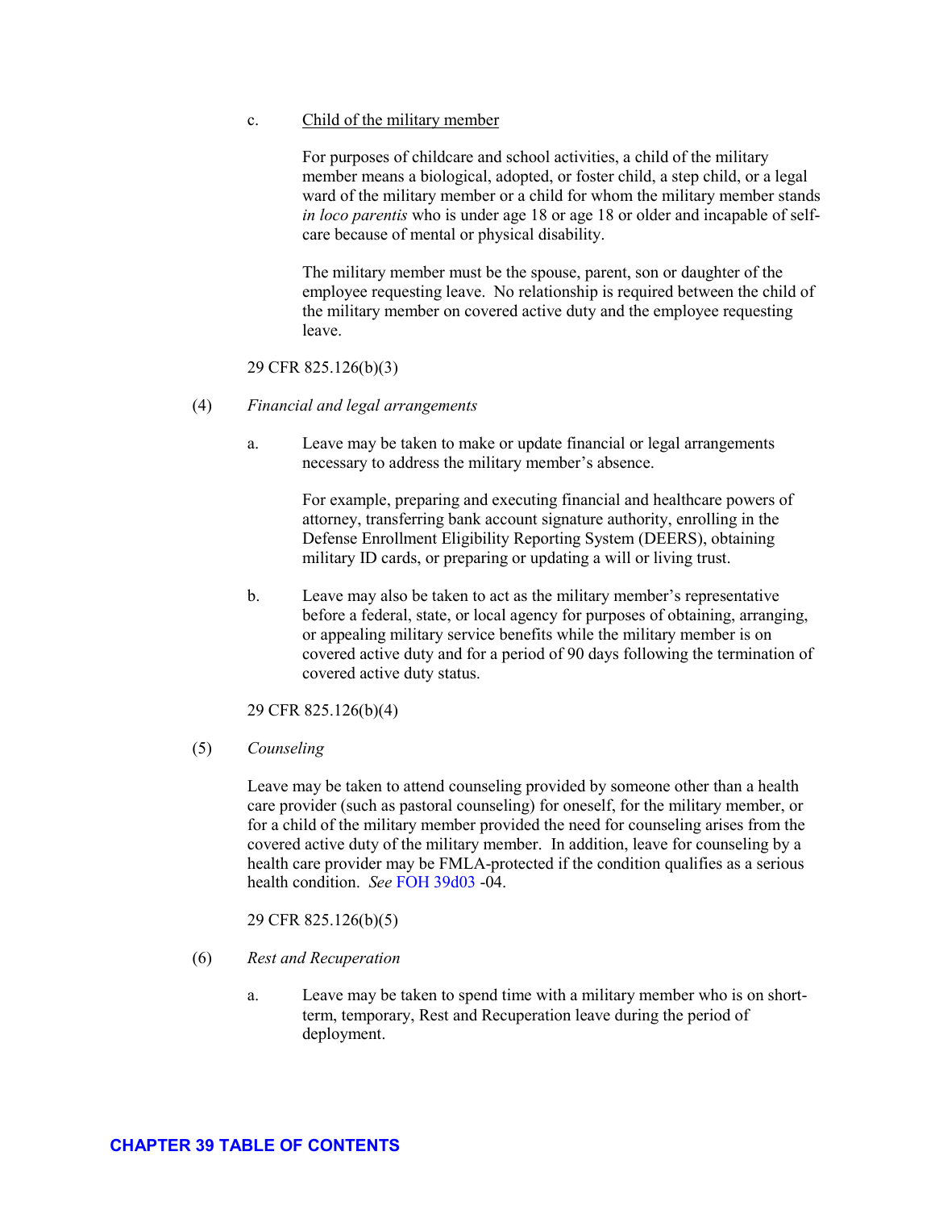c. <u>Child of the military member</u>

For purposes of childcare and school activities, a child of the military member means a biological, adopted, or foster child, a step child, or a legal ward of the military member or a child for whom the military member stands *in loco parentis* who is under age 18 or age 18 or older and incapable of self-care because of mental or physical disability.

The military member must be the spouse, parent, son or daughter of the employee requesting leave. No relationship is required between the child of the military member on covered active duty and the employee requesting leave.

29 CFR 825.126(b)(3)

(4) *Financial and legal arrangements*

a. Leave may be taken to make or update financial or legal arrangements necessary to address the military member's absence.

For example, preparing and executing financial and healthcare powers of attorney, transferring bank account signature authority, enrolling in the Defense Enrollment Eligibility Reporting System (DEERS), obtaining military ID cards, or preparing or updating a will or living trust.

b. Leave may also be taken to act as the military member's representative before a federal, state, or local agency for purposes of obtaining, arranging, or appealing military service benefits while the military member is on covered active duty and for a period of 90 days following the termination of covered active duty status.

29 CFR 825.126(b)(4)

(5) *Counseling*

Leave may be taken to attend counseling provided by someone other than a health care provider (such as pastoral counseling) for oneself, for the military member, or for a child of the military member provided the need for counseling arises from the covered active duty of the military member. In addition, leave for counseling by a health care provider may be FMLA-protected if the condition qualifies as a serious health condition. *See* FOH 39d03 -04.

29 CFR 825.126(b)(5)

(6) *Rest and Recuperation*

a. Leave may be taken to spend time with a military member who is on short-term, temporary, Rest and Recuperation leave during the period of deployment.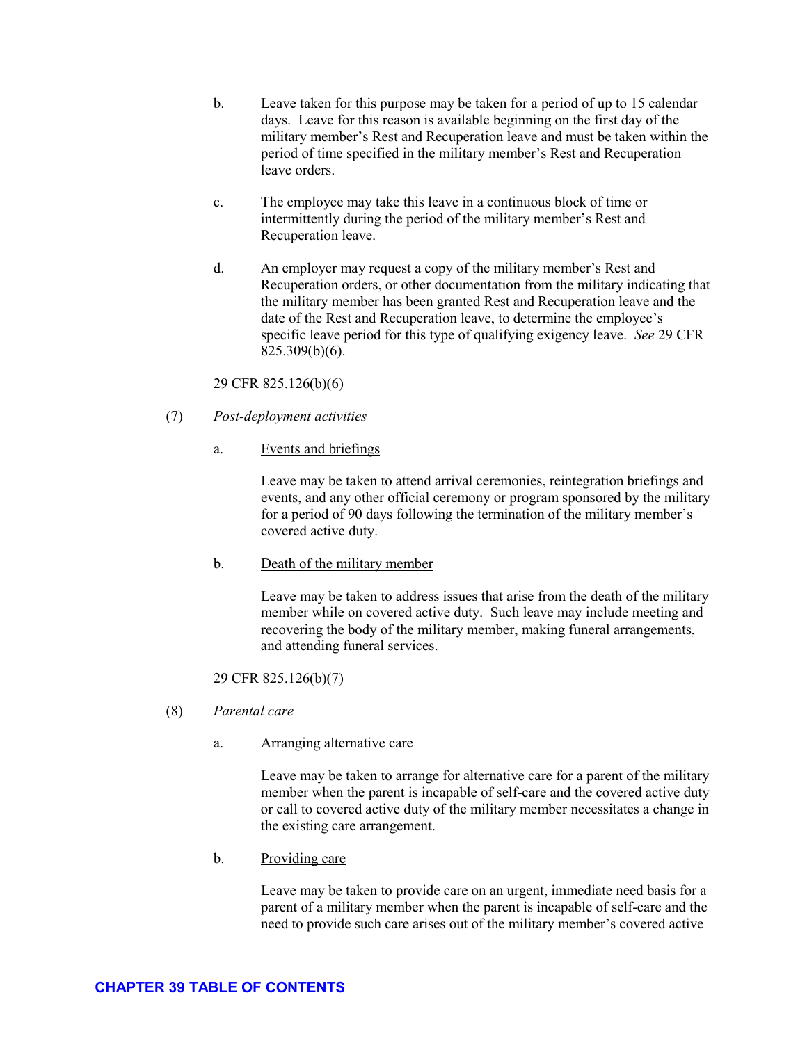b. Leave taken for this purpose may be taken for a period of up to 15 calendar days. Leave for this reason is available beginning on the first day of the military member's Rest and Recuperation leave and must be taken within the period of time specified in the military member's Rest and Recuperation leave orders.

c. The employee may take this leave in a continuous block of time or intermittently during the period of the military member's Rest and Recuperation leave.

d. An employer may request a copy of the military member's Rest and Recuperation orders, or other documentation from the military indicating that the military member has been granted Rest and Recuperation leave and the date of the Rest and Recuperation leave, to determine the employee's specific leave period for this type of qualifying exigency leave. *See* 29 CFR 825.309(b)(6).

29 CFR 825.126(b)(6)

(7) *Post-deployment activities*

a. Events and briefings

Leave may be taken to attend arrival ceremonies, reintegration briefings and events, and any other official ceremony or program sponsored by the military for a period of 90 days following the termination of the military member's covered active duty.

b. Death of the military member

Leave may be taken to address issues that arise from the death of the military member while on covered active duty. Such leave may include meeting and recovering the body of the military member, making funeral arrangements, and attending funeral services.

29 CFR 825.126(b)(7)

(8) *Parental care*

a. Arranging alternative care

Leave may be taken to arrange for alternative care for a parent of the military member when the parent is incapable of self-care and the covered active duty or call to covered active duty of the military member necessitates a change in the existing care arrangement.

b. Providing care

Leave may be taken to provide care on an urgent, immediate need basis for a parent of a military member when the parent is incapable of self-care and the need to provide such care arises out of the military member's covered active

**CHAPTER 39 TABLE OF CONTENTS**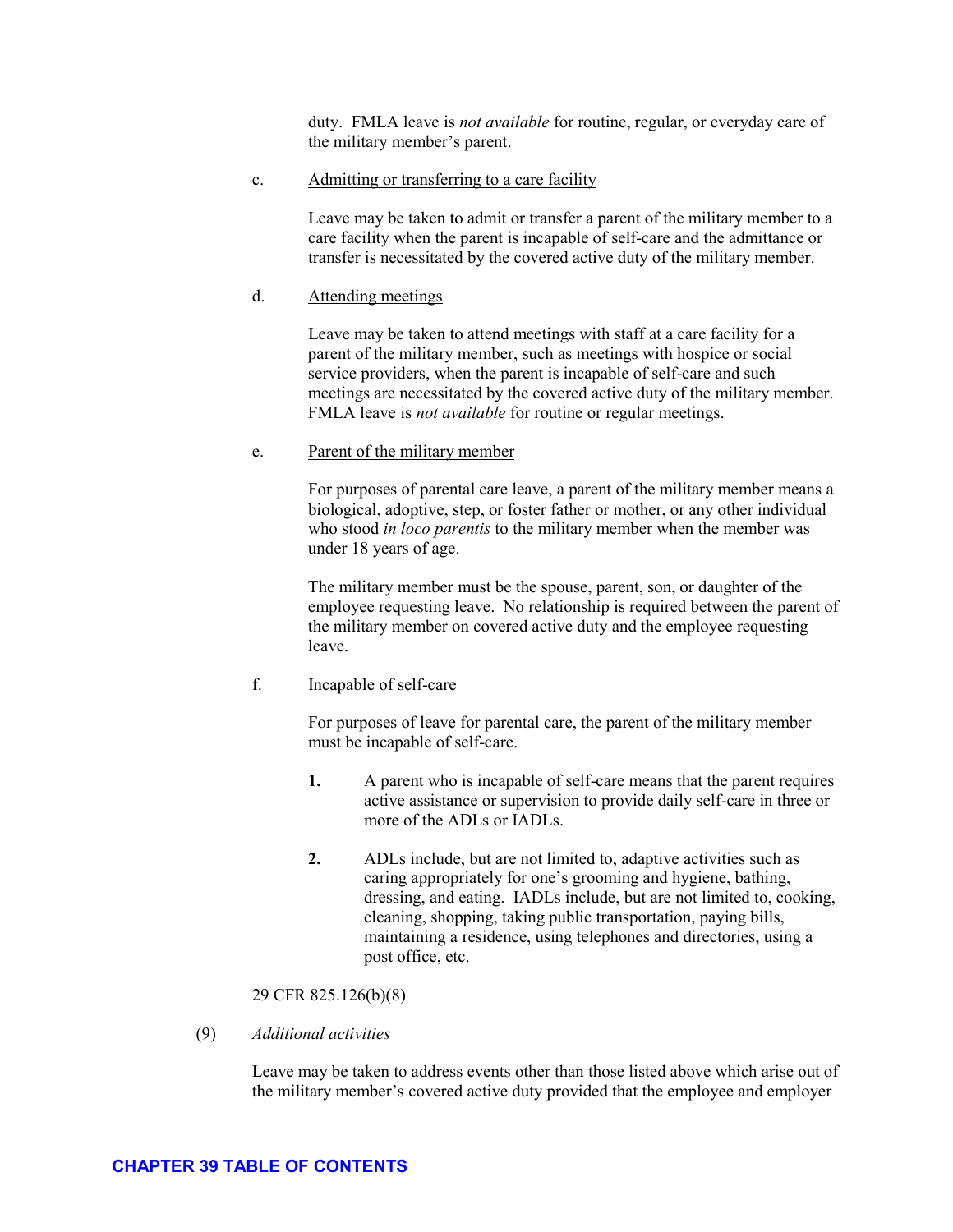duty. FMLA leave is *not available* for routine, regular, or everyday care of the military member's parent.

c. <u>Admitting or transferring to a care facility</u>

Leave may be taken to admit or transfer a parent of the military member to a care facility when the parent is incapable of self-care and the admittance or transfer is necessitated by the covered active duty of the military member.

d. <u>Attending meetings</u>

Leave may be taken to attend meetings with staff at a care facility for a parent of the military member, such as meetings with hospice or social service providers, when the parent is incapable of self-care and such meetings are necessitated by the covered active duty of the military member. FMLA leave is *not available* for routine or regular meetings.

e. <u>Parent of the military member</u>

For purposes of parental care leave, a parent of the military member means a biological, adoptive, step, or foster father or mother, or any other individual who stood *in loco parentis* to the military member when the member was under 18 years of age.

The military member must be the spouse, parent, son, or daughter of the employee requesting leave. No relationship is required between the parent of the military member on covered active duty and the employee requesting leave.

f. <u>Incapable of self-care</u>

For purposes of leave for parental care, the parent of the military member must be incapable of self-care.

**1.** A parent who is incapable of self-care means that the parent requires active assistance or supervision to provide daily self-care in three or more of the ADLs or IADLs.

**2.** ADLs include, but are not limited to, adaptive activities such as caring appropriately for one's grooming and hygiene, bathing, dressing, and eating. IADLs include, but are not limited to, cooking, cleaning, shopping, taking public transportation, paying bills, maintaining a residence, using telephones and directories, using a post office, etc.

29 CFR 825.126(b)(8)

(9) *Additional activities*

Leave may be taken to address events other than those listed above which arise out of the military member's covered active duty provided that the employee and employer

**CHAPTER 39 TABLE OF CONTENTS**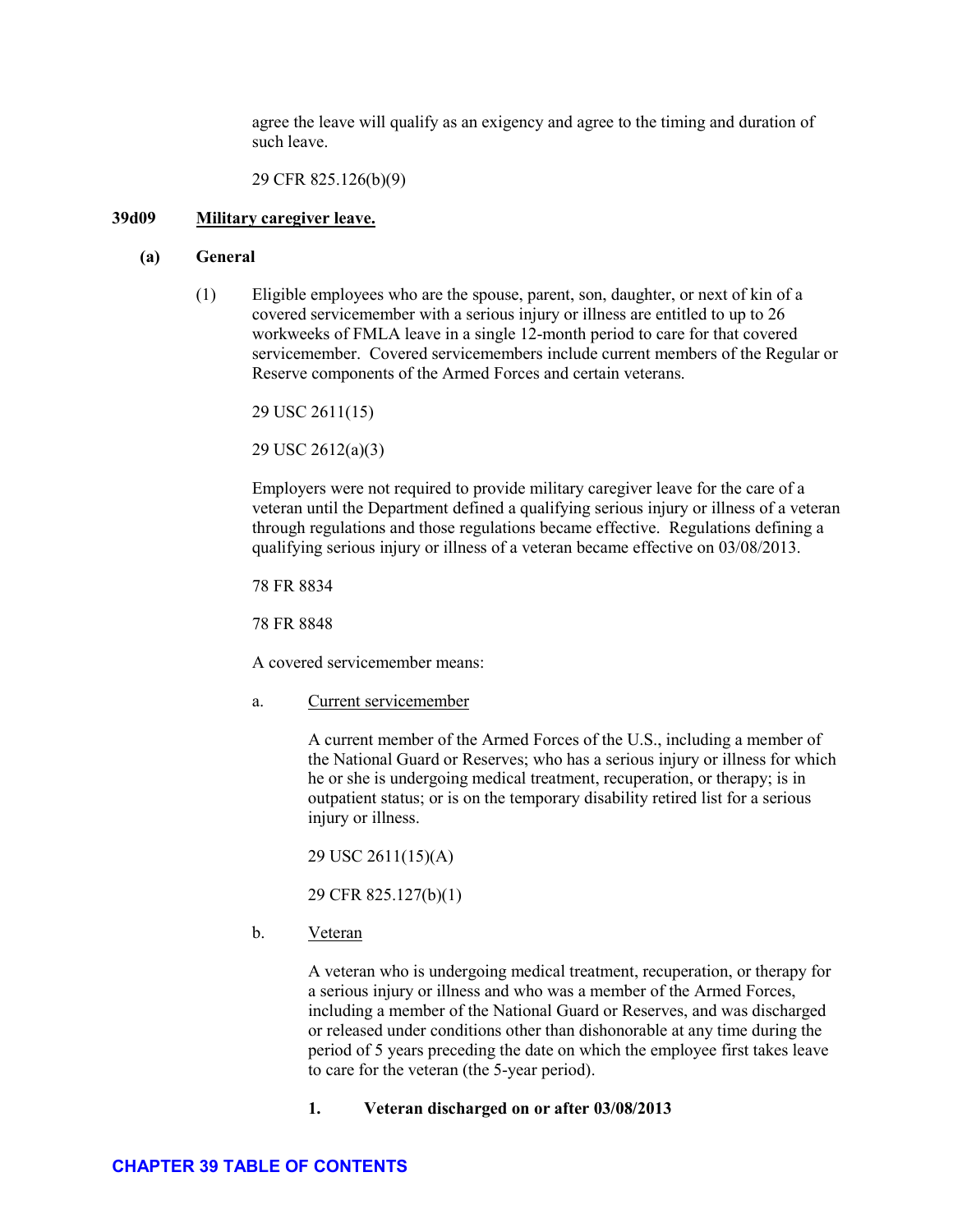agree the leave will qualify as an exigency and agree to the timing and duration of such leave.

29 CFR 825.126(b)(9)

### 39d09 Military caregiver leave.

#### (a) General

(1) Eligible employees who are the spouse, parent, son, daughter, or next of kin of a covered servicemember with a serious injury or illness are entitled to up to 26 workweeks of FMLA leave in a single 12-month period to care for that covered servicemember. Covered servicemembers include current members of the Regular or Reserve components of the Armed Forces and certain veterans.

29 USC 2611(15)

29 USC 2612(a)(3)

Employers were not required to provide military caregiver leave for the care of a veteran until the Department defined a qualifying serious injury or illness of a veteran through regulations and those regulations became effective. Regulations defining a qualifying serious injury or illness of a veteran became effective on 03/08/2013.

78 FR 8834

78 FR 8848

A covered servicemember means:

a. Current servicemember

A current member of the Armed Forces of the U.S., including a member of the National Guard or Reserves; who has a serious injury or illness for which he or she is undergoing medical treatment, recuperation, or therapy; is in outpatient status; or is on the temporary disability retired list for a serious injury or illness.

29 USC 2611(15)(A)

29 CFR 825.127(b)(1)

b. Veteran

A veteran who is undergoing medical treatment, recuperation, or therapy for a serious injury or illness and who was a member of the Armed Forces, including a member of the National Guard or Reserves, and was discharged or released under conditions other than dishonorable at any time during the period of 5 years preceding the date on which the employee first takes leave to care for the veteran (the 5-year period).

**1. Veteran discharged on or after 03/08/2013**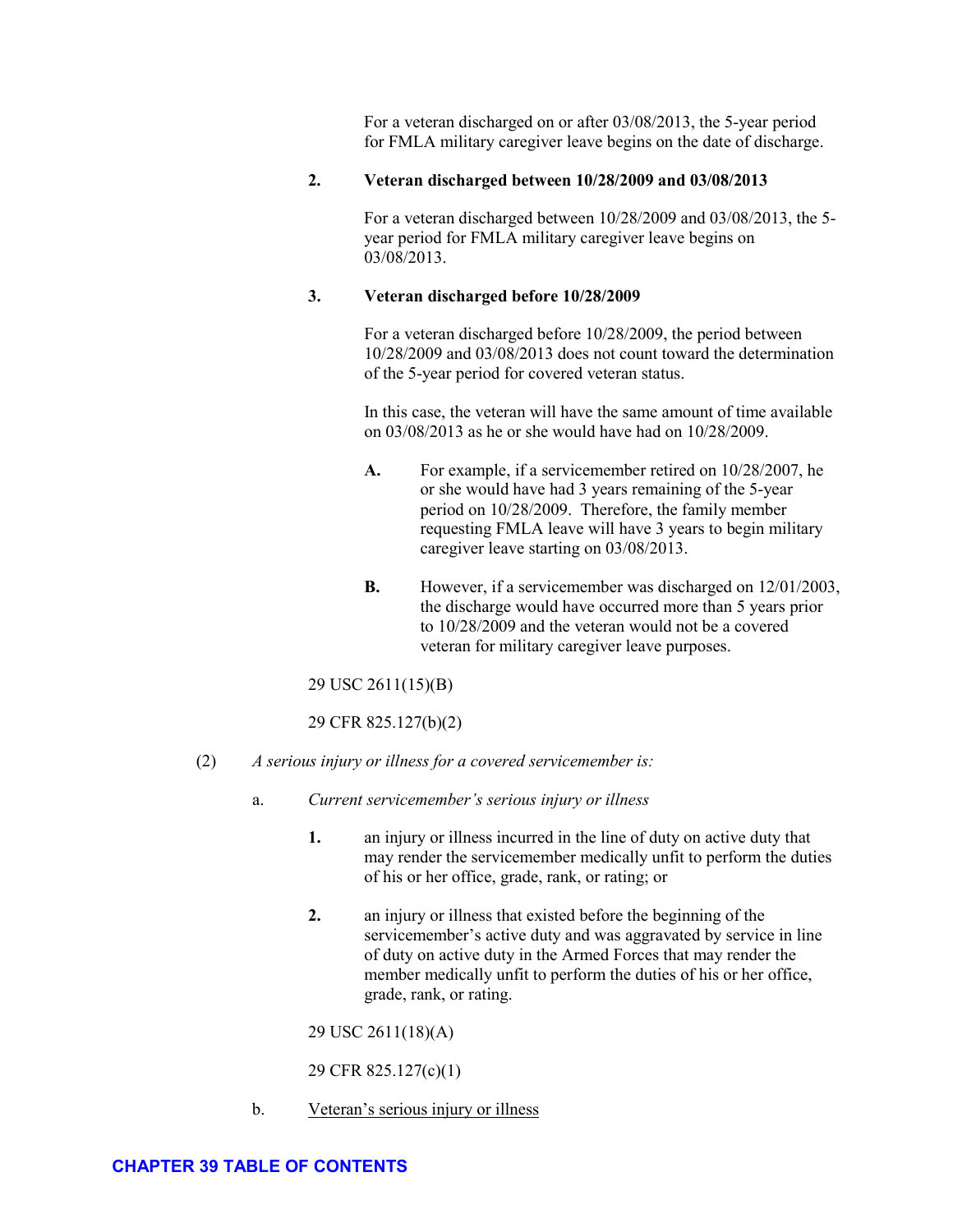For a veteran discharged on or after 03/08/2013, the 5-year period for FMLA military caregiver leave begins on the date of discharge.

**2. Veteran discharged between 10/28/2009 and 03/08/2013**

For a veteran discharged between 10/28/2009 and 03/08/2013, the 5-year period for FMLA military caregiver leave begins on 03/08/2013.

**3. Veteran discharged before 10/28/2009**

For a veteran discharged before 10/28/2009, the period between 10/28/2009 and 03/08/2013 does not count toward the determination of the 5-year period for covered veteran status.

In this case, the veteran will have the same amount of time available on 03/08/2013 as he or she would have had on 10/28/2009.

**A.** For example, if a servicemember retired on 10/28/2007, he or she would have had 3 years remaining of the 5-year period on 10/28/2009. Therefore, the family member requesting FMLA leave will have 3 years to begin military caregiver leave starting on 03/08/2013.

**B.** However, if a servicemember was discharged on 12/01/2003, the discharge would have occurred more than 5 years prior to 10/28/2009 and the veteran would not be a covered veteran for military caregiver leave purposes.

29 USC 2611(15)(B)

29 CFR 825.127(b)(2)

(2) *A serious injury or illness for a covered servicemember is:*

a. *Current servicemember's serious injury or illness*

**1.** an injury or illness incurred in the line of duty on active duty that may render the servicemember medically unfit to perform the duties of his or her office, grade, rank, or rating; or

**2.** an injury or illness that existed before the beginning of the servicemember's active duty and was aggravated by service in line of duty on active duty in the Armed Forces that may render the member medically unfit to perform the duties of his or her office, grade, rank, or rating.

29 USC 2611(18)(A)

29 CFR 825.127(c)(1)

b. Veteran's serious injury or illness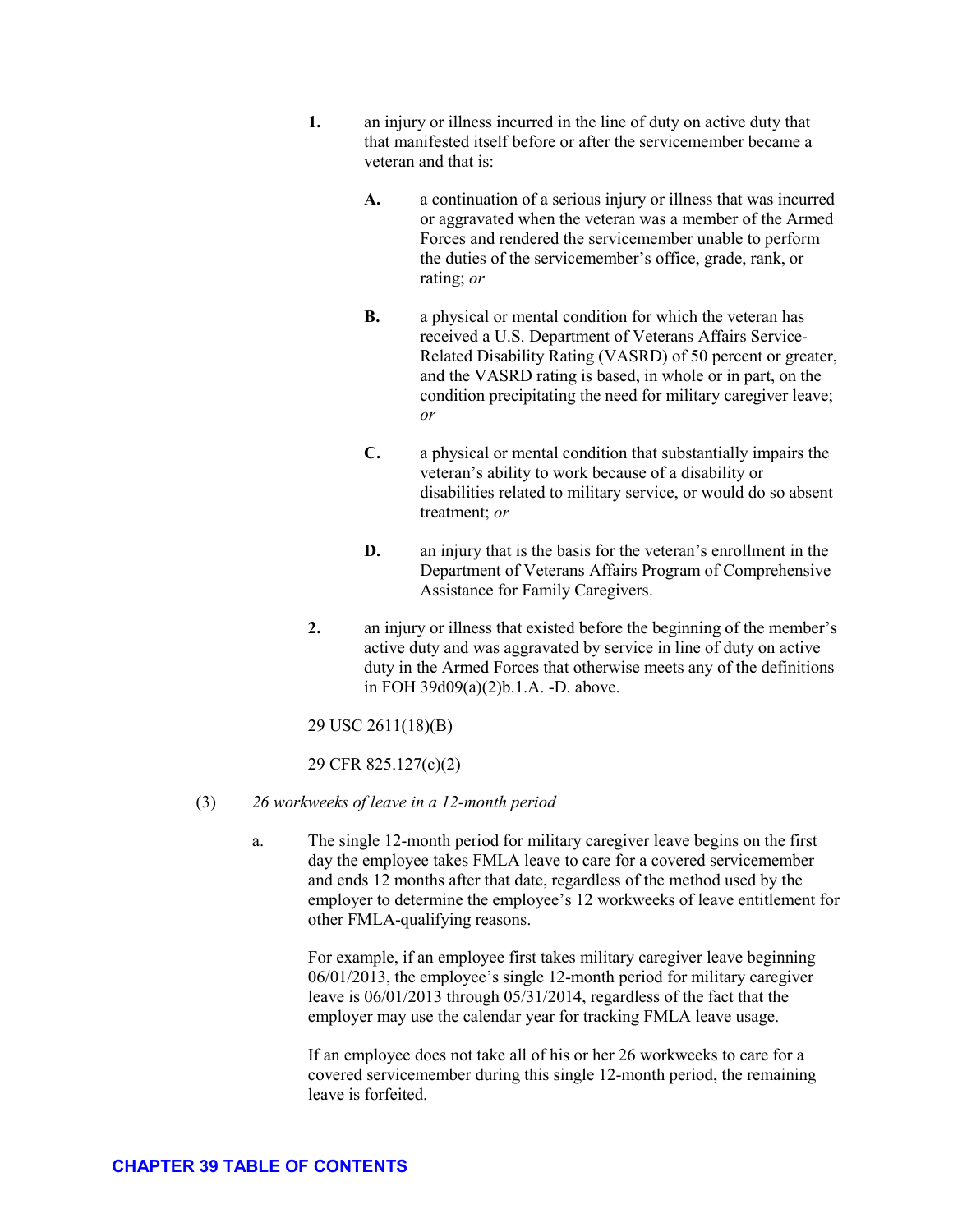**1.** an injury or illness incurred in the line of duty on active duty that that manifested itself before or after the servicemember became a veteran and that is:

> **A.** a continuation of a serious injury or illness that was incurred or aggravated when the veteran was a member of the Armed Forces and rendered the servicemember unable to perform the duties of the servicemember's office, grade, rank, or rating; *or*
>
> **B.** a physical or mental condition for which the veteran has received a U.S. Department of Veterans Affairs Service-Related Disability Rating (VASRD) of 50 percent or greater, and the VASRD rating is based, in whole or in part, on the condition precipitating the need for military caregiver leave; *or*
>
> **C.** a physical or mental condition that substantially impairs the veteran's ability to work because of a disability or disabilities related to military service, or would do so absent treatment; *or*
>
> **D.** an injury that is the basis for the veteran's enrollment in the Department of Veterans Affairs Program of Comprehensive Assistance for Family Caregivers.

**2.** an injury or illness that existed before the beginning of the member's active duty and was aggravated by service in line of duty on active duty in the Armed Forces that otherwise meets any of the definitions in FOH 39d09(a)(2)b.1.A. -D. above.

29 USC 2611(18)(B)

29 CFR 825.127(c)(2)

(3) *26 workweeks of leave in a 12-month period*

a. The single 12-month period for military caregiver leave begins on the first day the employee takes FMLA leave to care for a covered servicemember and ends 12 months after that date, regardless of the method used by the employer to determine the employee's 12 workweeks of leave entitlement for other FMLA-qualifying reasons.

For example, if an employee first takes military caregiver leave beginning 06/01/2013, the employee's single 12-month period for military caregiver leave is 06/01/2013 through 05/31/2014, regardless of the fact that the employer may use the calendar year for tracking FMLA leave usage.

If an employee does not take all of his or her 26 workweeks to care for a covered servicemember during this single 12-month period, the remaining leave is forfeited.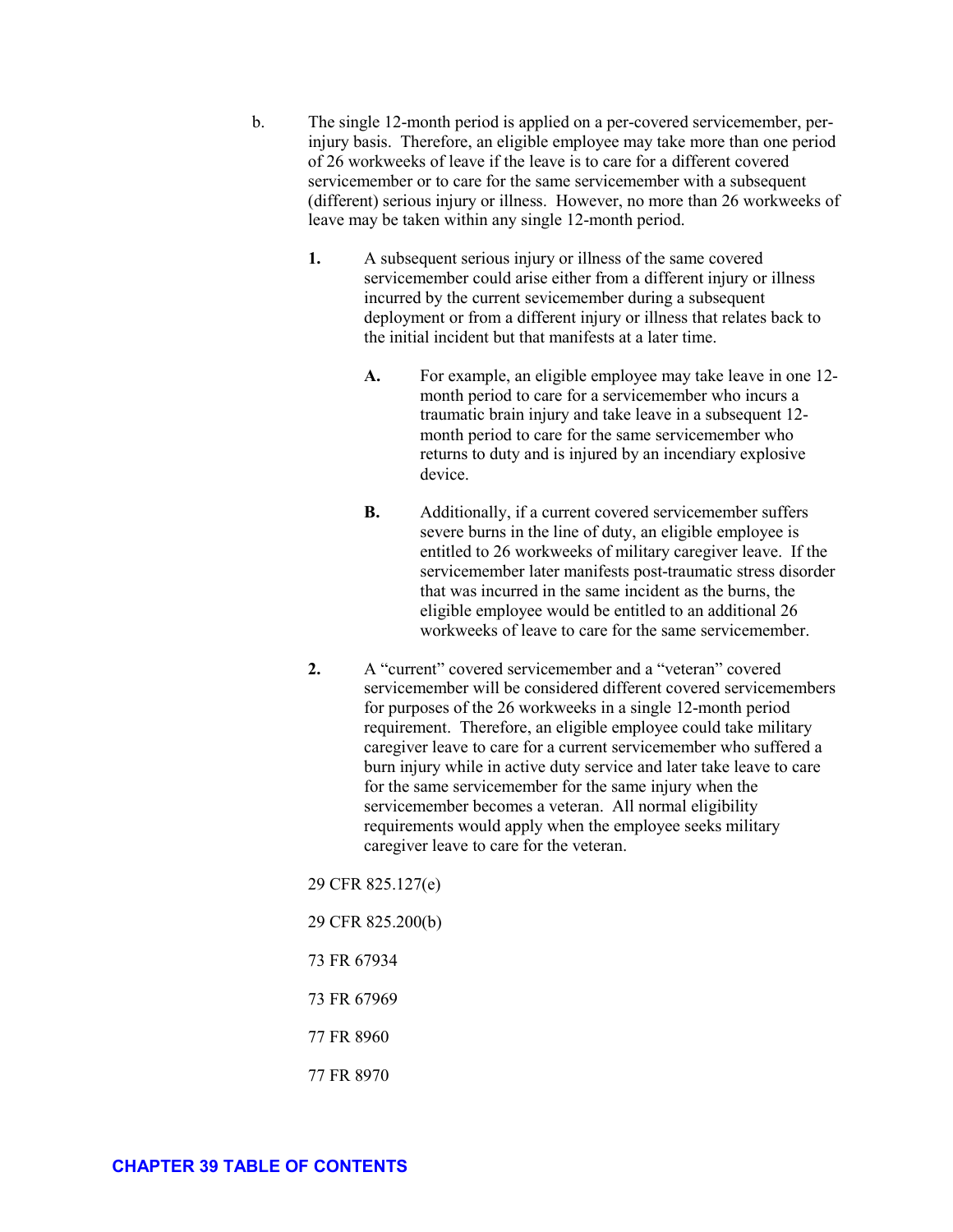b. The single 12-month period is applied on a per-covered servicemember, per-injury basis. Therefore, an eligible employee may take more than one period of 26 workweeks of leave if the leave is to care for a different covered servicemember or to care for the same servicemember with a subsequent (different) serious injury or illness. However, no more than 26 workweeks of leave may be taken within any single 12-month period.

**1.** A subsequent serious injury or illness of the same covered servicemember could arise either from a different injury or illness incurred by the current sevicemember during a subsequent deployment or from a different injury or illness that relates back to the initial incident but that manifests at a later time.

**A.** For example, an eligible employee may take leave in one 12-month period to care for a servicemember who incurs a traumatic brain injury and take leave in a subsequent 12-month period to care for the same servicemember who returns to duty and is injured by an incendiary explosive device.

**B.** Additionally, if a current covered servicemember suffers severe burns in the line of duty, an eligible employee is entitled to 26 workweeks of military caregiver leave. If the servicemember later manifests post-traumatic stress disorder that was incurred in the same incident as the burns, the eligible employee would be entitled to an additional 26 workweeks of leave to care for the same servicemember.

**2.** A "current" covered servicemember and a "veteran" covered servicemember will be considered different covered servicemembers for purposes of the 26 workweeks in a single 12-month period requirement. Therefore, an eligible employee could take military caregiver leave to care for a current servicemember who suffered a burn injury while in active duty service and later take leave to care for the same servicemember for the same injury when the servicemember becomes a veteran. All normal eligibility requirements would apply when the employee seeks military caregiver leave to care for the veteran.

29 CFR 825.127(e)

29 CFR 825.200(b)

73 FR 67934

73 FR 67969

77 FR 8960

77 FR 8970

**CHAPTER 39 TABLE OF CONTENTS**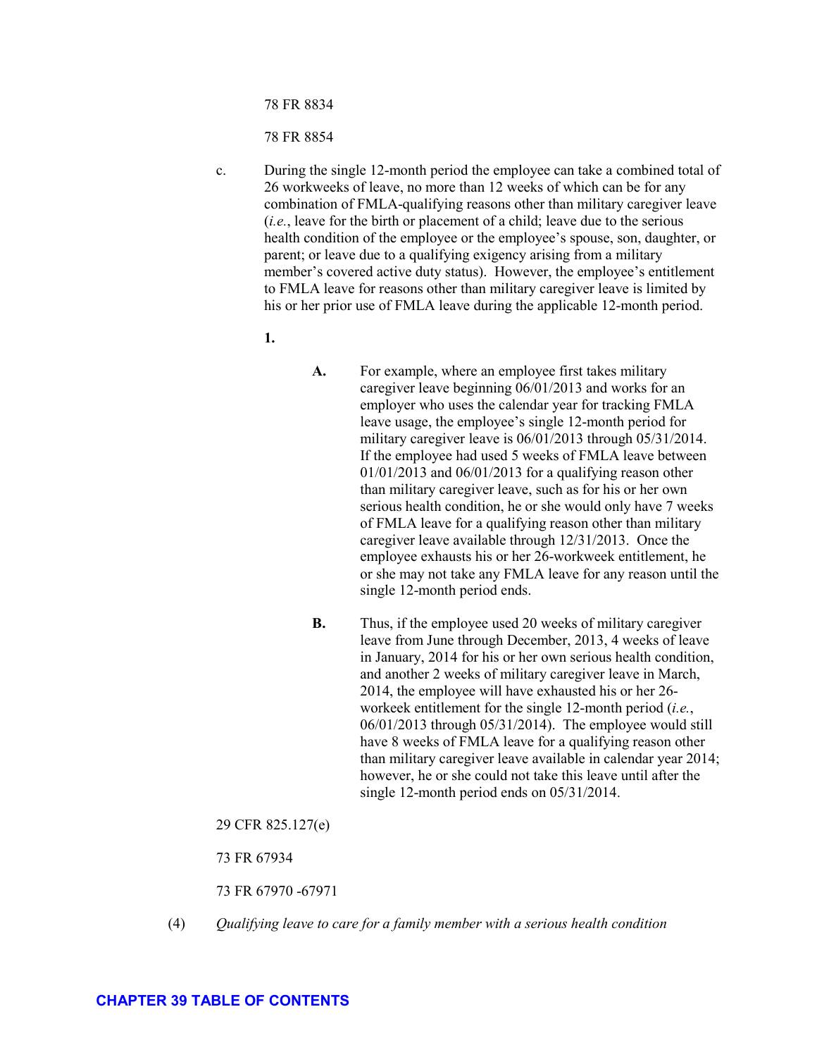78 FR 8834

78 FR 8854

c. During the single 12-month period the employee can take a combined total of 26 workweeks of leave, no more than 12 weeks of which can be for any combination of FMLA-qualifying reasons other than military caregiver leave (*i.e.*, leave for the birth or placement of a child; leave due to the serious health condition of the employee or the employee's spouse, son, daughter, or parent; or leave due to a qualifying exigency arising from a military member's covered active duty status). However, the employee's entitlement to FMLA leave for reasons other than military caregiver leave is limited by his or her prior use of FMLA leave during the applicable 12-month period.

**1.**

**A.** For example, where an employee first takes military caregiver leave beginning 06/01/2013 and works for an employer who uses the calendar year for tracking FMLA leave usage, the employee's single 12-month period for military caregiver leave is 06/01/2013 through 05/31/2014. If the employee had used 5 weeks of FMLA leave between 01/01/2013 and 06/01/2013 for a qualifying reason other than military caregiver leave, such as for his or her own serious health condition, he or she would only have 7 weeks of FMLA leave for a qualifying reason other than military caregiver leave available through 12/31/2013. Once the employee exhausts his or her 26-workweek entitlement, he or she may not take any FMLA leave for any reason until the single 12-month period ends.

**B.** Thus, if the employee used 20 weeks of military caregiver leave from June through December, 2013, 4 weeks of leave in January, 2014 for his or her own serious health condition, and another 2 weeks of military caregiver leave in March, 2014, the employee will have exhausted his or her 26-workeek entitlement for the single 12-month period (*i.e.*, 06/01/2013 through 05/31/2014). The employee would still have 8 weeks of FMLA leave for a qualifying reason other than military caregiver leave available in calendar year 2014; however, he or she could not take this leave until after the single 12-month period ends on 05/31/2014.

29 CFR 825.127(e)

73 FR 67934

73 FR 67970 -67971

(4) *Qualifying leave to care for a family member with a serious health condition*

CHAPTER 39 TABLE OF CONTENTS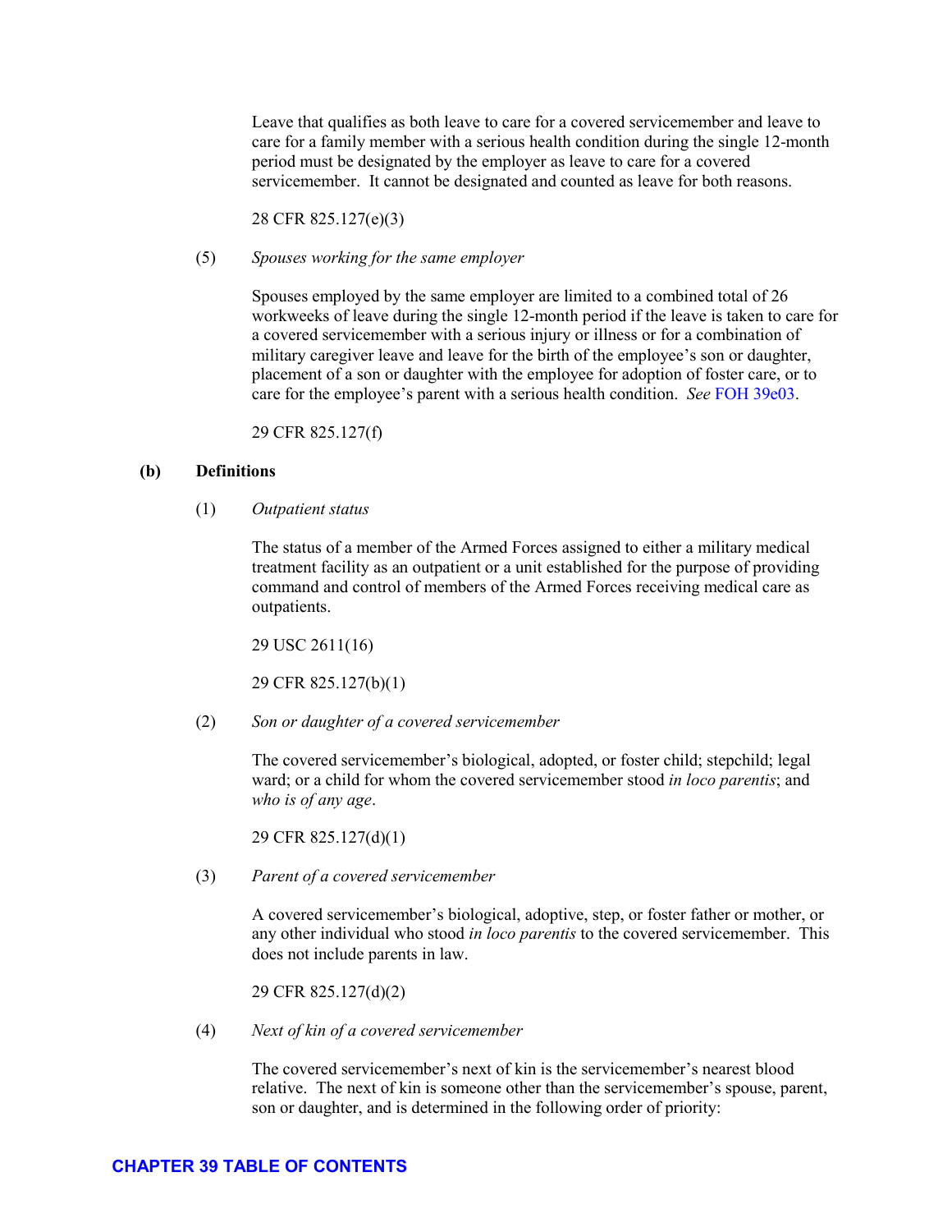Leave that qualifies as both leave to care for a covered servicemember and leave to care for a family member with a serious health condition during the single 12-month period must be designated by the employer as leave to care for a covered servicemember. It cannot be designated and counted as leave for both reasons.

28 CFR 825.127(e)(3)

(5) *Spouses working for the same employer*

Spouses employed by the same employer are limited to a combined total of 26 workweeks of leave during the single 12-month period if the leave is taken to care for a covered servicemember with a serious injury or illness or for a combination of military caregiver leave and leave for the birth of the employee's son or daughter, placement of a son or daughter with the employee for adoption of foster care, or to care for the employee's parent with a serious health condition. *See* FOH 39e03.

29 CFR 825.127(f)

**(b) Definitions**

(1) *Outpatient status*

The status of a member of the Armed Forces assigned to either a military medical treatment facility as an outpatient or a unit established for the purpose of providing command and control of members of the Armed Forces receiving medical care as outpatients.

29 USC 2611(16)

29 CFR 825.127(b)(1)

(2) *Son or daughter of a covered servicemember*

The covered servicemember's biological, adopted, or foster child; stepchild; legal ward; or a child for whom the covered servicemember stood *in loco parentis*; and *who is of any age*.

29 CFR 825.127(d)(1)

(3) *Parent of a covered servicemember*

A covered servicemember's biological, adoptive, step, or foster father or mother, or any other individual who stood *in loco parentis* to the covered servicemember. This does not include parents in law.

29 CFR 825.127(d)(2)

(4) *Next of kin of a covered servicemember*

The covered servicemember's next of kin is the servicemember's nearest blood relative. The next of kin is someone other than the servicemember's spouse, parent, son or daughter, and is determined in the following order of priority: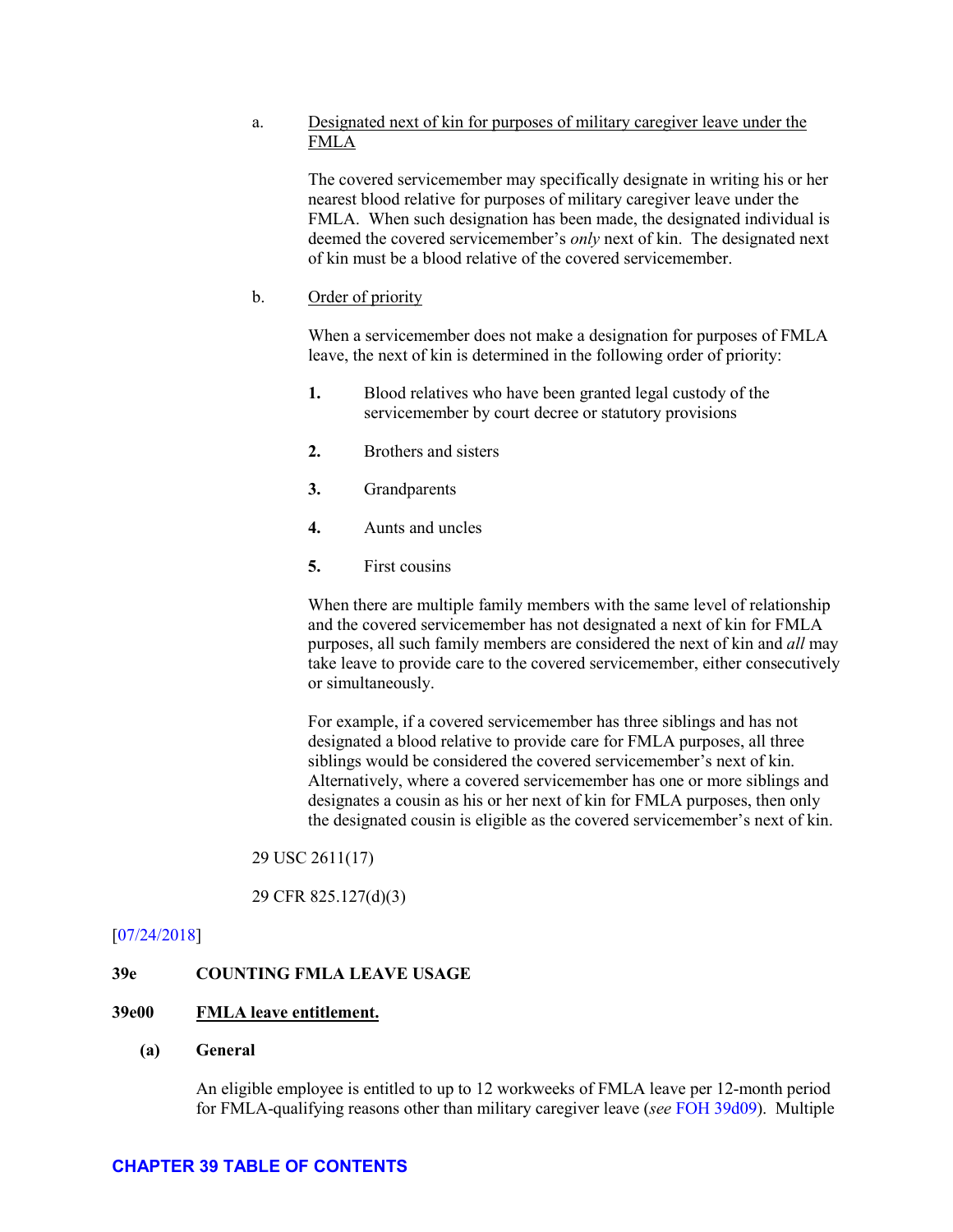a. Designated next of kin for purposes of military caregiver leave under the FMLA

The covered servicemember may specifically designate in writing his or her nearest blood relative for purposes of military caregiver leave under the FMLA. When such designation has been made, the designated individual is deemed the covered servicemember's *only* next of kin. The designated next of kin must be a blood relative of the covered servicemember.

b. Order of priority

When a servicemember does not make a designation for purposes of FMLA leave, the next of kin is determined in the following order of priority:

**1.** Blood relatives who have been granted legal custody of the servicemember by court decree or statutory provisions

**2.** Brothers and sisters

**3.** Grandparents

**4.** Aunts and uncles

**5.** First cousins

When there are multiple family members with the same level of relationship and the covered servicemember has not designated a next of kin for FMLA purposes, all such family members are considered the next of kin and *all* may take leave to provide care to the covered servicemember, either consecutively or simultaneously.

For example, if a covered servicemember has three siblings and has not designated a blood relative to provide care for FMLA purposes, all three siblings would be considered the covered servicemember's next of kin. Alternatively, where a covered servicemember has one or more siblings and designates a cousin as his or her next of kin for FMLA purposes, then only the designated cousin is eligible as the covered servicemember's next of kin.

29 USC 2611(17)

29 CFR 825.127(d)(3)

[07/24/2018]

## 39e COUNTING FMLA LEAVE USAGE

### 39e00 FMLA leave entitlement.

**(a) General**

An eligible employee is entitled to up to 12 workweeks of FMLA leave per 12-month period for FMLA-qualifying reasons other than military caregiver leave (*see* FOH 39d09). Multiple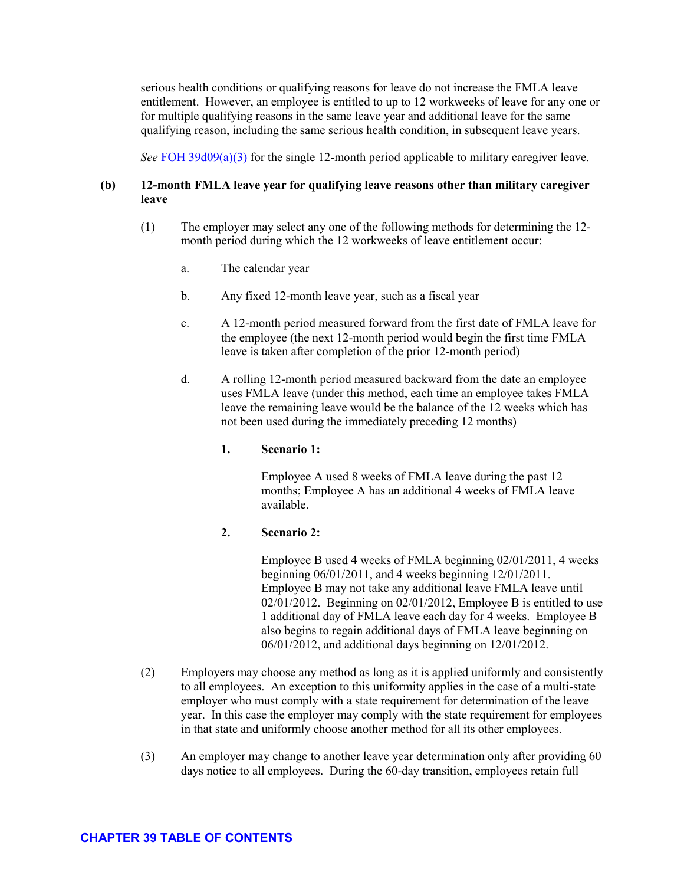serious health conditions or qualifying reasons for leave do not increase the FMLA leave entitlement. However, an employee is entitled to up to 12 workweeks of leave for any one or for multiple qualifying reasons in the same leave year and additional leave for the same qualifying reason, including the same serious health condition, in subsequent leave years.

*See* FOH 39d09(a)(3) for the single 12-month period applicable to military caregiver leave.

**(b) 12-month FMLA leave year for qualifying leave reasons other than military caregiver leave**

(1) The employer may select any one of the following methods for determining the 12-month period during which the 12 workweeks of leave entitlement occur:

a. The calendar year

b. Any fixed 12-month leave year, such as a fiscal year

c. A 12-month period measured forward from the first date of FMLA leave for the employee (the next 12-month period would begin the first time FMLA leave is taken after completion of the prior 12-month period)

d. A rolling 12-month period measured backward from the date an employee uses FMLA leave (under this method, each time an employee takes FMLA leave the remaining leave would be the balance of the 12 weeks which has not been used during the immediately preceding 12 months)

**1. Scenario 1:**

Employee A used 8 weeks of FMLA leave during the past 12 months; Employee A has an additional 4 weeks of FMLA leave available.

**2. Scenario 2:**

Employee B used 4 weeks of FMLA beginning 02/01/2011, 4 weeks beginning 06/01/2011, and 4 weeks beginning 12/01/2011. Employee B may not take any additional leave FMLA leave until 02/01/2012. Beginning on 02/01/2012, Employee B is entitled to use 1 additional day of FMLA leave each day for 4 weeks. Employee B also begins to regain additional days of FMLA leave beginning on 06/01/2012, and additional days beginning on 12/01/2012.

(2) Employers may choose any method as long as it is applied uniformly and consistently to all employees. An exception to this uniformity applies in the case of a multi-state employer who must comply with a state requirement for determination of the leave year. In this case the employer may comply with the state requirement for employees in that state and uniformly choose another method for all its other employees.

(3) An employer may change to another leave year determination only after providing 60 days notice to all employees. During the 60-day transition, employees retain full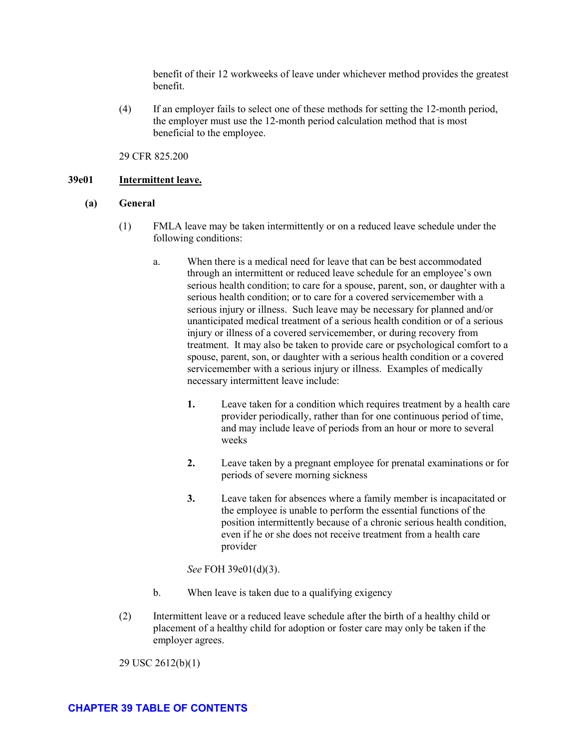benefit of their 12 workweeks of leave under whichever method provides the greatest benefit.

(4) If an employer fails to select one of these methods for setting the 12-month period, the employer must use the 12-month period calculation method that is most beneficial to the employee.

29 CFR 825.200

### 39e01 Intermittent leave.

**(a) General**

(1) FMLA leave may be taken intermittently or on a reduced leave schedule under the following conditions:

a. When there is a medical need for leave that can be best accommodated through an intermittent or reduced leave schedule for an employee's own serious health condition; to care for a spouse, parent, son, or daughter with a serious health condition; or to care for a covered servicemember with a serious injury or illness. Such leave may be necessary for planned and/or unanticipated medical treatment of a serious health condition or of a serious injury or illness of a covered servicemember, or during recovery from treatment. It may also be taken to provide care or psychological comfort to a spouse, parent, son, or daughter with a serious health condition or a covered servicemember with a serious injury or illness. Examples of medically necessary intermittent leave include:

**1.** Leave taken for a condition which requires treatment by a health care provider periodically, rather than for one continuous period of time, and may include leave of periods from an hour or more to several weeks

**2.** Leave taken by a pregnant employee for prenatal examinations or for periods of severe morning sickness

**3.** Leave taken for absences where a family member is incapacitated or the employee is unable to perform the essential functions of the position intermittently because of a chronic serious health condition, even if he or she does not receive treatment from a health care provider

*See* FOH 39e01(d)(3).

b. When leave is taken due to a qualifying exigency

(2) Intermittent leave or a reduced leave schedule after the birth of a healthy child or placement of a healthy child for adoption or foster care may only be taken if the employer agrees.

29 USC 2612(b)(1)

CHAPTER 39 TABLE OF CONTENTS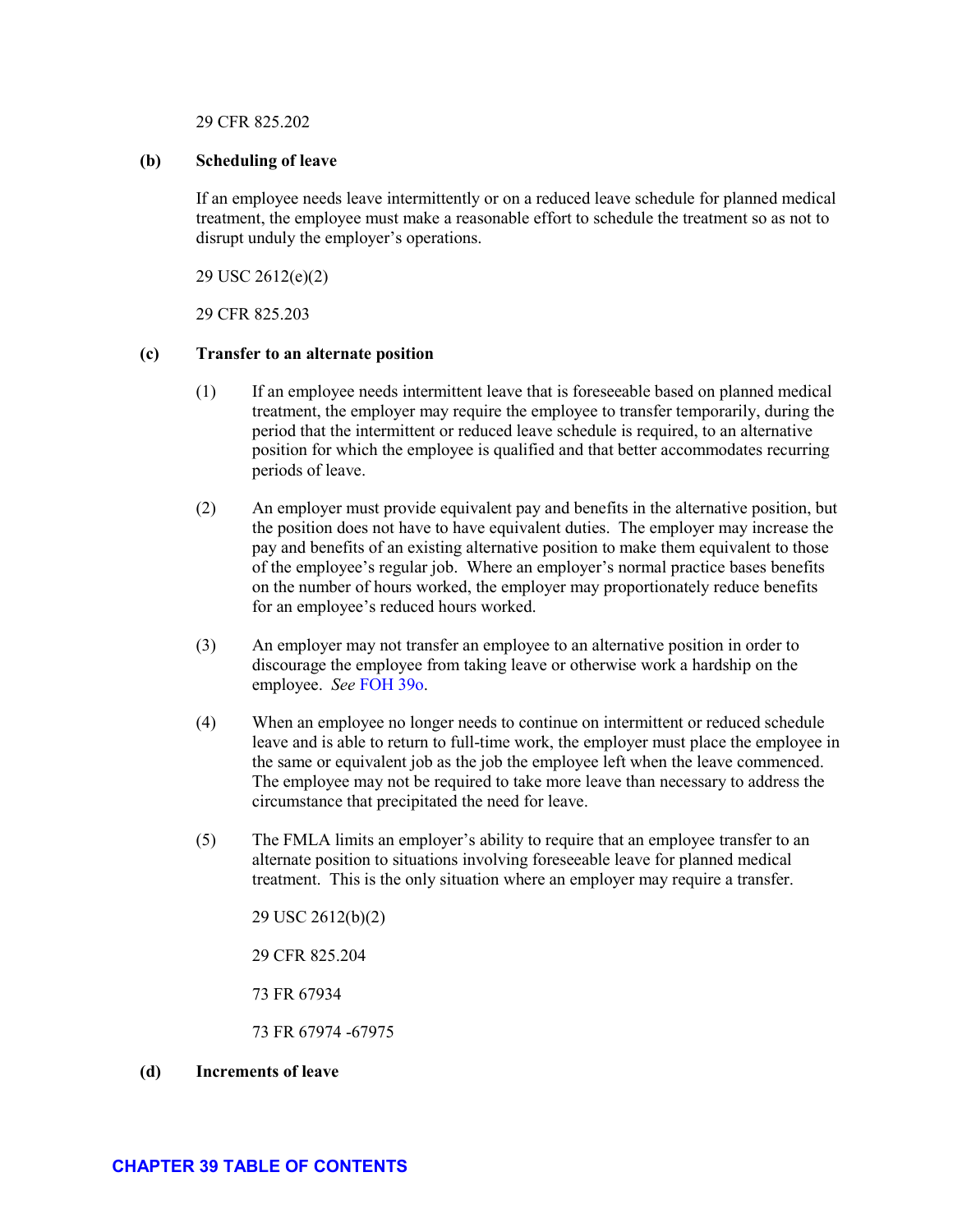29 CFR 825.202

**(b) Scheduling of leave**

If an employee needs leave intermittently or on a reduced leave schedule for planned medical treatment, the employee must make a reasonable effort to schedule the treatment so as not to disrupt unduly the employer's operations.

29 USC 2612(e)(2)

29 CFR 825.203

**(c) Transfer to an alternate position**

(1) If an employee needs intermittent leave that is foreseeable based on planned medical treatment, the employer may require the employee to transfer temporarily, during the period that the intermittent or reduced leave schedule is required, to an alternative position for which the employee is qualified and that better accommodates recurring periods of leave.

(2) An employer must provide equivalent pay and benefits in the alternative position, but the position does not have to have equivalent duties. The employer may increase the pay and benefits of an existing alternative position to make them equivalent to those of the employee's regular job. Where an employer's normal practice bases benefits on the number of hours worked, the employer may proportionately reduce benefits for an employee's reduced hours worked.

(3) An employer may not transfer an employee to an alternative position in order to discourage the employee from taking leave or otherwise work a hardship on the employee. *See* FOH 39o.

(4) When an employee no longer needs to continue on intermittent or reduced schedule leave and is able to return to full-time work, the employer must place the employee in the same or equivalent job as the job the employee left when the leave commenced. The employee may not be required to take more leave than necessary to address the circumstance that precipitated the need for leave.

(5) The FMLA limits an employer's ability to require that an employee transfer to an alternate position to situations involving foreseeable leave for planned medical treatment. This is the only situation where an employer may require a transfer.

29 USC 2612(b)(2)

29 CFR 825.204

73 FR 67934

73 FR 67974 -67975

**(d) Increments of leave**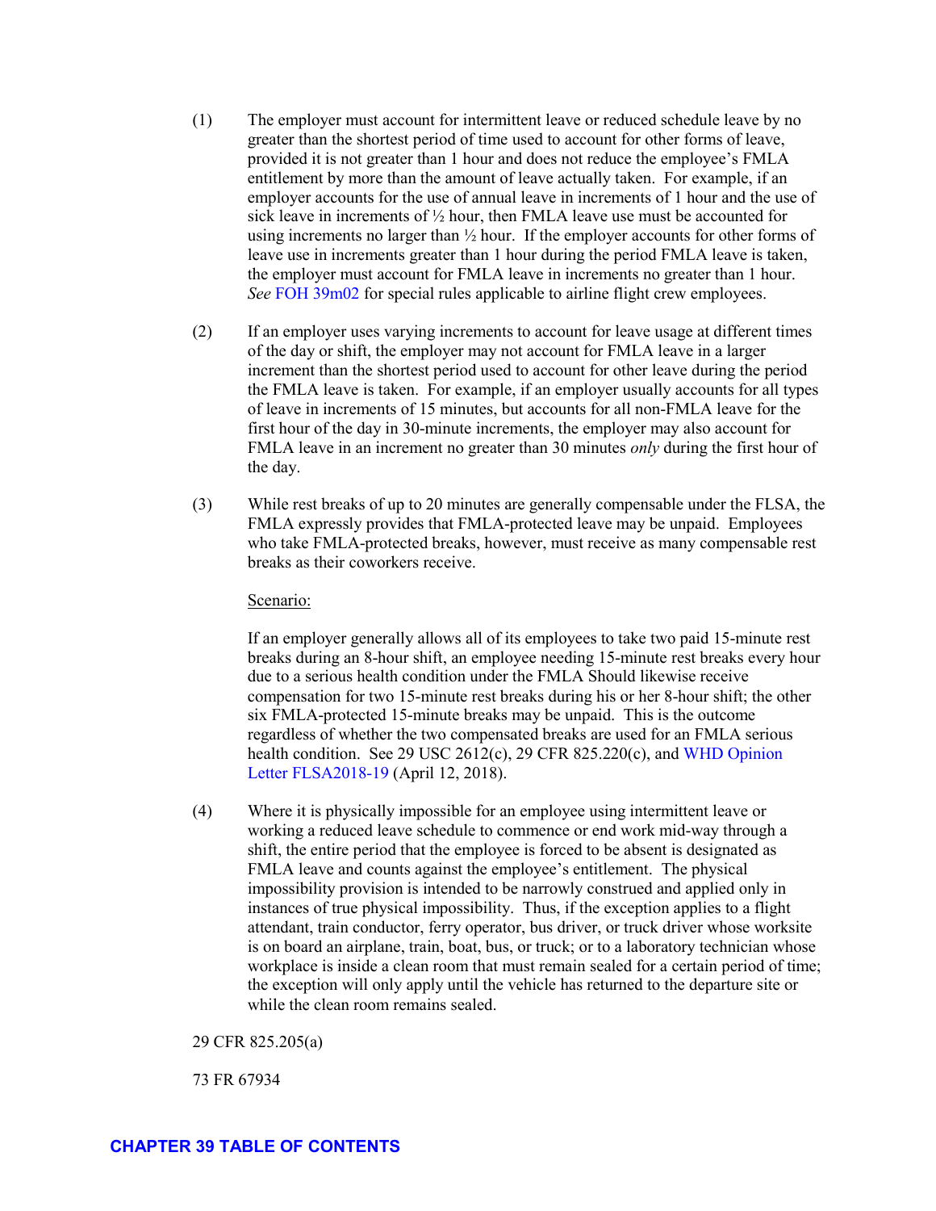(1) The employer must account for intermittent leave or reduced schedule leave by no greater than the shortest period of time used to account for other forms of leave, provided it is not greater than 1 hour and does not reduce the employee's FMLA entitlement by more than the amount of leave actually taken. For example, if an employer accounts for the use of annual leave in increments of 1 hour and the use of sick leave in increments of ½ hour, then FMLA leave use must be accounted for using increments no larger than ½ hour. If the employer accounts for other forms of leave use in increments greater than 1 hour during the period FMLA leave is taken, the employer must account for FMLA leave in increments no greater than 1 hour. *See* FOH 39m02 for special rules applicable to airline flight crew employees.

(2) If an employer uses varying increments to account for leave usage at different times of the day or shift, the employer may not account for FMLA leave in a larger increment than the shortest period used to account for other leave during the period the FMLA leave is taken. For example, if an employer usually accounts for all types of leave in increments of 15 minutes, but accounts for all non-FMLA leave for the first hour of the day in 30-minute increments, the employer may also account for FMLA leave in an increment no greater than 30 minutes *only* during the first hour of the day.

(3) While rest breaks of up to 20 minutes are generally compensable under the FLSA, the FMLA expressly provides that FMLA-protected leave may be unpaid. Employees who take FMLA-protected breaks, however, must receive as many compensable rest breaks as their coworkers receive.

<u>Scenario:</u>

If an employer generally allows all of its employees to take two paid 15-minute rest breaks during an 8-hour shift, an employee needing 15-minute rest breaks every hour due to a serious health condition under the FMLA Should likewise receive compensation for two 15-minute rest breaks during his or her 8-hour shift; the other six FMLA-protected 15-minute breaks may be unpaid. This is the outcome regardless of whether the two compensated breaks are used for an FMLA serious health condition. See 29 USC 2612(c), 29 CFR 825.220(c), and WHD Opinion Letter FLSA2018-19 (April 12, 2018).

(4) Where it is physically impossible for an employee using intermittent leave or working a reduced leave schedule to commence or end work mid-way through a shift, the entire period that the employee is forced to be absent is designated as FMLA leave and counts against the employee's entitlement. The physical impossibility provision is intended to be narrowly construed and applied only in instances of true physical impossibility. Thus, if the exception applies to a flight attendant, train conductor, ferry operator, bus driver, or truck driver whose worksite is on board an airplane, train, boat, bus, or truck; or to a laboratory technician whose workplace is inside a clean room that must remain sealed for a certain period of time; the exception will only apply until the vehicle has returned to the departure site or while the clean room remains sealed.

29 CFR 825.205(a)

73 FR 67934

**CHAPTER 39 TABLE OF CONTENTS**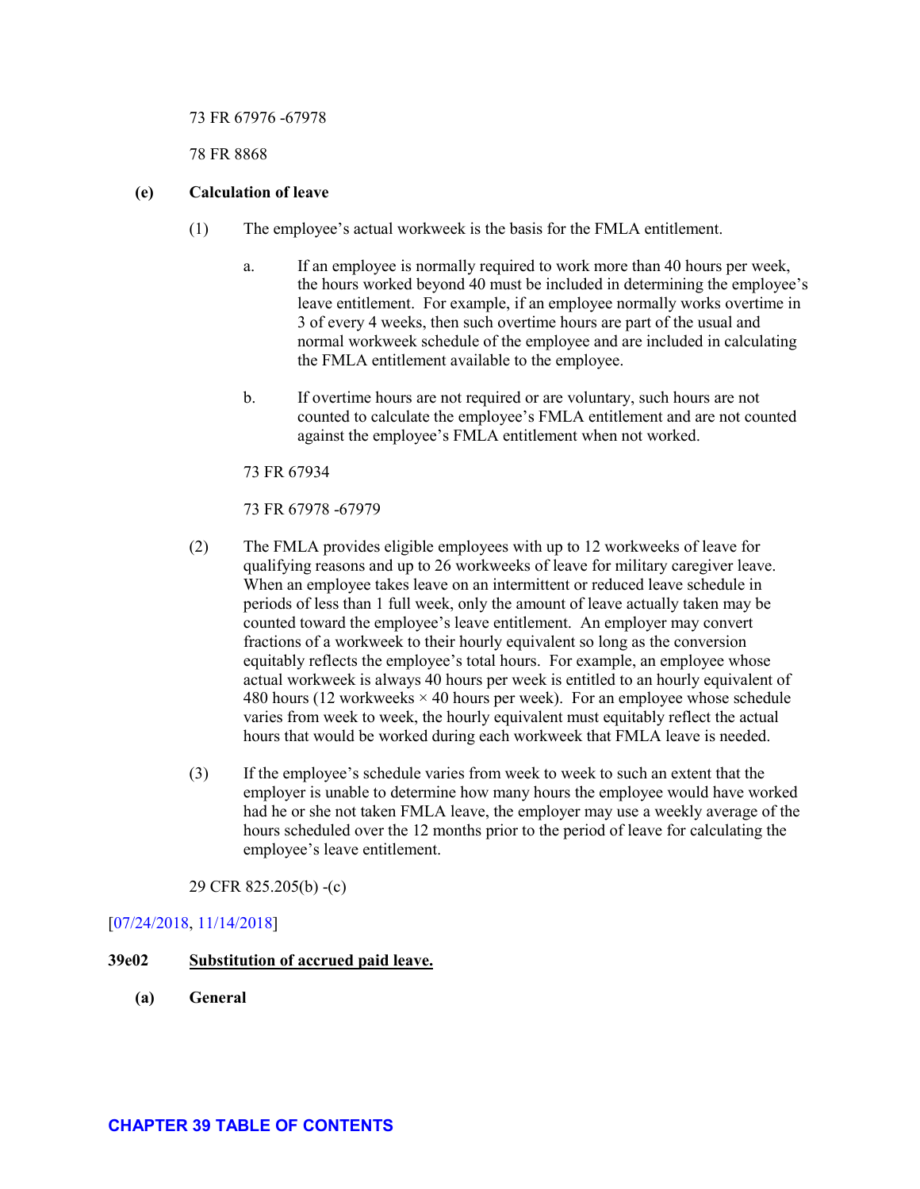73 FR 67976 -67978

78 FR 8868

**(e) Calculation of leave**

(1) The employee's actual workweek is the basis for the FMLA entitlement.

a. If an employee is normally required to work more than 40 hours per week, the hours worked beyond 40 must be included in determining the employee's leave entitlement. For example, if an employee normally works overtime in 3 of every 4 weeks, then such overtime hours are part of the usual and normal workweek schedule of the employee and are included in calculating the FMLA entitlement available to the employee.

b. If overtime hours are not required or are voluntary, such hours are not counted to calculate the employee's FMLA entitlement and are not counted against the employee's FMLA entitlement when not worked.

73 FR 67934

73 FR 67978 -67979

(2) The FMLA provides eligible employees with up to 12 workweeks of leave for qualifying reasons and up to 26 workweeks of leave for military caregiver leave. When an employee takes leave on an intermittent or reduced leave schedule in periods of less than 1 full week, only the amount of leave actually taken may be counted toward the employee's leave entitlement. An employer may convert fractions of a workweek to their hourly equivalent so long as the conversion equitably reflects the employee's total hours. For example, an employee whose actual workweek is always 40 hours per week is entitled to an hourly equivalent of 480 hours (12 workweeks × 40 hours per week). For an employee whose schedule varies from week to week, the hourly equivalent must equitably reflect the actual hours that would be worked during each workweek that FMLA leave is needed.

(3) If the employee's schedule varies from week to week to such an extent that the employer is unable to determine how many hours the employee would have worked had he or she not taken FMLA leave, the employer may use a weekly average of the hours scheduled over the 12 months prior to the period of leave for calculating the employee's leave entitlement.

29 CFR 825.205(b) -(c)

[07/24/2018, 11/14/2018]

**39e02 Substitution of accrued paid leave.**

**(a) General**

CHAPTER 39 TABLE OF CONTENTS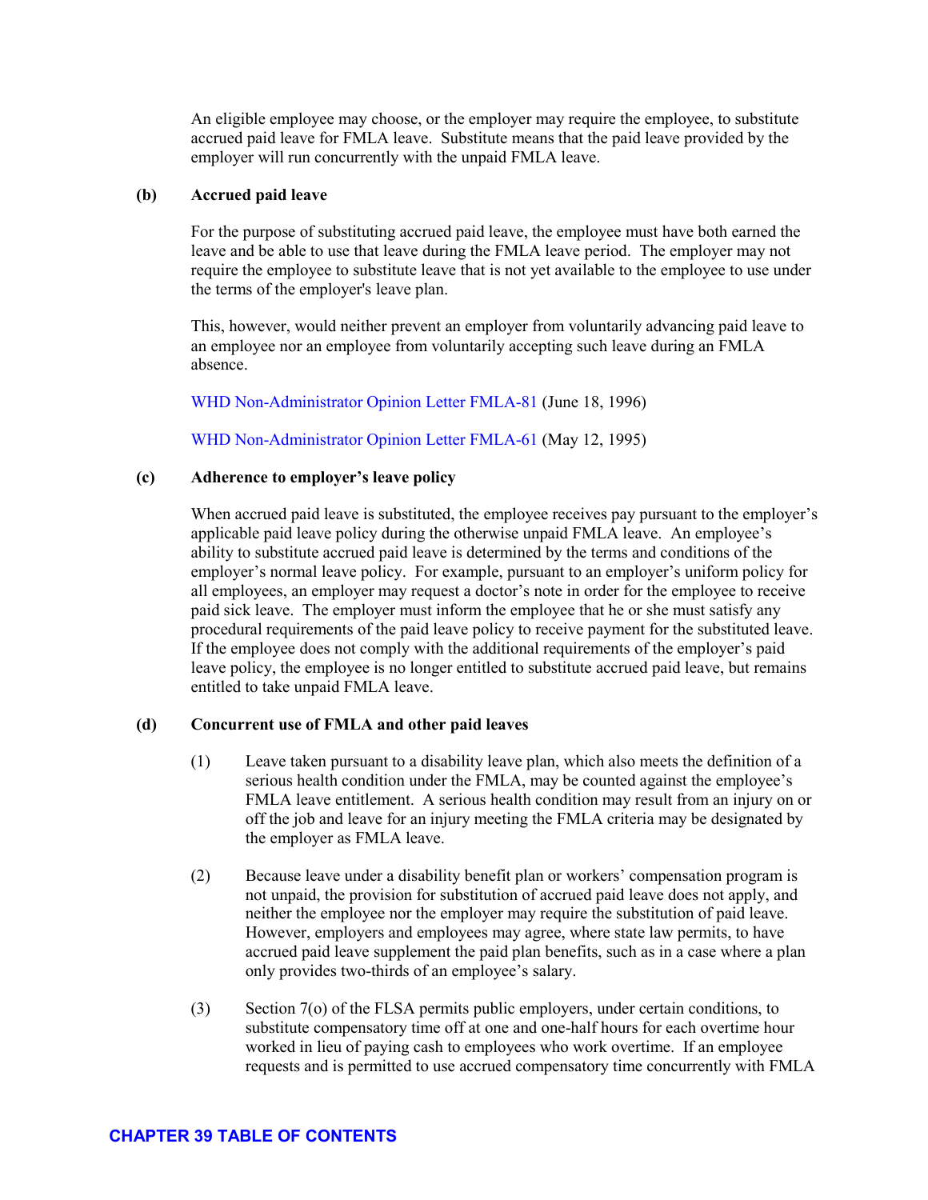An eligible employee may choose, or the employer may require the employee, to substitute accrued paid leave for FMLA leave. Substitute means that the paid leave provided by the employer will run concurrently with the unpaid FMLA leave.

**(b) Accrued paid leave**

For the purpose of substituting accrued paid leave, the employee must have both earned the leave and be able to use that leave during the FMLA leave period. The employer may not require the employee to substitute leave that is not yet available to the employee to use under the terms of the employer's leave plan.

This, however, would neither prevent an employer from voluntarily advancing paid leave to an employee nor an employee from voluntarily accepting such leave during an FMLA absence.

WHD Non-Administrator Opinion Letter FMLA-81 (June 18, 1996)

WHD Non-Administrator Opinion Letter FMLA-61 (May 12, 1995)

**(c) Adherence to employer's leave policy**

When accrued paid leave is substituted, the employee receives pay pursuant to the employer's applicable paid leave policy during the otherwise unpaid FMLA leave. An employee's ability to substitute accrued paid leave is determined by the terms and conditions of the employer's normal leave policy. For example, pursuant to an employer's uniform policy for all employees, an employer may request a doctor's note in order for the employee to receive paid sick leave. The employer must inform the employee that he or she must satisfy any procedural requirements of the paid leave policy to receive payment for the substituted leave. If the employee does not comply with the additional requirements of the employer's paid leave policy, the employee is no longer entitled to substitute accrued paid leave, but remains entitled to take unpaid FMLA leave.

**(d) Concurrent use of FMLA and other paid leaves**

(1) Leave taken pursuant to a disability leave plan, which also meets the definition of a serious health condition under the FMLA, may be counted against the employee's FMLA leave entitlement. A serious health condition may result from an injury on or off the job and leave for an injury meeting the FMLA criteria may be designated by the employer as FMLA leave.

(2) Because leave under a disability benefit plan or workers' compensation program is not unpaid, the provision for substitution of accrued paid leave does not apply, and neither the employee nor the employer may require the substitution of paid leave. However, employers and employees may agree, where state law permits, to have accrued paid leave supplement the paid plan benefits, such as in a case where a plan only provides two-thirds of an employee's salary.

(3) Section 7(o) of the FLSA permits public employers, under certain conditions, to substitute compensatory time off at one and one-half hours for each overtime hour worked in lieu of paying cash to employees who work overtime. If an employee requests and is permitted to use accrued compensatory time concurrently with FMLA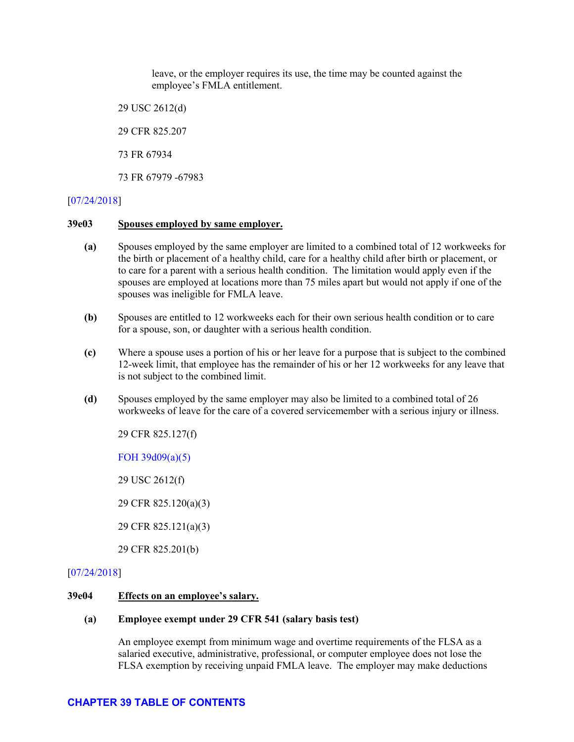leave, or the employer requires its use, the time may be counted against the employee's FMLA entitlement.

29 USC 2612(d)

29 CFR 825.207

73 FR 67934

73 FR 67979 -67983

[07/24/2018]

### 39e03 Spouses employed by same employer.

**(a)** Spouses employed by the same employer are limited to a combined total of 12 workweeks for the birth or placement of a healthy child, care for a healthy child after birth or placement, or to care for a parent with a serious health condition. The limitation would apply even if the spouses are employed at locations more than 75 miles apart but would not apply if one of the spouses was ineligible for FMLA leave.

**(b)** Spouses are entitled to 12 workweeks each for their own serious health condition or to care for a spouse, son, or daughter with a serious health condition.

**(c)** Where a spouse uses a portion of his or her leave for a purpose that is subject to the combined 12-week limit, that employee has the remainder of his or her 12 workweeks for any leave that is not subject to the combined limit.

**(d)** Spouses employed by the same employer may also be limited to a combined total of 26 workweeks of leave for the care of a covered servicemember with a serious injury or illness.

29 CFR 825.127(f)

FOH 39d09(a)(5)

29 USC 2612(f)

29 CFR 825.120(a)(3)

29 CFR 825.121(a)(3)

29 CFR 825.201(b)

[07/24/2018]

### 39e04 Effects on an employee's salary.

**(a) Employee exempt under 29 CFR 541 (salary basis test)**

An employee exempt from minimum wage and overtime requirements of the FLSA as a salaried executive, administrative, professional, or computer employee does not lose the FLSA exemption by receiving unpaid FMLA leave. The employer may make deductions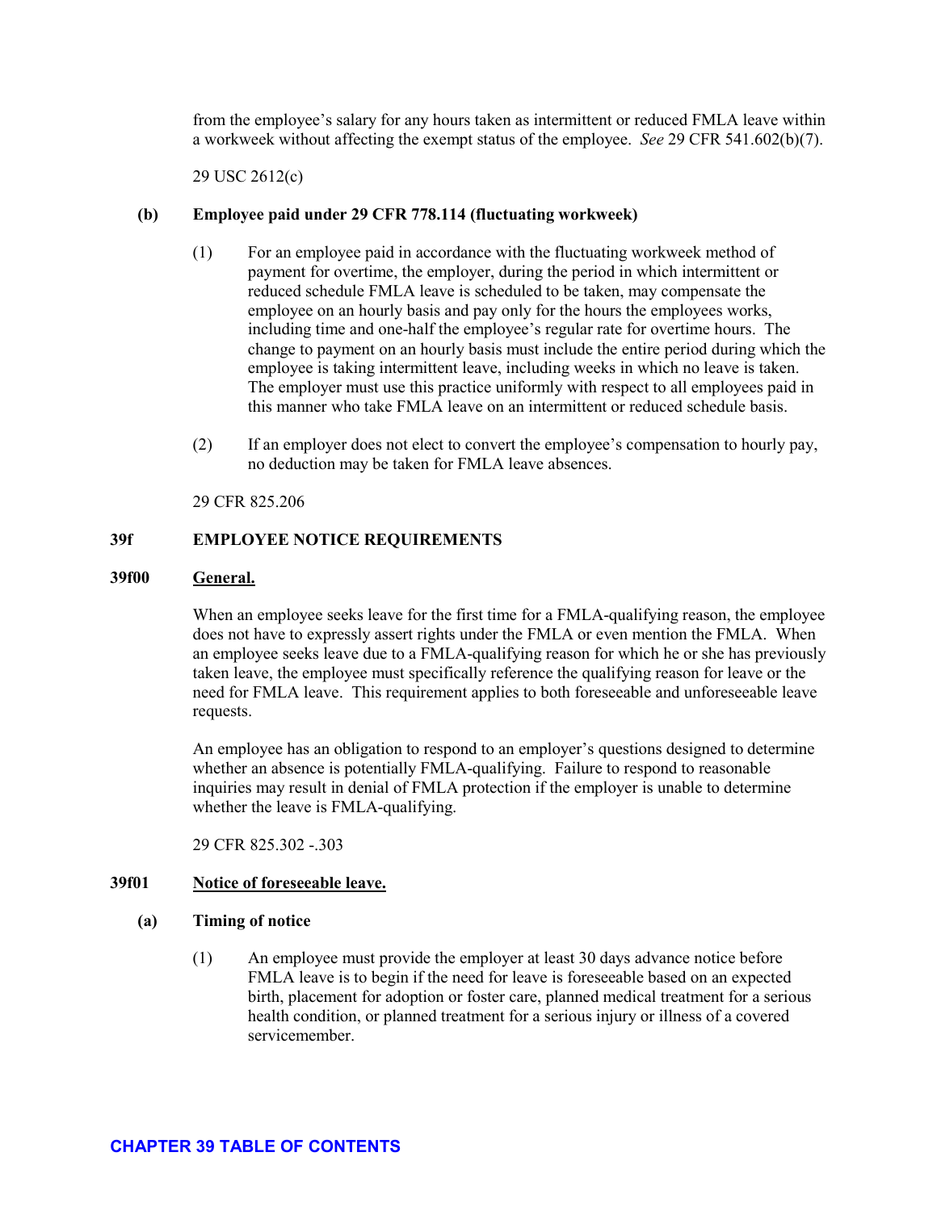from the employee's salary for any hours taken as intermittent or reduced FMLA leave within a workweek without affecting the exempt status of the employee. *See* 29 CFR 541.602(b)(7).

29 USC 2612(c)

**(b) Employee paid under 29 CFR 778.114 (fluctuating workweek)**

(1) For an employee paid in accordance with the fluctuating workweek method of payment for overtime, the employer, during the period in which intermittent or reduced schedule FMLA leave is scheduled to be taken, may compensate the employee on an hourly basis and pay only for the hours the employees works, including time and one-half the employee's regular rate for overtime hours. The change to payment on an hourly basis must include the entire period during which the employee is taking intermittent leave, including weeks in which no leave is taken. The employer must use this practice uniformly with respect to all employees paid in this manner who take FMLA leave on an intermittent or reduced schedule basis.

(2) If an employer does not elect to convert the employee's compensation to hourly pay, no deduction may be taken for FMLA leave absences.

29 CFR 825.206

## 39f EMPLOYEE NOTICE REQUIREMENTS

### 39f00 General.

When an employee seeks leave for the first time for a FMLA-qualifying reason, the employee does not have to expressly assert rights under the FMLA or even mention the FMLA. When an employee seeks leave due to a FMLA-qualifying reason for which he or she has previously taken leave, the employee must specifically reference the qualifying reason for leave or the need for FMLA leave. This requirement applies to both foreseeable and unforeseeable leave requests.

An employee has an obligation to respond to an employer's questions designed to determine whether an absence is potentially FMLA-qualifying. Failure to respond to reasonable inquiries may result in denial of FMLA protection if the employer is unable to determine whether the leave is FMLA-qualifying.

29 CFR 825.302 -.303

### 39f01 Notice of foreseeable leave.

**(a) Timing of notice**

(1) An employee must provide the employer at least 30 days advance notice before FMLA leave is to begin if the need for leave is foreseeable based on an expected birth, placement for adoption or foster care, planned medical treatment for a serious health condition, or planned treatment for a serious injury or illness of a covered servicemember.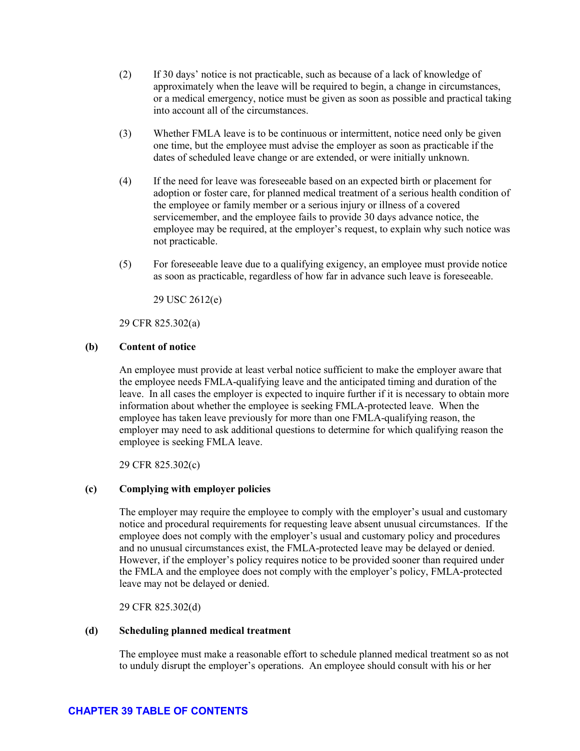(2) If 30 days' notice is not practicable, such as because of a lack of knowledge of approximately when the leave will be required to begin, a change in circumstances, or a medical emergency, notice must be given as soon as possible and practical taking into account all of the circumstances.

(3) Whether FMLA leave is to be continuous or intermittent, notice need only be given one time, but the employee must advise the employer as soon as practicable if the dates of scheduled leave change or are extended, or were initially unknown.

(4) If the need for leave was foreseeable based on an expected birth or placement for adoption or foster care, for planned medical treatment of a serious health condition of the employee or family member or a serious injury or illness of a covered servicemember, and the employee fails to provide 30 days advance notice, the employee may be required, at the employer's request, to explain why such notice was not practicable.

(5) For foreseeable leave due to a qualifying exigency, an employee must provide notice as soon as practicable, regardless of how far in advance such leave is foreseeable.

29 USC 2612(e)

29 CFR 825.302(a)

**(b) Content of notice**

An employee must provide at least verbal notice sufficient to make the employer aware that the employee needs FMLA-qualifying leave and the anticipated timing and duration of the leave. In all cases the employer is expected to inquire further if it is necessary to obtain more information about whether the employee is seeking FMLA-protected leave. When the employee has taken leave previously for more than one FMLA-qualifying reason, the employer may need to ask additional questions to determine for which qualifying reason the employee is seeking FMLA leave.

29 CFR 825.302(c)

**(c) Complying with employer policies**

The employer may require the employee to comply with the employer's usual and customary notice and procedural requirements for requesting leave absent unusual circumstances. If the employee does not comply with the employer's usual and customary policy and procedures and no unusual circumstances exist, the FMLA-protected leave may be delayed or denied. However, if the employer's policy requires notice to be provided sooner than required under the FMLA and the employee does not comply with the employer's policy, FMLA-protected leave may not be delayed or denied.

29 CFR 825.302(d)

**(d) Scheduling planned medical treatment**

The employee must make a reasonable effort to schedule planned medical treatment so as not to unduly disrupt the employer's operations. An employee should consult with his or her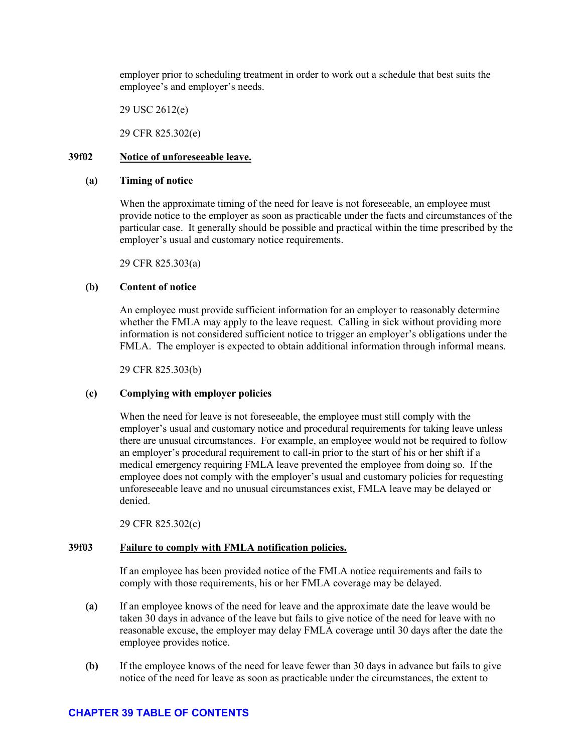employer prior to scheduling treatment in order to work out a schedule that best suits the employee's and employer's needs.

29 USC 2612(e)

29 CFR 825.302(e)

### 39f02 Notice of unforeseeable leave.

**(a) Timing of notice**

When the approximate timing of the need for leave is not foreseeable, an employee must provide notice to the employer as soon as practicable under the facts and circumstances of the particular case. It generally should be possible and practical within the time prescribed by the employer's usual and customary notice requirements.

29 CFR 825.303(a)

**(b) Content of notice**

An employee must provide sufficient information for an employer to reasonably determine whether the FMLA may apply to the leave request. Calling in sick without providing more information is not considered sufficient notice to trigger an employer's obligations under the FMLA. The employer is expected to obtain additional information through informal means.

29 CFR 825.303(b)

**(c) Complying with employer policies**

When the need for leave is not foreseeable, the employee must still comply with the employer's usual and customary notice and procedural requirements for taking leave unless there are unusual circumstances. For example, an employee would not be required to follow an employer's procedural requirement to call-in prior to the start of his or her shift if a medical emergency requiring FMLA leave prevented the employee from doing so. If the employee does not comply with the employer's usual and customary policies for requesting unforeseeable leave and no unusual circumstances exist, FMLA leave may be delayed or denied.

29 CFR 825.302(c)

### 39f03 Failure to comply with FMLA notification policies.

If an employee has been provided notice of the FMLA notice requirements and fails to comply with those requirements, his or her FMLA coverage may be delayed.

**(a)** If an employee knows of the need for leave and the approximate date the leave would be taken 30 days in advance of the leave but fails to give notice of the need for leave with no reasonable excuse, the employer may delay FMLA coverage until 30 days after the date the employee provides notice.

**(b)** If the employee knows of the need for leave fewer than 30 days in advance but fails to give notice of the need for leave as soon as practicable under the circumstances, the extent to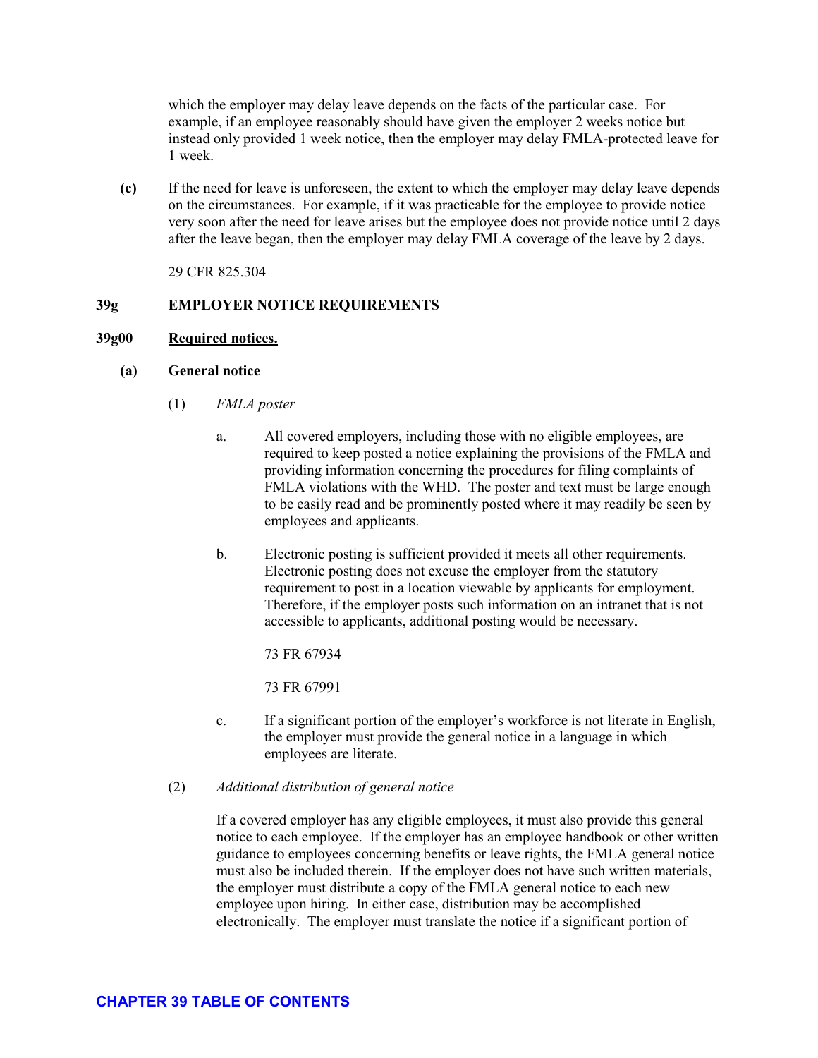which the employer may delay leave depends on the facts of the particular case. For example, if an employee reasonably should have given the employer 2 weeks notice but instead only provided 1 week notice, then the employer may delay FMLA-protected leave for 1 week.

**(c)** If the need for leave is unforeseen, the extent to which the employer may delay leave depends on the circumstances. For example, if it was practicable for the employee to provide notice very soon after the need for leave arises but the employee does not provide notice until 2 days after the leave began, then the employer may delay FMLA coverage of the leave by 2 days.

29 CFR 825.304

## 39g EMPLOYER NOTICE REQUIREMENTS

### 39g00 <u>Required notices.</u>

**(a) General notice**

(1) *FMLA poster*

a. All covered employers, including those with no eligible employees, are required to keep posted a notice explaining the provisions of the FMLA and providing information concerning the procedures for filing complaints of FMLA violations with the WHD. The poster and text must be large enough to be easily read and be prominently posted where it may readily be seen by employees and applicants.

b. Electronic posting is sufficient provided it meets all other requirements. Electronic posting does not excuse the employer from the statutory requirement to post in a location viewable by applicants for employment. Therefore, if the employer posts such information on an intranet that is not accessible to applicants, additional posting would be necessary.

73 FR 67934

73 FR 67991

c. If a significant portion of the employer's workforce is not literate in English, the employer must provide the general notice in a language in which employees are literate.

(2) *Additional distribution of general notice*

If a covered employer has any eligible employees, it must also provide this general notice to each employee. If the employer has an employee handbook or other written guidance to employees concerning benefits or leave rights, the FMLA general notice must also be included therein. If the employer does not have such written materials, the employer must distribute a copy of the FMLA general notice to each new employee upon hiring. In either case, distribution may be accomplished electronically. The employer must translate the notice if a significant portion of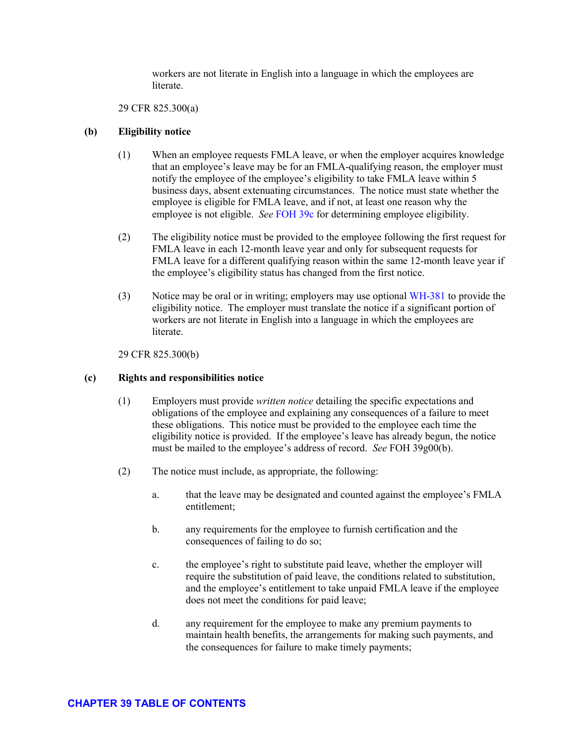workers are not literate in English into a language in which the employees are literate.

29 CFR 825.300(a)

**(b) Eligibility notice**

(1) When an employee requests FMLA leave, or when the employer acquires knowledge that an employee's leave may be for an FMLA-qualifying reason, the employer must notify the employee of the employee's eligibility to take FMLA leave within 5 business days, absent extenuating circumstances. The notice must state whether the employee is eligible for FMLA leave, and if not, at least one reason why the employee is not eligible. *See* FOH 39c for determining employee eligibility.

(2) The eligibility notice must be provided to the employee following the first request for FMLA leave in each 12-month leave year and only for subsequent requests for FMLA leave for a different qualifying reason within the same 12-month leave year if the employee's eligibility status has changed from the first notice.

(3) Notice may be oral or in writing; employers may use optional WH-381 to provide the eligibility notice. The employer must translate the notice if a significant portion of workers are not literate in English into a language in which the employees are literate.

29 CFR 825.300(b)

**(c) Rights and responsibilities notice**

(1) Employers must provide *written notice* detailing the specific expectations and obligations of the employee and explaining any consequences of a failure to meet these obligations. This notice must be provided to the employee each time the eligibility notice is provided. If the employee's leave has already begun, the notice must be mailed to the employee's address of record. *See* FOH 39g00(b).

(2) The notice must include, as appropriate, the following:

a. that the leave may be designated and counted against the employee's FMLA entitlement;

b. any requirements for the employee to furnish certification and the consequences of failing to do so;

c. the employee's right to substitute paid leave, whether the employer will require the substitution of paid leave, the conditions related to substitution, and the employee's entitlement to take unpaid FMLA leave if the employee does not meet the conditions for paid leave;

d. any requirement for the employee to make any premium payments to maintain health benefits, the arrangements for making such payments, and the consequences for failure to make timely payments;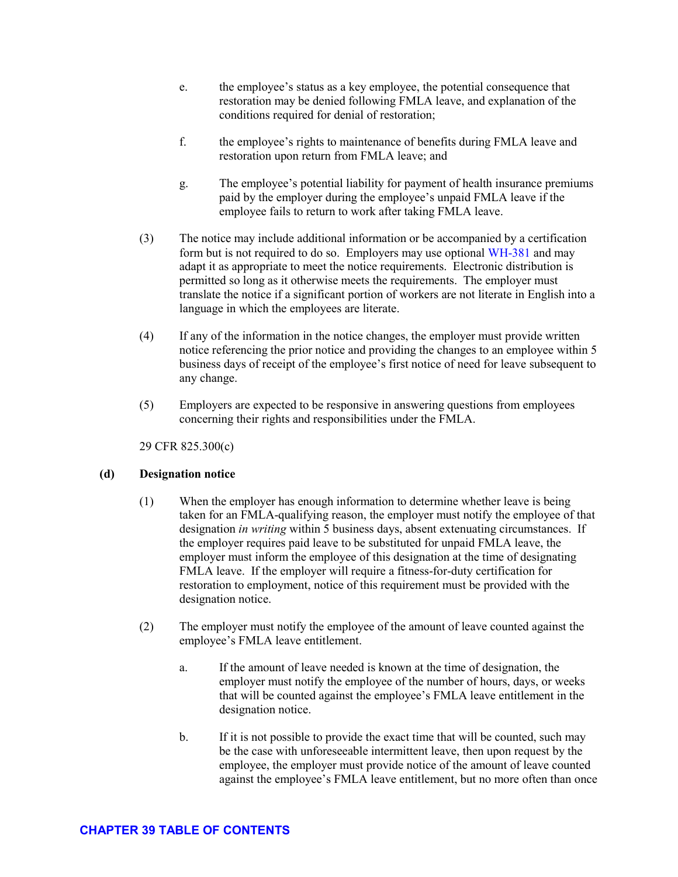e. the employee's status as a key employee, the potential consequence that restoration may be denied following FMLA leave, and explanation of the conditions required for denial of restoration;

f. the employee's rights to maintenance of benefits during FMLA leave and restoration upon return from FMLA leave; and

g. The employee's potential liability for payment of health insurance premiums paid by the employer during the employee's unpaid FMLA leave if the employee fails to return to work after taking FMLA leave.

(3) The notice may include additional information or be accompanied by a certification form but is not required to do so. Employers may use optional WH-381 and may adapt it as appropriate to meet the notice requirements. Electronic distribution is permitted so long as it otherwise meets the requirements. The employer must translate the notice if a significant portion of workers are not literate in English into a language in which the employees are literate.

(4) If any of the information in the notice changes, the employer must provide written notice referencing the prior notice and providing the changes to an employee within 5 business days of receipt of the employee's first notice of need for leave subsequent to any change.

(5) Employers are expected to be responsive in answering questions from employees concerning their rights and responsibilities under the FMLA.

29 CFR 825.300(c)

**(d) Designation notice**

(1) When the employer has enough information to determine whether leave is being taken for an FMLA-qualifying reason, the employer must notify the employee of that designation *in writing* within 5 business days, absent extenuating circumstances. If the employer requires paid leave to be substituted for unpaid FMLA leave, the employer must inform the employee of this designation at the time of designating FMLA leave. If the employer will require a fitness-for-duty certification for restoration to employment, notice of this requirement must be provided with the designation notice.

(2) The employer must notify the employee of the amount of leave counted against the employee's FMLA leave entitlement.

a. If the amount of leave needed is known at the time of designation, the employer must notify the employee of the number of hours, days, or weeks that will be counted against the employee's FMLA leave entitlement in the designation notice.

b. If it is not possible to provide the exact time that will be counted, such may be the case with unforeseeable intermittent leave, then upon request by the employee, the employer must provide notice of the amount of leave counted against the employee's FMLA leave entitlement, but no more often than once

**CHAPTER 39 TABLE OF CONTENTS**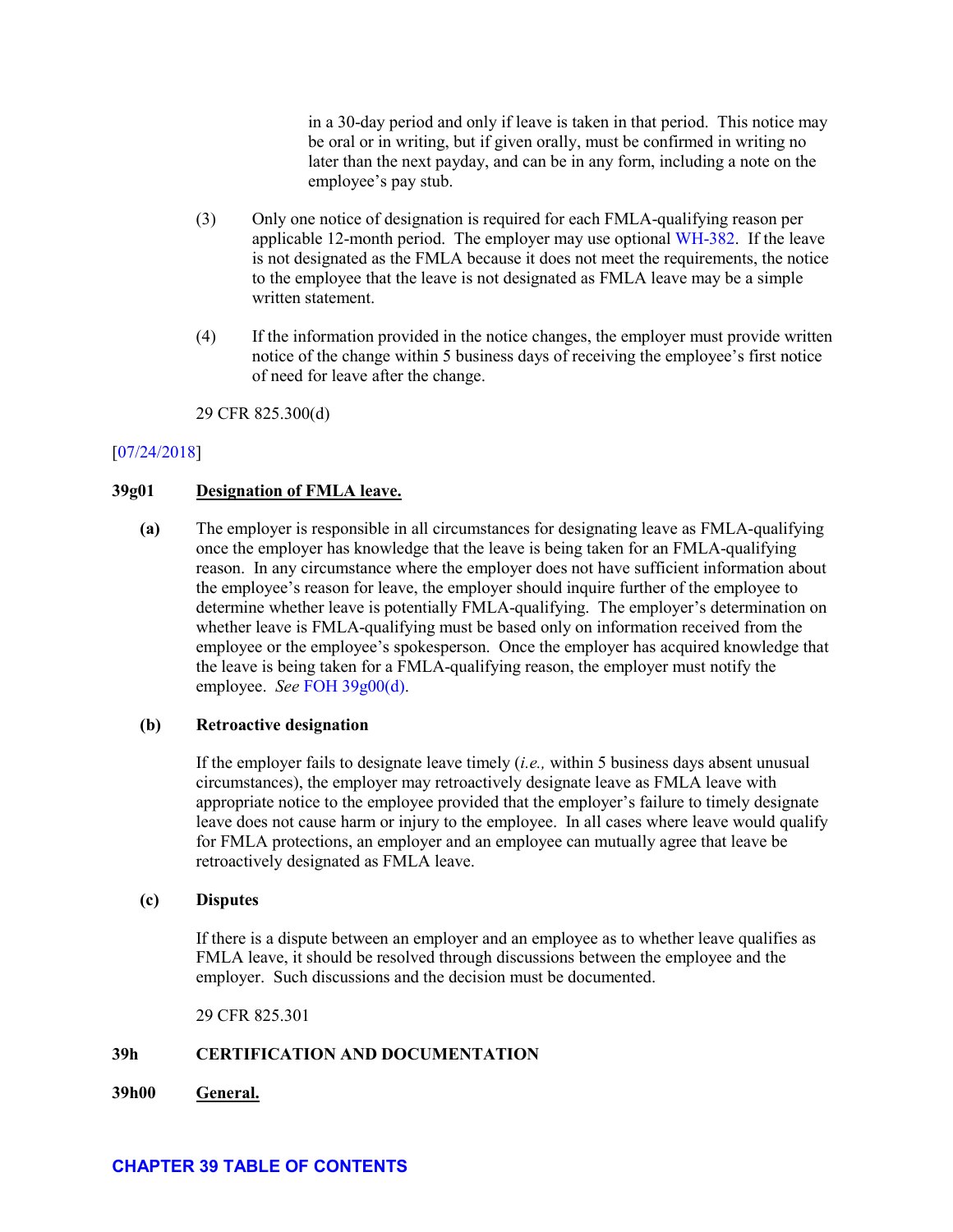in a 30-day period and only if leave is taken in that period. This notice may be oral or in writing, but if given orally, must be confirmed in writing no later than the next payday, and can be in any form, including a note on the employee's pay stub.

(3) Only one notice of designation is required for each FMLA-qualifying reason per applicable 12-month period. The employer may use optional WH-382. If the leave is not designated as the FMLA because it does not meet the requirements, the notice to the employee that the leave is not designated as FMLA leave may be a simple written statement.

(4) If the information provided in the notice changes, the employer must provide written notice of the change within 5 business days of receiving the employee's first notice of need for leave after the change.

29 CFR 825.300(d)

[07/24/2018]

**39g01 Designation of FMLA leave.**

**(a)** The employer is responsible in all circumstances for designating leave as FMLA-qualifying once the employer has knowledge that the leave is being taken for an FMLA-qualifying reason. In any circumstance where the employer does not have sufficient information about the employee's reason for leave, the employer should inquire further of the employee to determine whether leave is potentially FMLA-qualifying. The employer's determination on whether leave is FMLA-qualifying must be based only on information received from the employee or the employee's spokesperson. Once the employer has acquired knowledge that the leave is being taken for a FMLA-qualifying reason, the employer must notify the employee. *See* FOH 39g00(d).

**(b) Retroactive designation**

If the employer fails to designate leave timely (*i.e.,* within 5 business days absent unusual circumstances), the employer may retroactively designate leave as FMLA leave with appropriate notice to the employee provided that the employer's failure to timely designate leave does not cause harm or injury to the employee. In all cases where leave would qualify for FMLA protections, an employer and an employee can mutually agree that leave be retroactively designated as FMLA leave.

**(c) Disputes**

If there is a dispute between an employer and an employee as to whether leave qualifies as FMLA leave, it should be resolved through discussions between the employee and the employer. Such discussions and the decision must be documented.

29 CFR 825.301

**39h CERTIFICATION AND DOCUMENTATION**

**39h00 General.**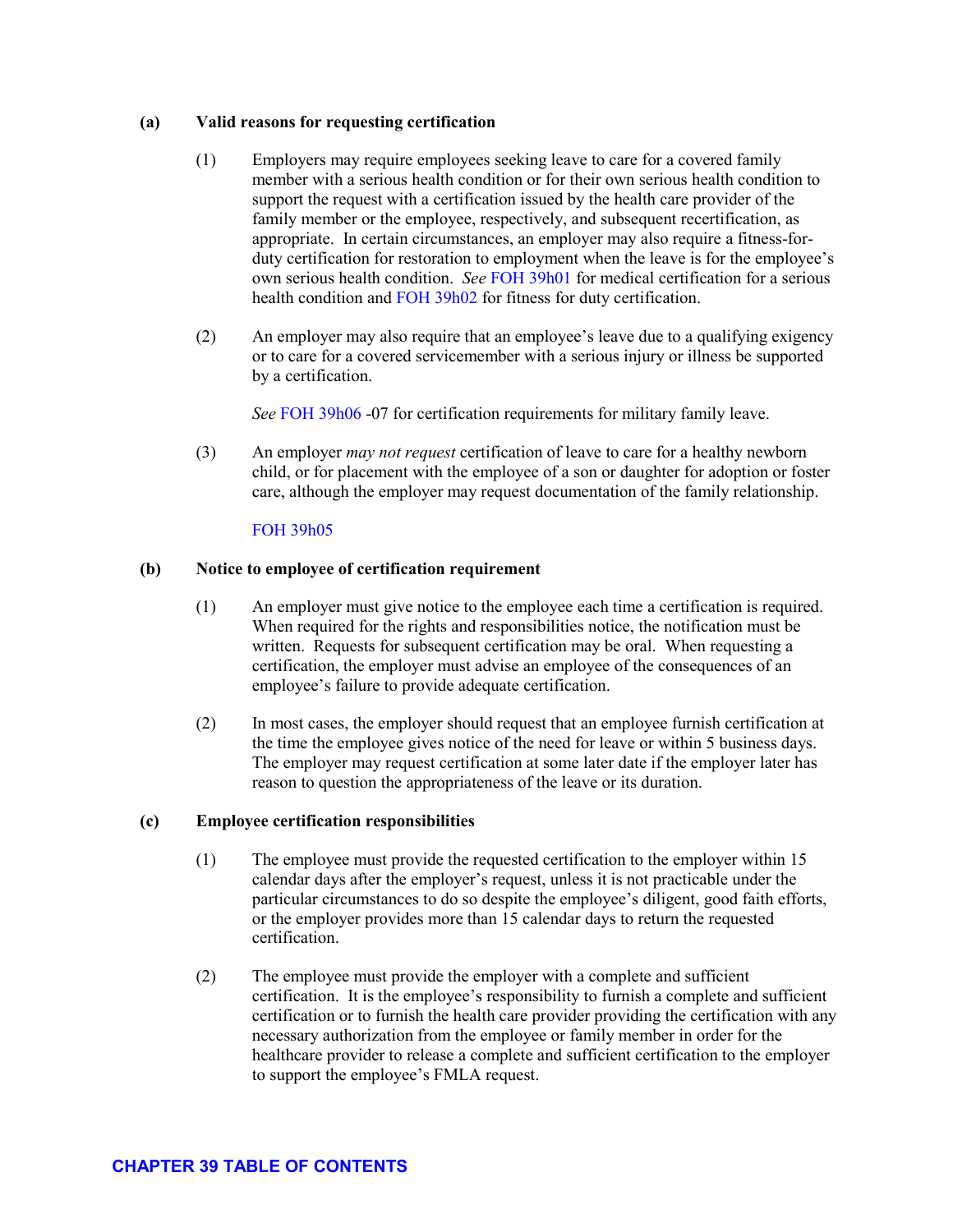**(a) Valid reasons for requesting certification**

(1) Employers may require employees seeking leave to care for a covered family member with a serious health condition or for their own serious health condition to support the request with a certification issued by the health care provider of the family member or the employee, respectively, and subsequent recertification, as appropriate. In certain circumstances, an employer may also require a fitness-for-duty certification for restoration to employment when the leave is for the employee's own serious health condition. *See* FOH 39h01 for medical certification for a serious health condition and FOH 39h02 for fitness for duty certification.

(2) An employer may also require that an employee's leave due to a qualifying exigency or to care for a covered servicemember with a serious injury or illness be supported by a certification.

*See* FOH 39h06 -07 for certification requirements for military family leave.

(3) An employer *may not request* certification of leave to care for a healthy newborn child, or for placement with the employee of a son or daughter for adoption or foster care, although the employer may request documentation of the family relationship.

FOH 39h05

**(b) Notice to employee of certification requirement**

(1) An employer must give notice to the employee each time a certification is required. When required for the rights and responsibilities notice, the notification must be written. Requests for subsequent certification may be oral. When requesting a certification, the employer must advise an employee of the consequences of an employee's failure to provide adequate certification.

(2) In most cases, the employer should request that an employee furnish certification at the time the employee gives notice of the need for leave or within 5 business days. The employer may request certification at some later date if the employer later has reason to question the appropriateness of the leave or its duration.

**(c) Employee certification responsibilities**

(1) The employee must provide the requested certification to the employer within 15 calendar days after the employer's request, unless it is not practicable under the particular circumstances to do so despite the employee's diligent, good faith efforts, or the employer provides more than 15 calendar days to return the requested certification.

(2) The employee must provide the employer with a complete and sufficient certification. It is the employee's responsibility to furnish a complete and sufficient certification or to furnish the health care provider providing the certification with any necessary authorization from the employee or family member in order for the healthcare provider to release a complete and sufficient certification to the employer to support the employee's FMLA request.

**CHAPTER 39 TABLE OF CONTENTS**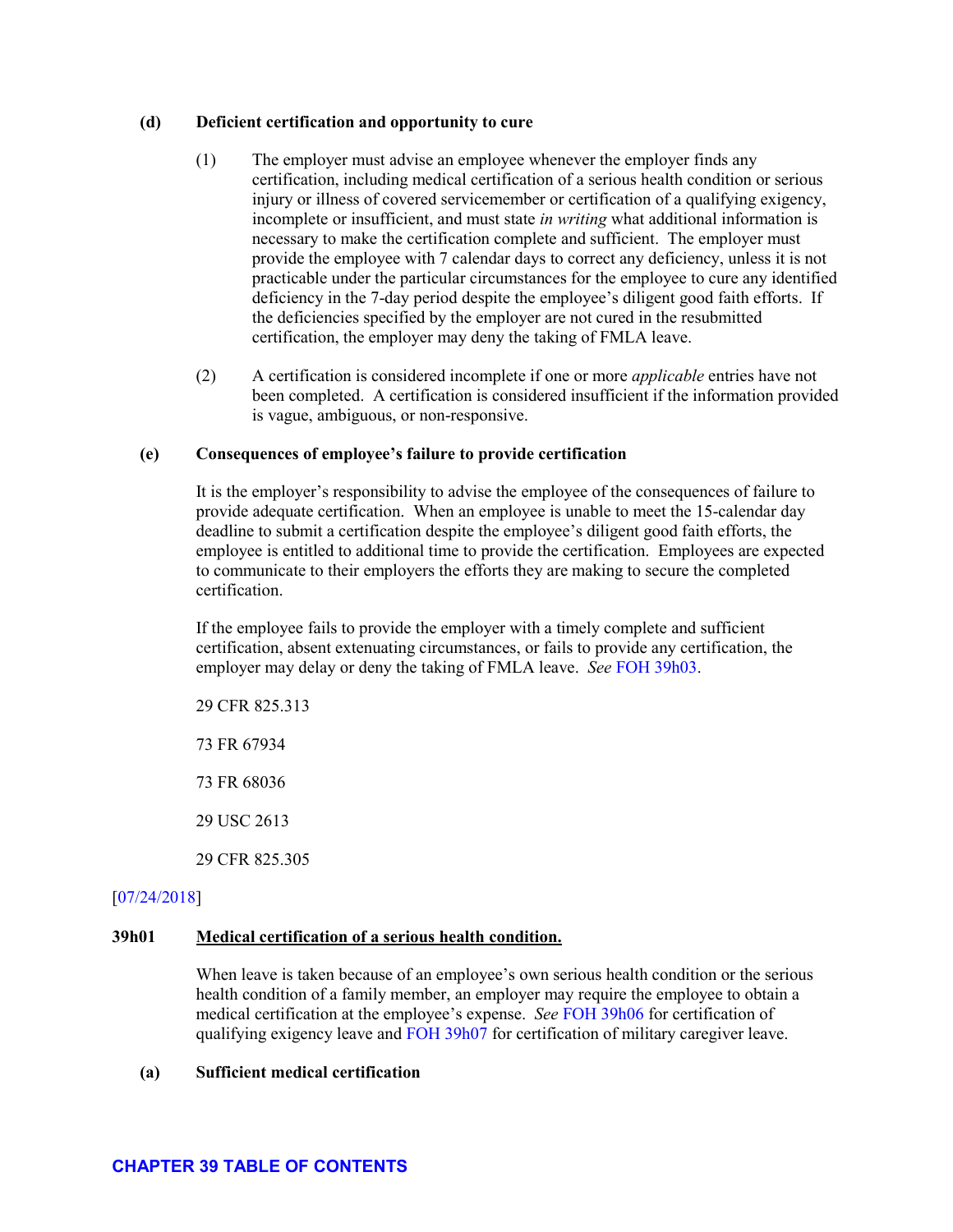**(d) Deficient certification and opportunity to cure**

(1) The employer must advise an employee whenever the employer finds any certification, including medical certification of a serious health condition or serious injury or illness of covered servicemember or certification of a qualifying exigency, incomplete or insufficient, and must state *in writing* what additional information is necessary to make the certification complete and sufficient. The employer must provide the employee with 7 calendar days to correct any deficiency, unless it is not practicable under the particular circumstances for the employee to cure any identified deficiency in the 7-day period despite the employee's diligent good faith efforts. If the deficiencies specified by the employer are not cured in the resubmitted certification, the employer may deny the taking of FMLA leave.

(2) A certification is considered incomplete if one or more *applicable* entries have not been completed. A certification is considered insufficient if the information provided is vague, ambiguous, or non-responsive.

**(e) Consequences of employee's failure to provide certification**

It is the employer's responsibility to advise the employee of the consequences of failure to provide adequate certification. When an employee is unable to meet the 15-calendar day deadline to submit a certification despite the employee's diligent good faith efforts, the employee is entitled to additional time to provide the certification. Employees are expected to communicate to their employers the efforts they are making to secure the completed certification.

If the employee fails to provide the employer with a timely complete and sufficient certification, absent extenuating circumstances, or fails to provide any certification, the employer may delay or deny the taking of FMLA leave. *See* FOH 39h03.

29 CFR 825.313

73 FR 67934

73 FR 68036

29 USC 2613

29 CFR 825.305

[07/24/2018]

## 39h01 Medical certification of a serious health condition.

When leave is taken because of an employee's own serious health condition or the serious health condition of a family member, an employer may require the employee to obtain a medical certification at the employee's expense. *See* FOH 39h06 for certification of qualifying exigency leave and FOH 39h07 for certification of military caregiver leave.

**(a) Sufficient medical certification**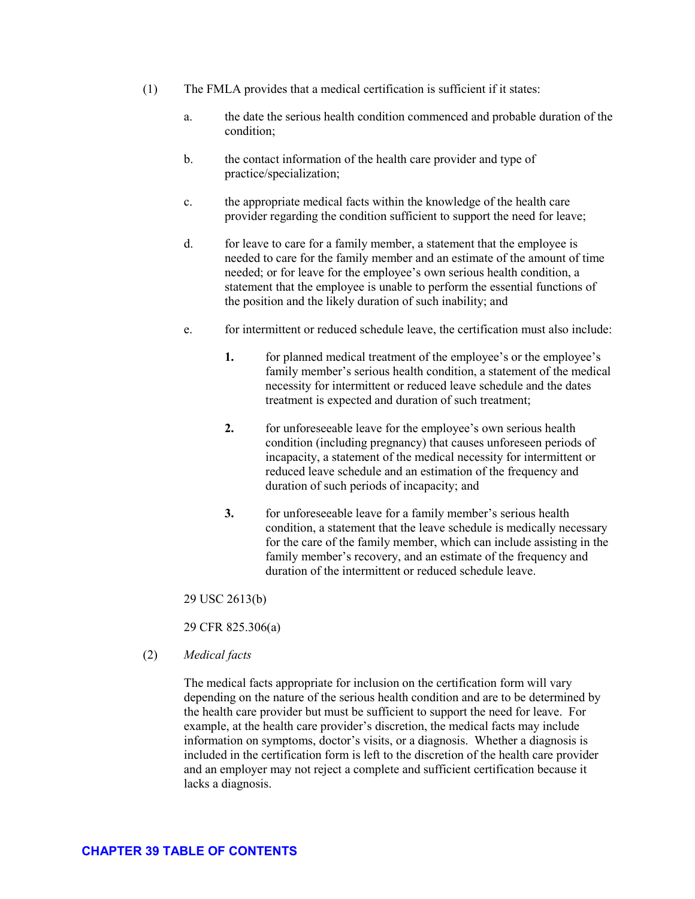(1) The FMLA provides that a medical certification is sufficient if it states:

a. the date the serious health condition commenced and probable duration of the condition;

b. the contact information of the health care provider and type of practice/specialization;

c. the appropriate medical facts within the knowledge of the health care provider regarding the condition sufficient to support the need for leave;

d. for leave to care for a family member, a statement that the employee is needed to care for the family member and an estimate of the amount of time needed; or for leave for the employee's own serious health condition, a statement that the employee is unable to perform the essential functions of the position and the likely duration of such inability; and

e. for intermittent or reduced schedule leave, the certification must also include:

**1.** for planned medical treatment of the employee's or the employee's family member's serious health condition, a statement of the medical necessity for intermittent or reduced leave schedule and the dates treatment is expected and duration of such treatment;

**2.** for unforeseeable leave for the employee's own serious health condition (including pregnancy) that causes unforeseen periods of incapacity, a statement of the medical necessity for intermittent or reduced leave schedule and an estimation of the frequency and duration of such periods of incapacity; and

**3.** for unforeseeable leave for a family member's serious health condition, a statement that the leave schedule is medically necessary for the care of the family member, which can include assisting in the family member's recovery, and an estimate of the frequency and duration of the intermittent or reduced schedule leave.

29 USC 2613(b)

29 CFR 825.306(a)

(2) *Medical facts*

The medical facts appropriate for inclusion on the certification form will vary depending on the nature of the serious health condition and are to be determined by the health care provider but must be sufficient to support the need for leave. For example, at the health care provider's discretion, the medical facts may include information on symptoms, doctor's visits, or a diagnosis. Whether a diagnosis is included in the certification form is left to the discretion of the health care provider and an employer may not reject a complete and sufficient certification because it lacks a diagnosis.

**CHAPTER 39 TABLE OF CONTENTS**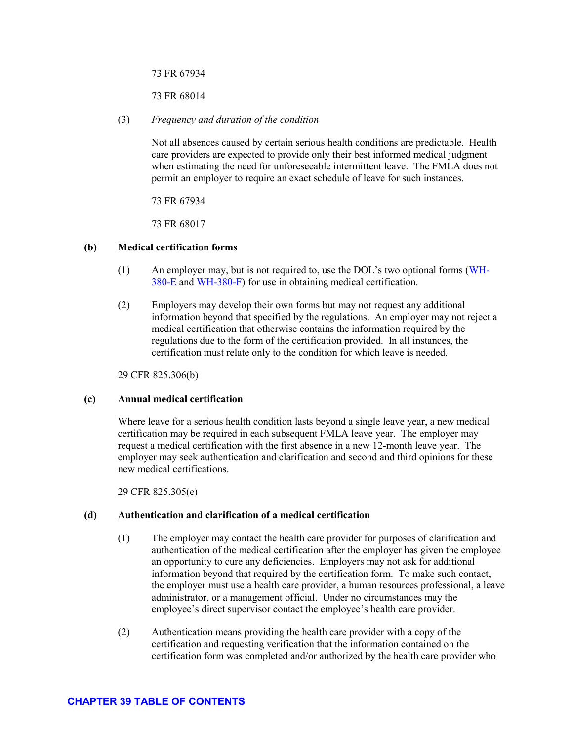73 FR 67934

73 FR 68014

(3) *Frequency and duration of the condition*

Not all absences caused by certain serious health conditions are predictable. Health care providers are expected to provide only their best informed medical judgment when estimating the need for unforeseeable intermittent leave. The FMLA does not permit an employer to require an exact schedule of leave for such instances.

73 FR 67934

73 FR 68017

**(b) Medical certification forms**

(1) An employer may, but is not required to, use the DOL's two optional forms (WH-380-E and WH-380-F) for use in obtaining medical certification.

(2) Employers may develop their own forms but may not request any additional information beyond that specified by the regulations. An employer may not reject a medical certification that otherwise contains the information required by the regulations due to the form of the certification provided. In all instances, the certification must relate only to the condition for which leave is needed.

29 CFR 825.306(b)

**(c) Annual medical certification**

Where leave for a serious health condition lasts beyond a single leave year, a new medical certification may be required in each subsequent FMLA leave year. The employer may request a medical certification with the first absence in a new 12-month leave year. The employer may seek authentication and clarification and second and third opinions for these new medical certifications.

29 CFR 825.305(e)

**(d) Authentication and clarification of a medical certification**

(1) The employer may contact the health care provider for purposes of clarification and authentication of the medical certification after the employer has given the employee an opportunity to cure any deficiencies. Employers may not ask for additional information beyond that required by the certification form. To make such contact, the employer must use a health care provider, a human resources professional, a leave administrator, or a management official. Under no circumstances may the employee's direct supervisor contact the employee's health care provider.

(2) Authentication means providing the health care provider with a copy of the certification and requesting verification that the information contained on the certification form was completed and/or authorized by the health care provider who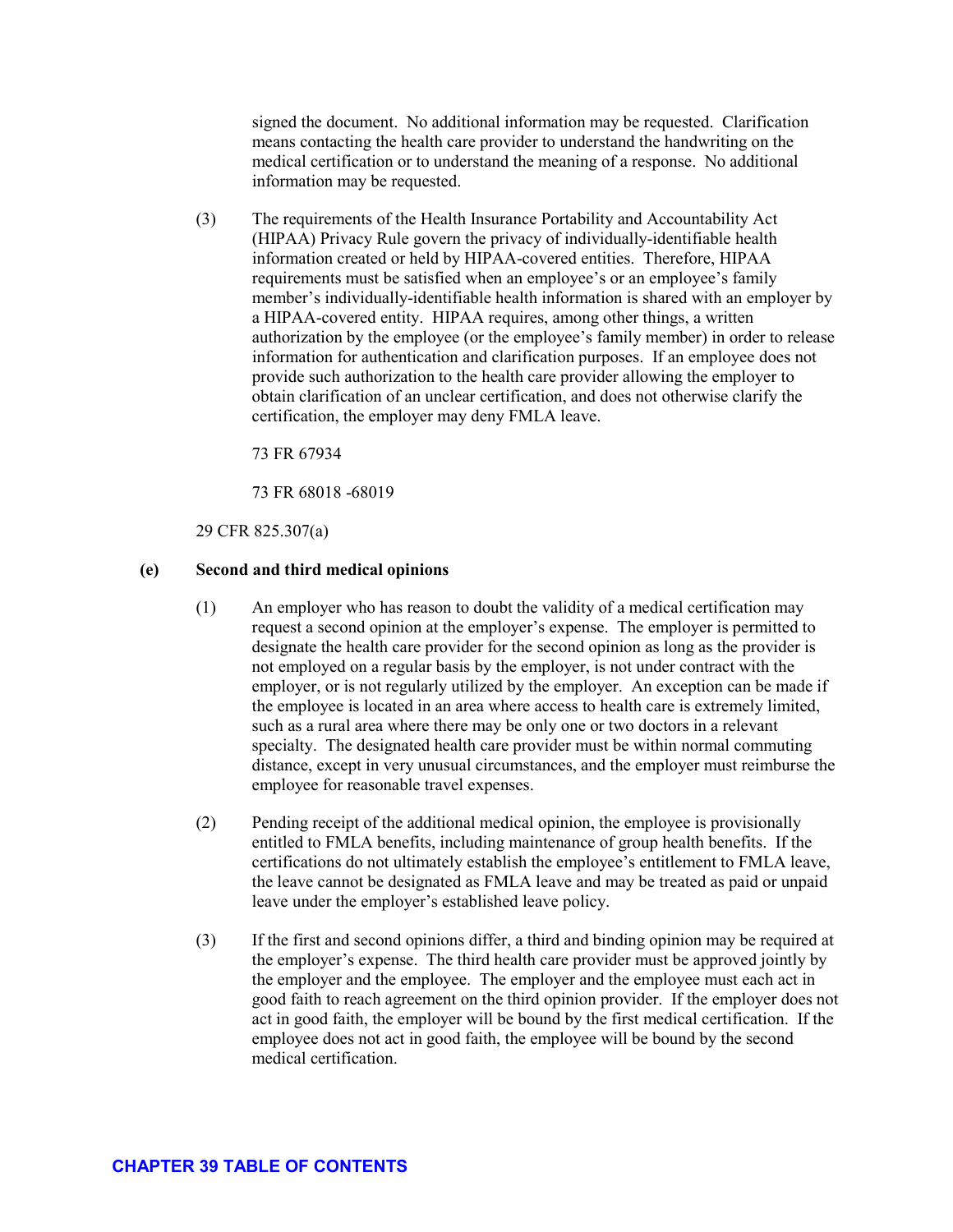signed the document. No additional information may be requested. Clarification means contacting the health care provider to understand the handwriting on the medical certification or to understand the meaning of a response. No additional information may be requested.

(3) The requirements of the Health Insurance Portability and Accountability Act (HIPAA) Privacy Rule govern the privacy of individually-identifiable health information created or held by HIPAA-covered entities. Therefore, HIPAA requirements must be satisfied when an employee's or an employee's family member's individually-identifiable health information is shared with an employer by a HIPAA-covered entity. HIPAA requires, among other things, a written authorization by the employee (or the employee's family member) in order to release information for authentication and clarification purposes. If an employee does not provide such authorization to the health care provider allowing the employer to obtain clarification of an unclear certification, and does not otherwise clarify the certification, the employer may deny FMLA leave.

73 FR 67934

73 FR 68018 -68019

29 CFR 825.307(a)

**(e) Second and third medical opinions**

(1) An employer who has reason to doubt the validity of a medical certification may request a second opinion at the employer's expense. The employer is permitted to designate the health care provider for the second opinion as long as the provider is not employed on a regular basis by the employer, is not under contract with the employer, or is not regularly utilized by the employer. An exception can be made if the employee is located in an area where access to health care is extremely limited, such as a rural area where there may be only one or two doctors in a relevant specialty. The designated health care provider must be within normal commuting distance, except in very unusual circumstances, and the employer must reimburse the employee for reasonable travel expenses.

(2) Pending receipt of the additional medical opinion, the employee is provisionally entitled to FMLA benefits, including maintenance of group health benefits. If the certifications do not ultimately establish the employee's entitlement to FMLA leave, the leave cannot be designated as FMLA leave and may be treated as paid or unpaid leave under the employer's established leave policy.

(3) If the first and second opinions differ, a third and binding opinion may be required at the employer's expense. The third health care provider must be approved jointly by the employer and the employee. The employer and the employee must each act in good faith to reach agreement on the third opinion provider. If the employer does not act in good faith, the employer will be bound by the first medical certification. If the employee does not act in good faith, the employee will be bound by the second medical certification.

**CHAPTER 39 TABLE OF CONTENTS**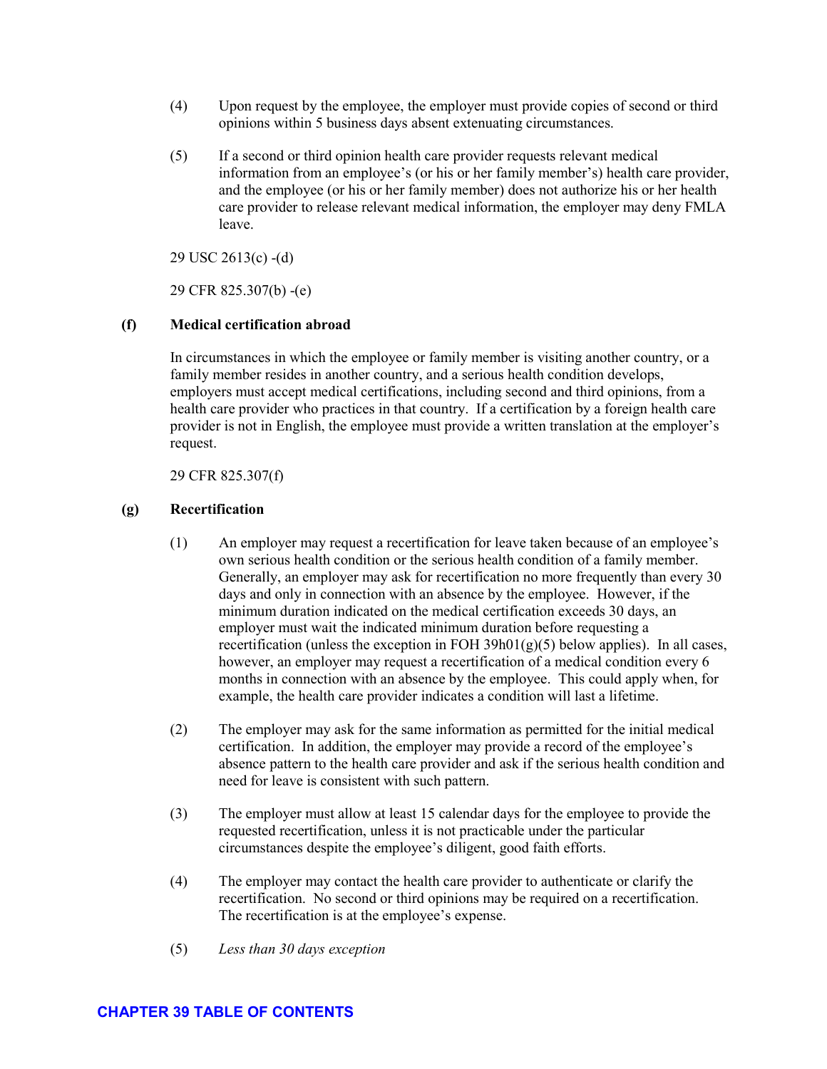(4) Upon request by the employee, the employer must provide copies of second or third opinions within 5 business days absent extenuating circumstances.

(5) If a second or third opinion health care provider requests relevant medical information from an employee's (or his or her family member's) health care provider, and the employee (or his or her family member) does not authorize his or her health care provider to release relevant medical information, the employer may deny FMLA leave.

29 USC 2613(c) -(d)

29 CFR 825.307(b) -(e)

**(f) Medical certification abroad**

In circumstances in which the employee or family member is visiting another country, or a family member resides in another country, and a serious health condition develops, employers must accept medical certifications, including second and third opinions, from a health care provider who practices in that country. If a certification by a foreign health care provider is not in English, the employee must provide a written translation at the employer's request.

29 CFR 825.307(f)

**(g) Recertification**

(1) An employer may request a recertification for leave taken because of an employee's own serious health condition or the serious health condition of a family member. Generally, an employer may ask for recertification no more frequently than every 30 days and only in connection with an absence by the employee. However, if the minimum duration indicated on the medical certification exceeds 30 days, an employer must wait the indicated minimum duration before requesting a recertification (unless the exception in FOH 39h01(g)(5) below applies). In all cases, however, an employer may request a recertification of a medical condition every 6 months in connection with an absence by the employee. This could apply when, for example, the health care provider indicates a condition will last a lifetime.

(2) The employer may ask for the same information as permitted for the initial medical certification. In addition, the employer may provide a record of the employee's absence pattern to the health care provider and ask if the serious health condition and need for leave is consistent with such pattern.

(3) The employer must allow at least 15 calendar days for the employee to provide the requested recertification, unless it is not practicable under the particular circumstances despite the employee's diligent, good faith efforts.

(4) The employer may contact the health care provider to authenticate or clarify the recertification. No second or third opinions may be required on a recertification. The recertification is at the employee's expense.

(5) *Less than 30 days exception*

**CHAPTER 39 TABLE OF CONTENTS**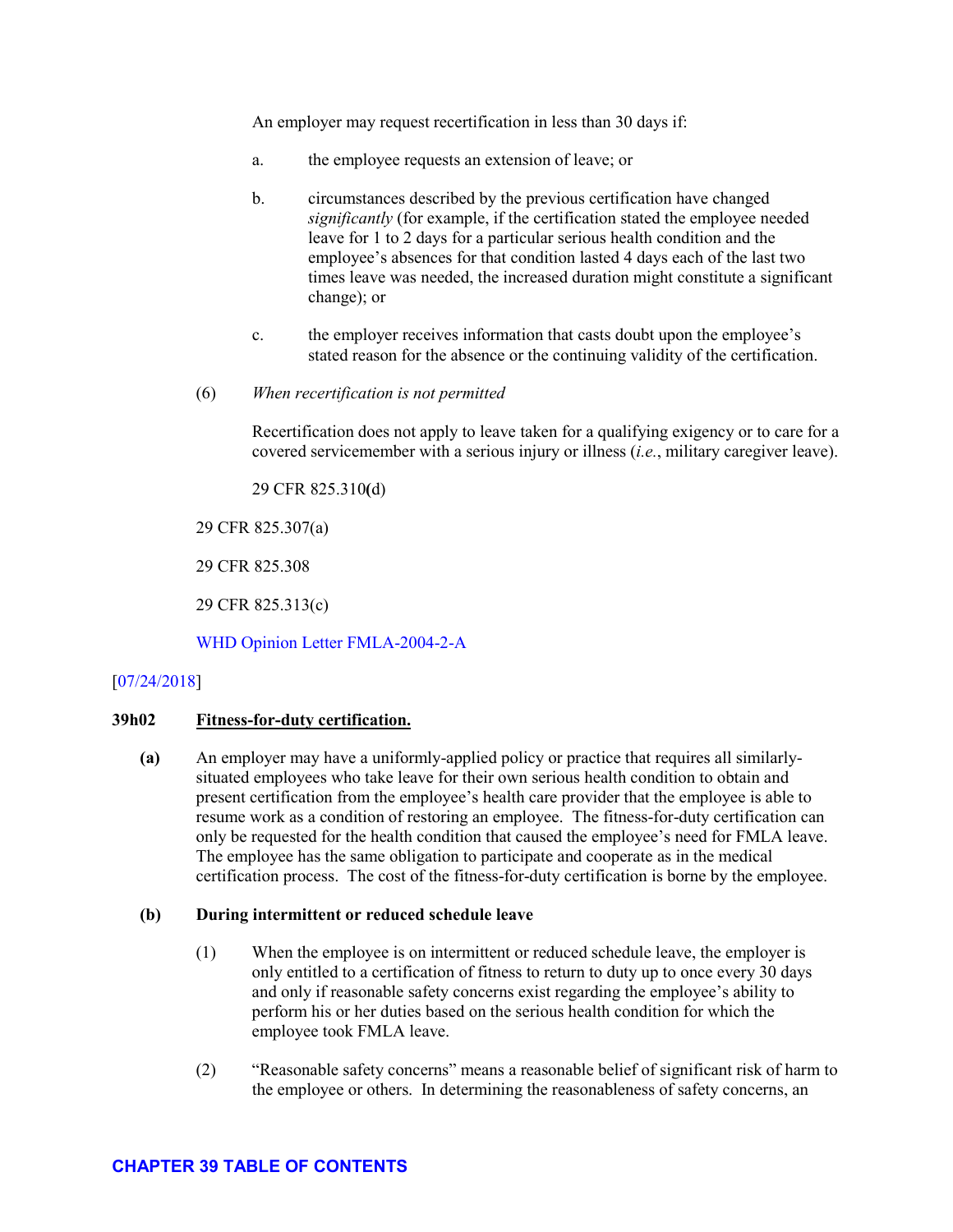An employer may request recertification in less than 30 days if:

a. the employee requests an extension of leave; or

b. circumstances described by the previous certification have changed *significantly* (for example, if the certification stated the employee needed leave for 1 to 2 days for a particular serious health condition and the employee's absences for that condition lasted 4 days each of the last two times leave was needed, the increased duration might constitute a significant change); or

c. the employer receives information that casts doubt upon the employee's stated reason for the absence or the continuing validity of the certification.

(6) *When recertification is not permitted*

Recertification does not apply to leave taken for a qualifying exigency or to care for a covered servicemember with a serious injury or illness (*i.e.*, military caregiver leave).

29 CFR 825.310(d)

29 CFR 825.307(a)

29 CFR 825.308

29 CFR 825.313(c)

WHD Opinion Letter FMLA-2004-2-A

[07/24/2018]

**39h02 Fitness-for-duty certification.**

**(a)** An employer may have a uniformly-applied policy or practice that requires all similarly-situated employees who take leave for their own serious health condition to obtain and present certification from the employee's health care provider that the employee is able to resume work as a condition of restoring an employee. The fitness-for-duty certification can only be requested for the health condition that caused the employee's need for FMLA leave. The employee has the same obligation to participate and cooperate as in the medical certification process. The cost of the fitness-for-duty certification is borne by the employee.

**(b) During intermittent or reduced schedule leave**

(1) When the employee is on intermittent or reduced schedule leave, the employer is only entitled to a certification of fitness to return to duty up to once every 30 days and only if reasonable safety concerns exist regarding the employee's ability to perform his or her duties based on the serious health condition for which the employee took FMLA leave.

(2) "Reasonable safety concerns" means a reasonable belief of significant risk of harm to the employee or others. In determining the reasonableness of safety concerns, an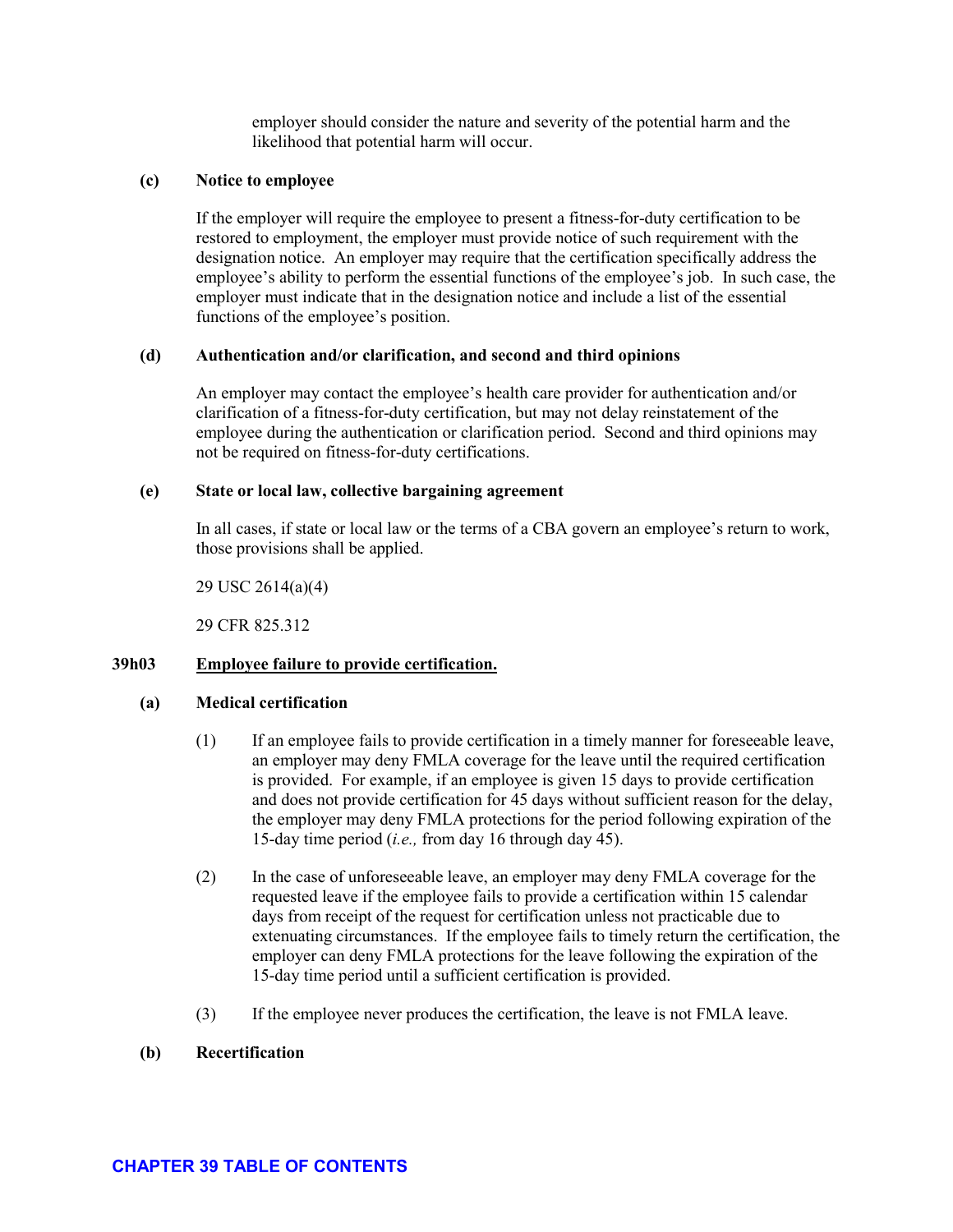employer should consider the nature and severity of the potential harm and the likelihood that potential harm will occur.

**(c) Notice to employee**

If the employer will require the employee to present a fitness-for-duty certification to be restored to employment, the employer must provide notice of such requirement with the designation notice. An employer may require that the certification specifically address the employee's ability to perform the essential functions of the employee's job. In such case, the employer must indicate that in the designation notice and include a list of the essential functions of the employee's position.

**(d) Authentication and/or clarification, and second and third opinions**

An employer may contact the employee's health care provider for authentication and/or clarification of a fitness-for-duty certification, but may not delay reinstatement of the employee during the authentication or clarification period. Second and third opinions may not be required on fitness-for-duty certifications.

**(e) State or local law, collective bargaining agreement**

In all cases, if state or local law or the terms of a CBA govern an employee's return to work, those provisions shall be applied.

29 USC 2614(a)(4)

29 CFR 825.312

### 39h03 Employee failure to provide certification.

**(a) Medical certification**

(1) If an employee fails to provide certification in a timely manner for foreseeable leave, an employer may deny FMLA coverage for the leave until the required certification is provided. For example, if an employee is given 15 days to provide certification and does not provide certification for 45 days without sufficient reason for the delay, the employer may deny FMLA protections for the period following expiration of the 15-day time period (*i.e.,* from day 16 through day 45).

(2) In the case of unforeseeable leave, an employer may deny FMLA coverage for the requested leave if the employee fails to provide a certification within 15 calendar days from receipt of the request for certification unless not practicable due to extenuating circumstances. If the employee fails to timely return the certification, the employer can deny FMLA protections for the leave following the expiration of the 15-day time period until a sufficient certification is provided.

(3) If the employee never produces the certification, the leave is not FMLA leave.

**(b) Recertification**

CHAPTER 39 TABLE OF CONTENTS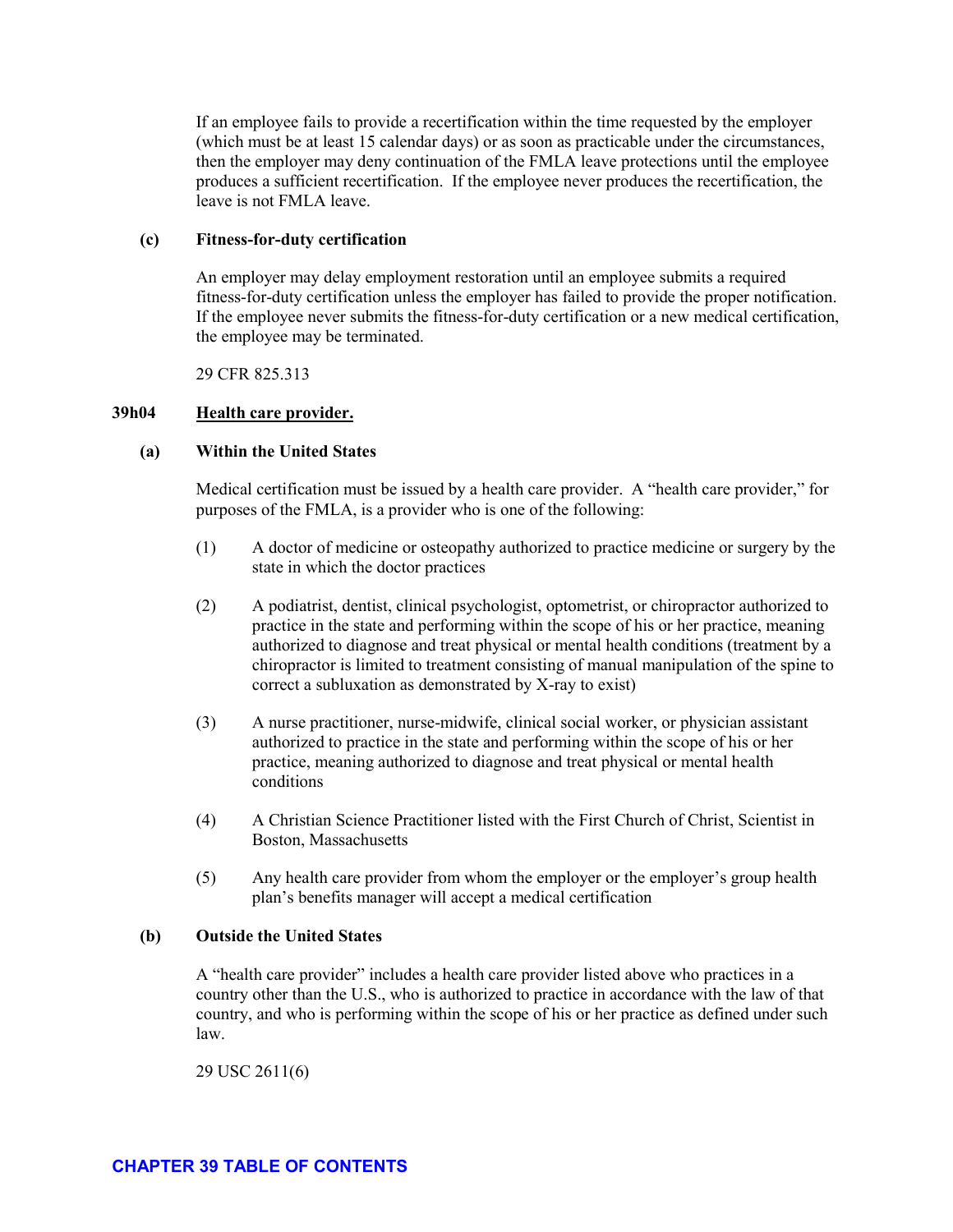If an employee fails to provide a recertification within the time requested by the employer (which must be at least 15 calendar days) or as soon as practicable under the circumstances, then the employer may deny continuation of the FMLA leave protections until the employee produces a sufficient recertification. If the employee never produces the recertification, the leave is not FMLA leave.

**(c) Fitness-for-duty certification**

An employer may delay employment restoration until an employee submits a required fitness-for-duty certification unless the employer has failed to provide the proper notification. If the employee never submits the fitness-for-duty certification or a new medical certification, the employee may be terminated.

29 CFR 825.313

## 39h04 Health care provider.

**(a) Within the United States**

Medical certification must be issued by a health care provider. A "health care provider," for purposes of the FMLA, is a provider who is one of the following:

(1) A doctor of medicine or osteopathy authorized to practice medicine or surgery by the state in which the doctor practices

(2) A podiatrist, dentist, clinical psychologist, optometrist, or chiropractor authorized to practice in the state and performing within the scope of his or her practice, meaning authorized to diagnose and treat physical or mental health conditions (treatment by a chiropractor is limited to treatment consisting of manual manipulation of the spine to correct a subluxation as demonstrated by X-ray to exist)

(3) A nurse practitioner, nurse-midwife, clinical social worker, or physician assistant authorized to practice in the state and performing within the scope of his or her practice, meaning authorized to diagnose and treat physical or mental health conditions

(4) A Christian Science Practitioner listed with the First Church of Christ, Scientist in Boston, Massachusetts

(5) Any health care provider from whom the employer or the employer's group health plan's benefits manager will accept a medical certification

**(b) Outside the United States**

A "health care provider" includes a health care provider listed above who practices in a country other than the U.S., who is authorized to practice in accordance with the law of that country, and who is performing within the scope of his or her practice as defined under such law.

29 USC 2611(6)

**CHAPTER 39 TABLE OF CONTENTS**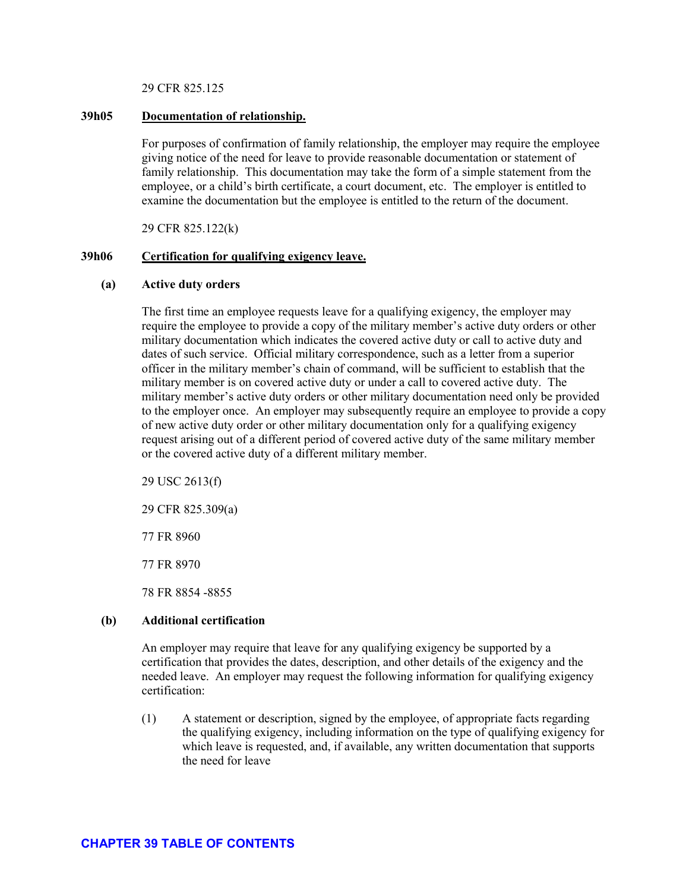29 CFR 825.125

### 39h05 Documentation of relationship.

For purposes of confirmation of family relationship, the employer may require the employee giving notice of the need for leave to provide reasonable documentation or statement of family relationship. This documentation may take the form of a simple statement from the employee, or a child's birth certificate, a court document, etc. The employer is entitled to examine the documentation but the employee is entitled to the return of the document.

29 CFR 825.122(k)

### 39h06 Certification for qualifying exigency leave.

**(a) Active duty orders**

The first time an employee requests leave for a qualifying exigency, the employer may require the employee to provide a copy of the military member's active duty orders or other military documentation which indicates the covered active duty or call to active duty and dates of such service. Official military correspondence, such as a letter from a superior officer in the military member's chain of command, will be sufficient to establish that the military member is on covered active duty or under a call to covered active duty. The military member's active duty orders or other military documentation need only be provided to the employer once. An employer may subsequently require an employee to provide a copy of new active duty order or other military documentation only for a qualifying exigency request arising out of a different period of covered active duty of the same military member or the covered active duty of a different military member.

29 USC 2613(f)

29 CFR 825.309(a)

77 FR 8960

77 FR 8970

78 FR 8854 -8855

**(b) Additional certification**

An employer may require that leave for any qualifying exigency be supported by a certification that provides the dates, description, and other details of the exigency and the needed leave. An employer may request the following information for qualifying exigency certification:

(1) A statement or description, signed by the employee, of appropriate facts regarding the qualifying exigency, including information on the type of qualifying exigency for which leave is requested, and, if available, any written documentation that supports the need for leave

**CHAPTER 39 TABLE OF CONTENTS**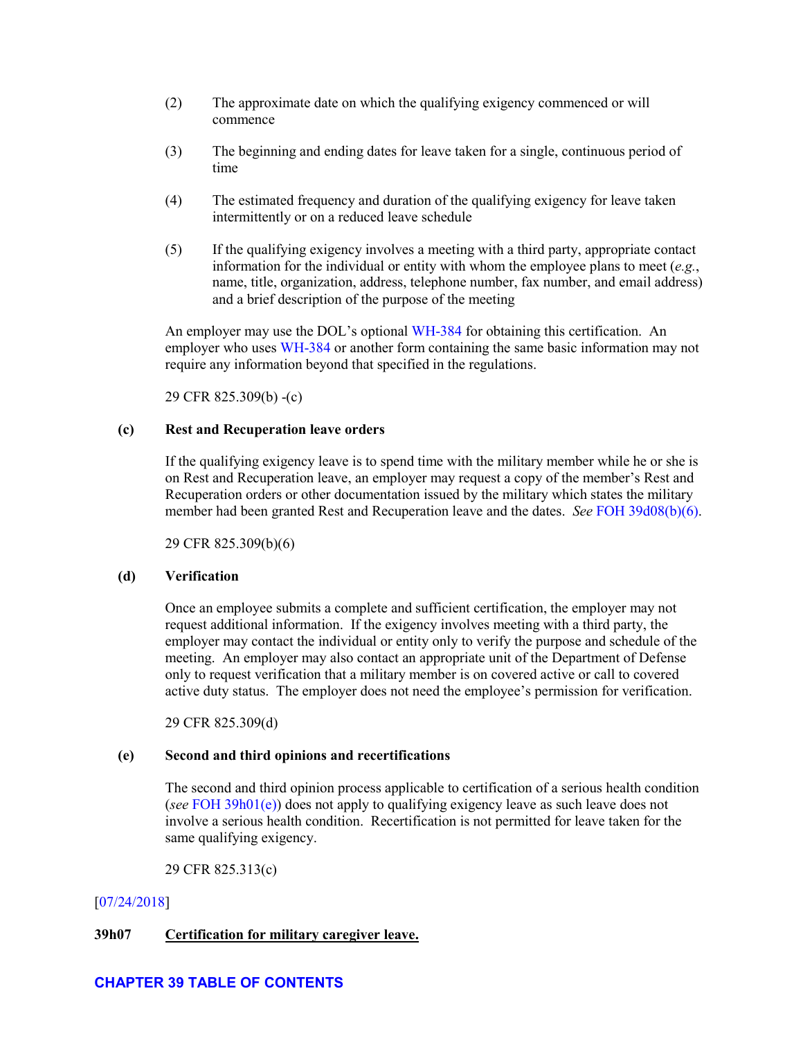(2) The approximate date on which the qualifying exigency commenced or will commence

(3) The beginning and ending dates for leave taken for a single, continuous period of time

(4) The estimated frequency and duration of the qualifying exigency for leave taken intermittently or on a reduced leave schedule

(5) If the qualifying exigency involves a meeting with a third party, appropriate contact information for the individual or entity with whom the employee plans to meet (*e.g.*, name, title, organization, address, telephone number, fax number, and email address) and a brief description of the purpose of the meeting

An employer may use the DOL's optional WH-384 for obtaining this certification. An employer who uses WH-384 or another form containing the same basic information may not require any information beyond that specified in the regulations.

29 CFR 825.309(b) -(c)

**(c) Rest and Recuperation leave orders**

If the qualifying exigency leave is to spend time with the military member while he or she is on Rest and Recuperation leave, an employer may request a copy of the member's Rest and Recuperation orders or other documentation issued by the military which states the military member had been granted Rest and Recuperation leave and the dates. *See* FOH 39d08(b)(6).

29 CFR 825.309(b)(6)

**(d) Verification**

Once an employee submits a complete and sufficient certification, the employer may not request additional information. If the exigency involves meeting with a third party, the employer may contact the individual or entity only to verify the purpose and schedule of the meeting. An employer may also contact an appropriate unit of the Department of Defense only to request verification that a military member is on covered active or call to covered active duty status. The employer does not need the employee's permission for verification.

29 CFR 825.309(d)

**(e) Second and third opinions and recertifications**

The second and third opinion process applicable to certification of a serious health condition (*see* FOH 39h01(e)) does not apply to qualifying exigency leave as such leave does not involve a serious health condition. Recertification is not permitted for leave taken for the same qualifying exigency.

29 CFR 825.313(c)

[07/24/2018]

**39h07 Certification for military caregiver leave.**

**CHAPTER 39 TABLE OF CONTENTS**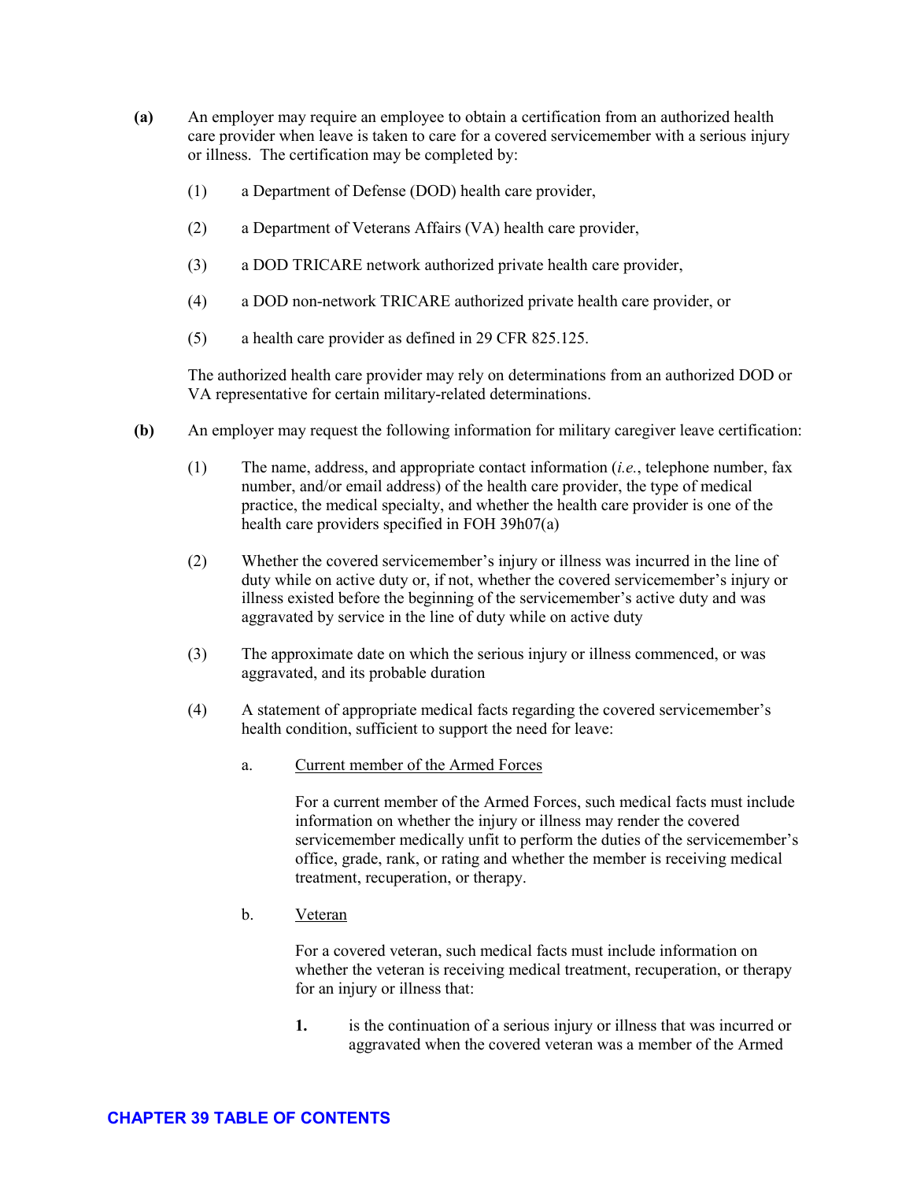**(a)** An employer may require an employee to obtain a certification from an authorized health care provider when leave is taken to care for a covered servicemember with a serious injury or illness. The certification may be completed by:

(1) a Department of Defense (DOD) health care provider,

(2) a Department of Veterans Affairs (VA) health care provider,

(3) a DOD TRICARE network authorized private health care provider,

(4) a DOD non-network TRICARE authorized private health care provider, or

(5) a health care provider as defined in 29 CFR 825.125.

The authorized health care provider may rely on determinations from an authorized DOD or VA representative for certain military-related determinations.

**(b)** An employer may request the following information for military caregiver leave certification:

(1) The name, address, and appropriate contact information (*i.e.*, telephone number, fax number, and/or email address) of the health care provider, the type of medical practice, the medical specialty, and whether the health care provider is one of the health care providers specified in FOH 39h07(a)

(2) Whether the covered servicemember's injury or illness was incurred in the line of duty while on active duty or, if not, whether the covered servicemember's injury or illness existed before the beginning of the servicemember's active duty and was aggravated by service in the line of duty while on active duty

(3) The approximate date on which the serious injury or illness commenced, or was aggravated, and its probable duration

(4) A statement of appropriate medical facts regarding the covered servicemember's health condition, sufficient to support the need for leave:

a. <u>Current member of the Armed Forces</u>

For a current member of the Armed Forces, such medical facts must include information on whether the injury or illness may render the covered servicemember medically unfit to perform the duties of the servicemember's office, grade, rank, or rating and whether the member is receiving medical treatment, recuperation, or therapy.

b. <u>Veteran</u>

For a covered veteran, such medical facts must include information on whether the veteran is receiving medical treatment, recuperation, or therapy for an injury or illness that:

**1.** is the continuation of a serious injury or illness that was incurred or aggravated when the covered veteran was a member of the Armed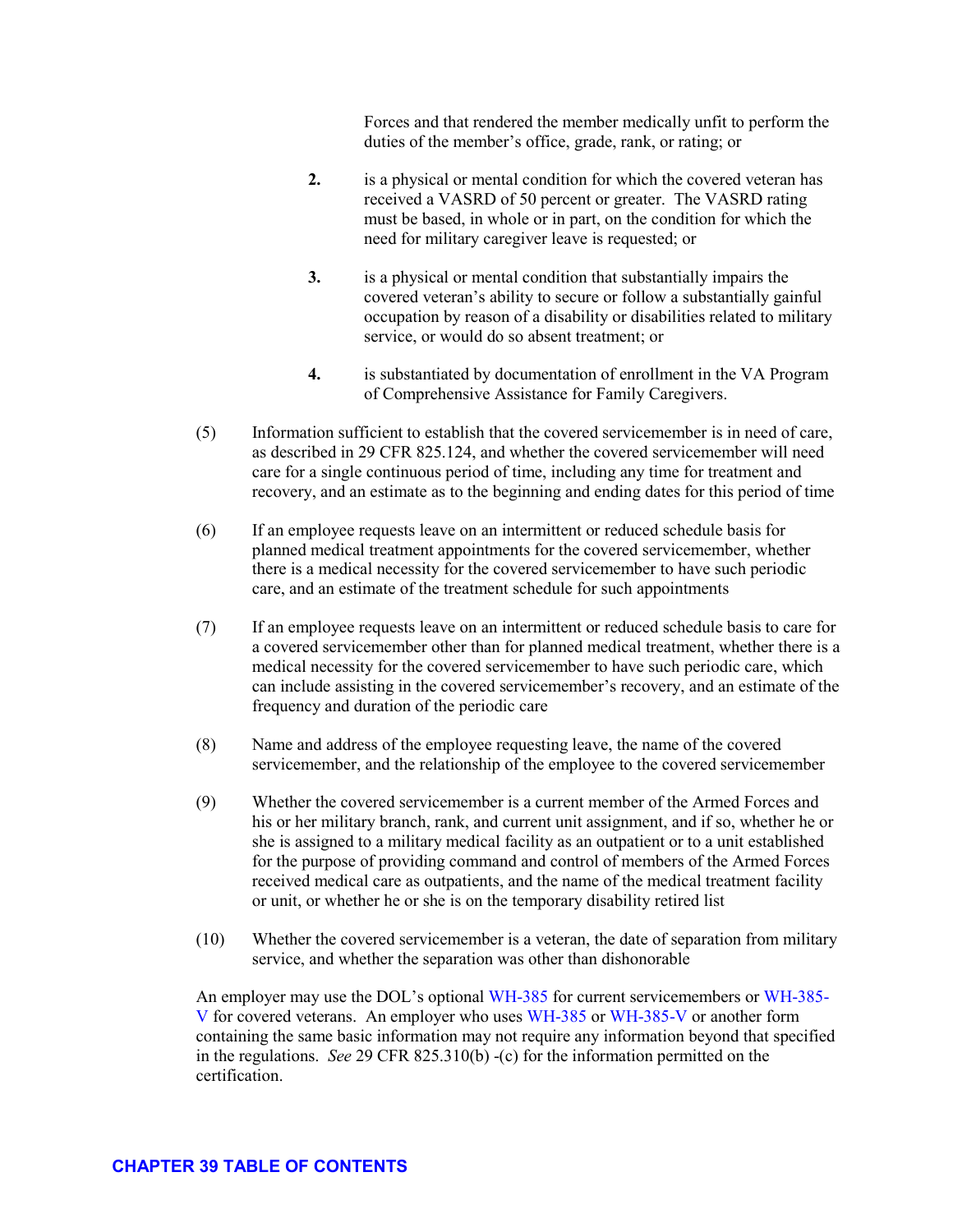Forces and that rendered the member medically unfit to perform the duties of the member's office, grade, rank, or rating; or

**2.** is a physical or mental condition for which the covered veteran has received a VASRD of 50 percent or greater. The VASRD rating must be based, in whole or in part, on the condition for which the need for military caregiver leave is requested; or

**3.** is a physical or mental condition that substantially impairs the covered veteran's ability to secure or follow a substantially gainful occupation by reason of a disability or disabilities related to military service, or would do so absent treatment; or

**4.** is substantiated by documentation of enrollment in the VA Program of Comprehensive Assistance for Family Caregivers.

(5) Information sufficient to establish that the covered servicemember is in need of care, as described in 29 CFR 825.124, and whether the covered servicemember will need care for a single continuous period of time, including any time for treatment and recovery, and an estimate as to the beginning and ending dates for this period of time

(6) If an employee requests leave on an intermittent or reduced schedule basis for planned medical treatment appointments for the covered servicemember, whether there is a medical necessity for the covered servicemember to have such periodic care, and an estimate of the treatment schedule for such appointments

(7) If an employee requests leave on an intermittent or reduced schedule basis to care for a covered servicemember other than for planned medical treatment, whether there is a medical necessity for the covered servicemember to have such periodic care, which can include assisting in the covered servicemember's recovery, and an estimate of the frequency and duration of the periodic care

(8) Name and address of the employee requesting leave, the name of the covered servicemember, and the relationship of the employee to the covered servicemember

(9) Whether the covered servicemember is a current member of the Armed Forces and his or her military branch, rank, and current unit assignment, and if so, whether he or she is assigned to a military medical facility as an outpatient or to a unit established for the purpose of providing command and control of members of the Armed Forces received medical care as outpatients, and the name of the medical treatment facility or unit, or whether he or she is on the temporary disability retired list

(10) Whether the covered servicemember is a veteran, the date of separation from military service, and whether the separation was other than dishonorable

An employer may use the DOL's optional WH-385 for current servicemembers or WH-385-V for covered veterans. An employer who uses WH-385 or WH-385-V or another form containing the same basic information may not require any information beyond that specified in the regulations. *See* 29 CFR 825.310(b) -(c) for the information permitted on the certification.

**CHAPTER 39 TABLE OF CONTENTS**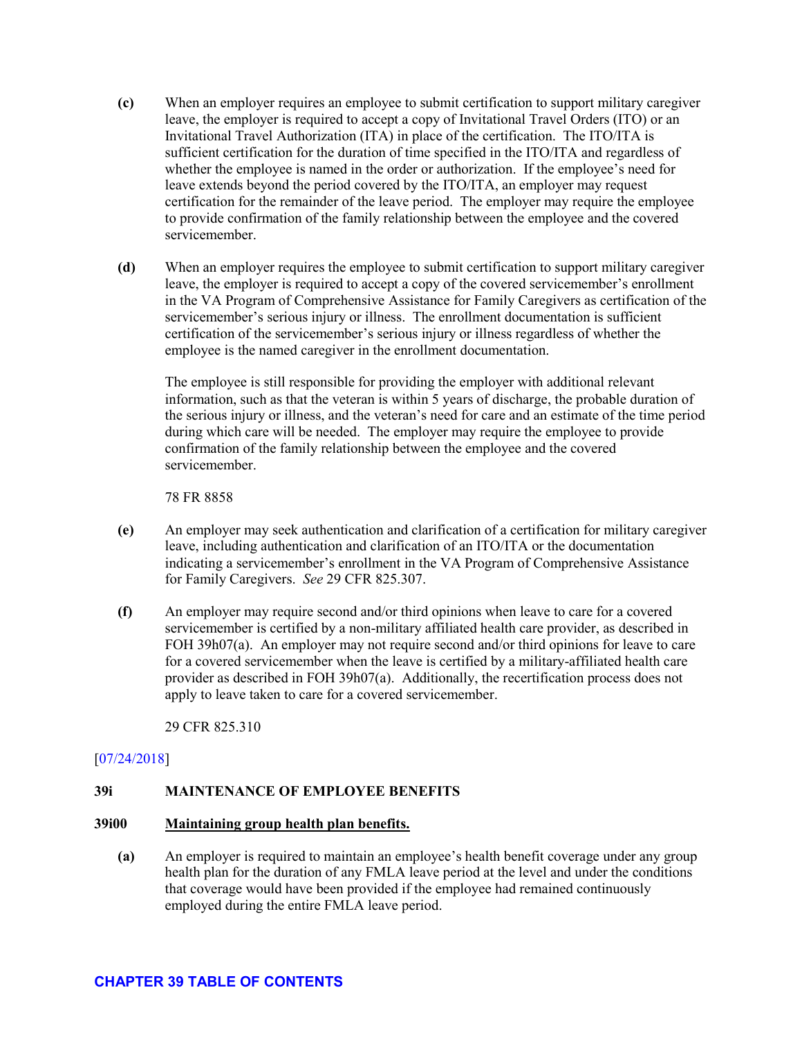**(c)** When an employer requires an employee to submit certification to support military caregiver leave, the employer is required to accept a copy of Invitational Travel Orders (ITO) or an Invitational Travel Authorization (ITA) in place of the certification. The ITO/ITA is sufficient certification for the duration of time specified in the ITO/ITA and regardless of whether the employee is named in the order or authorization. If the employee's need for leave extends beyond the period covered by the ITO/ITA, an employer may request certification for the remainder of the leave period. The employer may require the employee to provide confirmation of the family relationship between the employee and the covered servicemember.

**(d)** When an employer requires the employee to submit certification to support military caregiver leave, the employer is required to accept a copy of the covered servicemember's enrollment in the VA Program of Comprehensive Assistance for Family Caregivers as certification of the servicemember's serious injury or illness. The enrollment documentation is sufficient certification of the servicemember's serious injury or illness regardless of whether the employee is the named caregiver in the enrollment documentation.

The employee is still responsible for providing the employer with additional relevant information, such as that the veteran is within 5 years of discharge, the probable duration of the serious injury or illness, and the veteran's need for care and an estimate of the time period during which care will be needed. The employer may require the employee to provide confirmation of the family relationship between the employee and the covered servicemember.

78 FR 8858

**(e)** An employer may seek authentication and clarification of a certification for military caregiver leave, including authentication and clarification of an ITO/ITA or the documentation indicating a servicemember's enrollment in the VA Program of Comprehensive Assistance for Family Caregivers. *See* 29 CFR 825.307.

**(f)** An employer may require second and/or third opinions when leave to care for a covered servicemember is certified by a non-military affiliated health care provider, as described in FOH 39h07(a). An employer may not require second and/or third opinions for leave to care for a covered servicemember when the leave is certified by a military-affiliated health care provider as described in FOH 39h07(a). Additionally, the recertification process does not apply to leave taken to care for a covered servicemember.

29 CFR 825.310

[07/24/2018]

## 39i MAINTENANCE OF EMPLOYEE BENEFITS

### 39i00 Maintaining group health plan benefits.

**(a)** An employer is required to maintain an employee's health benefit coverage under any group health plan for the duration of any FMLA leave period at the level and under the conditions that coverage would have been provided if the employee had remained continuously employed during the entire FMLA leave period.

**CHAPTER 39 TABLE OF CONTENTS**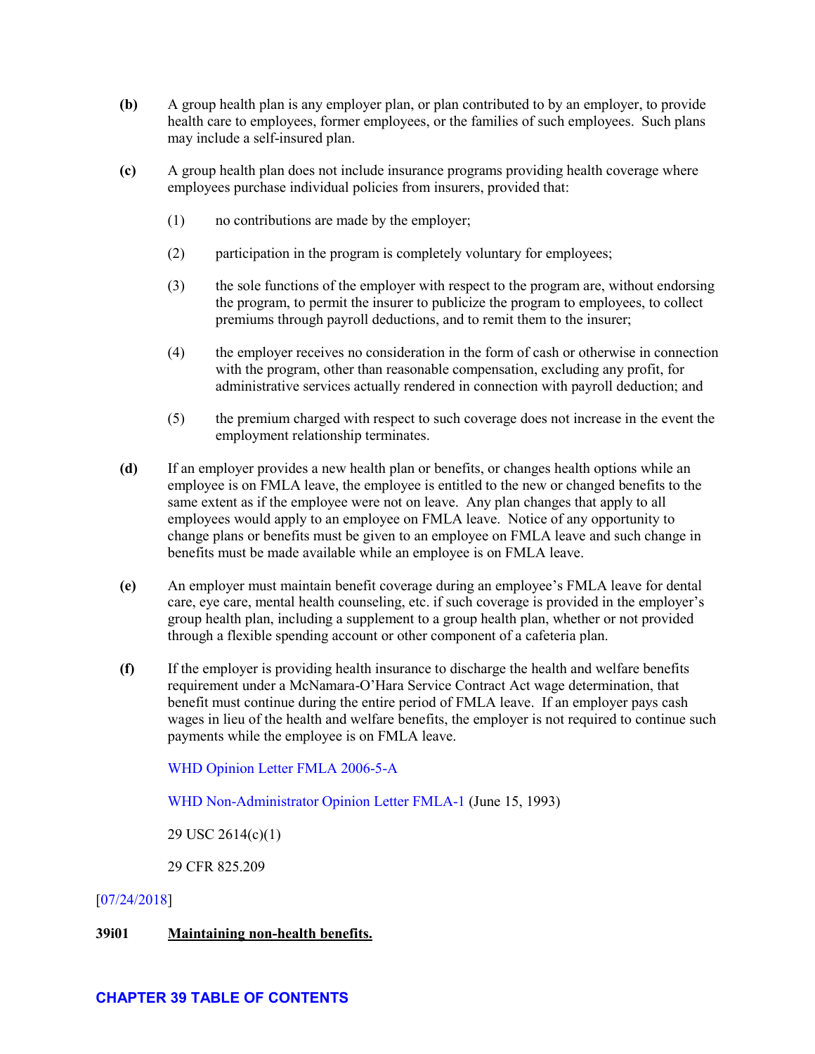**(b)** A group health plan is any employer plan, or plan contributed to by an employer, to provide health care to employees, former employees, or the families of such employees. Such plans may include a self-insured plan.

**(c)** A group health plan does not include insurance programs providing health coverage where employees purchase individual policies from insurers, provided that:

(1) no contributions are made by the employer;

(2) participation in the program is completely voluntary for employees;

(3) the sole functions of the employer with respect to the program are, without endorsing the program, to permit the insurer to publicize the program to employees, to collect premiums through payroll deductions, and to remit them to the insurer;

(4) the employer receives no consideration in the form of cash or otherwise in connection with the program, other than reasonable compensation, excluding any profit, for administrative services actually rendered in connection with payroll deduction; and

(5) the premium charged with respect to such coverage does not increase in the event the employment relationship terminates.

**(d)** If an employer provides a new health plan or benefits, or changes health options while an employee is on FMLA leave, the employee is entitled to the new or changed benefits to the same extent as if the employee were not on leave. Any plan changes that apply to all employees would apply to an employee on FMLA leave. Notice of any opportunity to change plans or benefits must be given to an employee on FMLA leave and such change in benefits must be made available while an employee is on FMLA leave.

**(e)** An employer must maintain benefit coverage during an employee's FMLA leave for dental care, eye care, mental health counseling, etc. if such coverage is provided in the employer's group health plan, including a supplement to a group health plan, whether or not provided through a flexible spending account or other component of a cafeteria plan.

**(f)** If the employer is providing health insurance to discharge the health and welfare benefits requirement under a McNamara-O'Hara Service Contract Act wage determination, that benefit must continue during the entire period of FMLA leave. If an employer pays cash wages in lieu of the health and welfare benefits, the employer is not required to continue such payments while the employee is on FMLA leave.

WHD Opinion Letter FMLA 2006-5-A

WHD Non-Administrator Opinion Letter FMLA-1 (June 15, 1993)

29 USC 2614(c)(1)

29 CFR 825.209

[07/24/2018]

**39i01 Maintaining non-health benefits.**

**CHAPTER 39 TABLE OF CONTENTS**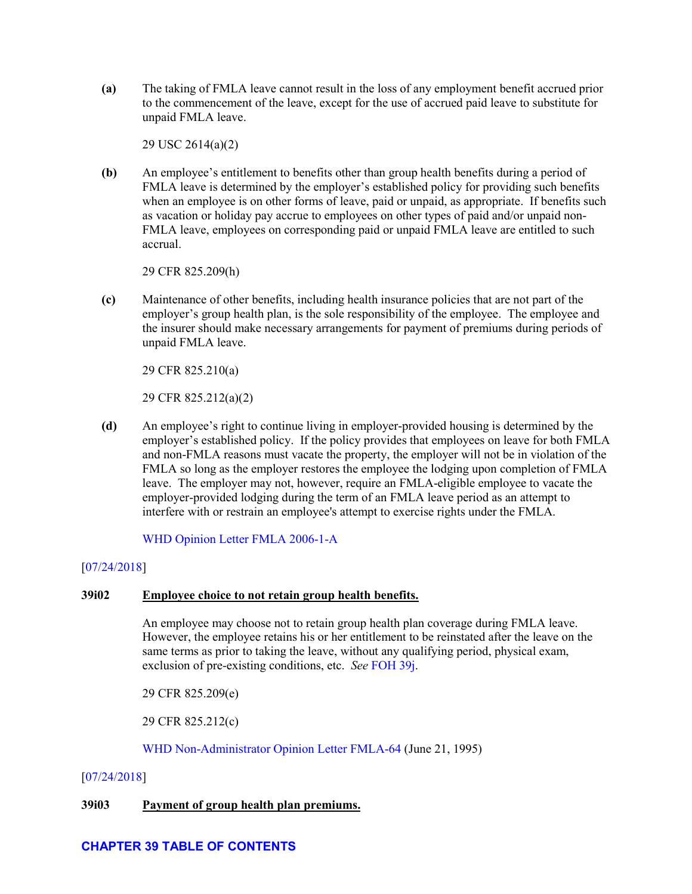**(a)** The taking of FMLA leave cannot result in the loss of any employment benefit accrued prior to the commencement of the leave, except for the use of accrued paid leave to substitute for unpaid FMLA leave.

29 USC 2614(a)(2)

**(b)** An employee's entitlement to benefits other than group health benefits during a period of FMLA leave is determined by the employer's established policy for providing such benefits when an employee is on other forms of leave, paid or unpaid, as appropriate. If benefits such as vacation or holiday pay accrue to employees on other types of paid and/or unpaid non-FMLA leave, employees on corresponding paid or unpaid FMLA leave are entitled to such accrual.

29 CFR 825.209(h)

**(c)** Maintenance of other benefits, including health insurance policies that are not part of the employer's group health plan, is the sole responsibility of the employee. The employee and the insurer should make necessary arrangements for payment of premiums during periods of unpaid FMLA leave.

29 CFR 825.210(a)

29 CFR 825.212(a)(2)

**(d)** An employee's right to continue living in employer-provided housing is determined by the employer's established policy. If the policy provides that employees on leave for both FMLA and non-FMLA reasons must vacate the property, the employer will not be in violation of the FMLA so long as the employer restores the employee the lodging upon completion of FMLA leave. The employer may not, however, require an FMLA-eligible employee to vacate the employer-provided lodging during the term of an FMLA leave period as an attempt to interfere with or restrain an employee's attempt to exercise rights under the FMLA.

WHD Opinion Letter FMLA 2006-1-A

[07/24/2018]

**39i02** **Employee choice to not retain group health benefits.**

An employee may choose not to retain group health plan coverage during FMLA leave. However, the employee retains his or her entitlement to be reinstated after the leave on the same terms as prior to taking the leave, without any qualifying period, physical exam, exclusion of pre-existing conditions, etc. *See* FOH 39j.

29 CFR 825.209(e)

29 CFR 825.212(c)

WHD Non-Administrator Opinion Letter FMLA-64 (June 21, 1995)

[07/24/2018]

**39i03** **Payment of group health plan premiums.**

**CHAPTER 39 TABLE OF CONTENTS**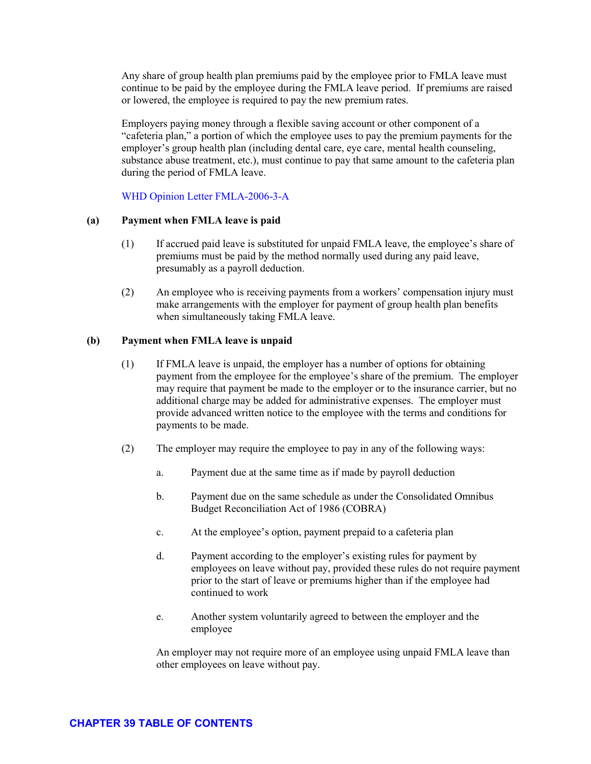Any share of group health plan premiums paid by the employee prior to FMLA leave must continue to be paid by the employee during the FMLA leave period. If premiums are raised or lowered, the employee is required to pay the new premium rates.

Employers paying money through a flexible saving account or other component of a "cafeteria plan," a portion of which the employee uses to pay the premium payments for the employer's group health plan (including dental care, eye care, mental health counseling, substance abuse treatment, etc.), must continue to pay that same amount to the cafeteria plan during the period of FMLA leave.

WHD Opinion Letter FMLA-2006-3-A

**(a) Payment when FMLA leave is paid**

(1) If accrued paid leave is substituted for unpaid FMLA leave, the employee's share of premiums must be paid by the method normally used during any paid leave, presumably as a payroll deduction.

(2) An employee who is receiving payments from a workers' compensation injury must make arrangements with the employer for payment of group health plan benefits when simultaneously taking FMLA leave.

**(b) Payment when FMLA leave is unpaid**

(1) If FMLA leave is unpaid, the employer has a number of options for obtaining payment from the employee for the employee's share of the premium. The employer may require that payment be made to the employer or to the insurance carrier, but no additional charge may be added for administrative expenses. The employer must provide advanced written notice to the employee with the terms and conditions for payments to be made.

(2) The employer may require the employee to pay in any of the following ways:

a. Payment due at the same time as if made by payroll deduction

b. Payment due on the same schedule as under the Consolidated Omnibus Budget Reconciliation Act of 1986 (COBRA)

c. At the employee's option, payment prepaid to a cafeteria plan

d. Payment according to the employer's existing rules for payment by employees on leave without pay, provided these rules do not require payment prior to the start of leave or premiums higher than if the employee had continued to work

e. Another system voluntarily agreed to between the employer and the employee

An employer may not require more of an employee using unpaid FMLA leave than other employees on leave without pay.

CHAPTER 39 TABLE OF CONTENTS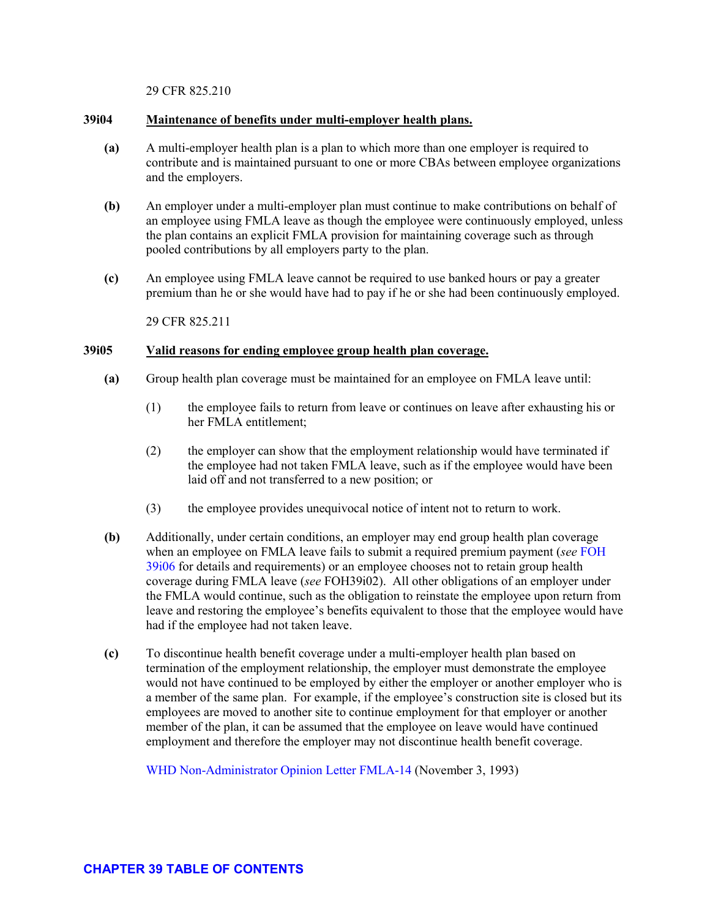29 CFR 825.210

## 39i04 Maintenance of benefits under multi-employer health plans.

**(a)** A multi-employer health plan is a plan to which more than one employer is required to contribute and is maintained pursuant to one or more CBAs between employee organizations and the employers.

**(b)** An employer under a multi-employer plan must continue to make contributions on behalf of an employee using FMLA leave as though the employee were continuously employed, unless the plan contains an explicit FMLA provision for maintaining coverage such as through pooled contributions by all employers party to the plan.

**(c)** An employee using FMLA leave cannot be required to use banked hours or pay a greater premium than he or she would have had to pay if he or she had been continuously employed.

29 CFR 825.211

## 39i05 Valid reasons for ending employee group health plan coverage.

**(a)** Group health plan coverage must be maintained for an employee on FMLA leave until:

(1) the employee fails to return from leave or continues on leave after exhausting his or her FMLA entitlement;

(2) the employer can show that the employment relationship would have terminated if the employee had not taken FMLA leave, such as if the employee would have been laid off and not transferred to a new position; or

(3) the employee provides unequivocal notice of intent not to return to work.

**(b)** Additionally, under certain conditions, an employer may end group health plan coverage when an employee on FMLA leave fails to submit a required premium payment (*see* FOH 39i06 for details and requirements) or an employee chooses not to retain group health coverage during FMLA leave (*see* FOH39i02). All other obligations of an employer under the FMLA would continue, such as the obligation to reinstate the employee upon return from leave and restoring the employee's benefits equivalent to those that the employee would have had if the employee had not taken leave.

**(c)** To discontinue health benefit coverage under a multi-employer health plan based on termination of the employment relationship, the employer must demonstrate the employee would not have continued to be employed by either the employer or another employer who is a member of the same plan. For example, if the employee's construction site is closed but its employees are moved to another site to continue employment for that employer or another member of the plan, it can be assumed that the employee on leave would have continued employment and therefore the employer may not discontinue health benefit coverage.

WHD Non-Administrator Opinion Letter FMLA-14 (November 3, 1993)

CHAPTER 39 TABLE OF CONTENTS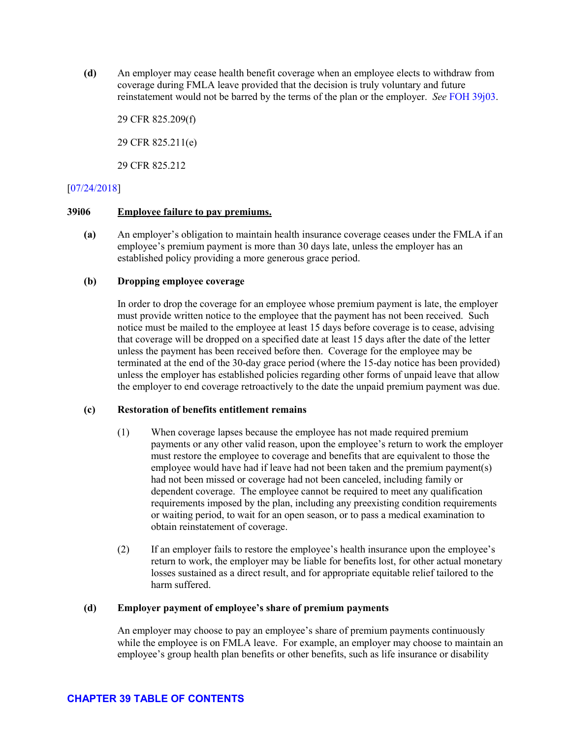**(d)** An employer may cease health benefit coverage when an employee elects to withdraw from coverage during FMLA leave provided that the decision is truly voluntary and future reinstatement would not be barred by the terms of the plan or the employer. *See* FOH 39j03.

29 CFR 825.209(f)

29 CFR 825.211(e)

29 CFR 825.212

[07/24/2018]

**39i06 Employee failure to pay premiums.**

**(a)** An employer's obligation to maintain health insurance coverage ceases under the FMLA if an employee's premium payment is more than 30 days late, unless the employer has an established policy providing a more generous grace period.

**(b) Dropping employee coverage**

In order to drop the coverage for an employee whose premium payment is late, the employer must provide written notice to the employee that the payment has not been received. Such notice must be mailed to the employee at least 15 days before coverage is to cease, advising that coverage will be dropped on a specified date at least 15 days after the date of the letter unless the payment has been received before then. Coverage for the employee may be terminated at the end of the 30-day grace period (where the 15-day notice has been provided) unless the employer has established policies regarding other forms of unpaid leave that allow the employer to end coverage retroactively to the date the unpaid premium payment was due.

**(c) Restoration of benefits entitlement remains**

(1) When coverage lapses because the employee has not made required premium payments or any other valid reason, upon the employee's return to work the employer must restore the employee to coverage and benefits that are equivalent to those the employee would have had if leave had not been taken and the premium payment(s) had not been missed or coverage had not been canceled, including family or dependent coverage. The employee cannot be required to meet any qualification requirements imposed by the plan, including any preexisting condition requirements or waiting period, to wait for an open season, or to pass a medical examination to obtain reinstatement of coverage.

(2) If an employer fails to restore the employee's health insurance upon the employee's return to work, the employer may be liable for benefits lost, for other actual monetary losses sustained as a direct result, and for appropriate equitable relief tailored to the harm suffered.

**(d) Employer payment of employee's share of premium payments**

An employer may choose to pay an employee's share of premium payments continuously while the employee is on FMLA leave. For example, an employer may choose to maintain an employee's group health plan benefits or other benefits, such as life insurance or disability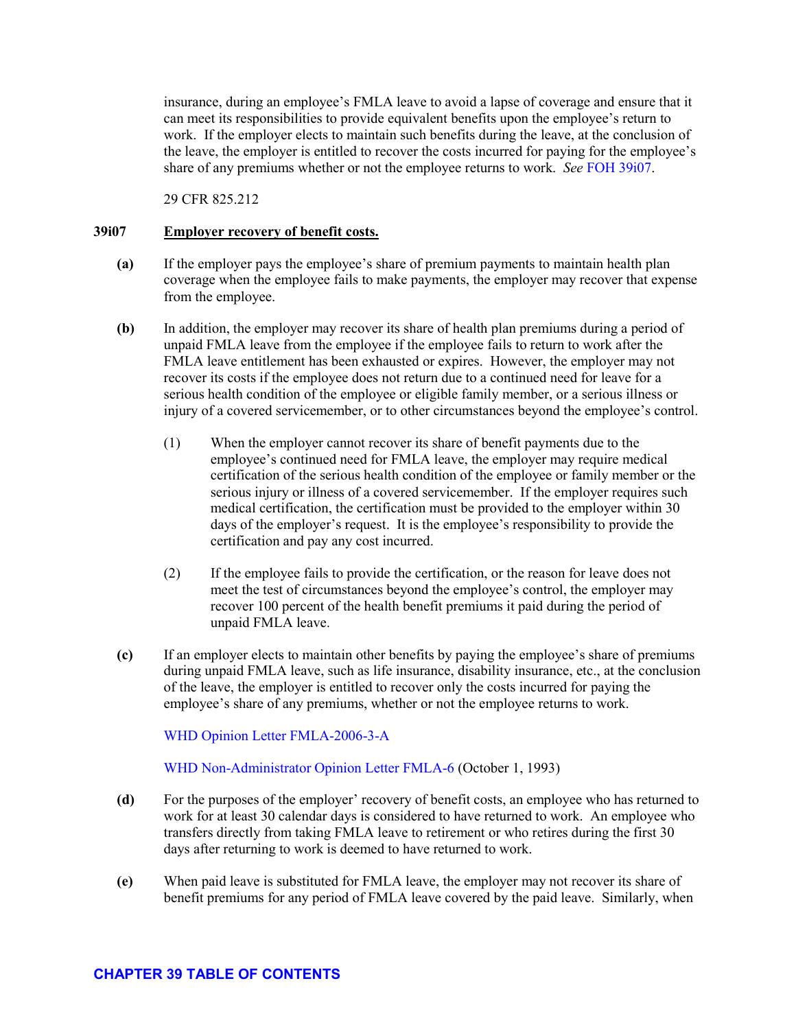insurance, during an employee's FMLA leave to avoid a lapse of coverage and ensure that it can meet its responsibilities to provide equivalent benefits upon the employee's return to work. If the employer elects to maintain such benefits during the leave, at the conclusion of the leave, the employer is entitled to recover the costs incurred for paying for the employee's share of any premiums whether or not the employee returns to work. *See* FOH 39i07.

29 CFR 825.212

**39i07** **Employer recovery of benefit costs.**

**(a)** If the employer pays the employee's share of premium payments to maintain health plan coverage when the employee fails to make payments, the employer may recover that expense from the employee.

**(b)** In addition, the employer may recover its share of health plan premiums during a period of unpaid FMLA leave from the employee if the employee fails to return to work after the FMLA leave entitlement has been exhausted or expires. However, the employer may not recover its costs if the employee does not return due to a continued need for leave for a serious health condition of the employee or eligible family member, or a serious illness or injury of a covered servicemember, or to other circumstances beyond the employee's control.

(1) When the employer cannot recover its share of benefit payments due to the employee's continued need for FMLA leave, the employer may require medical certification of the serious health condition of the employee or family member or the serious injury or illness of a covered servicemember. If the employer requires such medical certification, the certification must be provided to the employer within 30 days of the employer's request. It is the employee's responsibility to provide the certification and pay any cost incurred.

(2) If the employee fails to provide the certification, or the reason for leave does not meet the test of circumstances beyond the employee's control, the employer may recover 100 percent of the health benefit premiums it paid during the period of unpaid FMLA leave.

**(c)** If an employer elects to maintain other benefits by paying the employee's share of premiums during unpaid FMLA leave, such as life insurance, disability insurance, etc., at the conclusion of the leave, the employer is entitled to recover only the costs incurred for paying the employee's share of any premiums, whether or not the employee returns to work.

WHD Opinion Letter FMLA-2006-3-A

WHD Non-Administrator Opinion Letter FMLA-6 (October 1, 1993)

**(d)** For the purposes of the employer' recovery of benefit costs, an employee who has returned to work for at least 30 calendar days is considered to have returned to work. An employee who transfers directly from taking FMLA leave to retirement or who retires during the first 30 days after returning to work is deemed to have returned to work.

**(e)** When paid leave is substituted for FMLA leave, the employer may not recover its share of benefit premiums for any period of FMLA leave covered by the paid leave. Similarly, when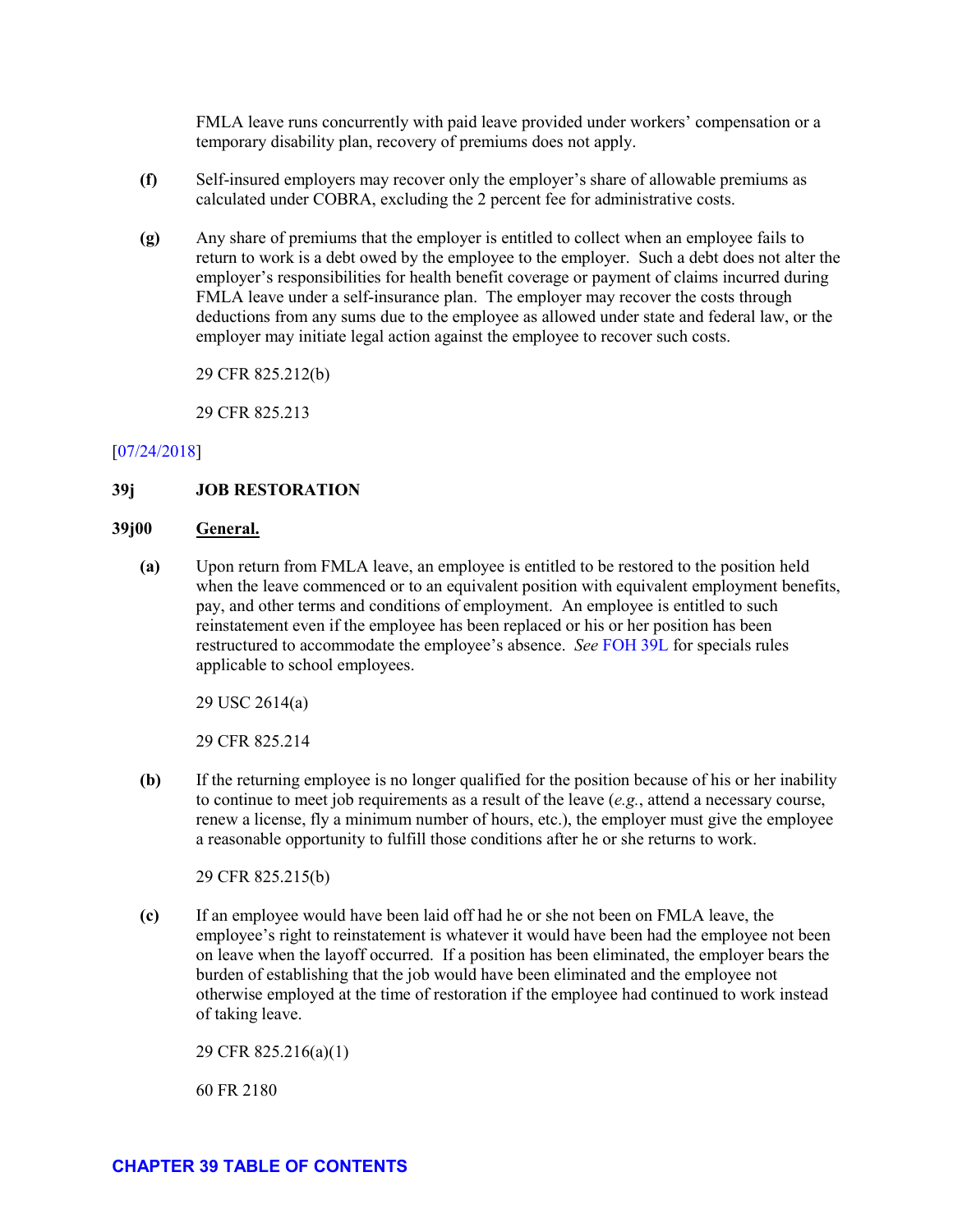FMLA leave runs concurrently with paid leave provided under workers' compensation or a temporary disability plan, recovery of premiums does not apply.

**(f)** Self-insured employers may recover only the employer's share of allowable premiums as calculated under COBRA, excluding the 2 percent fee for administrative costs.

**(g)** Any share of premiums that the employer is entitled to collect when an employee fails to return to work is a debt owed by the employee to the employer. Such a debt does not alter the employer's responsibilities for health benefit coverage or payment of claims incurred during FMLA leave under a self-insurance plan. The employer may recover the costs through deductions from any sums due to the employee as allowed under state and federal law, or the employer may initiate legal action against the employee to recover such costs.

29 CFR 825.212(b)

29 CFR 825.213

[07/24/2018]

## 39j JOB RESTORATION

### 39j00 General.

**(a)** Upon return from FMLA leave, an employee is entitled to be restored to the position held when the leave commenced or to an equivalent position with equivalent employment benefits, pay, and other terms and conditions of employment. An employee is entitled to such reinstatement even if the employee has been replaced or his or her position has been restructured to accommodate the employee's absence. *See* FOH 39L for specials rules applicable to school employees.

29 USC 2614(a)

29 CFR 825.214

**(b)** If the returning employee is no longer qualified for the position because of his or her inability to continue to meet job requirements as a result of the leave (*e.g.*, attend a necessary course, renew a license, fly a minimum number of hours, etc.), the employer must give the employee a reasonable opportunity to fulfill those conditions after he or she returns to work.

29 CFR 825.215(b)

**(c)** If an employee would have been laid off had he or she not been on FMLA leave, the employee's right to reinstatement is whatever it would have been had the employee not been on leave when the layoff occurred. If a position has been eliminated, the employer bears the burden of establishing that the job would have been eliminated and the employee not otherwise employed at the time of restoration if the employee had continued to work instead of taking leave.

29 CFR 825.216(a)(1)

60 FR 2180

CHAPTER 39 TABLE OF CONTENTS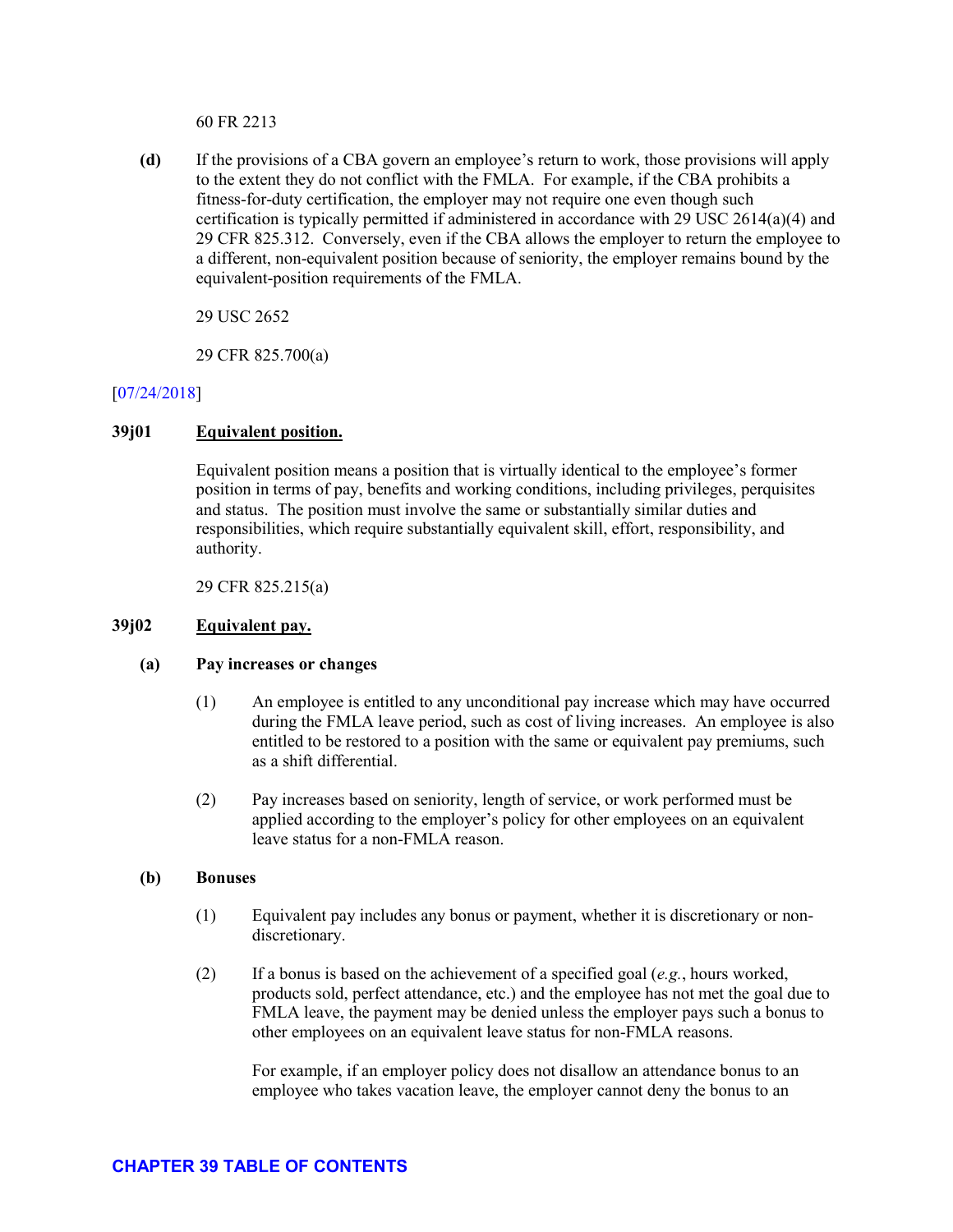60 FR 2213

**(d)** If the provisions of a CBA govern an employee's return to work, those provisions will apply to the extent they do not conflict with the FMLA. For example, if the CBA prohibits a fitness-for-duty certification, the employer may not require one even though such certification is typically permitted if administered in accordance with 29 USC 2614(a)(4) and 29 CFR 825.312. Conversely, even if the CBA allows the employer to return the employee to a different, non-equivalent position because of seniority, the employer remains bound by the equivalent-position requirements of the FMLA.

29 USC 2652

29 CFR 825.700(a)

[07/24/2018]

### 39j01 Equivalent position.

Equivalent position means a position that is virtually identical to the employee's former position in terms of pay, benefits and working conditions, including privileges, perquisites and status. The position must involve the same or substantially similar duties and responsibilities, which require substantially equivalent skill, effort, responsibility, and authority.

29 CFR 825.215(a)

### 39j02 Equivalent pay.

**(a) Pay increases or changes**

(1) An employee is entitled to any unconditional pay increase which may have occurred during the FMLA leave period, such as cost of living increases. An employee is also entitled to be restored to a position with the same or equivalent pay premiums, such as a shift differential.

(2) Pay increases based on seniority, length of service, or work performed must be applied according to the employer's policy for other employees on an equivalent leave status for a non-FMLA reason.

**(b) Bonuses**

(1) Equivalent pay includes any bonus or payment, whether it is discretionary or non-discretionary.

(2) If a bonus is based on the achievement of a specified goal (*e.g.*, hours worked, products sold, perfect attendance, etc.) and the employee has not met the goal due to FMLA leave, the payment may be denied unless the employer pays such a bonus to other employees on an equivalent leave status for non-FMLA reasons.

For example, if an employer policy does not disallow an attendance bonus to an employee who takes vacation leave, the employer cannot deny the bonus to an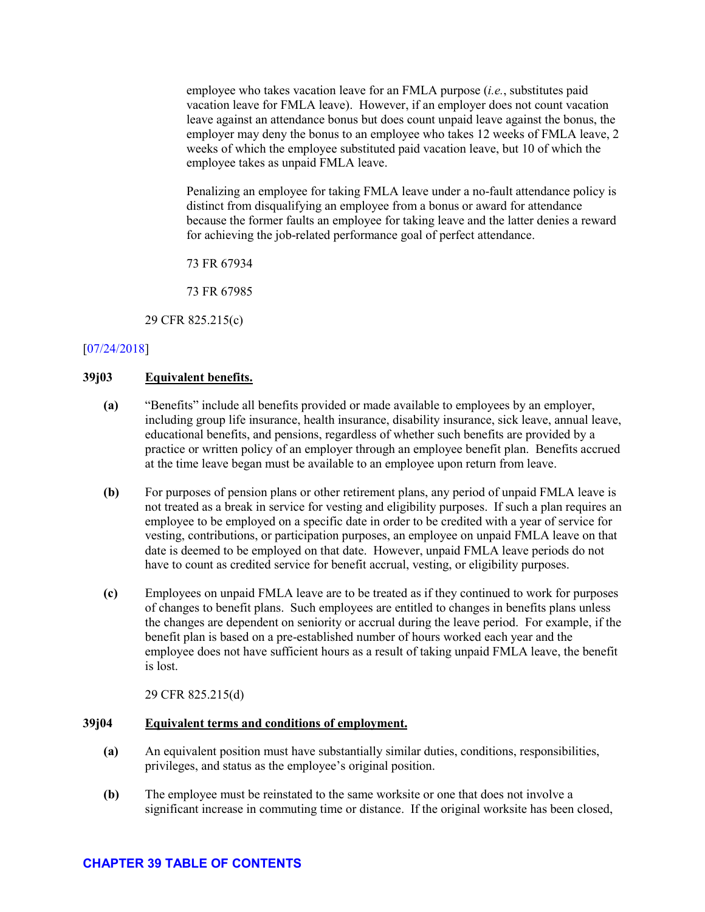employee who takes vacation leave for an FMLA purpose (*i.e.*, substitutes paid vacation leave for FMLA leave). However, if an employer does not count vacation leave against an attendance bonus but does count unpaid leave against the bonus, the employer may deny the bonus to an employee who takes 12 weeks of FMLA leave, 2 weeks of which the employee substituted paid vacation leave, but 10 of which the employee takes as unpaid FMLA leave.

Penalizing an employee for taking FMLA leave under a no-fault attendance policy is distinct from disqualifying an employee from a bonus or award for attendance because the former faults an employee for taking leave and the latter denies a reward for achieving the job-related performance goal of perfect attendance.

73 FR 67934

73 FR 67985

29 CFR 825.215(c)

[07/24/2018]

### 39j03 Equivalent benefits.

**(a)** "Benefits" include all benefits provided or made available to employees by an employer, including group life insurance, health insurance, disability insurance, sick leave, annual leave, educational benefits, and pensions, regardless of whether such benefits are provided by a practice or written policy of an employer through an employee benefit plan. Benefits accrued at the time leave began must be available to an employee upon return from leave.

**(b)** For purposes of pension plans or other retirement plans, any period of unpaid FMLA leave is not treated as a break in service for vesting and eligibility purposes. If such a plan requires an employee to be employed on a specific date in order to be credited with a year of service for vesting, contributions, or participation purposes, an employee on unpaid FMLA leave on that date is deemed to be employed on that date. However, unpaid FMLA leave periods do not have to count as credited service for benefit accrual, vesting, or eligibility purposes.

**(c)** Employees on unpaid FMLA leave are to be treated as if they continued to work for purposes of changes to benefit plans. Such employees are entitled to changes in benefits plans unless the changes are dependent on seniority or accrual during the leave period. For example, if the benefit plan is based on a pre-established number of hours worked each year and the employee does not have sufficient hours as a result of taking unpaid FMLA leave, the benefit is lost.

29 CFR 825.215(d)

### 39j04 Equivalent terms and conditions of employment.

**(a)** An equivalent position must have substantially similar duties, conditions, responsibilities, privileges, and status as the employee's original position.

**(b)** The employee must be reinstated to the same worksite or one that does not involve a significant increase in commuting time or distance. If the original worksite has been closed,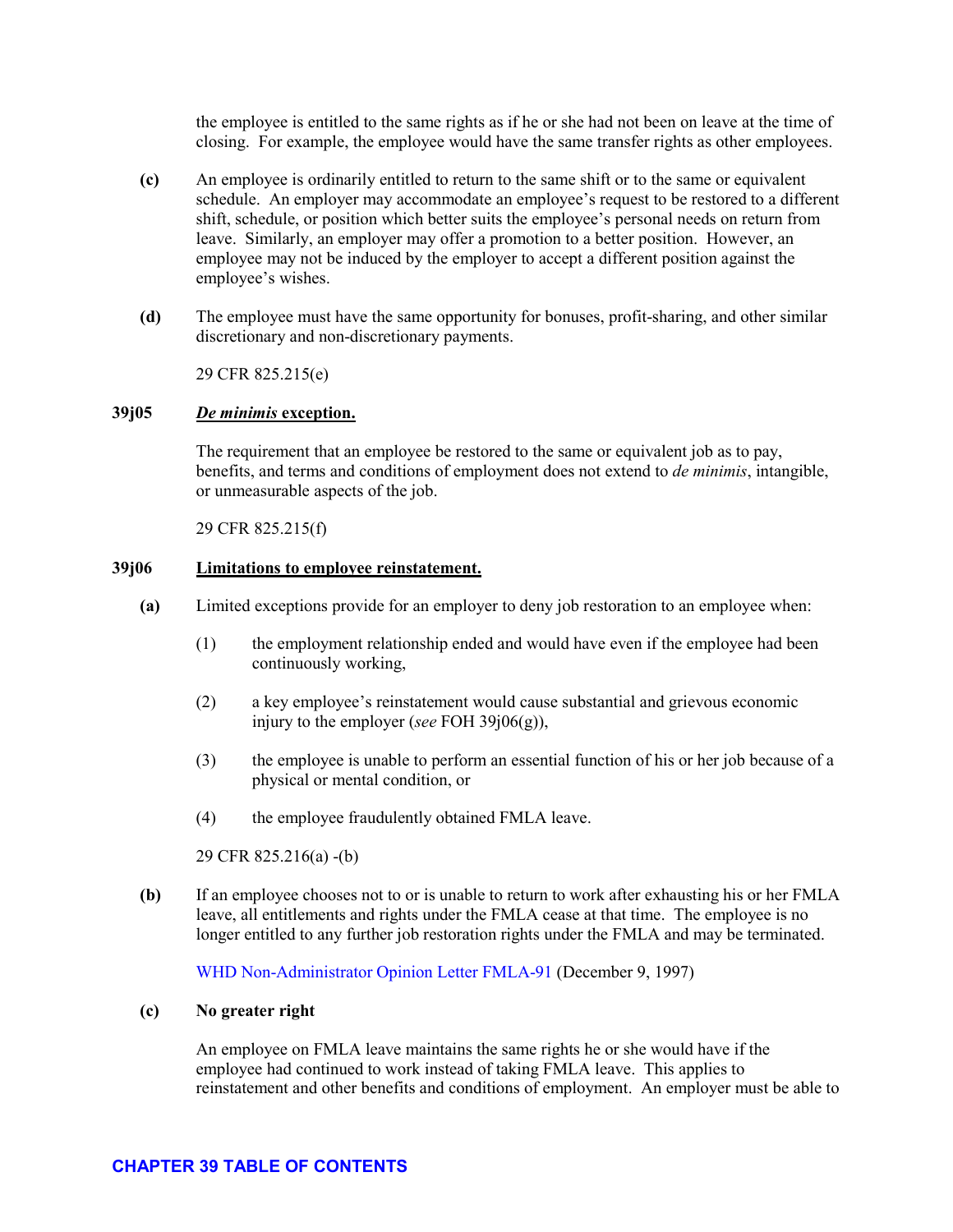the employee is entitled to the same rights as if he or she had not been on leave at the time of closing. For example, the employee would have the same transfer rights as other employees.

**(c)** An employee is ordinarily entitled to return to the same shift or to the same or equivalent schedule. An employer may accommodate an employee's request to be restored to a different shift, schedule, or position which better suits the employee's personal needs on return from leave. Similarly, an employer may offer a promotion to a better position. However, an employee may not be induced by the employer to accept a different position against the employee's wishes.

**(d)** The employee must have the same opportunity for bonuses, profit-sharing, and other similar discretionary and non-discretionary payments.

29 CFR 825.215(e)

### 39j05 ***De minimis*** **exception.**

The requirement that an employee be restored to the same or equivalent job as to pay, benefits, and terms and conditions of employment does not extend to *de minimis*, intangible, or unmeasurable aspects of the job.

29 CFR 825.215(f)

### 39j06 **Limitations to employee reinstatement.**

**(a)** Limited exceptions provide for an employer to deny job restoration to an employee when:

(1) the employment relationship ended and would have even if the employee had been continuously working,

(2) a key employee's reinstatement would cause substantial and grievous economic injury to the employer (*see* FOH 39j06(g)),

(3) the employee is unable to perform an essential function of his or her job because of a physical or mental condition, or

(4) the employee fraudulently obtained FMLA leave.

29 CFR 825.216(a) -(b)

**(b)** If an employee chooses not to or is unable to return to work after exhausting his or her FMLA leave, all entitlements and rights under the FMLA cease at that time. The employee is no longer entitled to any further job restoration rights under the FMLA and may be terminated.

WHD Non-Administrator Opinion Letter FMLA-91 (December 9, 1997)

**(c)** **No greater right**

An employee on FMLA leave maintains the same rights he or she would have if the employee had continued to work instead of taking FMLA leave. This applies to reinstatement and other benefits and conditions of employment. An employer must be able to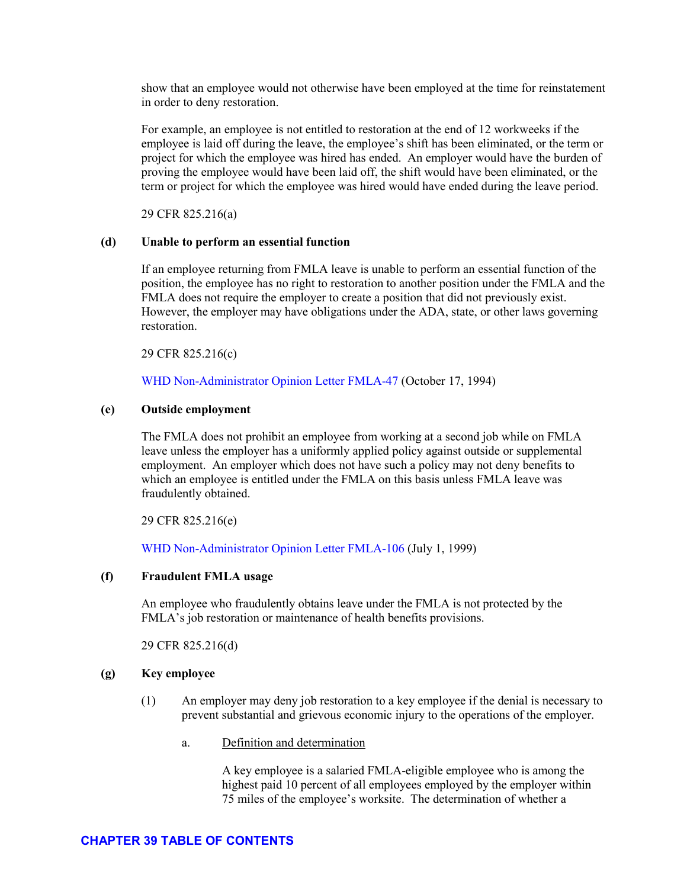show that an employee would not otherwise have been employed at the time for reinstatement in order to deny restoration.

For example, an employee is not entitled to restoration at the end of 12 workweeks if the employee is laid off during the leave, the employee's shift has been eliminated, or the term or project for which the employee was hired has ended. An employer would have the burden of proving the employee would have been laid off, the shift would have been eliminated, or the term or project for which the employee was hired would have ended during the leave period.

29 CFR 825.216(a)

**(d) Unable to perform an essential function**

If an employee returning from FMLA leave is unable to perform an essential function of the position, the employee has no right to restoration to another position under the FMLA and the FMLA does not require the employer to create a position that did not previously exist. However, the employer may have obligations under the ADA, state, or other laws governing restoration.

29 CFR 825.216(c)

WHD Non-Administrator Opinion Letter FMLA-47 (October 17, 1994)

**(e) Outside employment**

The FMLA does not prohibit an employee from working at a second job while on FMLA leave unless the employer has a uniformly applied policy against outside or supplemental employment. An employer which does not have such a policy may not deny benefits to which an employee is entitled under the FMLA on this basis unless FMLA leave was fraudulently obtained.

29 CFR 825.216(e)

WHD Non-Administrator Opinion Letter FMLA-106 (July 1, 1999)

**(f) Fraudulent FMLA usage**

An employee who fraudulently obtains leave under the FMLA is not protected by the FMLA's job restoration or maintenance of health benefits provisions.

29 CFR 825.216(d)

**(g) Key employee**

(1) An employer may deny job restoration to a key employee if the denial is necessary to prevent substantial and grievous economic injury to the operations of the employer.

a. Definition and determination

A key employee is a salaried FMLA-eligible employee who is among the highest paid 10 percent of all employees employed by the employer within 75 miles of the employee's worksite. The determination of whether a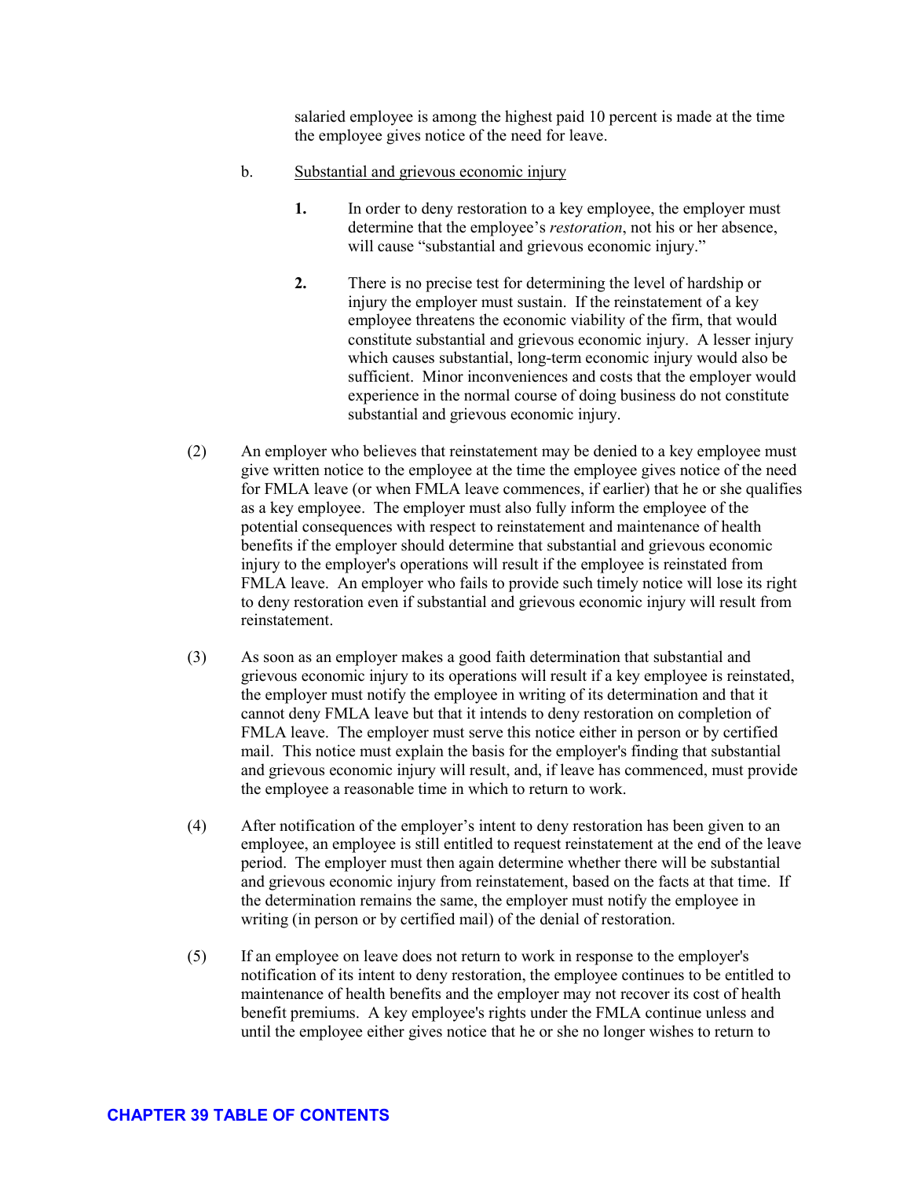salaried employee is among the highest paid 10 percent is made at the time the employee gives notice of the need for leave.

b. Substantial and grievous economic injury

**1.** In order to deny restoration to a key employee, the employer must determine that the employee's *restoration*, not his or her absence, will cause "substantial and grievous economic injury."

**2.** There is no precise test for determining the level of hardship or injury the employer must sustain. If the reinstatement of a key employee threatens the economic viability of the firm, that would constitute substantial and grievous economic injury. A lesser injury which causes substantial, long-term economic injury would also be sufficient. Minor inconveniences and costs that the employer would experience in the normal course of doing business do not constitute substantial and grievous economic injury.

(2) An employer who believes that reinstatement may be denied to a key employee must give written notice to the employee at the time the employee gives notice of the need for FMLA leave (or when FMLA leave commences, if earlier) that he or she qualifies as a key employee. The employer must also fully inform the employee of the potential consequences with respect to reinstatement and maintenance of health benefits if the employer should determine that substantial and grievous economic injury to the employer's operations will result if the employee is reinstated from FMLA leave. An employer who fails to provide such timely notice will lose its right to deny restoration even if substantial and grievous economic injury will result from reinstatement.

(3) As soon as an employer makes a good faith determination that substantial and grievous economic injury to its operations will result if a key employee is reinstated, the employer must notify the employee in writing of its determination and that it cannot deny FMLA leave but that it intends to deny restoration on completion of FMLA leave. The employer must serve this notice either in person or by certified mail. This notice must explain the basis for the employer's finding that substantial and grievous economic injury will result, and, if leave has commenced, must provide the employee a reasonable time in which to return to work.

(4) After notification of the employer's intent to deny restoration has been given to an employee, an employee is still entitled to request reinstatement at the end of the leave period. The employer must then again determine whether there will be substantial and grievous economic injury from reinstatement, based on the facts at that time. If the determination remains the same, the employer must notify the employee in writing (in person or by certified mail) of the denial of restoration.

(5) If an employee on leave does not return to work in response to the employer's notification of its intent to deny restoration, the employee continues to be entitled to maintenance of health benefits and the employer may not recover its cost of health benefit premiums. A key employee's rights under the FMLA continue unless and until the employee either gives notice that he or she no longer wishes to return to

**CHAPTER 39 TABLE OF CONTENTS**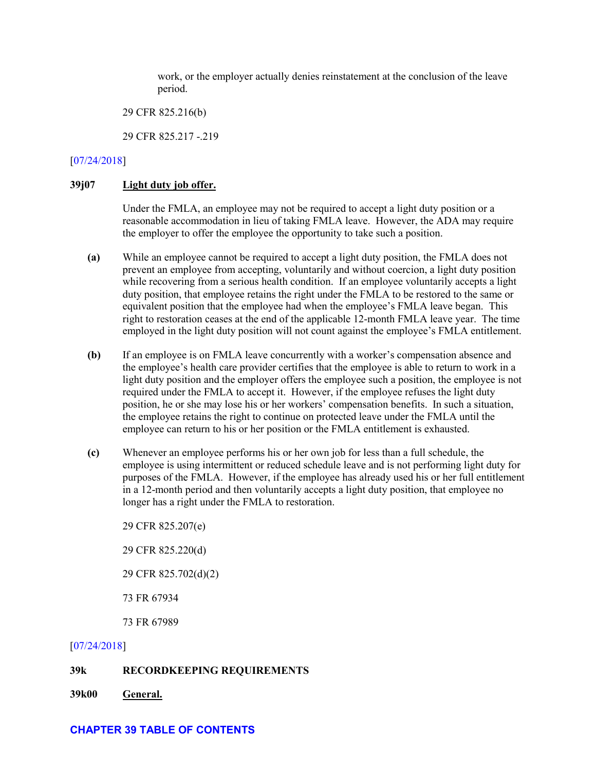work, or the employer actually denies reinstatement at the conclusion of the leave period.

29 CFR 825.216(b)

29 CFR 825.217 -.219

[07/24/2018]

### 39j07 Light duty job offer.

Under the FMLA, an employee may not be required to accept a light duty position or a reasonable accommodation in lieu of taking FMLA leave. However, the ADA may require the employer to offer the employee the opportunity to take such a position.

**(a)** While an employee cannot be required to accept a light duty position, the FMLA does not prevent an employee from accepting, voluntarily and without coercion, a light duty position while recovering from a serious health condition. If an employee voluntarily accepts a light duty position, that employee retains the right under the FMLA to be restored to the same or equivalent position that the employee had when the employee's FMLA leave began. This right to restoration ceases at the end of the applicable 12-month FMLA leave year. The time employed in the light duty position will not count against the employee's FMLA entitlement.

**(b)** If an employee is on FMLA leave concurrently with a worker's compensation absence and the employee's health care provider certifies that the employee is able to return to work in a light duty position and the employer offers the employee such a position, the employee is not required under the FMLA to accept it. However, if the employee refuses the light duty position, he or she may lose his or her workers' compensation benefits. In such a situation, the employee retains the right to continue on protected leave under the FMLA until the employee can return to his or her position or the FMLA entitlement is exhausted.

**(c)** Whenever an employee performs his or her own job for less than a full schedule, the employee is using intermittent or reduced schedule leave and is not performing light duty for purposes of the FMLA. However, if the employee has already used his or her full entitlement in a 12-month period and then voluntarily accepts a light duty position, that employee no longer has a right under the FMLA to restoration.

29 CFR 825.207(e)

29 CFR 825.220(d)

29 CFR 825.702(d)(2)

73 FR 67934

73 FR 67989

[07/24/2018]

## 39k RECORDKEEPING REQUIREMENTS

### 39k00 General.

**CHAPTER 39 TABLE OF CONTENTS**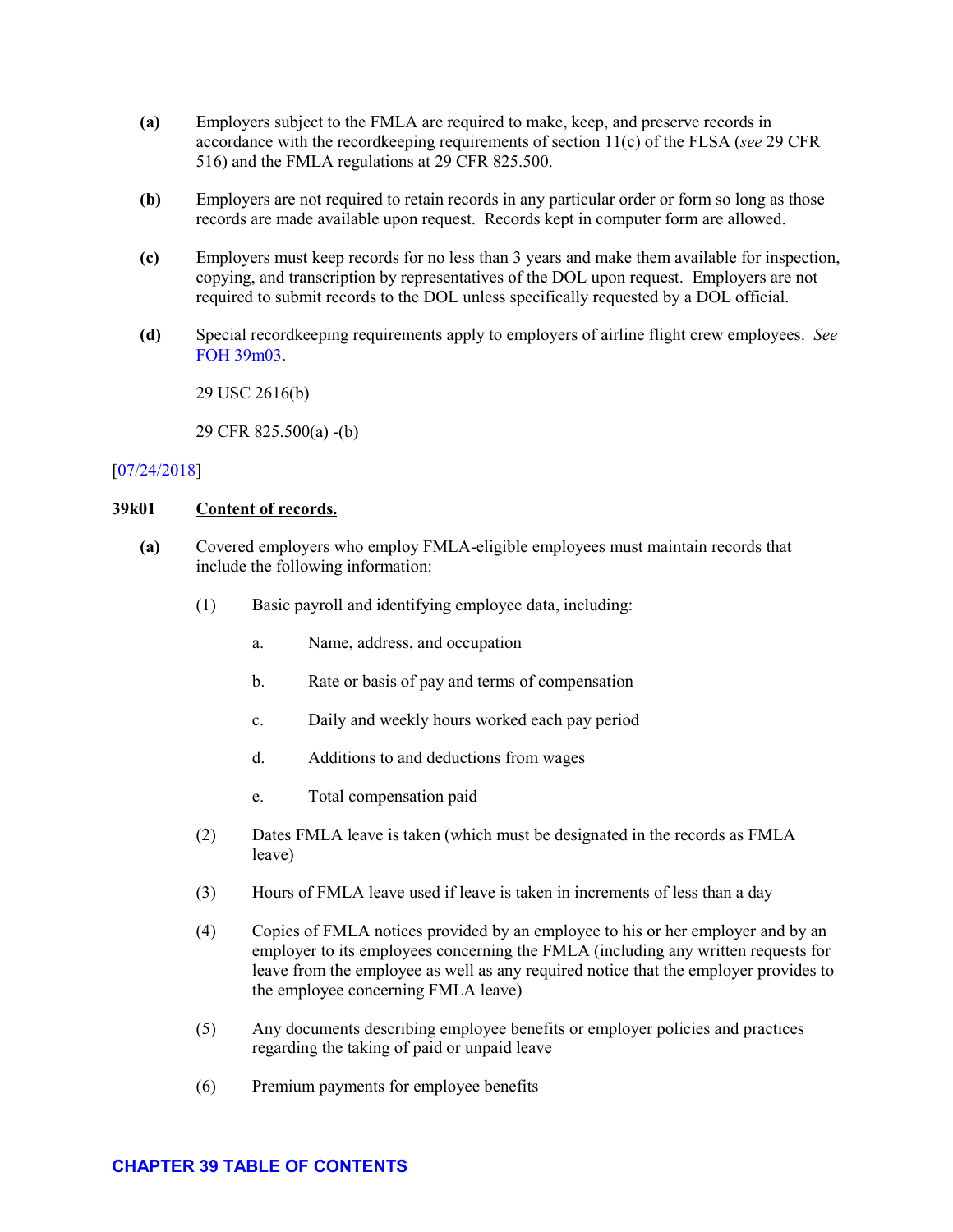**(a)** Employers subject to the FMLA are required to make, keep, and preserve records in accordance with the recordkeeping requirements of section 11(c) of the FLSA (*see* 29 CFR 516) and the FMLA regulations at 29 CFR 825.500.

**(b)** Employers are not required to retain records in any particular order or form so long as those records are made available upon request. Records kept in computer form are allowed.

**(c)** Employers must keep records for no less than 3 years and make them available for inspection, copying, and transcription by representatives of the DOL upon request. Employers are not required to submit records to the DOL unless specifically requested by a DOL official.

**(d)** Special recordkeeping requirements apply to employers of airline flight crew employees. *See* FOH 39m03.

29 USC 2616(b)

29 CFR 825.500(a) -(b)

[07/24/2018]

**39k01 Content of records.**

**(a)** Covered employers who employ FMLA-eligible employees must maintain records that include the following information:

(1) Basic payroll and identifying employee data, including:

a. Name, address, and occupation

b. Rate or basis of pay and terms of compensation

c. Daily and weekly hours worked each pay period

d. Additions to and deductions from wages

e. Total compensation paid

(2) Dates FMLA leave is taken (which must be designated in the records as FMLA leave)

(3) Hours of FMLA leave used if leave is taken in increments of less than a day

(4) Copies of FMLA notices provided by an employee to his or her employer and by an employer to its employees concerning the FMLA (including any written requests for leave from the employee as well as any required notice that the employer provides to the employee concerning FMLA leave)

(5) Any documents describing employee benefits or employer policies and practices regarding the taking of paid or unpaid leave

(6) Premium payments for employee benefits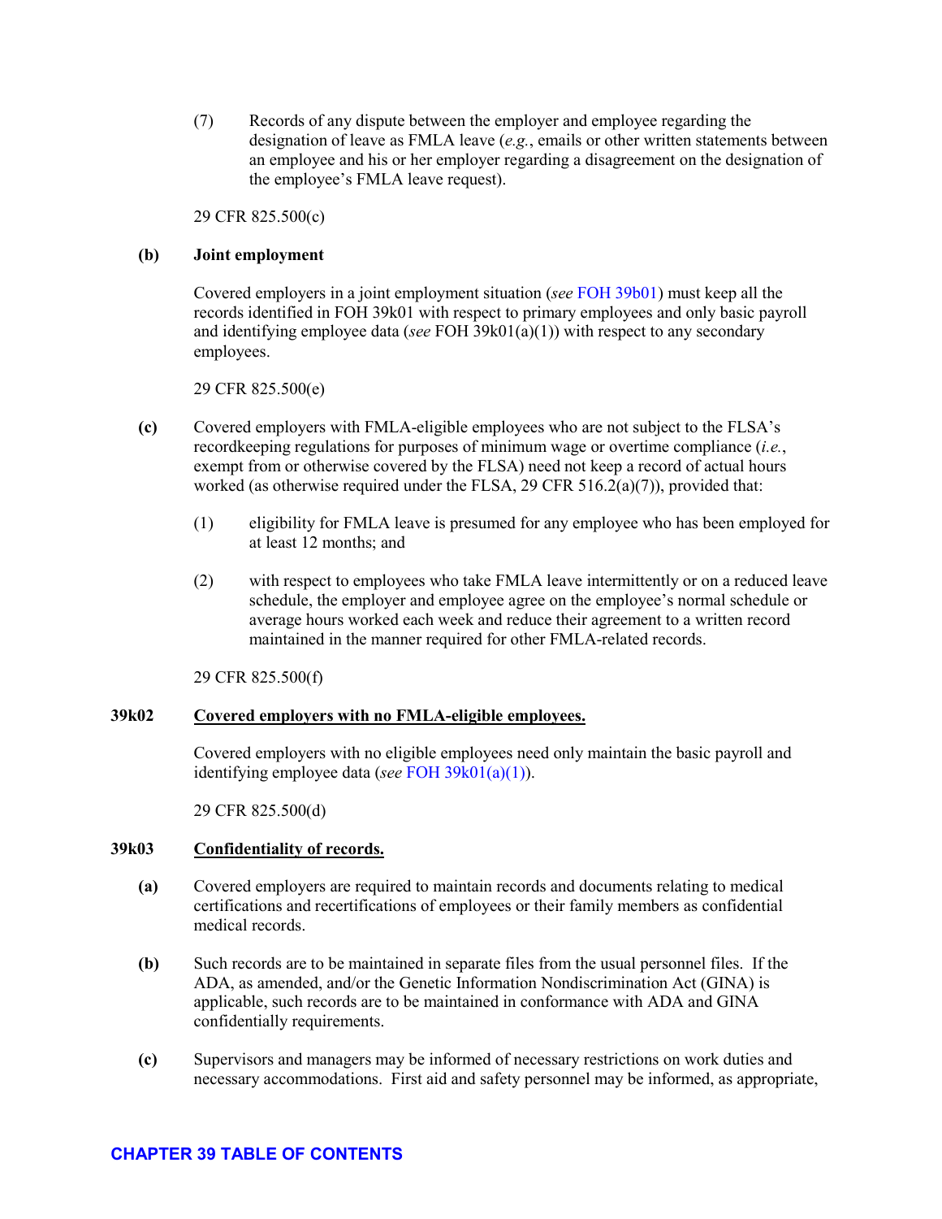(7) Records of any dispute between the employer and employee regarding the designation of leave as FMLA leave (*e.g.*, emails or other written statements between an employee and his or her employer regarding a disagreement on the designation of the employee's FMLA leave request).

29 CFR 825.500(c)

**(b) Joint employment**

Covered employers in a joint employment situation (*see* FOH 39b01) must keep all the records identified in FOH 39k01 with respect to primary employees and only basic payroll and identifying employee data (*see* FOH 39k01(a)(1)) with respect to any secondary employees.

29 CFR 825.500(e)

**(c)** Covered employers with FMLA-eligible employees who are not subject to the FLSA's recordkeeping regulations for purposes of minimum wage or overtime compliance (*i.e.*, exempt from or otherwise covered by the FLSA) need not keep a record of actual hours worked (as otherwise required under the FLSA, 29 CFR 516.2(a)(7)), provided that:

(1) eligibility for FMLA leave is presumed for any employee who has been employed for at least 12 months; and

(2) with respect to employees who take FMLA leave intermittently or on a reduced leave schedule, the employer and employee agree on the employee's normal schedule or average hours worked each week and reduce their agreement to a written record maintained in the manner required for other FMLA-related records.

29 CFR 825.500(f)

## 39k02 <u>Covered employers with no FMLA-eligible employees.</u>

Covered employers with no eligible employees need only maintain the basic payroll and identifying employee data (*see* FOH 39k01(a)(1)).

29 CFR 825.500(d)

## 39k03 <u>Confidentiality of records.</u>

**(a)** Covered employers are required to maintain records and documents relating to medical certifications and recertifications of employees or their family members as confidential medical records.

**(b)** Such records are to be maintained in separate files from the usual personnel files. If the ADA, as amended, and/or the Genetic Information Nondiscrimination Act (GINA) is applicable, such records are to be maintained in conformance with ADA and GINA confidentially requirements.

**(c)** Supervisors and managers may be informed of necessary restrictions on work duties and necessary accommodations. First aid and safety personnel may be informed, as appropriate,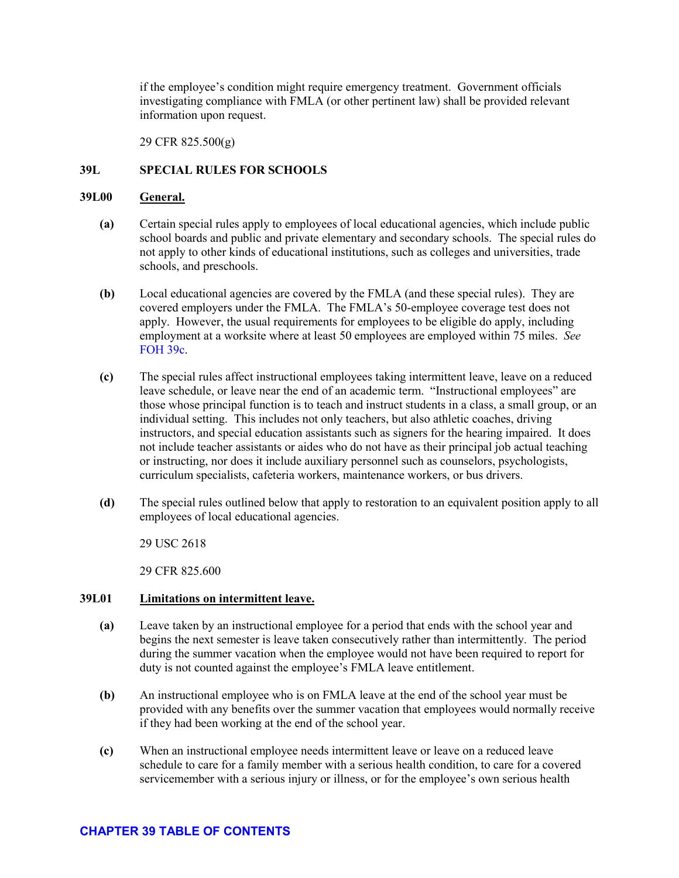if the employee's condition might require emergency treatment. Government officials investigating compliance with FMLA (or other pertinent law) shall be provided relevant information upon request.

29 CFR 825.500(g)

## 39L SPECIAL RULES FOR SCHOOLS

### 39L00 General.

**(a)** Certain special rules apply to employees of local educational agencies, which include public school boards and public and private elementary and secondary schools. The special rules do not apply to other kinds of educational institutions, such as colleges and universities, trade schools, and preschools.

**(b)** Local educational agencies are covered by the FMLA (and these special rules). They are covered employers under the FMLA. The FMLA's 50-employee coverage test does not apply. However, the usual requirements for employees to be eligible do apply, including employment at a worksite where at least 50 employees are employed within 75 miles. *See* FOH 39c.

**(c)** The special rules affect instructional employees taking intermittent leave, leave on a reduced leave schedule, or leave near the end of an academic term. "Instructional employees" are those whose principal function is to teach and instruct students in a class, a small group, or an individual setting. This includes not only teachers, but also athletic coaches, driving instructors, and special education assistants such as signers for the hearing impaired. It does not include teacher assistants or aides who do not have as their principal job actual teaching or instructing, nor does it include auxiliary personnel such as counselors, psychologists, curriculum specialists, cafeteria workers, maintenance workers, or bus drivers.

**(d)** The special rules outlined below that apply to restoration to an equivalent position apply to all employees of local educational agencies.

29 USC 2618

29 CFR 825.600

### 39L01 Limitations on intermittent leave.

**(a)** Leave taken by an instructional employee for a period that ends with the school year and begins the next semester is leave taken consecutively rather than intermittently. The period during the summer vacation when the employee would not have been required to report for duty is not counted against the employee's FMLA leave entitlement.

**(b)** An instructional employee who is on FMLA leave at the end of the school year must be provided with any benefits over the summer vacation that employees would normally receive if they had been working at the end of the school year.

**(c)** When an instructional employee needs intermittent leave or leave on a reduced leave schedule to care for a family member with a serious health condition, to care for a covered servicemember with a serious injury or illness, or for the employee's own serious health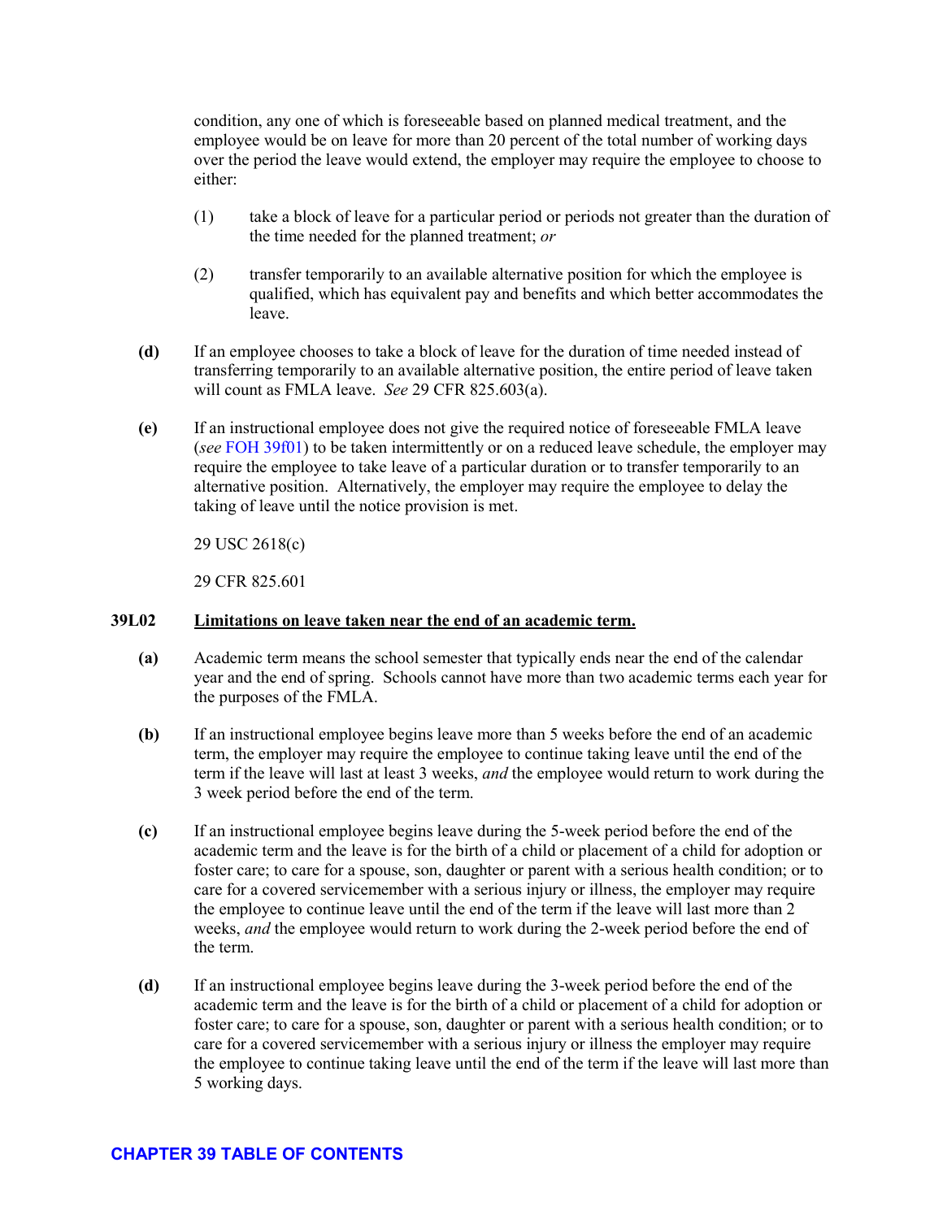condition, any one of which is foreseeable based on planned medical treatment, and the employee would be on leave for more than 20 percent of the total number of working days over the period the leave would extend, the employer may require the employee to choose to either:

(1) take a block of leave for a particular period or periods not greater than the duration of the time needed for the planned treatment; *or*

(2) transfer temporarily to an available alternative position for which the employee is qualified, which has equivalent pay and benefits and which better accommodates the leave.

**(d)** If an employee chooses to take a block of leave for the duration of time needed instead of transferring temporarily to an available alternative position, the entire period of leave taken will count as FMLA leave. *See* 29 CFR 825.603(a).

**(e)** If an instructional employee does not give the required notice of foreseeable FMLA leave (*see* FOH 39f01) to be taken intermittently or on a reduced leave schedule, the employer may require the employee to take leave of a particular duration or to transfer temporarily to an alternative position. Alternatively, the employer may require the employee to delay the taking of leave until the notice provision is met.

29 USC 2618(c)

29 CFR 825.601

## 39L02 <u>Limitations on leave taken near the end of an academic term.</u>

**(a)** Academic term means the school semester that typically ends near the end of the calendar year and the end of spring. Schools cannot have more than two academic terms each year for the purposes of the FMLA.

**(b)** If an instructional employee begins leave more than 5 weeks before the end of an academic term, the employer may require the employee to continue taking leave until the end of the term if the leave will last at least 3 weeks, *and* the employee would return to work during the 3 week period before the end of the term.

**(c)** If an instructional employee begins leave during the 5-week period before the end of the academic term and the leave is for the birth of a child or placement of a child for adoption or foster care; to care for a spouse, son, daughter or parent with a serious health condition; or to care for a covered servicemember with a serious injury or illness, the employer may require the employee to continue leave until the end of the term if the leave will last more than 2 weeks, *and* the employee would return to work during the 2-week period before the end of the term.

**(d)** If an instructional employee begins leave during the 3-week period before the end of the academic term and the leave is for the birth of a child or placement of a child for adoption or foster care; to care for a spouse, son, daughter or parent with a serious health condition; or to care for a covered servicemember with a serious injury or illness the employer may require the employee to continue taking leave until the end of the term if the leave will last more than 5 working days.

**CHAPTER 39 TABLE OF CONTENTS**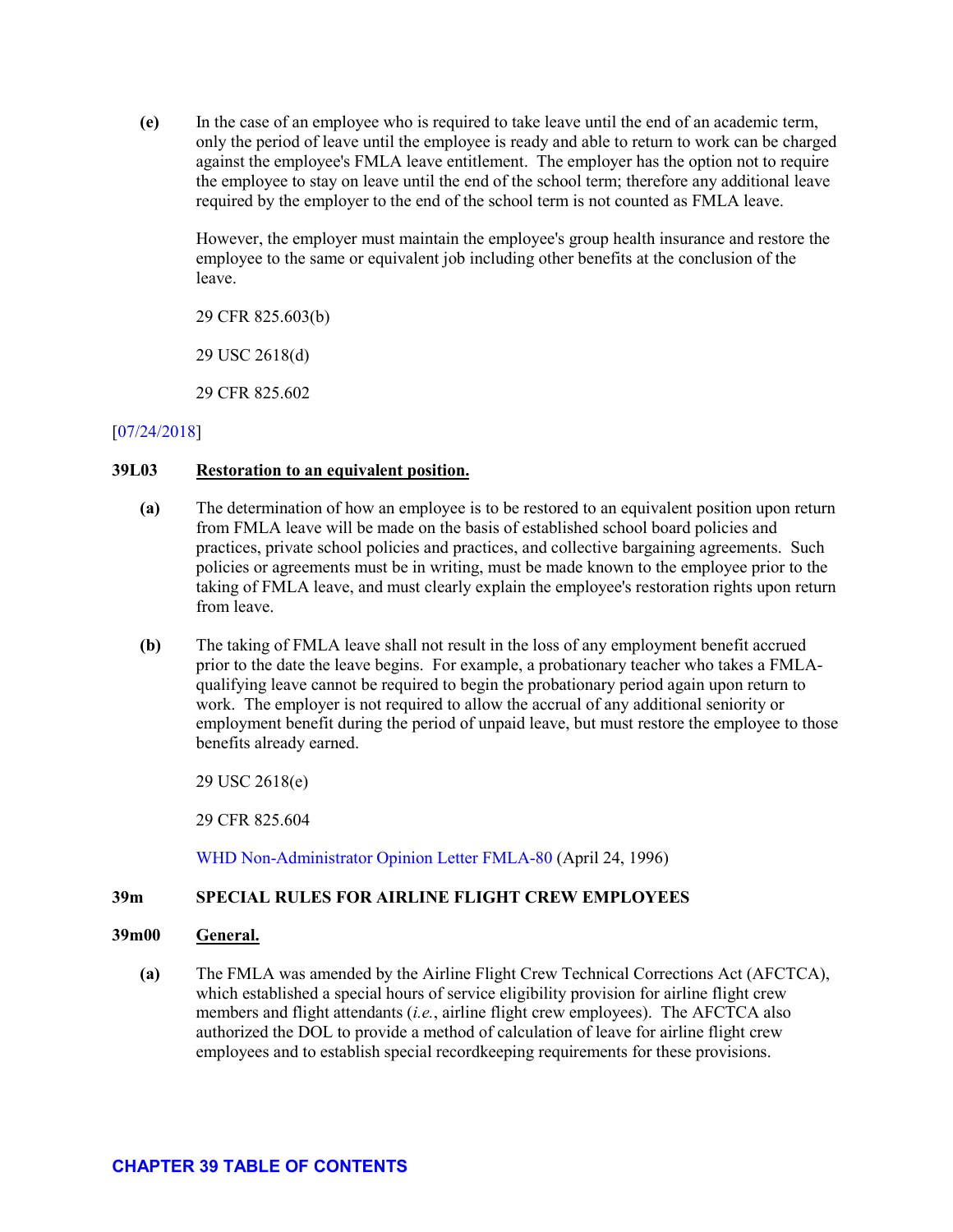**(e)** In the case of an employee who is required to take leave until the end of an academic term, only the period of leave until the employee is ready and able to return to work can be charged against the employee's FMLA leave entitlement. The employer has the option not to require the employee to stay on leave until the end of the school term; therefore any additional leave required by the employer to the end of the school term is not counted as FMLA leave.

However, the employer must maintain the employee's group health insurance and restore the employee to the same or equivalent job including other benefits at the conclusion of the leave.

29 CFR 825.603(b)

29 USC 2618(d)

29 CFR 825.602

[07/24/2018]

### 39L03 Restoration to an equivalent position.

**(a)** The determination of how an employee is to be restored to an equivalent position upon return from FMLA leave will be made on the basis of established school board policies and practices, private school policies and practices, and collective bargaining agreements. Such policies or agreements must be in writing, must be made known to the employee prior to the taking of FMLA leave, and must clearly explain the employee's restoration rights upon return from leave.

**(b)** The taking of FMLA leave shall not result in the loss of any employment benefit accrued prior to the date the leave begins. For example, a probationary teacher who takes a FMLA-qualifying leave cannot be required to begin the probationary period again upon return to work. The employer is not required to allow the accrual of any additional seniority or employment benefit during the period of unpaid leave, but must restore the employee to those benefits already earned.

29 USC 2618(e)

29 CFR 825.604

WHD Non-Administrator Opinion Letter FMLA-80 (April 24, 1996)

## 39m SPECIAL RULES FOR AIRLINE FLIGHT CREW EMPLOYEES

### 39m00 General.

**(a)** The FMLA was amended by the Airline Flight Crew Technical Corrections Act (AFCTCA), which established a special hours of service eligibility provision for airline flight crew members and flight attendants (*i.e.*, airline flight crew employees). The AFCTCA also authorized the DOL to provide a method of calculation of leave for airline flight crew employees and to establish special recordkeeping requirements for these provisions.

CHAPTER 39 TABLE OF CONTENTS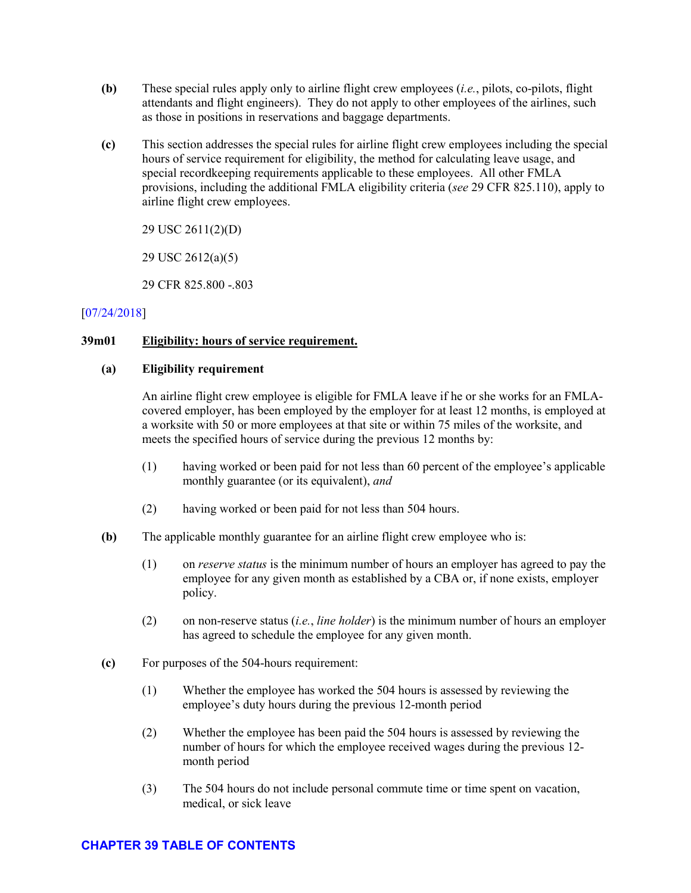**(b)** These special rules apply only to airline flight crew employees (*i.e.*, pilots, co-pilots, flight attendants and flight engineers). They do not apply to other employees of the airlines, such as those in positions in reservations and baggage departments.

**(c)** This section addresses the special rules for airline flight crew employees including the special hours of service requirement for eligibility, the method for calculating leave usage, and special recordkeeping requirements applicable to these employees. All other FMLA provisions, including the additional FMLA eligibility criteria (*see* 29 CFR 825.110), apply to airline flight crew employees.

29 USC 2611(2)(D)

29 USC 2612(a)(5)

29 CFR 825.800 -.803

[07/24/2018]

### 39m01 Eligibility: hours of service requirement.

**(a) Eligibility requirement**

An airline flight crew employee is eligible for FMLA leave if he or she works for an FMLA-covered employer, has been employed by the employer for at least 12 months, is employed at a worksite with 50 or more employees at that site or within 75 miles of the worksite, and meets the specified hours of service during the previous 12 months by:

(1) having worked or been paid for not less than 60 percent of the employee's applicable monthly guarantee (or its equivalent), *and*

(2) having worked or been paid for not less than 504 hours.

**(b)** The applicable monthly guarantee for an airline flight crew employee who is:

(1) on *reserve status* is the minimum number of hours an employer has agreed to pay the employee for any given month as established by a CBA or, if none exists, employer policy.

(2) on non-reserve status (*i.e.*, *line holder*) is the minimum number of hours an employer has agreed to schedule the employee for any given month.

**(c)** For purposes of the 504-hours requirement:

(1) Whether the employee has worked the 504 hours is assessed by reviewing the employee's duty hours during the previous 12-month period

(2) Whether the employee has been paid the 504 hours is assessed by reviewing the number of hours for which the employee received wages during the previous 12-month period

(3) The 504 hours do not include personal commute time or time spent on vacation, medical, or sick leave

CHAPTER 39 TABLE OF CONTENTS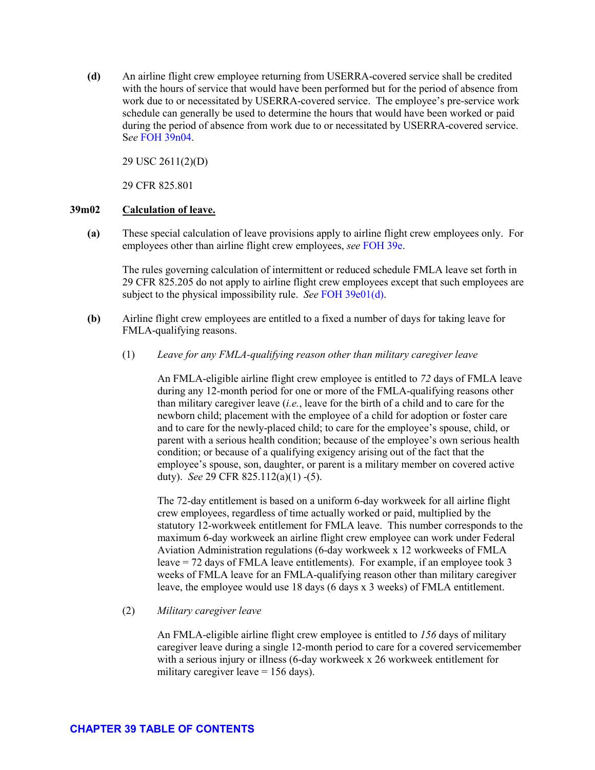**(d)** An airline flight crew employee returning from USERRA-covered service shall be credited with the hours of service that would have been performed but for the period of absence from work due to or necessitated by USERRA-covered service. The employee's pre-service work schedule can generally be used to determine the hours that would have been worked or paid during the period of absence from work due to or necessitated by USERRA-covered service. S*ee* FOH 39n04.

29 USC 2611(2)(D)

29 CFR 825.801

## 39m02 Calculation of leave.

**(a)** These special calculation of leave provisions apply to airline flight crew employees only. For employees other than airline flight crew employees, *see* FOH 39e.

The rules governing calculation of intermittent or reduced schedule FMLA leave set forth in 29 CFR 825.205 do not apply to airline flight crew employees except that such employees are subject to the physical impossibility rule. *See* FOH 39e01(d).

**(b)** Airline flight crew employees are entitled to a fixed a number of days for taking leave for FMLA-qualifying reasons.

(1) *Leave for any FMLA-qualifying reason other than military caregiver leave*

An FMLA-eligible airline flight crew employee is entitled to *72* days of FMLA leave during any 12-month period for one or more of the FMLA-qualifying reasons other than military caregiver leave (*i.e.*, leave for the birth of a child and to care for the newborn child; placement with the employee of a child for adoption or foster care and to care for the newly-placed child; to care for the employee's spouse, child, or parent with a serious health condition; because of the employee's own serious health condition; or because of a qualifying exigency arising out of the fact that the employee's spouse, son, daughter, or parent is a military member on covered active duty). *See* 29 CFR 825.112(a)(1) -(5).

The 72-day entitlement is based on a uniform 6-day workweek for all airline flight crew employees, regardless of time actually worked or paid, multiplied by the statutory 12-workweek entitlement for FMLA leave. This number corresponds to the maximum 6-day workweek an airline flight crew employee can work under Federal Aviation Administration regulations (6-day workweek x 12 workweeks of FMLA leave = 72 days of FMLA leave entitlements). For example, if an employee took 3 weeks of FMLA leave for an FMLA-qualifying reason other than military caregiver leave, the employee would use 18 days (6 days x 3 weeks) of FMLA entitlement.

(2) *Military caregiver leave*

An FMLA-eligible airline flight crew employee is entitled to *156* days of military caregiver leave during a single 12-month period to care for a covered servicemember with a serious injury or illness (6-day workweek x 26 workweek entitlement for military caregiver leave = 156 days).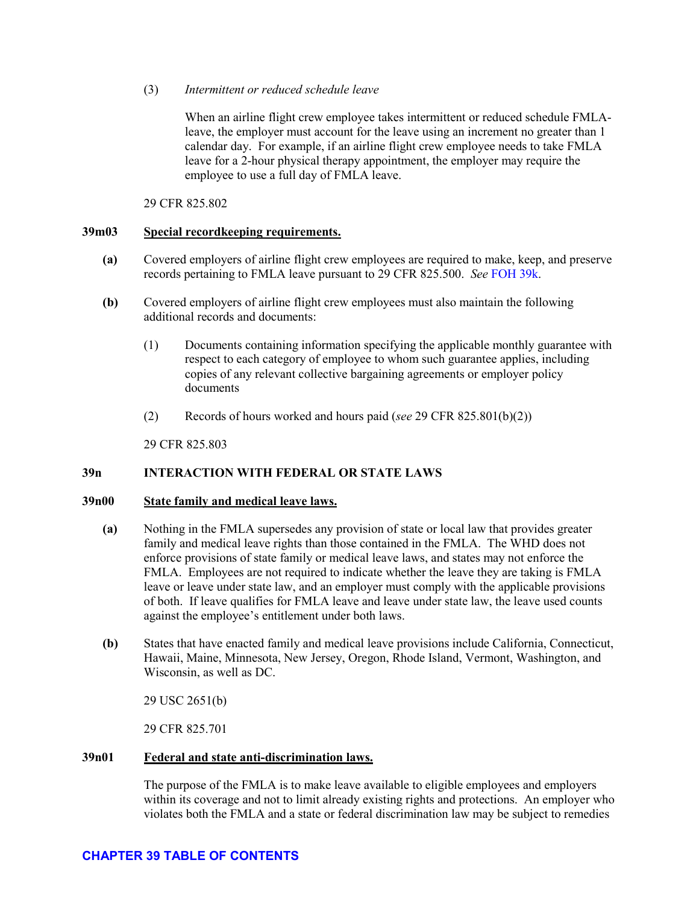(3) *Intermittent or reduced schedule leave*

When an airline flight crew employee takes intermittent or reduced schedule FMLA-leave, the employer must account for the leave using an increment no greater than 1 calendar day. For example, if an airline flight crew employee needs to take FMLA leave for a 2-hour physical therapy appointment, the employer may require the employee to use a full day of FMLA leave.

29 CFR 825.802

### 39m03 Special recordkeeping requirements.

**(a)** Covered employers of airline flight crew employees are required to make, keep, and preserve records pertaining to FMLA leave pursuant to 29 CFR 825.500. *See* FOH 39k.

**(b)** Covered employers of airline flight crew employees must also maintain the following additional records and documents:

(1) Documents containing information specifying the applicable monthly guarantee with respect to each category of employee to whom such guarantee applies, including copies of any relevant collective bargaining agreements or employer policy documents

(2) Records of hours worked and hours paid (*see* 29 CFR 825.801(b)(2))

29 CFR 825.803

## 39n INTERACTION WITH FEDERAL OR STATE LAWS

### 39n00 State family and medical leave laws.

**(a)** Nothing in the FMLA supersedes any provision of state or local law that provides greater family and medical leave rights than those contained in the FMLA. The WHD does not enforce provisions of state family or medical leave laws, and states may not enforce the FMLA. Employees are not required to indicate whether the leave they are taking is FMLA leave or leave under state law, and an employer must comply with the applicable provisions of both. If leave qualifies for FMLA leave and leave under state law, the leave used counts against the employee's entitlement under both laws.

**(b)** States that have enacted family and medical leave provisions include California, Connecticut, Hawaii, Maine, Minnesota, New Jersey, Oregon, Rhode Island, Vermont, Washington, and Wisconsin, as well as DC.

29 USC 2651(b)

29 CFR 825.701

### 39n01 Federal and state anti-discrimination laws.

The purpose of the FMLA is to make leave available to eligible employees and employers within its coverage and not to limit already existing rights and protections. An employer who violates both the FMLA and a state or federal discrimination law may be subject to remedies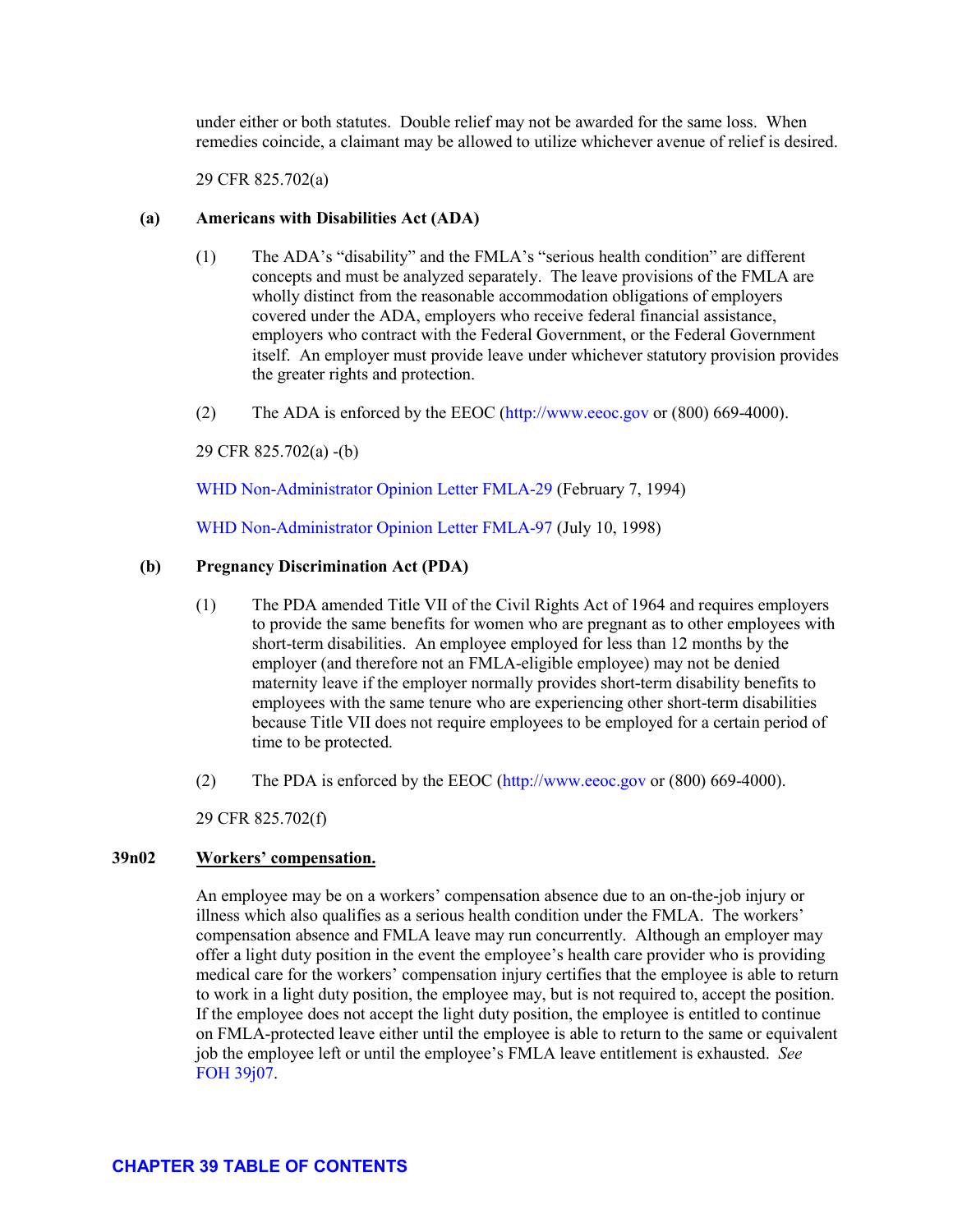under either or both statutes. Double relief may not be awarded for the same loss. When remedies coincide, a claimant may be allowed to utilize whichever avenue of relief is desired.

29 CFR 825.702(a)

**(a) Americans with Disabilities Act (ADA)**

(1) The ADA's "disability" and the FMLA's "serious health condition" are different concepts and must be analyzed separately. The leave provisions of the FMLA are wholly distinct from the reasonable accommodation obligations of employers covered under the ADA, employers who receive federal financial assistance, employers who contract with the Federal Government, or the Federal Government itself. An employer must provide leave under whichever statutory provision provides the greater rights and protection.

(2) The ADA is enforced by the EEOC (http://www.eeoc.gov or (800) 669-4000).

29 CFR 825.702(a) -(b)

WHD Non-Administrator Opinion Letter FMLA-29 (February 7, 1994)

WHD Non-Administrator Opinion Letter FMLA-97 (July 10, 1998)

**(b) Pregnancy Discrimination Act (PDA)**

(1) The PDA amended Title VII of the Civil Rights Act of 1964 and requires employers to provide the same benefits for women who are pregnant as to other employees with short-term disabilities. An employee employed for less than 12 months by the employer (and therefore not an FMLA-eligible employee) may not be denied maternity leave if the employer normally provides short-term disability benefits to employees with the same tenure who are experiencing other short-term disabilities because Title VII does not require employees to be employed for a certain period of time to be protected.

(2) The PDA is enforced by the EEOC (http://www.eeoc.gov or (800) 669-4000).

29 CFR 825.702(f)

## 39n02 Workers' compensation.

An employee may be on a workers' compensation absence due to an on-the-job injury or illness which also qualifies as a serious health condition under the FMLA. The workers' compensation absence and FMLA leave may run concurrently. Although an employer may offer a light duty position in the event the employee's health care provider who is providing medical care for the workers' compensation injury certifies that the employee is able to return to work in a light duty position, the employee may, but is not required to, accept the position. If the employee does not accept the light duty position, the employee is entitled to continue on FMLA-protected leave either until the employee is able to return to the same or equivalent job the employee left or until the employee's FMLA leave entitlement is exhausted. *See* FOH 39j07.

**CHAPTER 39 TABLE OF CONTENTS**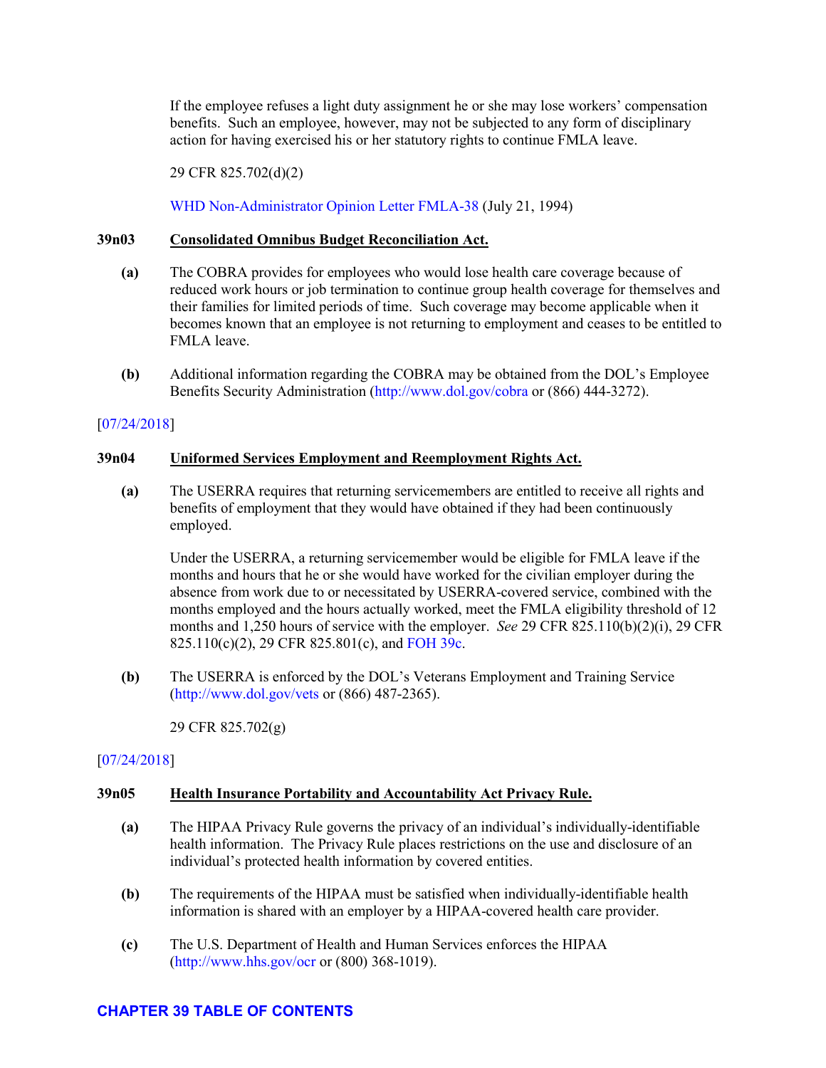If the employee refuses a light duty assignment he or she may lose workers' compensation benefits. Such an employee, however, may not be subjected to any form of disciplinary action for having exercised his or her statutory rights to continue FMLA leave.

29 CFR 825.702(d)(2)

WHD Non-Administrator Opinion Letter FMLA-38 (July 21, 1994)

### 39n03 Consolidated Omnibus Budget Reconciliation Act.

**(a)** The COBRA provides for employees who would lose health care coverage because of reduced work hours or job termination to continue group health coverage for themselves and their families for limited periods of time. Such coverage may become applicable when it becomes known that an employee is not returning to employment and ceases to be entitled to FMLA leave.

**(b)** Additional information regarding the COBRA may be obtained from the DOL's Employee Benefits Security Administration (http://www.dol.gov/cobra or (866) 444-3272).

[07/24/2018]

### 39n04 Uniformed Services Employment and Reemployment Rights Act.

**(a)** The USERRA requires that returning servicemembers are entitled to receive all rights and benefits of employment that they would have obtained if they had been continuously employed.

Under the USERRA, a returning servicemember would be eligible for FMLA leave if the months and hours that he or she would have worked for the civilian employer during the absence from work due to or necessitated by USERRA-covered service, combined with the months employed and the hours actually worked, meet the FMLA eligibility threshold of 12 months and 1,250 hours of service with the employer. *See* 29 CFR 825.110(b)(2)(i), 29 CFR 825.110(c)(2), 29 CFR 825.801(c), and FOH 39c.

**(b)** The USERRA is enforced by the DOL's Veterans Employment and Training Service (http://www.dol.gov/vets or (866) 487-2365).

29 CFR 825.702(g)

[07/24/2018]

### 39n05 Health Insurance Portability and Accountability Act Privacy Rule.

**(a)** The HIPAA Privacy Rule governs the privacy of an individual's individually-identifiable health information. The Privacy Rule places restrictions on the use and disclosure of an individual's protected health information by covered entities.

**(b)** The requirements of the HIPAA must be satisfied when individually-identifiable health information is shared with an employer by a HIPAA-covered health care provider.

**(c)** The U.S. Department of Health and Human Services enforces the HIPAA (http://www.hhs.gov/ocr or (800) 368-1019).

**CHAPTER 39 TABLE OF CONTENTS**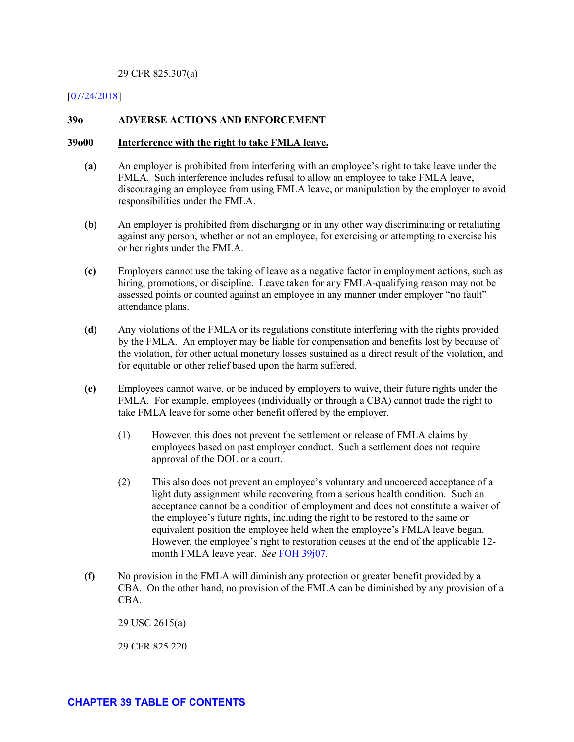29 CFR 825.307(a)

[07/24/2018]

**39o ADVERSE ACTIONS AND ENFORCEMENT**

**39o00 <u>Interference with the right to take FMLA leave.</u>**

**(a)** An employer is prohibited from interfering with an employee's right to take leave under the FMLA. Such interference includes refusal to allow an employee to take FMLA leave, discouraging an employee from using FMLA leave, or manipulation by the employer to avoid responsibilities under the FMLA.

**(b)** An employer is prohibited from discharging or in any other way discriminating or retaliating against any person, whether or not an employee, for exercising or attempting to exercise his or her rights under the FMLA.

**(c)** Employers cannot use the taking of leave as a negative factor in employment actions, such as hiring, promotions, or discipline. Leave taken for any FMLA-qualifying reason may not be assessed points or counted against an employee in any manner under employer "no fault" attendance plans.

**(d)** Any violations of the FMLA or its regulations constitute interfering with the rights provided by the FMLA. An employer may be liable for compensation and benefits lost by because of the violation, for other actual monetary losses sustained as a direct result of the violation, and for equitable or other relief based upon the harm suffered.

**(e)** Employees cannot waive, or be induced by employers to waive, their future rights under the FMLA. For example, employees (individually or through a CBA) cannot trade the right to take FMLA leave for some other benefit offered by the employer.

(1) However, this does not prevent the settlement or release of FMLA claims by employees based on past employer conduct. Such a settlement does not require approval of the DOL or a court.

(2) This also does not prevent an employee's voluntary and uncoerced acceptance of a light duty assignment while recovering from a serious health condition. Such an acceptance cannot be a condition of employment and does not constitute a waiver of the employee's future rights, including the right to be restored to the same or equivalent position the employee held when the employee's FMLA leave began. However, the employee's right to restoration ceases at the end of the applicable 12-month FMLA leave year. *See* FOH 39j07.

**(f)** No provision in the FMLA will diminish any protection or greater benefit provided by a CBA. On the other hand, no provision of the FMLA can be diminished by any provision of a CBA.

29 USC 2615(a)

29 CFR 825.220

**CHAPTER 39 TABLE OF CONTENTS**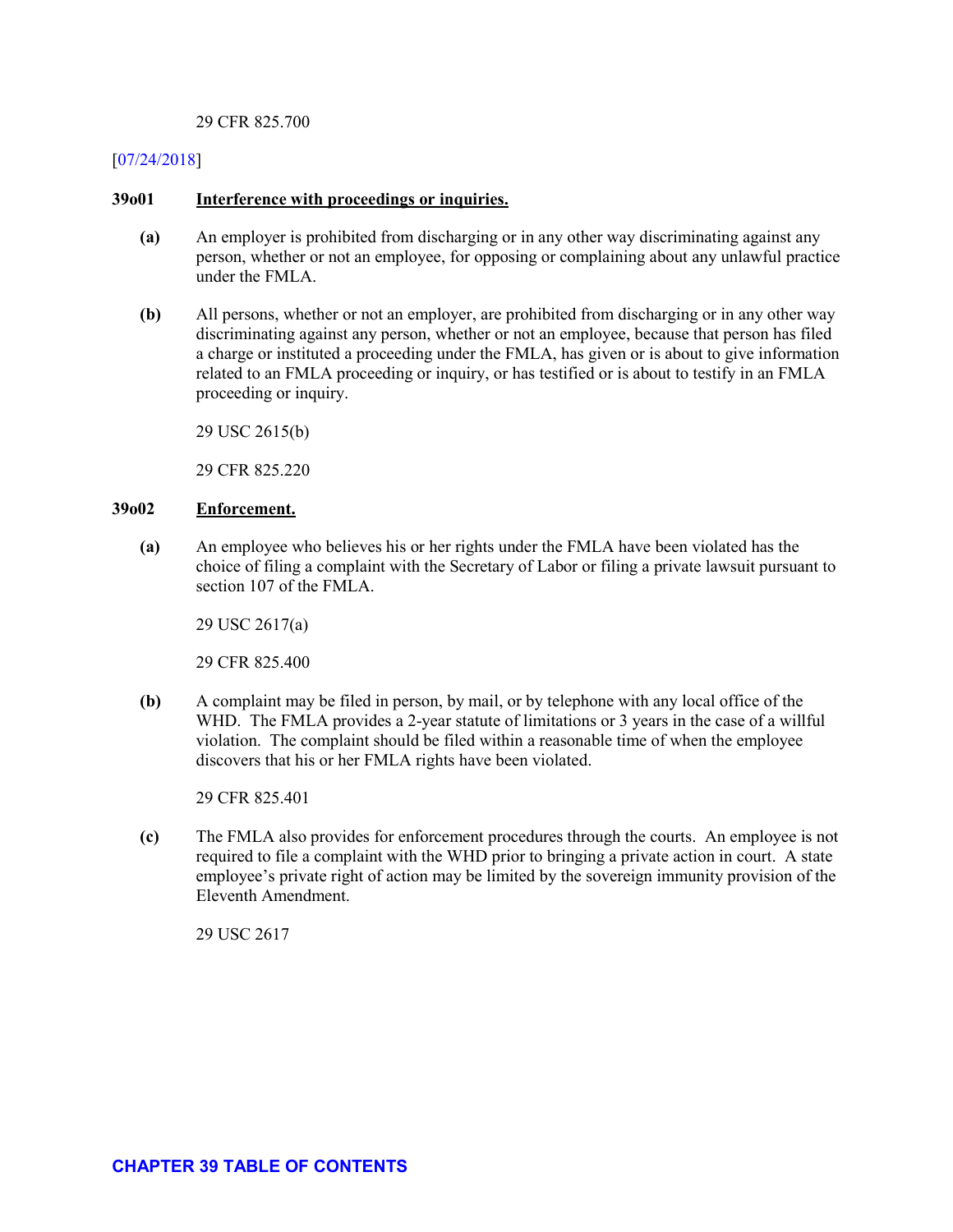29 CFR 825.700

[07/24/2018]

**39o01 Interference with proceedings or inquiries.**

**(a)** An employer is prohibited from discharging or in any other way discriminating against any person, whether or not an employee, for opposing or complaining about any unlawful practice under the FMLA.

**(b)** All persons, whether or not an employer, are prohibited from discharging or in any other way discriminating against any person, whether or not an employee, because that person has filed a charge or instituted a proceeding under the FMLA, has given or is about to give information related to an FMLA proceeding or inquiry, or has testified or is about to testify in an FMLA proceeding or inquiry.

29 USC 2615(b)

29 CFR 825.220

**39o02 Enforcement.**

**(a)** An employee who believes his or her rights under the FMLA have been violated has the choice of filing a complaint with the Secretary of Labor or filing a private lawsuit pursuant to section 107 of the FMLA.

29 USC 2617(a)

29 CFR 825.400

**(b)** A complaint may be filed in person, by mail, or by telephone with any local office of the WHD. The FMLA provides a 2-year statute of limitations or 3 years in the case of a willful violation. The complaint should be filed within a reasonable time of when the employee discovers that his or her FMLA rights have been violated.

29 CFR 825.401

**(c)** The FMLA also provides for enforcement procedures through the courts. An employee is not required to file a complaint with the WHD prior to bringing a private action in court. A state employee's private right of action may be limited by the sovereign immunity provision of the Eleventh Amendment.

29 USC 2617

**CHAPTER 39 TABLE OF CONTENTS**